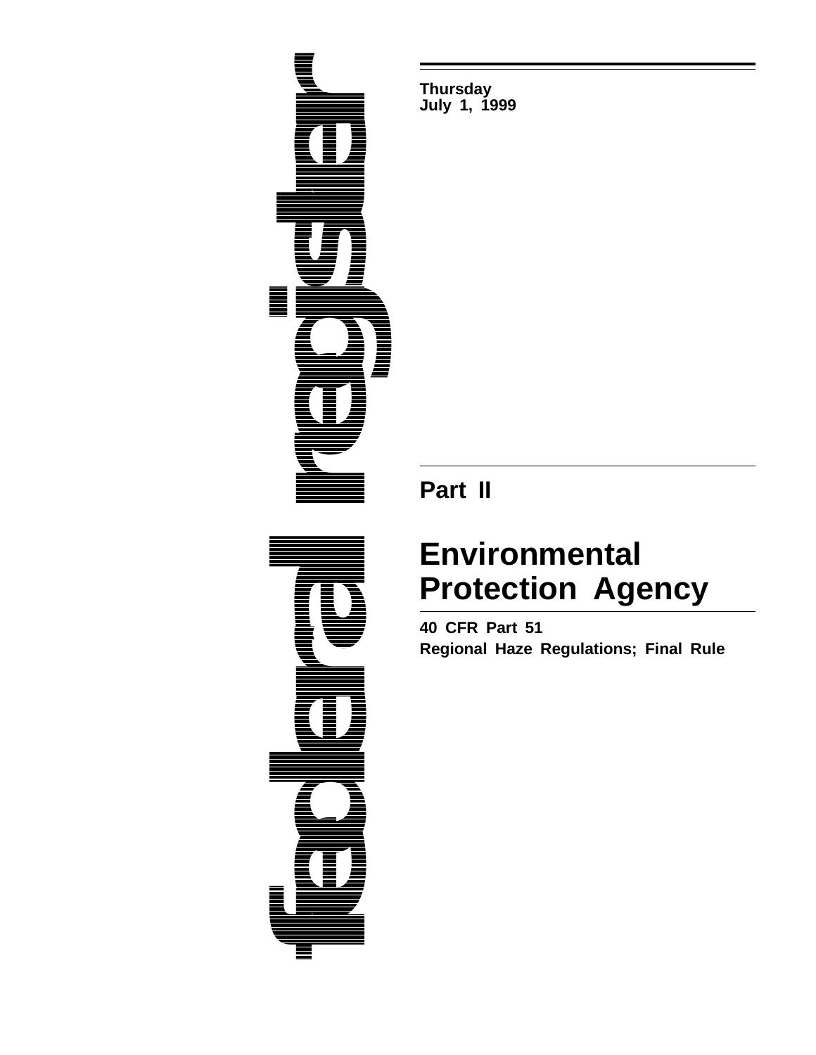# federal register

**Thursday**
**July 1, 1999**

## Part II

# Environmental Protection Agency

**40 CFR Part 51**

**Regional Haze Regulations; Final Rule**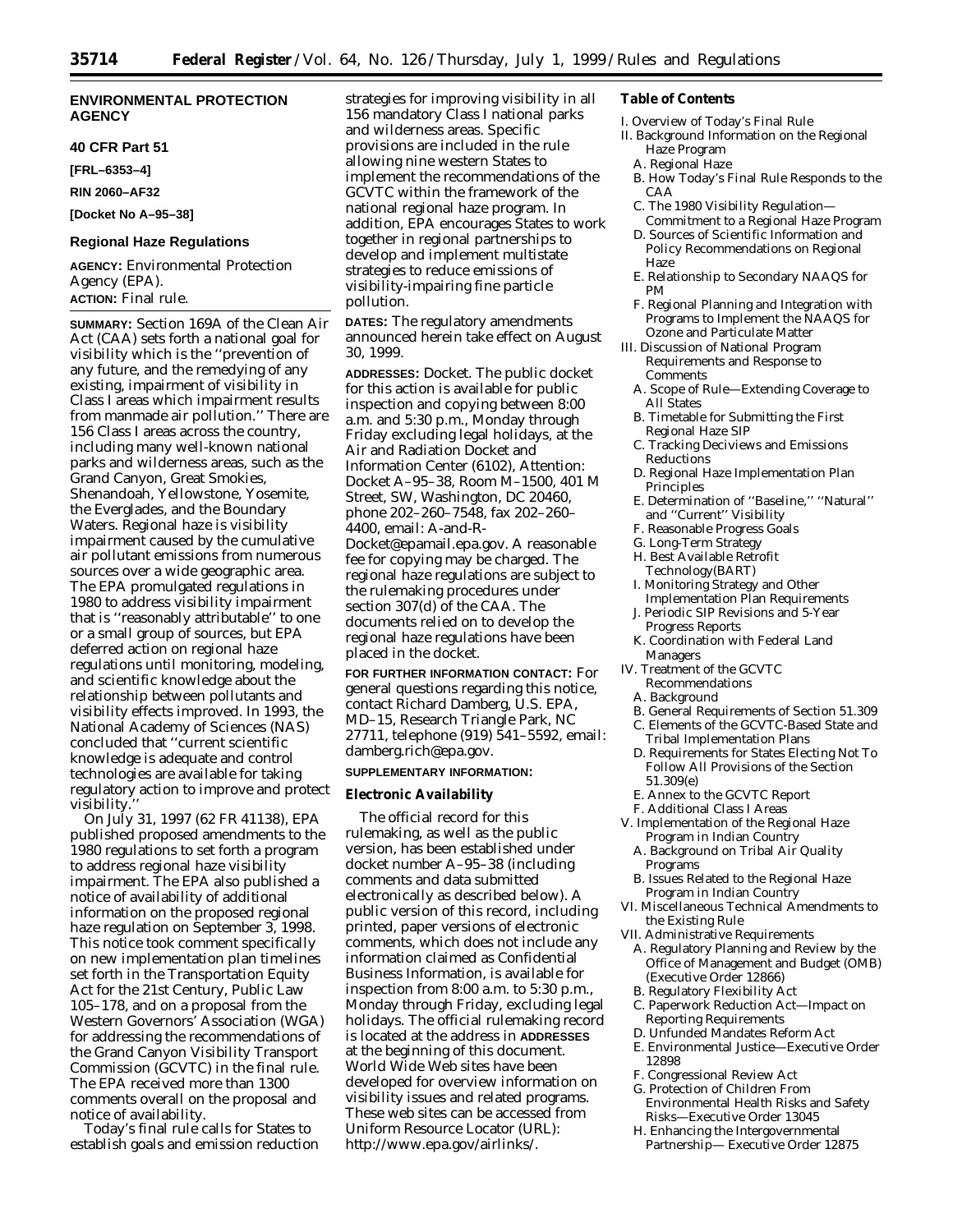**ENVIRONMENTAL PROTECTION AGENCY**

**40 CFR Part 51**

**[FRL–6353–4]**

**RIN 2060–AF32**

**[Docket No A–95–38]**

## Regional Haze Regulations

**AGENCY:** Environmental Protection Agency (EPA).

**ACTION:** Final rule.

**SUMMARY:** Section 169A of the Clean Air Act (CAA) sets forth a national goal for visibility which is the ''prevention of any future, and the remedying of any existing, impairment of visibility in Class I areas which impairment results from manmade air pollution.'' There are 156 Class I areas across the country, including many well-known national parks and wilderness areas, such as the Grand Canyon, Great Smokies, Shenandoah, Yellowstone, Yosemite, the Everglades, and the Boundary Waters. Regional haze is visibility impairment caused by the cumulative air pollutant emissions from numerous sources over a wide geographic area. The EPA promulgated regulations in 1980 to address visibility impairment that is ''reasonably attributable'' to one or a small group of sources, but EPA deferred action on regional haze regulations until monitoring, modeling, and scientific knowledge about the relationship between pollutants and visibility effects improved. In 1993, the National Academy of Sciences (NAS) concluded that ''current scientific knowledge is adequate and control technologies are available for taking regulatory action to improve and protect visibility.''

On July 31, 1997 (62 FR 41138), EPA published proposed amendments to the 1980 regulations to set forth a program to address regional haze visibility impairment. The EPA also published a notice of availability of additional information on the proposed regional haze regulation on September 3, 1998. This notice took comment specifically on new implementation plan timelines set forth in the Transportation Equity Act for the 21st Century, Public Law 105–178, and on a proposal from the Western Governors' Association (WGA) for addressing the recommendations of the Grand Canyon Visibility Transport Commission (GCVTC) in the final rule. The EPA received more than 1300 comments overall on the proposal and notice of availability.

Today's final rule calls for States to establish goals and emission reduction strategies for improving visibility in all 156 mandatory Class I national parks and wilderness areas. Specific provisions are included in the rule allowing nine western States to implement the recommendations of the GCVTC within the framework of the national regional haze program. In addition, EPA encourages States to work together in regional partnerships to develop and implement multistate strategies to reduce emissions of visibility-impairing fine particle pollution.

**DATES:** The regulatory amendments announced herein take effect on August 30, 1999.

**ADDRESSES:** Docket. The public docket for this action is available for public inspection and copying between 8:00 a.m. and 5:30 p.m., Monday through Friday excluding legal holidays, at the Air and Radiation Docket and Information Center (6102), Attention: Docket A–95–38, Room M–1500, 401 M Street, SW, Washington, DC 20460, phone 202–260–7548, fax 202–260–4400, email: A-and-R-Docket@epamail.epa.gov. A reasonable fee for copying may be charged. The regional haze regulations are subject to the rulemaking procedures under section 307(d) of the CAA. The documents relied on to develop the regional haze regulations have been placed in the docket.

**FOR FURTHER INFORMATION CONTACT:** For general questions regarding this notice, contact Richard Damberg, U.S. EPA, MD–15, Research Triangle Park, NC 27711, telephone (919) 541–5592, email: damberg.rich@epa.gov.

**SUPPLEMENTARY INFORMATION:**

### Electronic Availability

The official record for this rulemaking, as well as the public version, has been established under docket number A–95–38 (including comments and data submitted electronically as described below). A public version of this record, including printed, paper versions of electronic comments, which does not include any information claimed as Confidential Business Information, is available for inspection from 8:00 a.m. to 5:30 p.m., Monday through Friday, excluding legal holidays. The official rulemaking record is located at the address in **ADDRESSES** at the beginning of this document. World Wide Web sites have been developed for overview information on visibility issues and related programs. These web sites can be accessed from Uniform Resource Locator (URL): http://www.epa.gov/airlinks/.

### Table of Contents

I. Overview of Today's Final Rule
II. Background Information on the Regional Haze Program
  A. Regional Haze
  B. How Today's Final Rule Responds to the CAA
  C. The 1980 Visibility Regulation—Commitment to a Regional Haze Program
  D. Sources of Scientific Information and Policy Recommendations on Regional Haze
  E. Relationship to Secondary NAAQS for PM
  F. Regional Planning and Integration with Programs to Implement the NAAQS for Ozone and Particulate Matter
III. Discussion of National Program Requirements and Response to Comments
  A. Scope of Rule—Extending Coverage to All States
  B. Timetable for Submitting the First Regional Haze SIP
  C. Tracking Deciviews and Emissions Reductions
  D. Regional Haze Implementation Plan Principles
  E. Determination of ''Baseline,'' ''Natural'' and ''Current'' Visibility
  F. Reasonable Progress Goals
  G. Long-Term Strategy
  H. Best Available Retrofit Technology(BART)
  I. Monitoring Strategy and Other Implementation Plan Requirements
  J. Periodic SIP Revisions and 5-Year Progress Reports
  K. Coordination with Federal Land Managers
IV. Treatment of the GCVTC Recommendations
  A. Background
  B. General Requirements of Section 51.309
  C. Elements of the GCVTC-Based State and Tribal Implementation Plans
  D. Requirements for States Electing Not To Follow All Provisions of the Section 51.309(e)
  E. Annex to the GCVTC Report
  F. Additional Class I Areas
V. Implementation of the Regional Haze Program in Indian Country
  A. Background on Tribal Air Quality Programs
  B. Issues Related to the Regional Haze Program in Indian Country
VI. Miscellaneous Technical Amendments to the Existing Rule
VII. Administrative Requirements
  A. Regulatory Planning and Review by the Office of Management and Budget (OMB) (Executive Order 12866)
  B. Regulatory Flexibility Act
  C. Paperwork Reduction Act—Impact on Reporting Requirements
  D. Unfunded Mandates Reform Act
  E. Environmental Justice—Executive Order 12898
  F. Congressional Review Act
  G. Protection of Children From Environmental Health Risks and Safety Risks—Executive Order 13045
  H. Enhancing the Intergovernmental Partnership— Executive Order 12875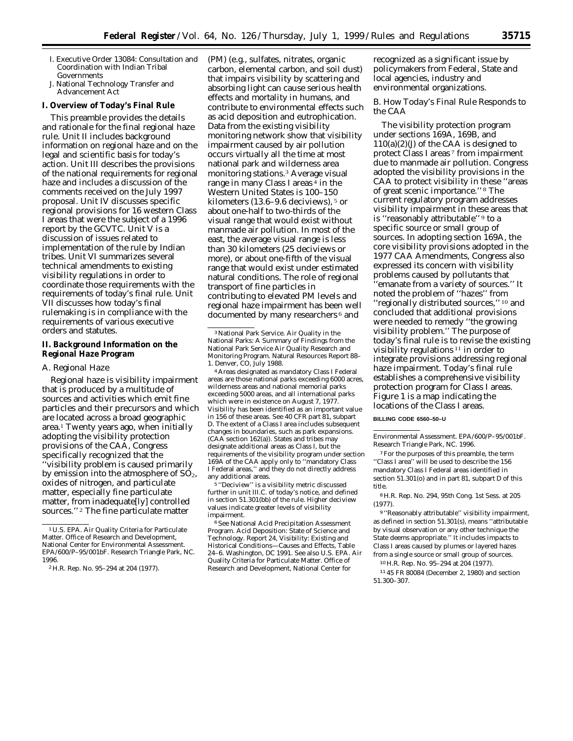I. Executive Order 13084: Consultation and Coordination with Indian Tribal Governments

J. National Technology Transfer and Advancement Act

## I. Overview of Today's Final Rule

This preamble provides the details and rationale for the final regional haze rule. Unit II includes background information on regional haze and on the legal and scientific basis for today's action. Unit III describes the provisions of the national requirements for regional haze and includes a discussion of the comments received on the July 1997 proposal. Unit IV discusses specific regional provisions for 16 western Class I areas that were the subject of a 1996 report by the GCVTC. Unit V is a discussion of issues related to implementation of the rule by Indian tribes. Unit VI summarizes several technical amendments to existing visibility regulations in order to coordinate those requirements with the requirements of today's final rule. Unit VII discusses how today's final rulemaking is in compliance with the requirements of various executive orders and statutes.

## II. Background Information on the Regional Haze Program

### A. Regional Haze

Regional haze is visibility impairment that is produced by a multitude of sources and activities which emit fine particles and their precursors and which are located across a broad geographic area.[1] Twenty years ago, when initially adopting the visibility protection provisions of the CAA, Congress specifically recognized that the ''visibility problem is caused primarily by emission into the atmosphere of $SO_2$, oxides of nitrogen, and particulate matter, especially fine particulate matter, from inadequate[ly] controlled sources.''[2] The fine particulate matter (PM) (e.g., sulfates, nitrates, organic carbon, elemental carbon, and soil dust) that impairs visibility by scattering and absorbing light can cause serious health effects and mortality in humans, and contribute to environmental effects such as acid deposition and eutrophication. Data from the existing visibility monitoring network show that visibility impairment caused by air pollution occurs virtually all the time at most national park and wilderness area monitoring stations.[3] Average visual range in many Class I areas[4] in the Western United States is 100–150 kilometers (13.6–9.6 deciviews),[5] or about one-half to two-thirds of the visual range that would exist without manmade air pollution. In most of the east, the average visual range is less than 30 kilometers (25 deciviews or more), or about one-fifth of the visual range that would exist under estimated natural conditions. The role of regional transport of fine particles in contributing to elevated PM levels and regional haze impairment has been well documented by many researchers[6] and recognized as a significant issue by policymakers from Federal, State and local agencies, industry and environmental organizations.

### B. How Today's Final Rule Responds to the CAA

The visibility protection program under sections 169A, 169B, and 110(a)(2)(J) of the CAA is designed to protect Class I areas[7] from impairment due to manmade air pollution. Congress adopted the visibility provisions in the CAA to protect visibility in these ''areas of great scenic importance.''[8] The current regulatory program addresses visibility impairment in these areas that is ''reasonably attributable''[9] to a specific source or small group of sources. In adopting section 169A, the core visibility provisions adopted in the 1977 CAA Amendments, Congress also expressed its concern with visibility problems caused by pollutants that ''emanate from a variety of sources.'' It noted the problem of ''hazes'' from ''regionally distributed sources,''[10] and concluded that additional provisions were needed to remedy ''the growing visibility problem.'' The purpose of today's final rule is to revise the existing visibility regulations[11] in order to integrate provisions addressing regional haze impairment. Today's final rule establishes a comprehensive visibility protection program for Class I areas. Figure 1 is a map indicating the locations of the Class I areas.

**BILLING CODE 6560–50–U**

---

[1] U.S. EPA. Air Quality Criteria for Particulate Matter. Office of Research and Development, National Center for Environmental Assessment. EPA/600/P–95/001bF. Research Triangle Park, NC. 1996.

[2] H.R. Rep. No. 95–294 at 204 (1977).

[3] National Park Service. Air Quality in the National Parks: A Summary of Findings from the National Park Service Air Quality Research and Monitoring Program. Natural Resources Report 88–1. Denver, CO, July 1988.

[4] Areas designated as mandatory Class I Federal areas are those national parks exceeding 6000 acres, wilderness areas and national memorial parks exceeding 5000 areas, and all international parks which were in existence on August 7, 1977. Visibility has been identified as an important value in 156 of these areas. See 40 CFR part 81, subpart D. The extent of a Class I area includes subsequent changes in boundaries, such as park expansions. (CAA section 162(a)). States and tribes may designate additional areas as Class I, but the requirements of the visibility program under section 169A of the CAA apply only to ''mandatory Class I Federal areas,'' and they do not directly address any additional areas.

[5] ''Deciview'' is a visibility metric discussed further in unit III.C. of today's notice, and defined in section 51.301(bb) of the rule. Higher deciview values indicate greater levels of visibility impairment.

[6] See National Acid Precipitation Assessment Program. Acid Deposition: State of Science and Technology. Report 24, Visibility: Existing and Historical Conditions—Causes and Effects, Table 24–6. Washington, DC 1991. See also U.S. EPA. Air Quality Criteria for Particulate Matter. Office of Research and Development, National Center for Environmental Assessment. EPA/600/P–95/001bF. Research Triangle Park, NC. 1996.

[7] For the purposes of this preamble, the term ''Class I area'' will be used to describe the 156 mandatory Class I Federal areas identified in section 51.301(o) and in part 81, subpart D of this title.

[8] H.R. Rep. No. 294, 95th Cong. 1st Sess. at 205 (1977).

[9] ''Reasonably attributable'' visibility impairment, as defined in section 51.301(s), means ''attributable by visual observation or any other technique the State deems appropriate.'' It includes impacts to Class I areas caused by plumes or layered hazes from a single source or small group of sources.

[10] H.R. Rep. No. 95–294 at 204 (1977).

[11] 45 FR 80084 (December 2, 1980) and section 51.300–307.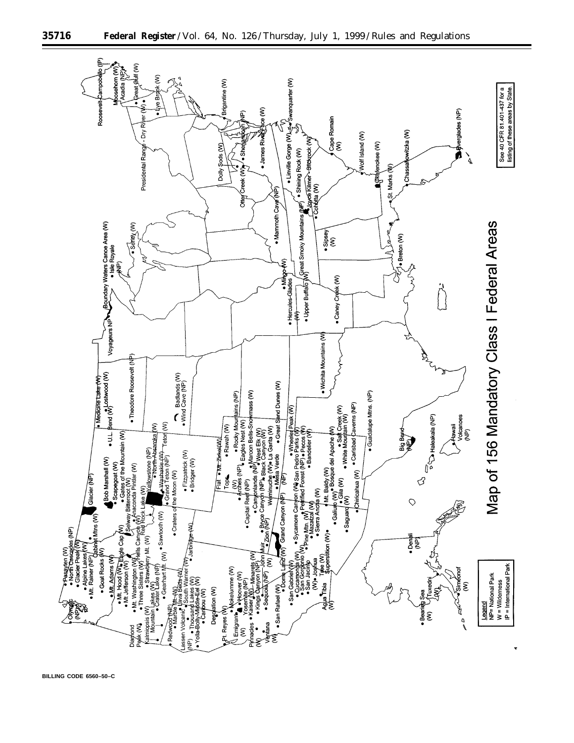# Map of 156 Mandatory Class I Federal Areas

Legend
NP= National Park
W = Wilderness
IP = International Park

See 40 CFR 81.401-437 for a listing of these areas by State.

BILLING CODE 6560–50–C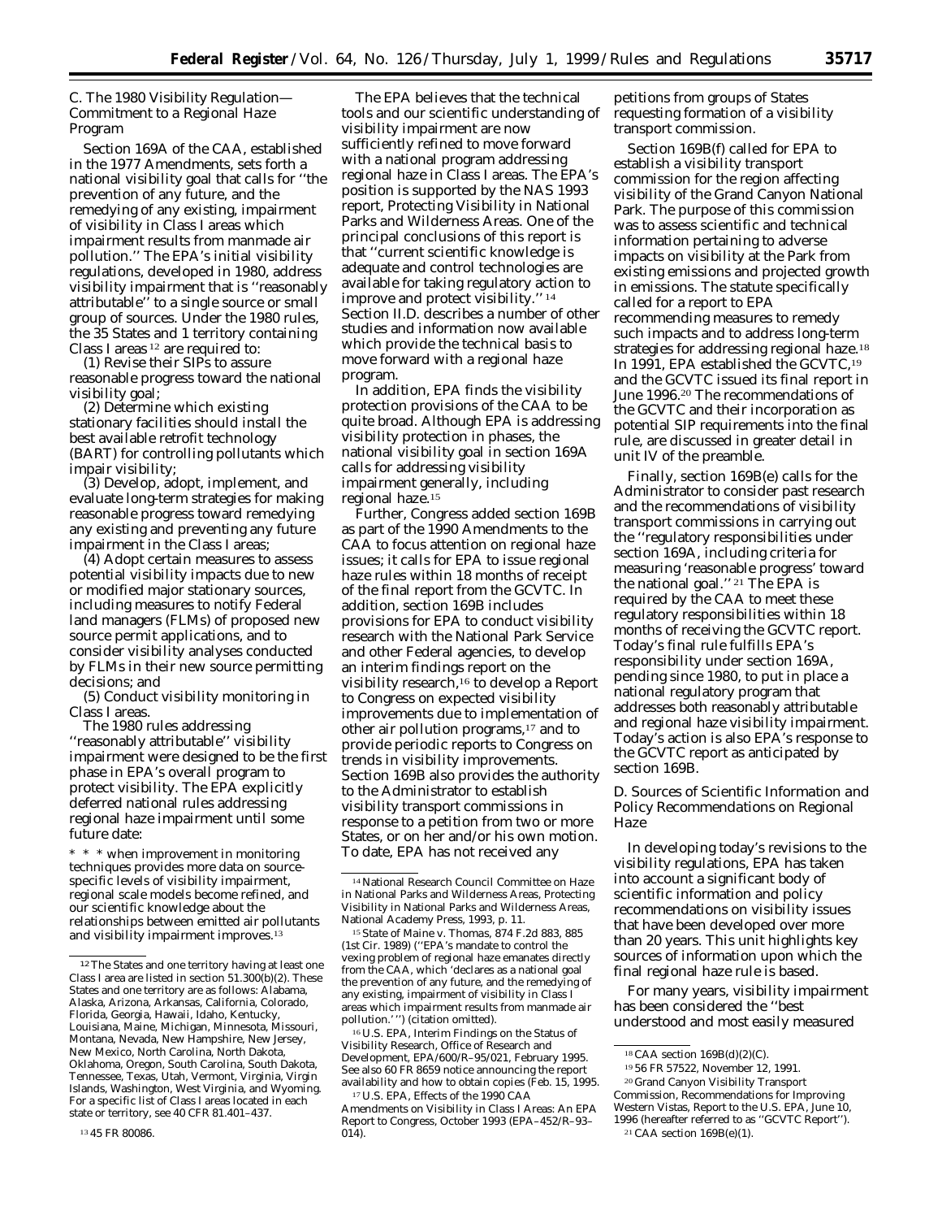### C. The 1980 Visibility Regulation—Commitment to a Regional Haze Program

Section 169A of the CAA, established in the 1977 Amendments, sets forth a national visibility goal that calls for ''the prevention of any future, and the remedying of any existing, impairment of visibility in Class I areas which impairment results from manmade air pollution.'' The EPA's initial visibility regulations, developed in 1980, address visibility impairment that is ''reasonably attributable'' to a single source or small group of sources. Under the 1980 rules, the 35 States and 1 territory containing Class I areas [12] are required to:

(1) Revise their SIPs to assure reasonable progress toward the national visibility goal;

(2) Determine which existing stationary facilities should install the best available retrofit technology (BART) for controlling pollutants which impair visibility;

(3) Develop, adopt, implement, and evaluate long-term strategies for making reasonable progress toward remedying any existing and preventing any future impairment in the Class I areas;

(4) Adopt certain measures to assess potential visibility impacts due to new or modified major stationary sources, including measures to notify Federal land managers (FLMs) of proposed new source permit applications, and to consider visibility analyses conducted by FLMs in their new source permitting decisions; and

(5) Conduct visibility monitoring in Class I areas.

The 1980 rules addressing ''reasonably attributable'' visibility impairment were designed to be the first phase in EPA's overall program to protect visibility. The EPA explicitly deferred national rules addressing regional haze impairment until some future date:

> * * * when improvement in monitoring techniques provides more data on source-specific levels of visibility impairment, regional scale models become refined, and our scientific knowledge about the relationships between emitted air pollutants and visibility impairment improves.[13]

The EPA believes that the technical tools and our scientific understanding of visibility impairment are now sufficiently refined to move forward with a national program addressing regional haze in Class I areas. The EPA's position is supported by the NAS 1993 report, Protecting Visibility in National Parks and Wilderness Areas. One of the principal conclusions of this report is that ''current scientific knowledge is adequate and control technologies are available for taking regulatory action to improve and protect visibility.'' [14] Section II.D. describes a number of other studies and information now available which provide the technical basis to move forward with a regional haze program.

In addition, EPA finds the visibility protection provisions of the CAA to be quite broad. Although EPA is addressing visibility protection in phases, the national visibility goal in section 169A calls for addressing visibility impairment generally, including regional haze.[15]

Further, Congress added section 169B as part of the 1990 Amendments to the CAA to focus attention on regional haze issues; it calls for EPA to issue regional haze rules within 18 months of receipt of the final report from the GCVTC. In addition, section 169B includes provisions for EPA to conduct visibility research with the National Park Service and other Federal agencies, to develop an interim findings report on the visibility research,[16] to develop a Report to Congress on expected visibility improvements due to implementation of other air pollution programs,[17] and to provide periodic reports to Congress on trends in visibility improvements. Section 169B also provides the authority to the Administrator to establish visibility transport commissions in response to a petition from two or more States, or on her and/or his own motion. To date, EPA has not received any petitions from groups of States requesting formation of a visibility transport commission.

Section 169B(f) called for EPA to establish a visibility transport commission for the region affecting visibility of the Grand Canyon National Park. The purpose of this commission was to assess scientific and technical information pertaining to adverse impacts on visibility at the Park from existing emissions and projected growth in emissions. The statute specifically called for a report to EPA recommending measures to remedy such impacts and to address long-term strategies for addressing regional haze.[18] In 1991, EPA established the GCVTC,[19] and the GCVTC issued its final report in June 1996.[20] The recommendations of the GCVTC and their incorporation as potential SIP requirements into the final rule, are discussed in greater detail in unit IV of the preamble.

Finally, section 169B(e) calls for the Administrator to consider past research and the recommendations of visibility transport commissions in carrying out the ''regulatory responsibilities under section 169A, including criteria for measuring 'reasonable progress' toward the national goal.'' [21] The EPA is required by the CAA to meet these regulatory responsibilities within 18 months of receiving the GCVTC report. Today's final rule fulfills EPA's responsibility under section 169A, pending since 1980, to put in place a national regulatory program that addresses both reasonably attributable and regional haze visibility impairment. Today's action is also EPA's response to the GCVTC report as anticipated by section 169B.

### D. Sources of Scientific Information and Policy Recommendations on Regional Haze

In developing today's revisions to the visibility regulations, EPA has taken into account a significant body of scientific information and policy recommendations on visibility issues that have been developed over more than 20 years. This unit highlights key sources of information upon which the final regional haze rule is based.

For many years, visibility impairment has been considered the ''best understood and most easily measured

---

[12] The States and one territory having at least one Class I area are listed in section 51.300(b)(2). These States and one territory are as follows: Alabama, Alaska, Arizona, Arkansas, California, Colorado, Florida, Georgia, Hawaii, Idaho, Kentucky, Louisiana, Maine, Michigan, Minnesota, Missouri, Montana, Nevada, New Hampshire, New Jersey, New Mexico, North Carolina, North Dakota, Oklahoma, Oregon, South Carolina, South Dakota, Tennessee, Texas, Utah, Vermont, Virginia, Virgin Islands, Washington, West Virginia, and Wyoming. For a specific list of Class I areas located in each state or territory, see 40 CFR 81.401–437.

[13] 45 FR 80086.

[14] National Research Council Committee on Haze in National Parks and Wilderness Areas, Protecting Visibility in National Parks and Wilderness Areas, National Academy Press, 1993, p. 11.

[15] State of Maine v. Thomas, 874 F.2d 883, 885 (1st Cir. 1989) (''EPA's mandate to control the vexing problem of regional haze emanates directly from the CAA, which 'declares as a national goal the prevention of any future, and the remedying of any existing, impairment of visibility in Class I areas which impairment results from manmade air pollution.' '') (citation omitted).

[16] U.S. EPA, Interim Findings on the Status of Visibility Research, Office of Research and Development, EPA/600/R–95/021, February 1995. See also 60 FR 8659 notice announcing the report availability and how to obtain copies (Feb. 15, 1995.

[17] U.S. EPA, Effects of the 1990 CAA Amendments on Visibility in Class I Areas: An EPA Report to Congress, October 1993 (EPA–452/R–93–014).

[18] CAA section 169B(d)(2)(C).

[19] 56 FR 57522, November 12, 1991.

[20] Grand Canyon Visibility Transport Commission, Recommendations for Improving Western Vistas, Report to the U.S. EPA, June 10, 1996 (hereafter referred to as ''GCVTC Report'').

[21] CAA section 169B(e)(1).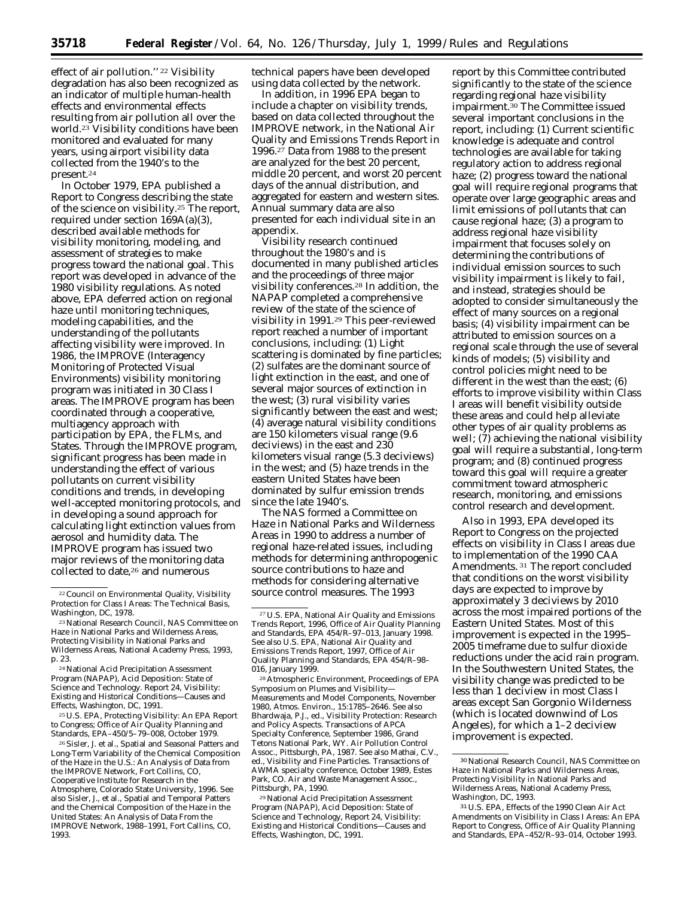effect of air pollution.'' [22] Visibility degradation has also been recognized as an indicator of multiple human-health effects and environmental effects resulting from air pollution all over the world.[23] Visibility conditions have been monitored and evaluated for many years, using airport visibility data collected from the 1940's to the present.[24]

In October 1979, EPA published a Report to Congress describing the state of the science on visibility.[25] The report, required under section 169A(a)(3), described available methods for visibility monitoring, modeling, and assessment of strategies to make progress toward the national goal. This report was developed in advance of the 1980 visibility regulations. As noted above, EPA deferred action on regional haze until monitoring techniques, modeling capabilities, and the understanding of the pollutants affecting visibility were improved. In 1986, the IMPROVE (Interagency Monitoring of Protected Visual Environments) visibility monitoring program was initiated in 30 Class I areas. The IMPROVE program has been coordinated through a cooperative, multiagency approach with participation by EPA, the FLMs, and States. Through the IMPROVE program, significant progress has been made in understanding the effect of various pollutants on current visibility conditions and trends, in developing well-accepted monitoring protocols, and in developing a sound approach for calculating light extinction values from aerosol and humidity data. The IMPROVE program has issued two major reviews of the monitoring data collected to date,[26] and numerous technical papers have been developed using data collected by the network.

In addition, in 1996 EPA began to include a chapter on visibility trends, based on data collected throughout the IMPROVE network, in the National Air Quality and Emissions Trends Report in 1996.[27] Data from 1988 to the present are analyzed for the best 20 percent, middle 20 percent, and worst 20 percent days of the annual distribution, and aggregated for eastern and western sites. Annual summary data are also presented for each individual site in an appendix.

Visibility research continued throughout the 1980's and is documented in many published articles and the proceedings of three major visibility conferences.[28] In addition, the NAPAP completed a comprehensive review of the state of the science of visibility in 1991.[29] This peer-reviewed report reached a number of important conclusions, including: (1) Light scattering is dominated by fine particles; (2) sulfates are the dominant source of light extinction in the east, and one of several major sources of extinction in the west; (3) rural visibility varies significantly between the east and west; (4) average natural visibility conditions are 150 kilometers visual range (9.6 deciviews) in the east and 230 kilometers visual range (5.3 deciviews) in the west; and (5) haze trends in the eastern United States have been dominated by sulfur emission trends since the late 1940's.

The NAS formed a Committee on Haze in National Parks and Wilderness Areas in 1990 to address a number of regional haze-related issues, including methods for determining anthropogenic source contributions to haze and methods for considering alternative source control measures. The 1993 report by this Committee contributed significantly to the state of the science regarding regional haze visibility impairment.[30] The Committee issued several important conclusions in the report, including: (1) Current scientific knowledge is adequate and control technologies are available for taking regulatory action to address regional haze; (2) progress toward the national goal will require regional programs that operate over large geographic areas and limit emissions of pollutants that can cause regional haze; (3) a program to address regional haze visibility impairment that focuses solely on determining the contributions of individual emission sources to such visibility impairment is likely to fail, and instead, strategies should be adopted to consider simultaneously the effect of many sources on a regional basis; (4) visibility impairment can be attributed to emission sources on a regional scale through the use of several kinds of models; (5) visibility and control policies might need to be different in the west than the east; (6) efforts to improve visibility within Class I areas will benefit visibility outside these areas and could help alleviate other types of air quality problems as well; (7) achieving the national visibility goal will require a substantial, long-term program; and (8) continued progress toward this goal will require a greater commitment toward atmospheric research, monitoring, and emissions control research and development.

Also in 1993, EPA developed its Report to Congress on the projected effects on visibility in Class I areas due to implementation of the 1990 CAA Amendments.[31] The report concluded that conditions on the worst visibility days are expected to improve by approximately 3 deciviews by 2010 across the most impaired portions of the Eastern United States. Most of this improvement is expected in the 1995–2005 timeframe due to sulfur dioxide reductions under the acid rain program. In the Southwestern United States, the visibility change was predicted to be less than 1 deciview in most Class I areas except San Gorgonio Wilderness (which is located downwind of Los Angeles), for which a 1–2 deciview improvement is expected.

---

[22] Council on Environmental Quality, Visibility Protection for Class I Areas: The Technical Basis, Washington, DC, 1978.

[23] National Research Council, NAS Committee on Haze in National Parks and Wilderness Areas, Protecting Visibility in National Parks and Wilderness Areas, National Academy Press, 1993, p. 23.

[24] National Acid Precipitation Assessment Program (NAPAP), Acid Deposition: State of Science and Technology. Report 24, Visibility: Existing and Historical Conditions—Causes and Effects, Washington, DC, 1991.

[25] U.S. EPA, Protecting Visibility: An EPA Report to Congress; Office of Air Quality Planning and Standards, EPA–450/5–79–008, October 1979.

[26] Sisler, J. et al., Spatial and Seasonal Patters and Long-Term Variability of the Chemical Composition of the Haze in the U.S.: An Analysis of Data from the IMPROVE Network, Fort Collins, CO, Cooperative Institute for Research in the Atmosphere, Colorado State University, 1996. See also Sisler, J., et al., Spatial and Temporal Patters and the Chemical Composition of the Haze in the United States: An Analysis of Data From the IMPROVE Network, 1988–1991, Fort Callins, CO, 1993.

[27] U.S. EPA, National Air Quality and Emissions Trends Report, 1996, Office of Air Quality Planning and Standards, EPA 454/R–97–013, January 1998. See also U.S. EPA, National Air Quality and Emissions Trends Report, 1997, Office of Air Quality Planning and Standards, EPA 454/R–98–016, January 1999.

[28] Atmospheric Environment, Proceedings of EPA Symposium on Plumes and Visibility—Measurements and Model Components, November 1980, Atmos. Environ., 15:1785–2646. See also Bhardwaja, P.J., ed., Visibility Protection: Research and Policy Aspects. Transactions of APCA Specialty Conference, September 1986, Grand Tetons National Park, WY. Air Pollution Control Assoc., Pittsburgh, PA, 1987. See also Mathai, C.V., ed., Visibility and Fine Particles. Transactions of AWMA specialty conference, October 1989, Estes Park, CO. Air and Waste Management Assoc., Pittsburgh, PA, 1990.

[29] National Acid Precipitation Assessment Program (NAPAP), Acid Deposition: State of Science and Technology, Report 24, Visibility: Existing and Historical Conditions—Causes and Effects, Washington, DC, 1991.

[30] National Research Council, NAS Committee on Haze in National Parks and Wilderness Areas, Protecting Visibility in National Parks and Wilderness Areas, National Academy Press, Washington, DC, 1993.

[31] U.S. EPA, Effects of the 1990 Clean Air Act Amendments on Visibility in Class I Areas: An EPA Report to Congress, Office of Air Quality Planning and Standards, EPA–452/R–93–014, October 1993.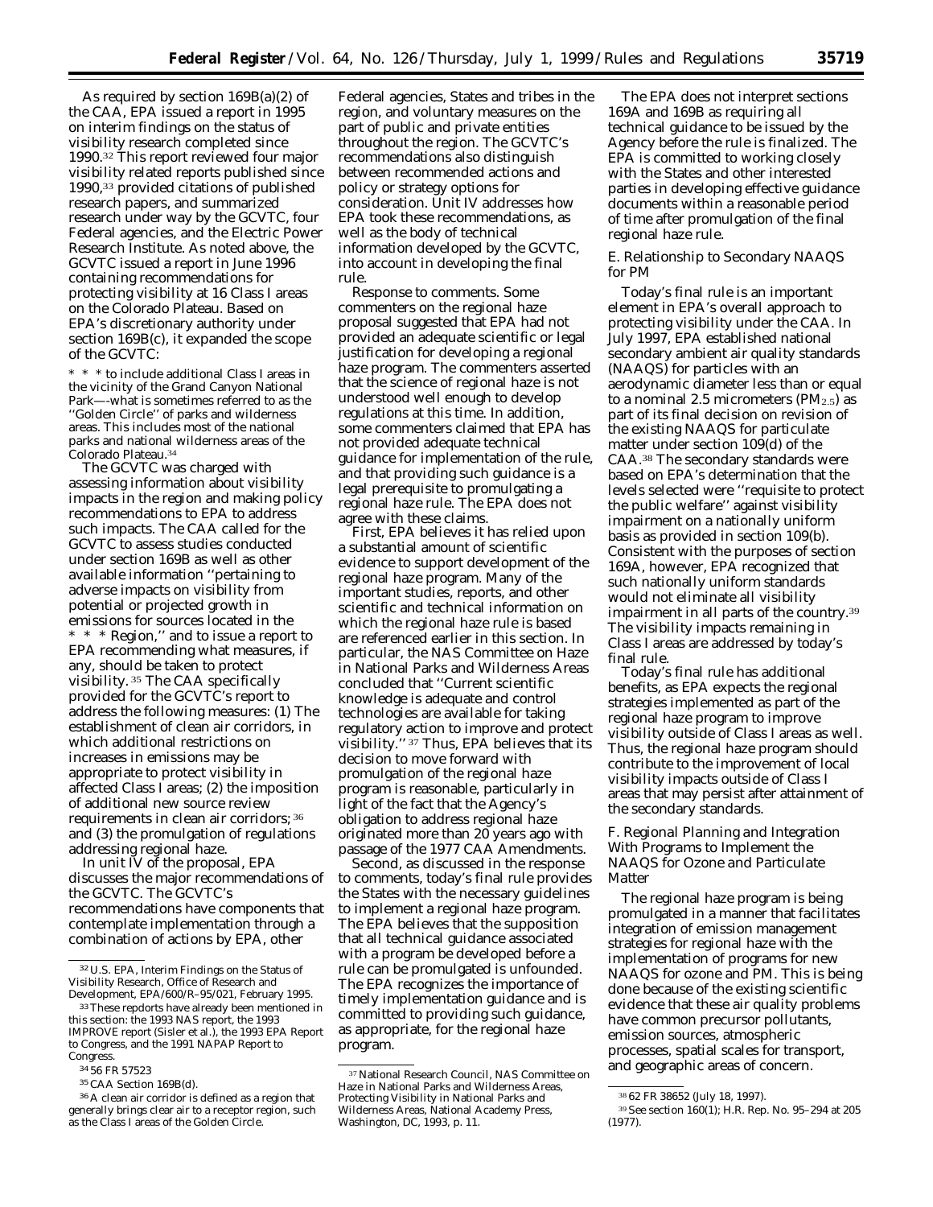As required by section 169B(a)(2) of the CAA, EPA issued a report in 1995 on interim findings on the status of visibility research completed since 1990.[32] This report reviewed four major visibility related reports published since 1990,[33] provided citations of published research papers, and summarized research under way by the GCVTC, four Federal agencies, and the Electric Power Research Institute. As noted above, the GCVTC issued a report in June 1996 containing recommendations for protecting visibility at 16 Class I areas on the Colorado Plateau. Based on EPA's discretionary authority under section 169B(c), it expanded the scope of the GCVTC:

> * * * to include additional Class I areas in the vicinity of the Grand Canyon National Park—-what is sometimes referred to as the ''Golden Circle'' of parks and wilderness areas. This includes most of the national parks and national wilderness areas of the Colorado Plateau.[34]

The GCVTC was charged with assessing information about visibility impacts in the region and making policy recommendations to EPA to address such impacts. The CAA called for the GCVTC to assess studies conducted under section 169B as well as other available information ''pertaining to adverse impacts on visibility from potential or projected growth in emissions for sources located in the * * * Region,'' and to issue a report to EPA recommending what measures, if any, should be taken to protect visibility.[35] The CAA specifically provided for the GCVTC's report to address the following measures: (1) The establishment of clean air corridors, in which additional restrictions on increases in emissions may be appropriate to protect visibility in affected Class I areas; (2) the imposition of additional new source review requirements in clean air corridors;[36] and (3) the promulgation of regulations addressing regional haze.

In unit IV of the proposal, EPA discusses the major recommendations of the GCVTC. The GCVTC's recommendations have components that contemplate implementation through a combination of actions by EPA, other Federal agencies, States and tribes in the region, and voluntary measures on the part of public and private entities throughout the region. The GCVTC's recommendations also distinguish between recommended actions and policy or strategy options for consideration. Unit IV addresses how EPA took these recommendations, as well as the body of technical information developed by the GCVTC, into account in developing the final rule.

*Response to comments.* Some commenters on the regional haze proposal suggested that EPA had not provided an adequate scientific or legal justification for developing a regional haze program. The commenters asserted that the science of regional haze is not understood well enough to develop regulations at this time. In addition, some commenters claimed that EPA has not provided adequate technical guidance for implementation of the rule, and that providing such guidance is a legal prerequisite to promulgating a regional haze rule. The EPA does not agree with these claims.

First, EPA believes it has relied upon a substantial amount of scientific evidence to support development of the regional haze program. Many of the important studies, reports, and other scientific and technical information on which the regional haze rule is based are referenced earlier in this section. In particular, the NAS Committee on Haze in National Parks and Wilderness Areas concluded that ''Current scientific knowledge is adequate and control technologies are available for taking regulatory action to improve and protect visibility.''[37] Thus, EPA believes that its decision to move forward with promulgation of the regional haze program is reasonable, particularly in light of the fact that the Agency's obligation to address regional haze originated more than 20 years ago with passage of the 1977 CAA Amendments.

Second, as discussed in the response to comments, today's final rule provides the States with the necessary guidelines to implement a regional haze program. The EPA believes that the supposition that all technical guidance associated with a program be developed before a rule can be promulgated is unfounded. The EPA recognizes the importance of timely implementation guidance and is committed to providing such guidance, as appropriate, for the regional haze program.

The EPA does not interpret sections 169A and 169B as requiring all technical guidance to be issued by the Agency before the rule is finalized. The EPA is committed to working closely with the States and other interested parties in developing effective guidance documents within a reasonable period of time after promulgation of the final regional haze rule.

### *E. Relationship to Secondary NAAQS for PM*

Today's final rule is an important element in EPA's overall approach to protecting visibility under the CAA. In July 1997, EPA established national secondary ambient air quality standards (NAAQS) for particles with an aerodynamic diameter less than or equal to a nominal 2.5 micrometers ($PM_{2.5}$) as part of its final decision on revision of the existing NAAQS for particulate matter under section 109(d) of the CAA.[38] The secondary standards were based on EPA's determination that the levels selected were ''requisite to protect the public welfare'' against visibility impairment on a nationally uniform basis as provided in section 109(b). Consistent with the purposes of section 169A, however, EPA recognized that such nationally uniform standards would not eliminate all visibility impairment in all parts of the country.[39] The visibility impacts remaining in Class I areas are addressed by today's final rule.

Today's final rule has additional benefits, as EPA expects the regional strategies implemented as part of the regional haze program to improve visibility outside of Class I areas as well. Thus, the regional haze program should contribute to the improvement of local visibility impacts outside of Class I areas that may persist after attainment of the secondary standards.

### *F. Regional Planning and Integration With Programs to Implement the NAAQS for Ozone and Particulate Matter*

The regional haze program is being promulgated in a manner that facilitates integration of emission management strategies for regional haze with the implementation of programs for new NAAQS for ozone and PM. This is being done because of the existing scientific evidence that these air quality problems have common precursor pollutants, emission sources, atmospheric processes, spatial scales for transport, and geographic areas of concern.

---

[32] U.S. EPA, Interim Findings on the Status of Visibility Research, Office of Research and Development, EPA/600/R–95/021, February 1995.

[33] These repdorts have already been mentioned in this section: the 1993 NAS report, the 1993 IMPROVE report (Sisler et al.), the 1993 EPA Report to Congress, and the 1991 NAPAP Report to Congress.

[34] 56 FR 57523

[35] CAA Section 169B(d).

[36] A clean air corridor is defined as a region that generally brings clear air to a receptor region, such as the Class I areas of the Golden Circle.

[37] National Research Council, NAS Committee on Haze in National Parks and Wilderness Areas, Protecting Visibility in National Parks and Wilderness Areas, National Academy Press, Washington, DC, 1993, p. 11.

[38] 62 FR 38652 (July 18, 1997).

[39] See section 160(1); H.R. Rep. No. 95–294 at 205 (1977).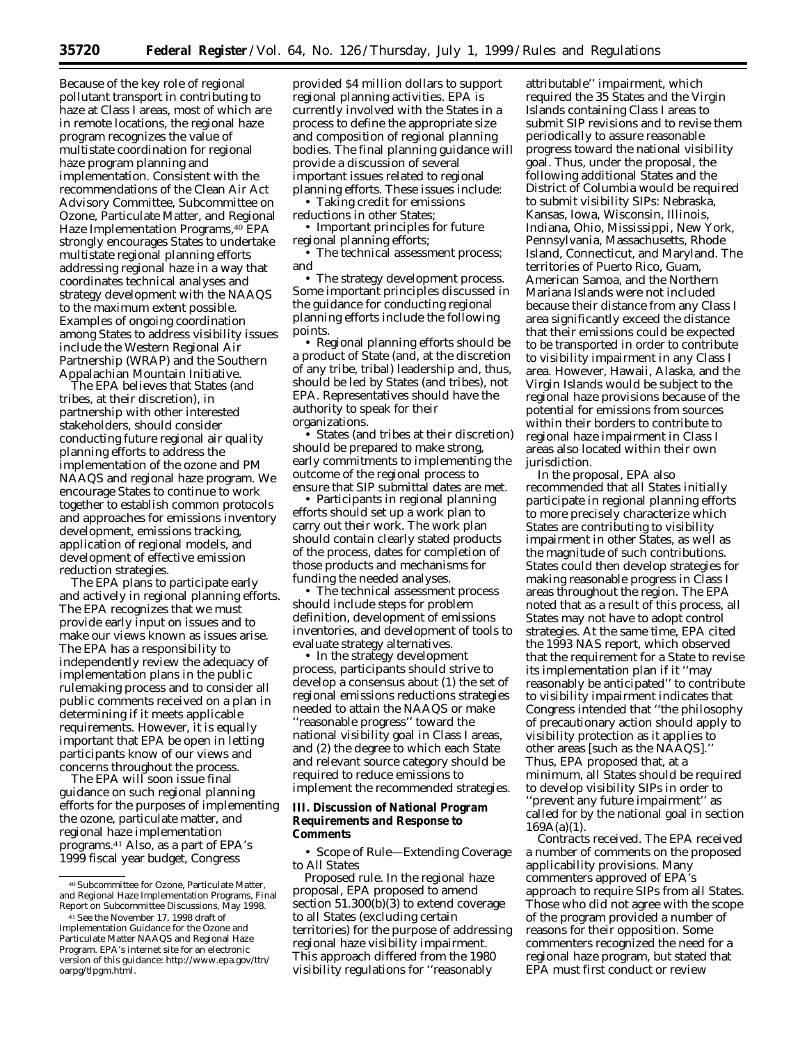Because of the key role of regional pollutant transport in contributing to haze at Class I areas, most of which are in remote locations, the regional haze program recognizes the value of multistate coordination for regional haze program planning and implementation. Consistent with the recommendations of the Clean Air Act Advisory Committee, Subcommittee on Ozone, Particulate Matter, and Regional Haze Implementation Programs,[40] EPA strongly encourages States to undertake multistate regional planning efforts addressing regional haze in a way that coordinates technical analyses and strategy development with the NAAQS to the maximum extent possible. Examples of ongoing coordination among States to address visibility issues include the Western Regional Air Partnership (WRAP) and the Southern Appalachian Mountain Initiative.

The EPA believes that States (and tribes, at their discretion), in partnership with other interested stakeholders, should consider conducting future regional air quality planning efforts to address the implementation of the ozone and PM NAAQS and regional haze program. We encourage States to continue to work together to establish common protocols and approaches for emissions inventory development, emissions tracking, application of regional models, and development of effective emission reduction strategies.

The EPA plans to participate early and actively in regional planning efforts. The EPA recognizes that we must provide early input on issues and to make our views known as issues arise. The EPA has a responsibility to independently review the adequacy of implementation plans in the public rulemaking process and to consider all public comments received on a plan in determining if it meets applicable requirements. However, it is equally important that EPA be open in letting participants know of our views and concerns throughout the process.

The EPA will soon issue final guidance on such regional planning efforts for the purposes of implementing the ozone, particulate matter, and regional haze implementation programs.[41] Also, as a part of EPA's 1999 fiscal year budget, Congress provided $4 million dollars to support regional planning activities. EPA is currently involved with the States in a process to define the appropriate size and composition of regional planning bodies. The final planning guidance will provide a discussion of several important issues related to regional planning efforts. These issues include:

- Taking credit for emissions reductions in other States;
- Important principles for future regional planning efforts;
- The technical assessment process; and
- The strategy development process.

Some important principles discussed in the guidance for conducting regional planning efforts include the following points.

- Regional planning efforts should be a product of State (and, at the discretion of any tribe, tribal) leadership and, thus, should be led by States (and tribes), not EPA. Representatives should have the authority to speak for their organizations.
- States (and tribes at their discretion) should be prepared to make strong, early commitments to implementing the outcome of the regional process to ensure that SIP submittal dates are met.
- Participants in regional planning efforts should set up a work plan to carry out their work. The work plan should contain clearly stated products of the process, dates for completion of those products and mechanisms for funding the needed analyses.
- The technical assessment process should include steps for problem definition, development of emissions inventories, and development of tools to evaluate strategy alternatives.
- In the strategy development process, participants should strive to develop a consensus about (1) the set of regional emissions reductions strategies needed to attain the NAAQS or make ''reasonable progress'' toward the national visibility goal in Class I areas, and (2) the degree to which each State and relevant source category should be required to reduce emissions to implement the recommended strategies.

## III. Discussion of National Program Requirements and Response to Comments

- *Scope of Rule—Extending Coverage to All States*

*Proposed rule.* In the regional haze proposal, EPA proposed to amend section 51.300(b)(3) to extend coverage to all States (excluding certain territories) for the purpose of addressing regional haze visibility impairment. This approach differed from the 1980 visibility regulations for ''reasonably attributable'' impairment, which required the 35 States and the Virgin Islands containing Class I areas to submit SIP revisions and to revise them periodically to assure reasonable progress toward the national visibility goal. Thus, under the proposal, the following additional States and the District of Columbia would be required to submit visibility SIPs: Nebraska, Kansas, Iowa, Wisconsin, Illinois, Indiana, Ohio, Mississippi, New York, Pennsylvania, Massachusetts, Rhode Island, Connecticut, and Maryland. The territories of Puerto Rico, Guam, American Samoa, and the Northern Mariana Islands were not included because their distance from any Class I area significantly exceed the distance that their emissions could be expected to be transported in order to contribute to visibility impairment in any Class I area. However, Hawaii, Alaska, and the Virgin Islands would be subject to the regional haze provisions because of the potential for emissions from sources within their borders to contribute to regional haze impairment in Class I areas also located within their own jurisdiction.

In the proposal, EPA also recommended that all States initially participate in regional planning efforts to more precisely characterize which States are contributing to visibility impairment in other States, as well as the magnitude of such contributions. States could then develop strategies for making reasonable progress in Class I areas throughout the region. The EPA noted that as a result of this process, all States may not have to adopt control strategies. At the same time, EPA cited the 1993 NAS report, which observed that the requirement for a State to revise its implementation plan if it ''may reasonably be anticipated'' to contribute to visibility impairment indicates that Congress intended that ''the philosophy of precautionary action should apply to visibility protection as it applies to other areas [such as the NAAQS].'' Thus, EPA proposed that, at a minimum, all States should be required to develop visibility SIPs in order to ''prevent any future impairment'' as called for by the national goal in section 169A(a)(1).

*Contracts received.* The EPA received a number of comments on the proposed applicability provisions. Many commenters approved of EPA's approach to require SIPs from all States. Those who did not agree with the scope of the program provided a number of reasons for their opposition. Some commenters recognized the need for a regional haze program, but stated that EPA must first conduct or review

---

[40] Subcommittee for Ozone, Particulate Matter, and Regional Haze Implementation Programs, Final Report on Subcommittee Discussions, May 1998.

[41] See the November 17, 1998 draft of Implementation Guidance for the Ozone and Particulate Matter NAAQS and Regional Haze Program. EPA's internet site for an electronic version of this guidance: http://www.epa.gov/ttn/oarpg/tlpgm.html.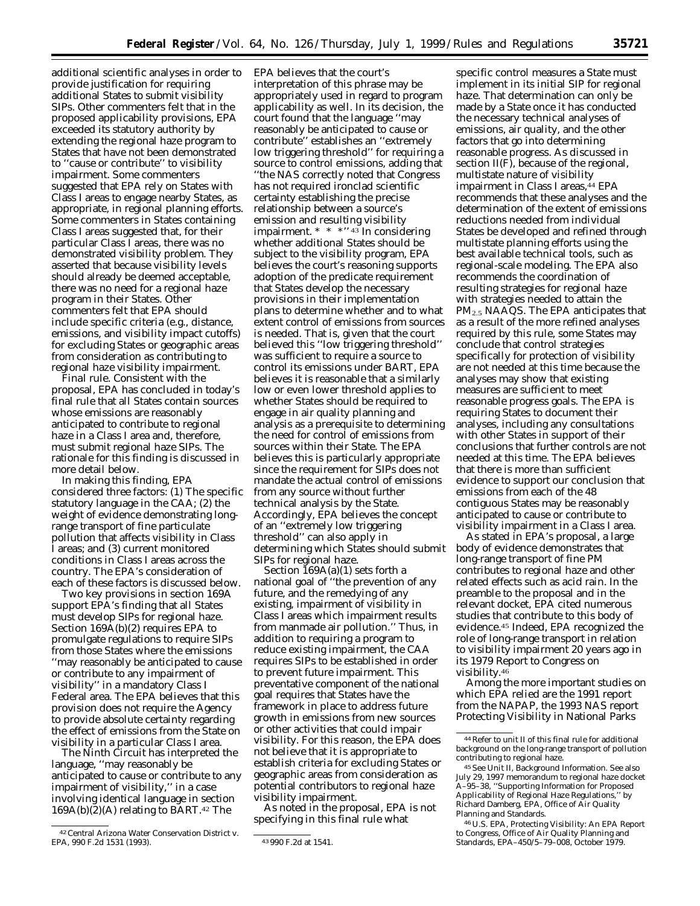additional scientific analyses in order to provide justification for requiring additional States to submit visibility SIPs. Other commenters felt that in the proposed applicability provisions, EPA exceeded its statutory authority by extending the regional haze program to States that have not been demonstrated to ''cause or contribute'' to visibility impairment. Some commenters suggested that EPA rely on States with Class I areas to engage nearby States, as appropriate, in regional planning efforts. Some commenters in States containing Class I areas suggested that, for their particular Class I areas, there was no demonstrated visibility problem. They asserted that because visibility levels should already be deemed acceptable, there was no need for a regional haze program in their States. Other commenters felt that EPA should include specific criteria (e.g., distance, emissions, and visibility impact cutoffs) for excluding States or geographic areas from consideration as contributing to regional haze visibility impairment.

*Final rule.* Consistent with the proposal, EPA has concluded in today's final rule that all States contain sources whose emissions are reasonably anticipated to contribute to regional haze in a Class I area and, therefore, must submit regional haze SIPs. The rationale for this finding is discussed in more detail below.

In making this finding, EPA considered three factors: (1) The specific statutory language in the CAA; (2) the weight of evidence demonstrating long-range transport of fine particulate pollution that affects visibility in Class I areas; and (3) current monitored conditions in Class I areas across the country. The EPA's consideration of each of these factors is discussed below.

Two key provisions in section 169A support EPA's finding that all States must develop SIPs for regional haze. Section 169A(b)(2) requires EPA to promulgate regulations to require SIPs from those States where the emissions ''may reasonably be anticipated to cause or contribute to any impairment of visibility'' in a mandatory Class I Federal area. The EPA believes that this provision does not require the Agency to provide absolute certainty regarding the effect of emissions from the State on visibility in a particular Class I area.

The Ninth Circuit has interpreted the language, ''may reasonably be anticipated to cause or contribute to any impairment of visibility,'' in a case involving identical language in section 169A(b)(2)(A) relating to BART.[42] The EPA believes that the court's interpretation of this phrase may be appropriately used in regard to program applicability as well. In its decision, the court found that the language ''may reasonably be anticipated to cause or contribute'' establishes an ''extremely low triggering threshold'' for requiring a source to control emissions, adding that ''the NAS correctly noted that Congress has not required ironclad scientific certainty establishing the precise relationship between a source's emission and resulting visibility impairment. * * *''[43] In considering whether additional States should be subject to the visibility program, EPA believes the court's reasoning supports adoption of the predicate requirement that States develop the necessary provisions in their implementation plans to determine whether and to what extent control of emissions from sources is needed. That is, given that the court believed this ''low triggering threshold'' was sufficient to require a source to control its emissions under BART, EPA believes it is reasonable that a similarly low or even lower threshold applies to whether States should be required to engage in air quality planning and analysis as a prerequisite to determining the need for control of emissions from sources within their State. The EPA believes this is particularly appropriate since the requirement for SIPs does not mandate the actual control of emissions from any source without further technical analysis by the State. Accordingly, EPA believes the concept of an ''extremely low triggering threshold'' can also apply in determining which States should submit SIPs for regional haze.

Section 169A(a)(1) sets forth a national goal of ''the prevention of any future, and the remedying of any existing, impairment of visibility in Class I areas which impairment results from manmade air pollution.'' Thus, in addition to requiring a program to reduce existing impairment, the CAA requires SIPs to be established in order to prevent future impairment. This preventative component of the national goal requires that States have the framework in place to address future growth in emissions from new sources or other activities that could impair visibility. For this reason, the EPA does not believe that it is appropriate to establish criteria for excluding States or geographic areas from consideration as potential contributors to regional haze visibility impairment.

As noted in the proposal, EPA is not specifying in this final rule what specific control measures a State must implement in its initial SIP for regional haze. That determination can only be made by a State once it has conducted the necessary technical analyses of emissions, air quality, and the other factors that go into determining reasonable progress. As discussed in section II(F), because of the regional, multistate nature of visibility impairment in Class I areas,[44] EPA recommends that these analyses and the determination of the extent of emissions reductions needed from individual States be developed and refined through multistate planning efforts using the best available technical tools, such as regional-scale modeling. The EPA also recommends the coordination of resulting strategies for regional haze with strategies needed to attain the $PM_{2.5}$ NAAQS. The EPA anticipates that as a result of the more refined analyses required by this rule, some States may conclude that control strategies specifically for protection of visibility are not needed at this time because the analyses may show that existing measures are sufficient to meet reasonable progress goals. The EPA is requiring States to document their analyses, including any consultations with other States in support of their conclusions that further controls are not needed at this time. The EPA believes that there is more than sufficient evidence to support our conclusion that emissions from each of the 48 contiguous States may be reasonably anticipated to cause or contribute to visibility impairment in a Class I area.

As stated in EPA's proposal, a large body of evidence demonstrates that long-range transport of fine PM contributes to regional haze and other related effects such as acid rain. In the preamble to the proposal and in the relevant docket, EPA cited numerous studies that contribute to this body of evidence.[45] Indeed, EPA recognized the role of long-range transport in relation to visibility impairment 20 years ago in its 1979 Report to Congress on visibility.[46]

Among the more important studies on which EPA relied are the 1991 report from the NAPAP, the 1993 NAS report Protecting Visibility in National Parks

[42] Central Arizona Water Conservation District v. EPA, 990 F.2d 1531 (1993).

[43] 990 F.2d at 1541.

[44] Refer to unit II of this final rule for additional background on the long-range transport of pollution contributing to regional haze.

[45] See Unit II, Background Information. See also July 29, 1997 memorandum to regional haze docket A–95–38, ''Supporting Information for Proposed Applicability of Regional Haze Regulations,'' by Richard Damberg, EPA, Office of Air Quality Planning and Standards.

[46] U.S. EPA, Protecting Visibility: An EPA Report to Congress, Office of Air Quality Planning and Standards, EPA–450/5–79–008, October 1979.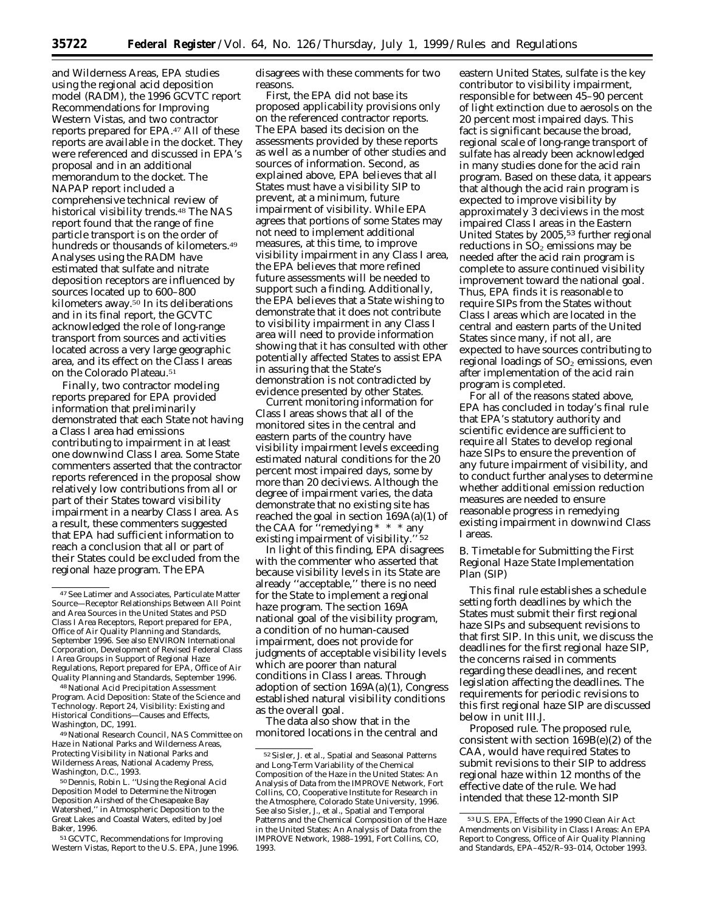and Wilderness Areas, EPA studies using the regional acid deposition model (RADM), the 1996 GCVTC report Recommendations for Improving Western Vistas, and two contractor reports prepared for EPA.[47] All of these reports are available in the docket. They were referenced and discussed in EPA's proposal and in an additional memorandum to the docket. The NAPAP report included a comprehensive technical review of historical visibility trends.[48] The NAS report found that the range of fine particle transport is on the order of hundreds or thousands of kilometers.[49] Analyses using the RADM have estimated that sulfate and nitrate deposition receptors are influenced by sources located up to 600–800 kilometers away.[50] In its deliberations and in its final report, the GCVTC acknowledged the role of long-range transport from sources and activities located across a very large geographic area, and its effect on the Class I areas on the Colorado Plateau.[51]

Finally, two contractor modeling reports prepared for EPA provided information that preliminarily demonstrated that each State not having a Class I area had emissions contributing to impairment in at least one downwind Class I area. Some State commenters asserted that the contractor reports referenced in the proposal show relatively low contributions from all or part of their States toward visibility impairment in a nearby Class I area. As a result, these commenters suggested that EPA had sufficient information to reach a conclusion that all or part of their States could be excluded from the regional haze program. The EPA disagrees with these comments for two reasons.

First, the EPA did not base its proposed applicability provisions only on the referenced contractor reports. The EPA based its decision on the assessments provided by these reports as well as a number of other studies and sources of information. Second, as explained above, EPA believes that all States must have a visibility SIP to prevent, at a minimum, future impairment of visibility. While EPA agrees that portions of some States may not need to implement additional measures, at this time, to improve visibility impairment in any Class I area, the EPA believes that more refined future assessments will be needed to support such a finding. Additionally, the EPA believes that a State wishing to demonstrate that it does not contribute to visibility impairment in any Class I area will need to provide information showing that it has consulted with other potentially affected States to assist EPA in assuring that the State's demonstration is not contradicted by evidence presented by other States.

Current monitoring information for Class I areas shows that all of the monitored sites in the central and eastern parts of the country have visibility impairment levels exceeding estimated natural conditions for the 20 percent most impaired days, some by more than 20 deciviews. Although the degree of impairment varies, the data demonstrate that no existing site has reached the goal in section 169A(a)(1) of the CAA for "remedying * * * any existing impairment of visibility."[52]

In light of this finding, EPA disagrees with the commenter who asserted that because visibility levels in its State are already "acceptable," there is no need for the State to implement a regional haze program. The section 169A national goal of the visibility program, a condition of no human-caused impairment, does not provide for judgments of acceptable visibility levels which are poorer than natural conditions in Class I areas. Through adoption of section 169A(a)(1), Congress established natural visibility conditions as the overall goal.

The data also show that in the monitored locations in the central and eastern United States, sulfate is the key contributor to visibility impairment, responsible for between 45–90 percent of light extinction due to aerosols on the 20 percent most impaired days. This fact is significant because the broad, regional scale of long-range transport of sulfate has already been acknowledged in many studies done for the acid rain program. Based on these data, it appears that although the acid rain program is expected to improve visibility by approximately 3 deciviews in the most impaired Class I areas in the Eastern United States by 2005,[53] further regional reductions in $SO_2$ emissions may be needed after the acid rain program is complete to assure continued visibility improvement toward the national goal. Thus, EPA finds it is reasonable to require SIPs from the States without Class I areas which are located in the central and eastern parts of the United States since many, if not all, are expected to have sources contributing to regional loadings of $SO_2$ emissions, even after implementation of the acid rain program is completed.

For all of the reasons stated above, EPA has concluded in today's final rule that EPA's statutory authority and scientific evidence are sufficient to require all States to develop regional haze SIPs to ensure the prevention of any future impairment of visibility, and to conduct further analyses to determine whether additional emission reduction measures are needed to ensure reasonable progress in remedying existing impairment in downwind Class I areas.

### B. Timetable for Submitting the First Regional Haze State Implementation Plan (SIP)

This final rule establishes a schedule setting forth deadlines by which the States must submit their first regional haze SIPs and subsequent revisions to that first SIP. In this unit, we discuss the deadlines for the first regional haze SIP, the concerns raised in comments regarding these deadlines, and recent legislation affecting the deadlines. The requirements for periodic revisions to this first regional haze SIP are discussed below in unit III.J.

*Proposed rule.* The proposed rule, consistent with section 169B(e)(2) of the CAA, would have required States to submit revisions to their SIP to address regional haze within 12 months of the effective date of the rule. We had intended that these 12-month SIP

---

[47] See Latimer and Associates, Particulate Matter Source—Receptor Relationships Between All Point and Area Sources in the United States and PSD Class I Area Receptors, Report prepared for EPA, Office of Air Quality Planning and Standards, September 1996. See also ENVIRON International Corporation, Development of Revised Federal Class I Area Groups in Support of Regional Haze Regulations, Report prepared for EPA, Office of Air Quality Planning and Standards, September 1996.

[48] National Acid Precipitation Assessment Program. Acid Deposition: State of the Science and Technology. Report 24, Visibility: Existing and Historical Conditions—Causes and Effects, Washington, DC, 1991.

[49] National Research Council, NAS Committee on Haze in National Parks and Wilderness Areas, Protecting Visibility in National Parks and Wilderness Areas, National Academy Press, Washington, D.C., 1993.

[50] Dennis, Robin L. "Using the Regional Acid Deposition Model to Determine the Nitrogen Deposition Airshed of the Chesapeake Bay Watershed," in Atmospheric Deposition to the Great Lakes and Coastal Waters, edited by Joel Baker, 1996.

[51] GCVTC, Recommendations for Improving Western Vistas, Report to the U.S. EPA, June 1996.

[52] Sisler, J. et al., Spatial and Seasonal Patterns and Long-Term Variability of the Chemical Composition of the Haze in the United States: An Analysis of Data from the IMPROVE Network, Fort Collins, CO, Cooperative Institute for Research in the Atmosphere, Colorado State University, 1996. See also Sisler, J., et al., Spatial and Temporal Patterns and the Chemical Composition of the Haze in the United States: An Analysis of Data from the IMPROVE Network, 1988–1991, Fort Collins, CO, 1993.

[53] U.S. EPA, Effects of the 1990 Clean Air Act Amendments on Visibility in Class I Areas: An EPA Report to Congress, Office of Air Quality Planning and Standards, EPA–452/R–93–014, October 1993.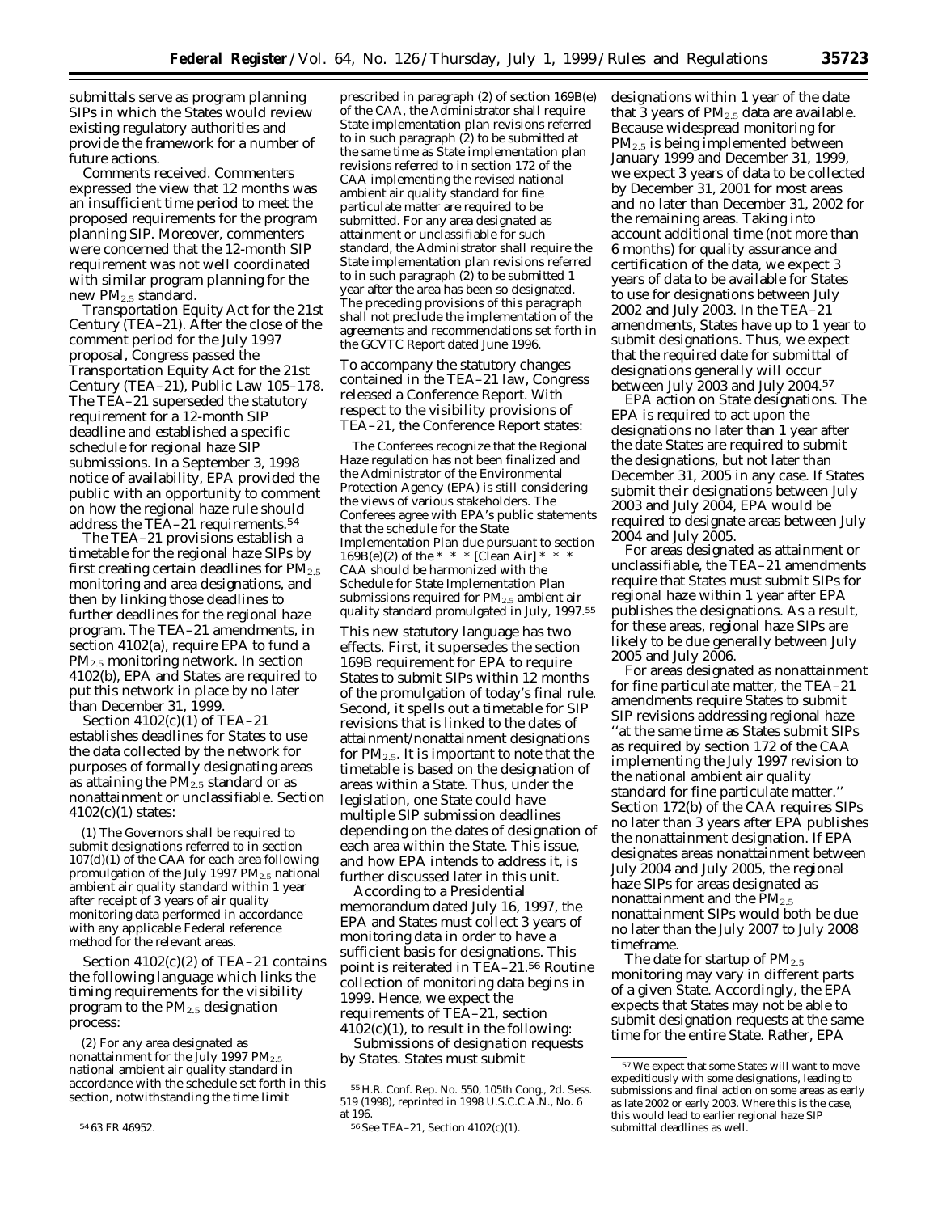submittals serve as program planning SIPs in which the States would review existing regulatory authorities and provide the framework for a number of future actions.

*Comments received.* Commenters expressed the view that 12 months was an insufficient time period to meet the proposed requirements for the program planning SIP. Moreover, commenters were concerned that the 12-month SIP requirement was not well coordinated with similar program planning for the new $PM_{2.5}$ standard.

*Transportation Equity Act for the 21st Century (TEA–21).* After the close of the comment period for the July 1997 proposal, Congress passed the Transportation Equity Act for the 21st Century (TEA–21), Public Law 105–178. The TEA–21 superseded the statutory requirement for a 12-month SIP deadline and established a specific schedule for regional haze SIP submissions. In a September 3, 1998 notice of availability, EPA provided the public with an opportunity to comment on how the regional haze rule should address the TEA–21 requirements.[54]

The TEA–21 provisions establish a timetable for the regional haze SIPs by first creating certain deadlines for $PM_{2.5}$ monitoring and area designations, and then by linking those deadlines to further deadlines for the regional haze program. The TEA–21 amendments, in section 4102(a), require EPA to fund a $PM_{2.5}$ monitoring network. In section 4102(b), EPA and States are required to put this network in place by no later than December 31, 1999.

Section 4102(c)(1) of TEA–21 establishes deadlines for States to use the data collected by the network for purposes of formally designating areas as attaining the $PM_{2.5}$ standard or as nonattainment or unclassifiable. Section 4102(c)(1) states:

> (1) The Governors shall be required to submit designations referred to in section 107(d)(1) of the CAA for each area following promulgation of the July 1997 $PM_{2.5}$ national ambient air quality standard within 1 year after receipt of 3 years of air quality monitoring data performed in accordance with any applicable Federal reference method for the relevant areas.

Section 4102(c)(2) of TEA–21 contains the following language which links the timing requirements for the visibility program to the $PM_{2.5}$ designation process:

> (2) For any area designated as nonattainment for the July 1997 $PM_{2.5}$ national ambient air quality standard in accordance with the schedule set forth in this section, notwithstanding the time limit prescribed in paragraph (2) of section 169B(e) of the CAA, the Administrator shall require State implementation plan revisions referred to in such paragraph (2) to be submitted at the same time as State implementation plan revisions referred to in section 172 of the CAA implementing the revised national ambient air quality standard for fine particulate matter are required to be submitted. For any area designated as attainment or unclassifiable for such standard, the Administrator shall require the State implementation plan revisions referred to in such paragraph (2) to be submitted 1 year after the area has been so designated. The preceding provisions of this paragraph shall not preclude the implementation of the agreements and recommendations set forth in the GCVTC Report dated June 1996.

To accompany the statutory changes contained in the TEA–21 law, Congress released a Conference Report. With respect to the visibility provisions of TEA–21, the Conference Report states:

> The Conferees recognize that the Regional Haze regulation has not been finalized and the Administrator of the Environmental Protection Agency (EPA) is still considering the views of various stakeholders. The Conferees agree with EPA's public statements that the schedule for the State Implementation Plan due pursuant to section 169B(e)(2) of the * * * [Clean Air] * * * CAA should be harmonized with the Schedule for State Implementation Plan submissions required for $PM_{2.5}$ ambient air quality standard promulgated in July, 1997.[55]

This new statutory language has two effects. First, it supersedes the section 169B requirement for EPA to require States to submit SIPs within 12 months of the promulgation of today's final rule. Second, it spells out a timetable for SIP revisions that is linked to the dates of attainment/nonattainment designations for $PM_{2.5}$. It is important to note that the timetable is based on the designation of areas within a State. Thus, under the legislation, one State could have multiple SIP submission deadlines depending on the dates of designation of each area within the State. This issue, and how EPA intends to address it, is further discussed later in this unit.

According to a Presidential memorandum dated July 16, 1997, the EPA and States must collect 3 years of monitoring data in order to have a sufficient basis for designations. This point is reiterated in TEA–21.[56] Routine collection of monitoring data begins in 1999. Hence, we expect the requirements of TEA–21, section 4102(c)(1), to result in the following:

*Submissions of designation requests by States.* States must submit designations within 1 year of the date that 3 years of $PM_{2.5}$ data are available. Because widespread monitoring for $PM_{2.5}$ is being implemented between January 1999 and December 31, 1999, we expect 3 years of data to be collected by December 31, 2001 for most areas and no later than December 31, 2002 for the remaining areas. Taking into account additional time (not more than 6 months) for quality assurance and certification of the data, we expect 3 years of data to be available for States to use for designations between July 2002 and July 2003. In the TEA–21 amendments, States have up to 1 year to submit designations. Thus, we expect that the required date for submittal of designations generally will occur between July 2003 and July 2004.[57]

*EPA action on State designations.* The EPA is required to act upon the designations no later than 1 year after the date States are required to submit the designations, but not later than December 31, 2005 in any case. If States submit their designations between July 2003 and July 2004, EPA would be required to designate areas between July 2004 and July 2005.

For areas designated as attainment or unclassifiable, the TEA–21 amendments require that States must submit SIPs for regional haze within 1 year after EPA publishes the designations. As a result, for these areas, regional haze SIPs are likely to be due generally between July 2005 and July 2006.

For areas designated as nonattainment for fine particulate matter, the TEA–21 amendments require States to submit SIP revisions addressing regional haze "at the same time as States submit SIPs as required by section 172 of the CAA implementing the July 1997 revision to the national ambient air quality standard for fine particulate matter." Section 172(b) of the CAA requires SIPs no later than 3 years after EPA publishes the nonattainment designation. If EPA designates areas nonattainment between July 2004 and July 2005, the regional haze SIPs for areas designated as nonattainment and the $PM_{2.5}$ nonattainment SIPs would both be due no later than the July 2007 to July 2008 timeframe.

The date for startup of $PM_{2.5}$ monitoring may vary in different parts of a given State. Accordingly, the EPA expects that States may not be able to submit designation requests at the same time for the entire State. Rather, EPA

---

[54] 63 FR 46952.

[55] H.R. Conf. Rep. No. 550, 105th Cong., 2d Sess. 519 (1998), reprinted in 1998 U.S.C.C.A.N., No. 6 at 196.

[56] See TEA–21, Section 4102(c)(1).

[57] We expect that some States will want to move expeditiously with some designations, leading to submissions and final action on some areas as early as late 2002 or early 2003. Where this is the case, this would lead to earlier regional haze SIP submittal deadlines as well.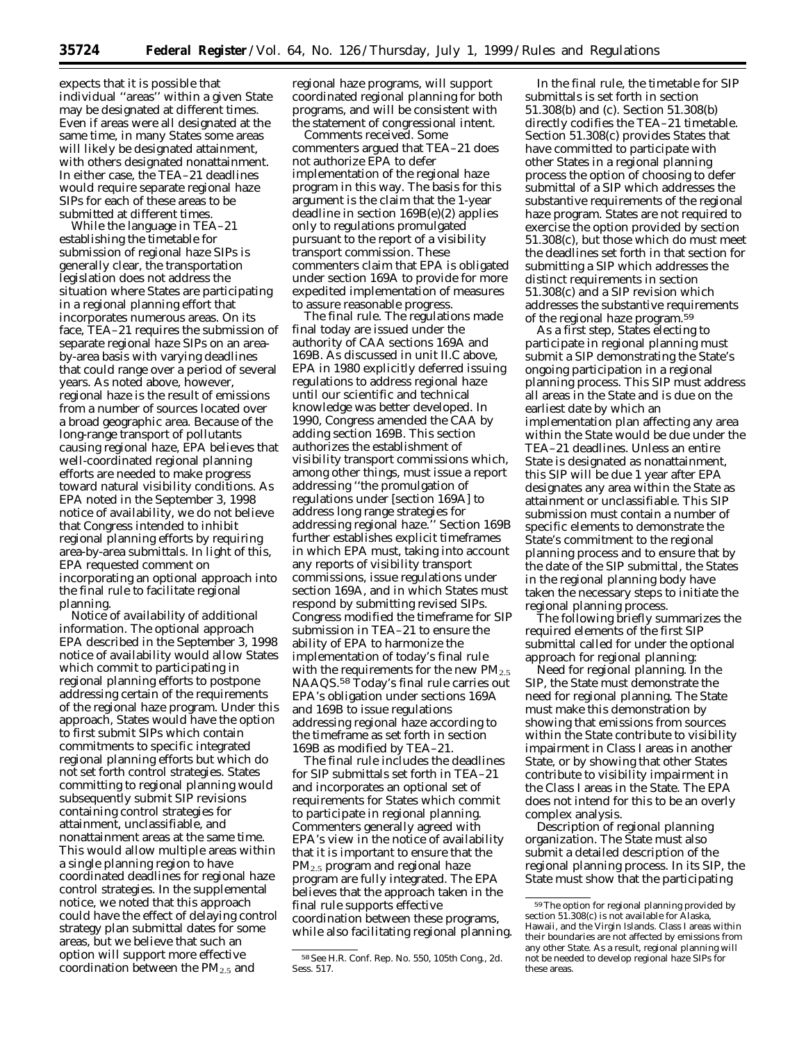expects that it is possible that individual ''areas'' within a given State may be designated at different times. Even if areas were all designated at the same time, in many States some areas will likely be designated attainment, with others designated nonattainment. In either case, the TEA–21 deadlines would require separate regional haze SIPs for each of these areas to be submitted at different times.

While the language in TEA–21 establishing the timetable for submission of regional haze SIPs is generally clear, the transportation legislation does not address the situation where States are participating in a regional planning effort that incorporates numerous areas. On its face, TEA–21 requires the submission of separate regional haze SIPs on an area-by-area basis with varying deadlines that could range over a period of several years. As noted above, however, regional haze is the result of emissions from a number of sources located over a broad geographic area. Because of the long-range transport of pollutants causing regional haze, EPA believes that well-coordinated regional planning efforts are needed to make progress toward natural visibility conditions. As EPA noted in the September 3, 1998 notice of availability, we do not believe that Congress intended to inhibit regional planning efforts by requiring area-by-area submittals. In light of this, EPA requested comment on incorporating an optional approach into the final rule to facilitate regional planning.

*Notice of availability of additional information.* The optional approach EPA described in the September 3, 1998 notice of availability would allow States which commit to participating in regional planning efforts to postpone addressing certain of the requirements of the regional haze program. Under this approach, States would have the option to first submit SIPs which contain commitments to specific integrated regional planning efforts but which do not set forth control strategies. States committing to regional planning would subsequently submit SIP revisions containing control strategies for attainment, unclassifiable, and nonattainment areas at the same time. This would allow multiple areas within a single planning region to have coordinated deadlines for regional haze control strategies. In the supplemental notice, we noted that this approach could have the effect of delaying control strategy plan submittal dates for some areas, but we believe that such an option will support more effective coordination between the $PM_{2.5}$ and regional haze programs, will support coordinated regional planning for both programs, and will be consistent with the statement of congressional intent.

*Comments received.* Some commenters argued that TEA–21 does not authorize EPA to defer implementation of the regional haze program in this way. The basis for this argument is the claim that the 1-year deadline in section 169B(e)(2) applies only to regulations promulgated pursuant to the report of a visibility transport commission. These commenters claim that EPA is obligated under section 169A to provide for more expedited implementation of measures to assure reasonable progress.

*The final rule.* The regulations made final today are issued under the authority of CAA sections 169A and 169B. As discussed in unit II.C above, EPA in 1980 explicitly deferred issuing regulations to address regional haze until our scientific and technical knowledge was better developed. In 1990, Congress amended the CAA by adding section 169B. This section authorizes the establishment of visibility transport commissions which, among other things, must issue a report addressing ''the promulgation of regulations under [section 169A] to address long range strategies for addressing regional haze.'' Section 169B further establishes explicit timeframes in which EPA must, taking into account any reports of visibility transport commissions, issue regulations under section 169A, and in which States must respond by submitting revised SIPs. Congress modified the timeframe for SIP submission in TEA–21 to ensure the ability of EPA to harmonize the implementation of today's final rule with the requirements for the new $PM_{2.5}$ NAAQS.[58] Today's final rule carries out EPA's obligation under sections 169A and 169B to issue regulations addressing regional haze according to the timeframe as set forth in section 169B as modified by TEA–21.

The final rule includes the deadlines for SIP submittals set forth in TEA–21 and incorporates an optional set of requirements for States which commit to participate in regional planning. Commenters generally agreed with EPA's view in the notice of availability that it is important to ensure that the $PM_{2.5}$ program and regional haze program are fully integrated. The EPA believes that the approach taken in the final rule supports effective coordination between these programs, while also facilitating regional planning.

In the final rule, the timetable for SIP submittals is set forth in section 51.308(b) and (c). Section 51.308(b) directly codifies the TEA–21 timetable. Section 51.308(c) provides States that have committed to participate with other States in a regional planning process the option of choosing to defer submittal of a SIP which addresses the substantive requirements of the regional haze program. States are not required to exercise the option provided by section 51.308(c), but those which do must meet the deadlines set forth in that section for submitting a SIP which addresses the distinct requirements in section 51.308(c) and a SIP revision which addresses the substantive requirements of the regional haze program.[59]

As a first step, States electing to participate in regional planning must submit a SIP demonstrating the State's ongoing participation in a regional planning process. This SIP must address all areas in the State and is due on the earliest date by which an implementation plan affecting any area within the State would be due under the TEA–21 deadlines. Unless an entire State is designated as nonattainment, this SIP will be due 1 year after EPA designates any area within the State as attainment or unclassifiable. This SIP submission must contain a number of specific elements to demonstrate the State's commitment to the regional planning process and to ensure that by the date of the SIP submittal, the States in the regional planning body have taken the necessary steps to initiate the regional planning process.

The following briefly summarizes the required elements of the first SIP submittal called for under the optional approach for regional planning:

*Need for regional planning.* In the SIP, the State must demonstrate the need for regional planning. The State must make this demonstration by showing that emissions from sources within the State contribute to visibility impairment in Class I areas in another State, or by showing that other States contribute to visibility impairment in the Class I areas in the State. The EPA does not intend for this to be an overly complex analysis.

*Description of regional planning organization.* The State must also submit a detailed description of the regional planning process. In its SIP, the State must show that the participating

[58] See H.R. Conf. Rep. No. 550, 105th Cong., 2d. Sess. 517.

[59] The option for regional planning provided by section 51.308(c) is not available for Alaska, Hawaii, and the Virgin Islands. Class I areas within their boundaries are not affected by emissions from any other State. As a result, regional planning will not be needed to develop regional haze SIPs for these areas.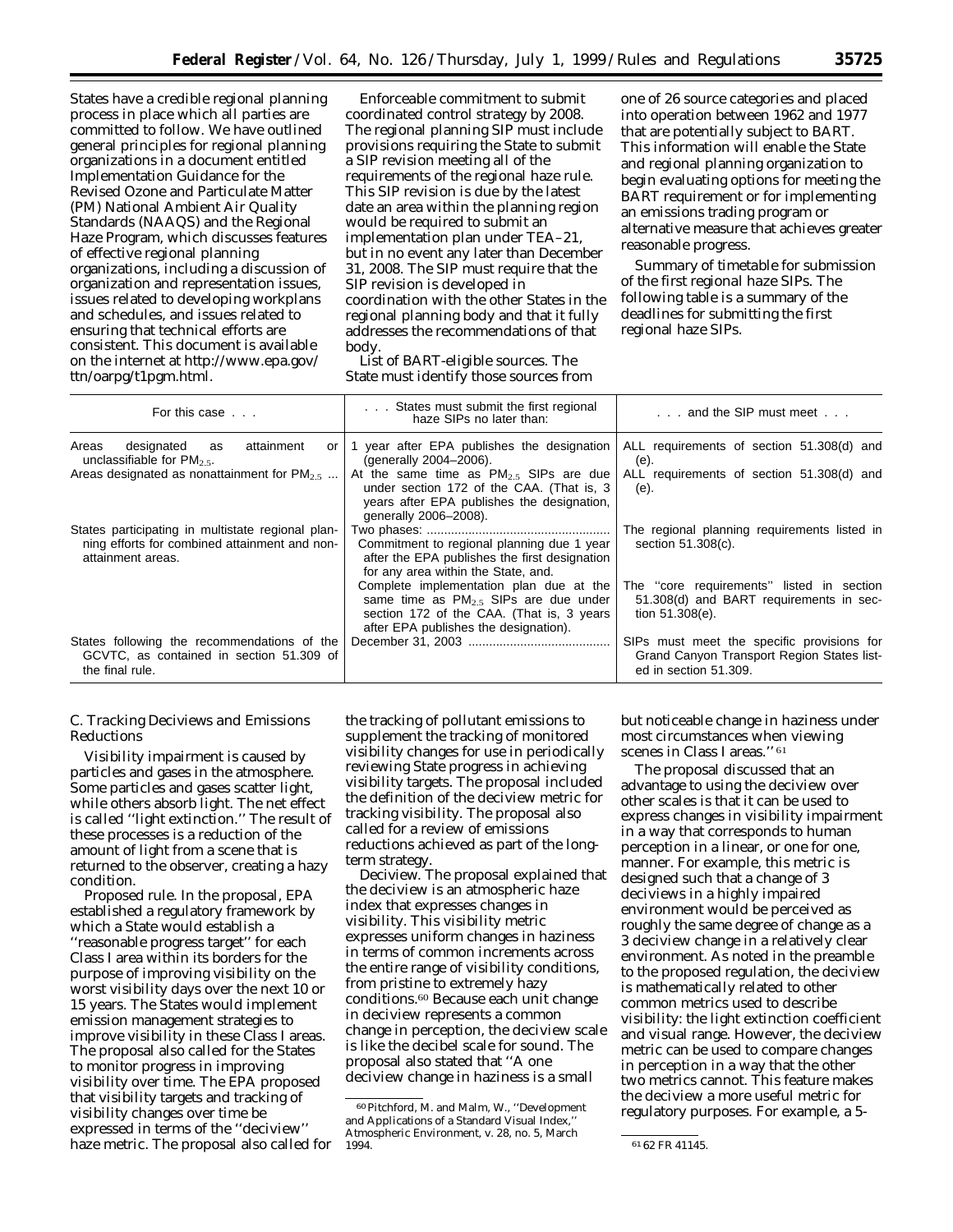States have a credible regional planning process in place which all parties are committed to follow. We have outlined general principles for regional planning organizations in a document entitled Implementation Guidance for the Revised Ozone and Particulate Matter (PM) National Ambient Air Quality Standards (NAAQS) and the Regional Haze Program, which discusses features of effective regional planning organizations, including a discussion of organization and representation issues, issues related to developing workplans and schedules, and issues related to ensuring that technical efforts are consistent. This document is available on the internet at http://www.epa.gov/ttn/oarpg/t1pgm.html.

*Enforceable commitment to submit coordinated control strategy by 2008.* The regional planning SIP must include provisions requiring the State to submit a SIP revision meeting all of the requirements of the regional haze rule. This SIP revision is due by the latest date an area within the planning region would be required to submit an implementation plan under TEA–21, but in no event any later than December 31, 2008. The SIP must require that the SIP revision is developed in coordination with the other States in the regional planning body and that it fully addresses the recommendations of that body.

*List of BART-eligible sources.* The State must identify those sources from one of 26 source categories and placed into operation between 1962 and 1977 that are potentially subject to BART. This information will enable the State and regional planning organization to begin evaluating options for meeting the BART requirement or for implementing an emissions trading program or alternative measure that achieves greater reasonable progress.

*Summary of timetable for submission of the first regional haze SIPs.* The following table is a summary of the deadlines for submitting the first regional haze SIPs.

| For this case . . . | . . . States must submit the first regional haze SIPs no later than: | . . . and the SIP must meet . . . |
|---|---|---|
| Areas designated as attainment or unclassifiable for $PM_{2.5}$. | 1 year after EPA publishes the designation (generally 2004–2006). | ALL requirements of section 51.308(d) and (e). |
| Areas designated as nonattainment for $PM_{2.5}$ ... | At the same time as $PM_{2.5}$ SIPs are due under section 172 of the CAA. (That is, 3 years after EPA publishes the designation, generally 2006–2008). | ALL requirements of section 51.308(d) and (e). |
| States participating in multistate regional planning efforts for combined attainment and nonattainment areas. | Two phases: ...................................................... Commitment to regional planning due 1 year after the EPA publishes the first designation for any area within the State, and. | The regional planning requirements listed in section 51.308(c). |
| | Complete implementation plan due at the same time as $PM_{2.5}$ SIPs are due under section 172 of the CAA. (That is, 3 years after EPA publishes the designation). | The ''core requirements'' listed in section 51.308(d) and BART requirements in section 51.308(e). |
| States following the recommendations of the GCVTC, as contained in section 51.309 of the final rule. | December 31, 2003 ......................................... | SIPs must meet the specific provisions for Grand Canyon Transport Region States listed in section 51.309. |

### C. Tracking Deciviews and Emissions Reductions

Visibility impairment is caused by particles and gases in the atmosphere. Some particles and gases scatter light, while others absorb light. The net effect is called ''light extinction.'' The result of these processes is a reduction of the amount of light from a scene that is returned to the observer, creating a hazy condition.

*Proposed rule.* In the proposal, EPA established a regulatory framework by which a State would establish a ''reasonable progress target'' for each Class I area within its borders for the purpose of improving visibility on the worst visibility days over the next 10 or 15 years. The States would implement emission management strategies to improve visibility in these Class I areas. The proposal also called for the States to monitor progress in improving visibility over time. The EPA proposed that visibility targets and tracking of visibility changes over time be expressed in terms of the ''deciview'' haze metric. The proposal also called for the tracking of pollutant emissions to supplement the tracking of monitored visibility changes for use in periodically reviewing State progress in achieving visibility targets. The proposal included the definition of the deciview metric for tracking visibility. The proposal also called for a review of emissions reductions achieved as part of the long-term strategy.

*Deciview.* The proposal explained that the deciview is an atmospheric haze index that expresses changes in visibility. This visibility metric expresses uniform changes in haziness in terms of common increments across the entire range of visibility conditions, from pristine to extremely hazy conditions.[60] Because each unit change in deciview represents a common change in perception, the deciview scale is like the decibel scale for sound. The proposal also stated that ''A one deciview change in haziness is a small but noticeable change in haziness under most circumstances when viewing scenes in Class I areas.''[61]

The proposal discussed that an advantage to using the deciview over other scales is that it can be used to express changes in visibility impairment in a way that corresponds to human perception in a linear, or one for one, manner. For example, this metric is designed such that a change of 3 deciviews in a highly impaired environment would be perceived as roughly the same degree of change as a 3 deciview change in a relatively clear environment. As noted in the preamble to the proposed regulation, the deciview is mathematically related to other common metrics used to describe visibility: the light extinction coefficient and visual range. However, the deciview metric can be used to compare changes in perception in a way that the other two metrics cannot. This feature makes the deciview a more useful metric for regulatory purposes. For example, a 5-

---

[60] Pitchford, M. and Malm, W., ''Development and Applications of a Standard Visual Index,'' Atmospheric Environment, v. 28, no. 5, March 1994.

[61] 62 FR 41145.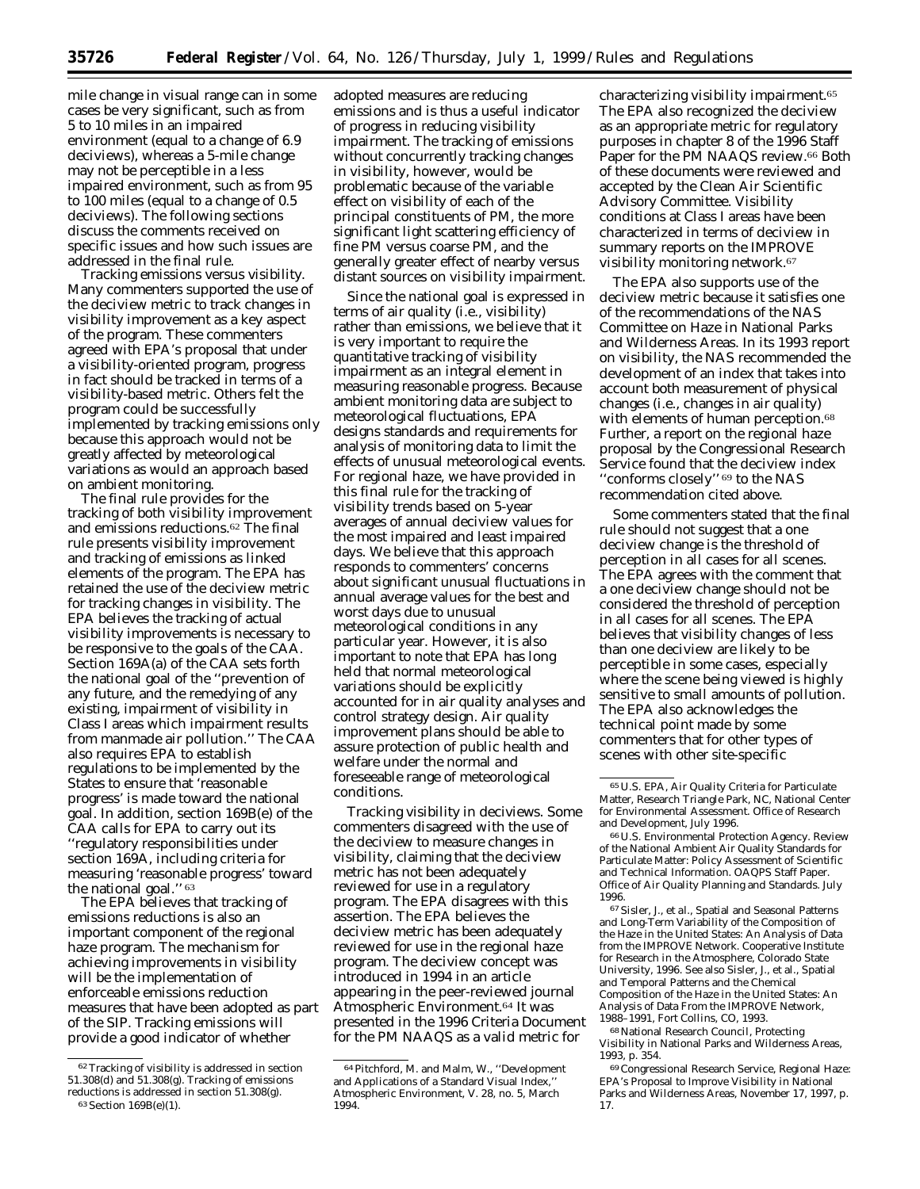mile change in visual range can in some cases be very significant, such as from 5 to 10 miles in an impaired environment (equal to a change of 6.9 deciviews), whereas a 5-mile change may not be perceptible in a less impaired environment, such as from 95 to 100 miles (equal to a change of 0.5 deciviews). The following sections discuss the comments received on specific issues and how such issues are addressed in the final rule.

*Tracking emissions versus visibility.* Many commenters supported the use of the deciview metric to track changes in visibility improvement as a key aspect of the program. These commenters agreed with EPA's proposal that under a visibility-oriented program, progress in fact should be tracked in terms of a visibility-based metric. Others felt the program could be successfully implemented by tracking emissions only because this approach would not be greatly affected by meteorological variations as would an approach based on ambient monitoring.

The final rule provides for the tracking of both visibility improvement and emissions reductions.[62] The final rule presents visibility improvement and tracking of emissions as linked elements of the program. The EPA has retained the use of the deciview metric for tracking changes in visibility. The EPA believes the tracking of actual visibility improvements is necessary to be responsive to the goals of the CAA. Section 169A(a) of the CAA sets forth the national goal of the "prevention of any future, and the remedying of any existing, impairment of visibility in Class I areas which impairment results from manmade air pollution." The CAA also requires EPA to establish regulations to be implemented by the States to ensure that 'reasonable progress' is made toward the national goal. In addition, section 169B(e) of the CAA calls for EPA to carry out its "regulatory responsibilities under section 169A, including criteria for measuring 'reasonable progress' toward the national goal." [63]

The EPA believes that tracking of emissions reductions is also an important component of the regional haze program. The mechanism for achieving improvements in visibility will be the implementation of enforceable emissions reduction measures that have been adopted as part of the SIP. Tracking emissions will provide a good indicator of whether adopted measures are reducing emissions and is thus a useful indicator of progress in reducing visibility impairment. The tracking of emissions without concurrently tracking changes in visibility, however, would be problematic because of the variable effect on visibility of each of the principal constituents of PM, the more significant light scattering efficiency of fine PM versus coarse PM, and the generally greater effect of nearby versus distant sources on visibility impairment.

Since the national goal is expressed in terms of air quality (i.e., visibility) rather than emissions, we believe that it is very important to require the quantitative tracking of visibility impairment as an integral element in measuring reasonable progress. Because ambient monitoring data are subject to meteorological fluctuations, EPA designs standards and requirements for analysis of monitoring data to limit the effects of unusual meteorological events. For regional haze, we have provided in this final rule for the tracking of visibility trends based on 5-year averages of annual deciview values for the most impaired and least impaired days. We believe that this approach responds to commenters' concerns about significant unusual fluctuations in annual average values for the best and worst days due to unusual meteorological conditions in any particular year. However, it is also important to note that EPA has long held that normal meteorological variations should be explicitly accounted for in air quality analyses and control strategy design. Air quality improvement plans should be able to assure protection of public health and welfare under the normal and foreseeable range of meteorological conditions.

*Tracking visibility in deciviews.* Some commenters disagreed with the use of the deciview to measure changes in visibility, claiming that the deciview metric has not been adequately reviewed for use in a regulatory program. The EPA disagrees with this assertion. The EPA believes the deciview metric has been adequately reviewed for use in the regional haze program. The deciview concept was introduced in 1994 in an article appearing in the peer-reviewed journal Atmospheric Environment.[64] It was presented in the 1996 Criteria Document for the PM NAAQS as a valid metric for characterizing visibility impairment.[65] The EPA also recognized the deciview as an appropriate metric for regulatory purposes in chapter 8 of the 1996 Staff Paper for the PM NAAQS review.[66] Both of these documents were reviewed and accepted by the Clean Air Scientific Advisory Committee. Visibility conditions at Class I areas have been characterized in terms of deciview in summary reports on the IMPROVE visibility monitoring network.[67]

The EPA also supports use of the deciview metric because it satisfies one of the recommendations of the NAS Committee on Haze in National Parks and Wilderness Areas. In its 1993 report on visibility, the NAS recommended the development of an index that takes into account both measurement of physical changes (i.e., changes in air quality) with elements of human perception.[68] Further, a report on the regional haze proposal by the Congressional Research Service found that the deciview index "conforms closely" [69] to the NAS recommendation cited above.

Some commenters stated that the final rule should not suggest that a one deciview change is the threshold of perception in all cases for all scenes. The EPA agrees with the comment that a one deciview change should not be considered the threshold of perception in all cases for all scenes. The EPA believes that visibility changes of less than one deciview are likely to be perceptible in some cases, especially where the scene being viewed is highly sensitive to small amounts of pollution. The EPA also acknowledges the technical point made by some commenters that for other types of scenes with other site-specific

---

[62] Tracking of visibility is addressed in section 51.308(d) and 51.308(g). Tracking of emissions reductions is addressed in section 51.308(g).

[63] Section 169B(e)(1).

[64] Pitchford, M. and Malm, W., "Development and Applications of a Standard Visual Index," Atmospheric Environment, V. 28, no. 5, March 1994.

[65] U.S. EPA, Air Quality Criteria for Particulate Matter, Research Triangle Park, NC, National Center for Environmental Assessment. Office of Research and Development, July 1996.

[66] U.S. Environmental Protection Agency. Review of the National Ambient Air Quality Standards for Particulate Matter: Policy Assessment of Scientific and Technical Information. OAQPS Staff Paper. Office of Air Quality Planning and Standards. July 1996.

[67] Sisler, J., et al., Spatial and Seasonal Patterns and Long-Term Variability of the Composition of the Haze in the United States: An Analysis of Data from the IMPROVE Network. Cooperative Institute for Research in the Atmosphere, Colorado State University, 1996. See also Sisler, J., et al., Spatial and Temporal Patterns and the Chemical Composition of the Haze in the United States: An Analysis of Data From the IMPROVE Network, 1988–1991, Fort Collins, CO, 1993.

[68] National Research Council, Protecting Visibility in National Parks and Wilderness Areas, 1993, p. 354.

[69] Congressional Research Service, Regional Haze: EPA's Proposal to Improve Visibility in National Parks and Wilderness Areas, November 17, 1997, p. 17.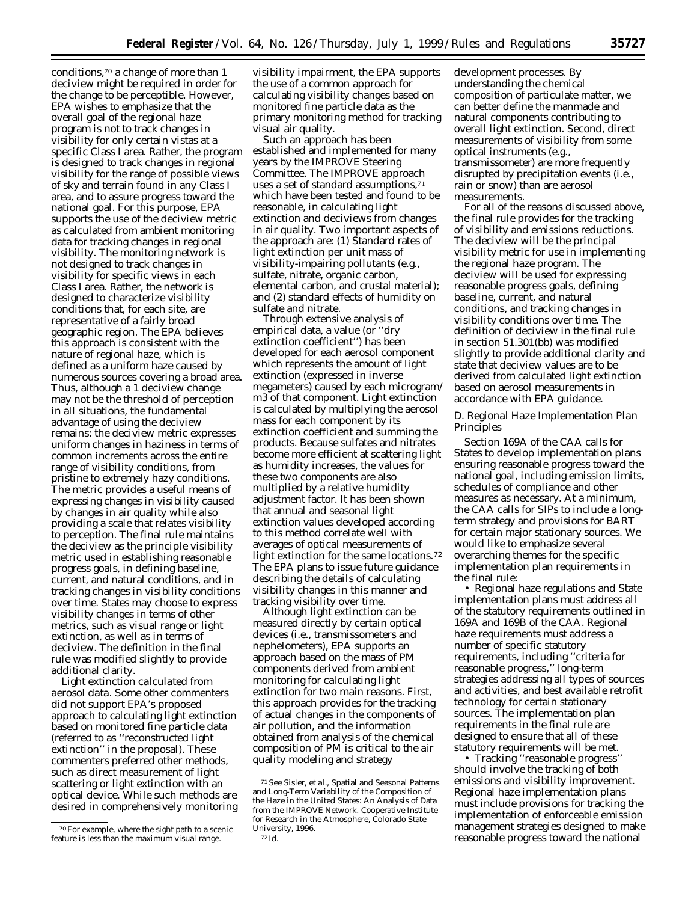conditions,[70] a change of more than 1 deciview might be required in order for the change to be perceptible. However, EPA wishes to emphasize that the overall goal of the regional haze program is not to track changes in visibility for only certain vistas at a specific Class I area. Rather, the program is designed to track changes in regional visibility for the range of possible views of sky and terrain found in any Class I area, and to assure progress toward the national goal. For this purpose, EPA supports the use of the deciview metric as calculated from ambient monitoring data for tracking changes in regional visibility. The monitoring network is not designed to track changes in visibility for specific views in each Class I area. Rather, the network is designed to characterize visibility conditions that, for each site, are representative of a fairly broad geographic region. The EPA believes this approach is consistent with the nature of regional haze, which is defined as a uniform haze caused by numerous sources covering a broad area. Thus, although a 1 deciview change may not be the threshold of perception in all situations, the fundamental advantage of using the deciview remains: the deciview metric expresses uniform changes in haziness in terms of common increments across the entire range of visibility conditions, from pristine to extremely hazy conditions. The metric provides a useful means of expressing changes in visibility caused by changes in air quality while also providing a scale that relates visibility to perception. The final rule maintains the deciview as the principle visibility metric used in establishing reasonable progress goals, in defining baseline, current, and natural conditions, and in tracking changes in visibility conditions over time. States may choose to express visibility changes in terms of other metrics, such as visual range or light extinction, as well as in terms of deciview. The definition in the final rule was modified slightly to provide additional clarity.

*Light extinction calculated from aerosol data.* Some other commenters did not support EPA's proposed approach to calculating light extinction based on monitored fine particle data (referred to as ''reconstructed light extinction'' in the proposal). These commenters preferred other methods, such as direct measurement of light scattering or light extinction with an optical device. While such methods are desired in comprehensively monitoring visibility impairment, the EPA supports the use of a common approach for calculating visibility changes based on monitored fine particle data as the primary monitoring method for tracking visual air quality.

Such an approach has been established and implemented for many years by the IMPROVE Steering Committee. The IMPROVE approach uses a set of standard assumptions,[71] which have been tested and found to be reasonable, in calculating light extinction and deciviews from changes in air quality. Two important aspects of the approach are: (1) Standard rates of light extinction per unit mass of visibility-impairing pollutants (e.g., sulfate, nitrate, organic carbon, elemental carbon, and crustal material); and (2) standard effects of humidity on sulfate and nitrate.

Through extensive analysis of empirical data, a value (or ''dry extinction coefficient'') has been developed for each aerosol component which represents the amount of light extinction (expressed in inverse megameters) caused by each microgram/m3 of that component. Light extinction is calculated by multiplying the aerosol mass for each component by its extinction coefficient and summing the products. Because sulfates and nitrates become more efficient at scattering light as humidity increases, the values for these two components are also multiplied by a relative humidity adjustment factor. It has been shown that annual and seasonal light extinction values developed according to this method correlate well with averages of optical measurements of light extinction for the same locations.[72] The EPA plans to issue future guidance describing the details of calculating visibility changes in this manner and tracking visibility over time.

Although light extinction can be measured directly by certain optical devices (i.e., transmissometers and nephelometers), EPA supports an approach based on the mass of PM components derived from ambient monitoring for calculating light extinction for two main reasons. First, this approach provides for the tracking of actual changes in the components of air pollution, and the information obtained from analysis of the chemical composition of PM is critical to the air quality modeling and strategy development processes. By understanding the chemical composition of particulate matter, we can better define the manmade and natural components contributing to overall light extinction. Second, direct measurements of visibility from some optical instruments (e.g., transmissometer) are more frequently disrupted by precipitation events (i.e., rain or snow) than are aerosol measurements.

For all of the reasons discussed above, the final rule provides for the tracking of visibility and emissions reductions. The deciview will be the principal visibility metric for use in implementing the regional haze program. The deciview will be used for expressing reasonable progress goals, defining baseline, current, and natural conditions, and tracking changes in visibility conditions over time. The definition of deciview in the final rule in section 51.301(bb) was modified slightly to provide additional clarity and state that deciview values are to be derived from calculated light extinction based on aerosol measurements in accordance with EPA guidance.

### *D. Regional Haze Implementation Plan Principles*

Section 169A of the CAA calls for States to develop implementation plans ensuring reasonable progress toward the national goal, including emission limits, schedules of compliance and other measures as necessary. At a minimum, the CAA calls for SIPs to include a long-term strategy and provisions for BART for certain major stationary sources. We would like to emphasize several overarching themes for the specific implementation plan requirements in the final rule:

• Regional haze regulations and State implementation plans must address all of the statutory requirements outlined in 169A and 169B of the CAA. Regional haze requirements must address a number of specific statutory requirements, including ''criteria for reasonable progress,'' long-term strategies addressing all types of sources and activities, and best available retrofit technology for certain stationary sources. The implementation plan requirements in the final rule are designed to ensure that all of these statutory requirements will be met.

• Tracking ''reasonable progress'' should involve the tracking of both emissions and visibility improvement. Regional haze implementation plans must include provisions for tracking the implementation of enforceable emission management strategies designed to make reasonable progress toward the national

---

[70] For example, where the sight path to a scenic feature is less than the maximum visual range.

[71] See Sisler, et al., Spatial and Seasonal Patterns and Long-Term Variability of the Composition of the Haze in the United States: An Analysis of Data from the IMPROVE Network. Cooperative Institute for Research in the Atmosphere, Colorado State University, 1996.

[72] Id.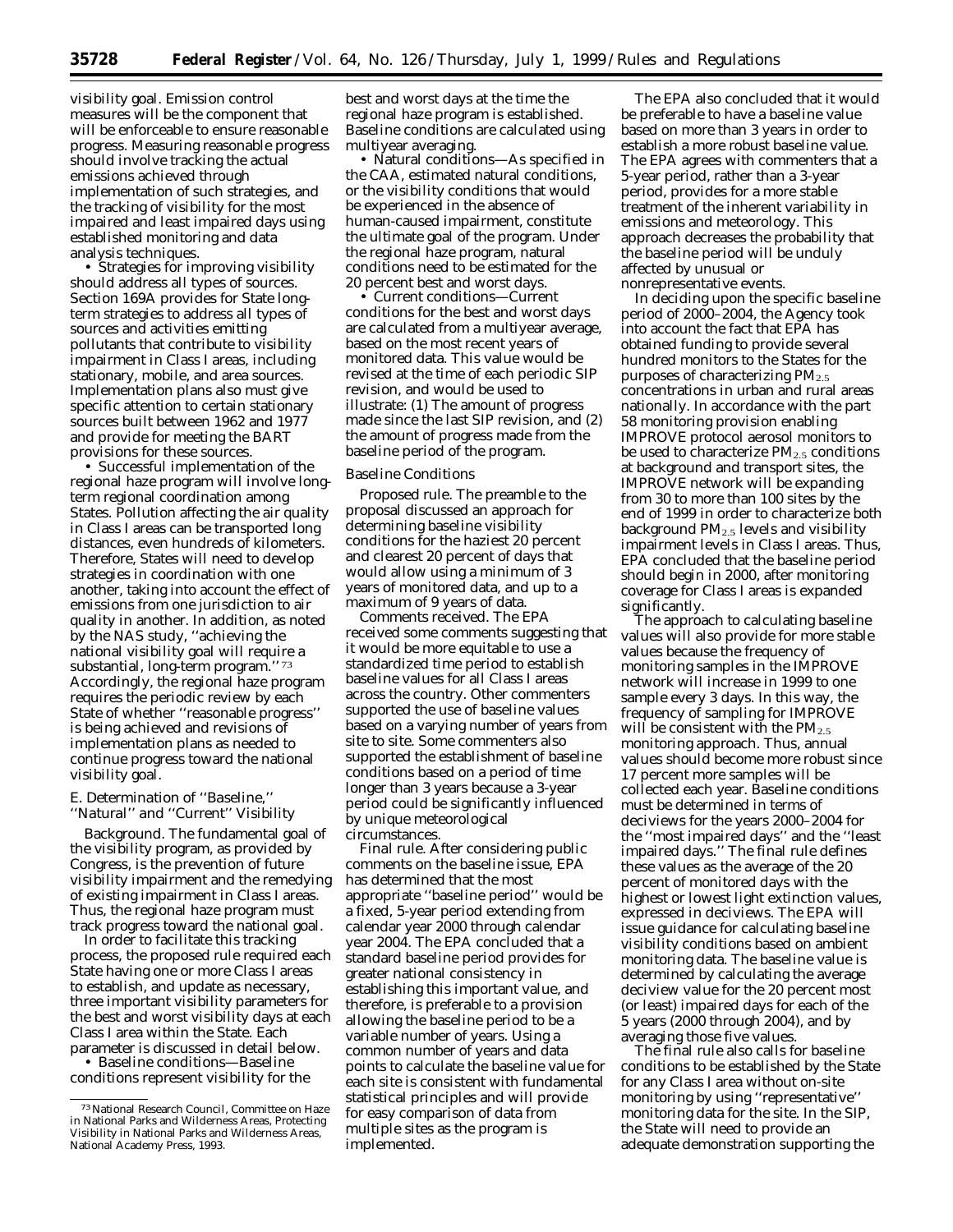visibility goal. Emission control measures will be the component that will be enforceable to ensure reasonable progress. Measuring reasonable progress should involve tracking the actual emissions achieved through implementation of such strategies, and the tracking of visibility for the most impaired and least impaired days using established monitoring and data analysis techniques.

• Strategies for improving visibility should address all types of sources. Section 169A provides for State long-term strategies to address all types of sources and activities emitting pollutants that contribute to visibility impairment in Class I areas, including stationary, mobile, and area sources. Implementation plans also must give specific attention to certain stationary sources built between 1962 and 1977 and provide for meeting the BART provisions for these sources.

• Successful implementation of the regional haze program will involve long-term regional coordination among States. Pollution affecting the air quality in Class I areas can be transported long distances, even hundreds of kilometers. Therefore, States will need to develop strategies in coordination with one another, taking into account the effect of emissions from one jurisdiction to air quality in another. In addition, as noted by the NAS study, ''achieving the national visibility goal will require a substantial, long-term program.'' [73] Accordingly, the regional haze program requires the periodic review by each State of whether ''reasonable progress'' is being achieved and revisions of implementation plans as needed to continue progress toward the national visibility goal.

### E. Determination of ''Baseline,'' ''Natural'' and ''Current'' Visibility

*Background.* The fundamental goal of the visibility program, as provided by Congress, is the prevention of future visibility impairment and the remedying of existing impairment in Class I areas. Thus, the regional haze program must track progress toward the national goal.

In order to facilitate this tracking process, the proposed rule required each State having one or more Class I areas to establish, and update as necessary, three important visibility parameters for the best and worst visibility days at each Class I area within the State. Each parameter is discussed in detail below.

• Baseline conditions—Baseline conditions represent visibility for the best and worst days at the time the regional haze program is established. Baseline conditions are calculated using multiyear averaging.

• Natural conditions—As specified in the CAA, estimated natural conditions, or the visibility conditions that would be experienced in the absence of human-caused impairment, constitute the ultimate goal of the program. Under the regional haze program, natural conditions need to be estimated for the 20 percent best and worst days.

• Current conditions—Current conditions for the best and worst days are calculated from a multiyear average, based on the most recent years of monitored data. This value would be revised at the time of each periodic SIP revision, and would be used to illustrate: (1) The amount of progress made since the last SIP revision, and (2) the amount of progress made from the baseline period of the program.

#### Baseline Conditions

*Proposed rule.* The preamble to the proposal discussed an approach for determining baseline visibility conditions for the haziest 20 percent and clearest 20 percent of days that would allow using a minimum of 3 years of monitored data, and up to a maximum of 9 years of data.

*Comments received.* The EPA received some comments suggesting that it would be more equitable to use a standardized time period to establish baseline values for all Class I areas across the country. Other commenters supported the use of baseline values based on a varying number of years from site to site. Some commenters also supported the establishment of baseline conditions based on a period of time longer than 3 years because a 3-year period could be significantly influenced by unique meteorological circumstances.

*Final rule.* After considering public comments on the baseline issue, EPA has determined that the most appropriate ''baseline period'' would be a fixed, 5-year period extending from calendar year 2000 through calendar year 2004. The EPA concluded that a standard baseline period provides for greater national consistency in establishing this important value, and therefore, is preferable to a provision allowing the baseline period to be a variable number of years. Using a common number of years and data points to calculate the baseline value for each site is consistent with fundamental statistical principles and will provide for easy comparison of data from multiple sites as the program is implemented.

The EPA also concluded that it would be preferable to have a baseline value based on more than 3 years in order to establish a more robust baseline value. The EPA agrees with commenters that a 5-year period, rather than a 3-year period, provides for a more stable treatment of the inherent variability in emissions and meteorology. This approach decreases the probability that the baseline period will be unduly affected by unusual or nonrepresentative events.

In deciding upon the specific baseline period of 2000–2004, the Agency took into account the fact that EPA has obtained funding to provide several hundred monitors to the States for the purposes of characterizing $PM_{2.5}$ concentrations in urban and rural areas nationally. In accordance with the part 58 monitoring provision enabling IMPROVE protocol aerosol monitors to be used to characterize $PM_{2.5}$ conditions at background and transport sites, the IMPROVE network will be expanding from 30 to more than 100 sites by the end of 1999 in order to characterize both background $PM_{2.5}$ levels and visibility impairment levels in Class I areas. Thus, EPA concluded that the baseline period should begin in 2000, after monitoring coverage for Class I areas is expanded significantly.

The approach to calculating baseline values will also provide for more stable values because the frequency of monitoring samples in the IMPROVE network will increase in 1999 to one sample every 3 days. In this way, the frequency of sampling for IMPROVE will be consistent with the $PM_{2.5}$ monitoring approach. Thus, annual values should become more robust since 17 percent more samples will be collected each year. Baseline conditions must be determined in terms of deciviews for the years 2000–2004 for the ''most impaired days'' and the ''least impaired days.'' The final rule defines these values as the average of the 20 percent of monitored days with the highest or lowest light extinction values, expressed in deciviews. The EPA will issue guidance for calculating baseline visibility conditions based on ambient monitoring data. The baseline value is determined by calculating the average deciview value for the 20 percent most (or least) impaired days for each of the 5 years (2000 through 2004), and by averaging those five values.

The final rule also calls for baseline conditions to be established by the State for any Class I area without on-site monitoring by using ''representative'' monitoring data for the site. In the SIP, the State will need to provide an adequate demonstration supporting the

---

[73] National Research Council, Committee on Haze in National Parks and Wilderness Areas, Protecting Visibility in National Parks and Wilderness Areas, National Academy Press, 1993.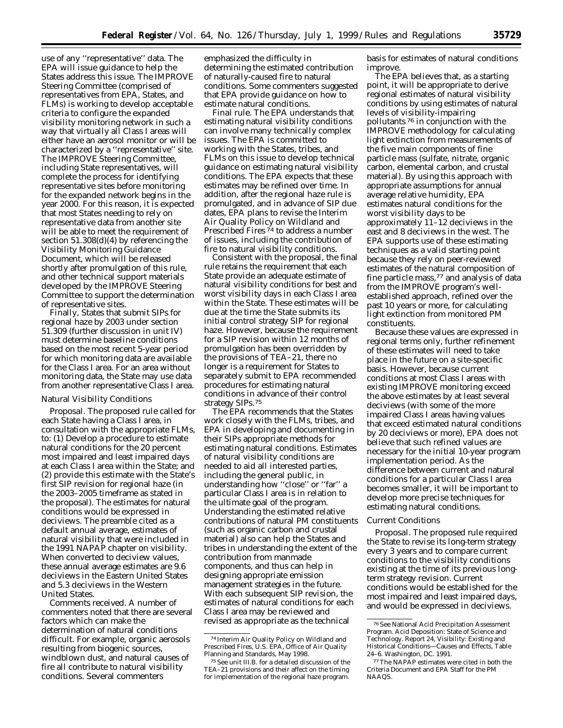use of any ''representative'' data. The EPA will issue guidance to help the States address this issue. The IMPROVE Steering Committee (comprised of representatives from EPA, States, and FLMs) is working to develop acceptable criteria to configure the expanded visibility monitoring network in such a way that virtually all Class I areas will either have an aerosol monitor or will be characterized by a ''representative'' site. The IMPROVE Steering Committee, including State representatives, will complete the process for identifying representative sites before monitoring for the expanded network begins in the year 2000. For this reason, it is expected that most States needing to rely on representative data from another site will be able to meet the requirement of section 51.308(d)(4) by referencing the Visibility Monitoring Guidance Document, which will be released shortly after promulgation of this rule, and other technical support materials developed by the IMPROVE Steering Committee to support the determination of representative sites.

Finally, States that submit SIPs for regional haze by 2003 under section 51.309 (further discussion in unit IV) must determine baseline conditions based on the most recent 5-year period for which monitoring data are available for the Class I area. For an area without monitoring data, the State may use data from another representative Class I area.

*Natural Visibility Conditions*

*Proposal.* The proposed rule called for each State having a Class I area, in consultation with the appropriate FLMs, to: (1) Develop a procedure to estimate natural conditions for the 20 percent most impaired and least impaired days at each Class I area within the State; and (2) provide this estimate with the State's first SIP revision for regional haze (in the 2003–2005 timeframe as stated in the proposal). The estimates for natural conditions would be expressed in deciviews. The preamble cited as a default annual average, estimates of natural visibility that were included in the 1991 NAPAP chapter on visibility. When converted to deciview values, these annual average estimates are 9.6 deciviews in the Eastern United States and 5.3 deciviews in the Western United States.

*Comments received.* A number of commenters noted that there are several factors which can make the determination of natural conditions difficult. For example, organic aerosols resulting from biogenic sources, windblown dust, and natural causes of fire all contribute to natural visibility conditions. Several commenters emphasized the difficulty in determining the estimated contribution of naturally-caused fire to natural conditions. Some commenters suggested that EPA provide guidance on how to estimate natural conditions.

*Final rule.* The EPA understands that estimating natural visibility conditions can involve many technically complex issues. The EPA is committed to working with the States, tribes, and FLMs on this issue to develop technical guidance on estimating natural visibility conditions. The EPA expects that these estimates may be refined over time. In addition, after the regional haze rule is promulgated, and in advance of SIP due dates, EPA plans to revise the Interim Air Quality Policy on Wildland and Prescribed Fires [74] to address a number of issues, including the contribution of fire to natural visibility conditions.

Consistent with the proposal, the final rule retains the requirement that each State provide an adequate estimate of natural visibility conditions for best and worst visibility days in each Class I area within the State. These estimates will be due at the time the State submits its initial control strategy SIP for regional haze. However, because the requirement for a SIP revision within 12 months of promulgation has been overridden by the provisions of TEA–21, there no longer is a requirement for States to separately submit to EPA recommended procedures for estimating natural conditions in advance of their control strategy SIPs.[75]

The EPA recommends that the States work closely with the FLMs, tribes, and EPA in developing and documenting in their SIPs appropriate methods for estimating natural conditions. Estimates of natural visibility conditions are needed to aid all interested parties, including the general public, in understanding how ''close'' or ''far'' a particular Class I area is in relation to the ultimate goal of the program. Understanding the estimated relative contributions of natural PM constituents (such as organic carbon and crustal material) also can help the States and tribes in understanding the extent of the contribution from manmade components, and thus can help in designing appropriate emission management strategies in the future. With each subsequent SIP revision, the estimates of natural conditions for each Class I area may be reviewed and revised as appropriate as the technical basis for estimates of natural conditions improve.

The EPA believes that, as a starting point, it will be appropriate to derive regional estimates of natural visibility conditions by using estimates of natural levels of visibility-impairing pollutants [76] in conjunction with the IMPROVE methodology for calculating light extinction from measurements of the five main components of fine particle mass (sulfate, nitrate, organic carbon, elemental carbon, and crustal material). By using this approach with appropriate assumptions for annual average relative humidity, EPA estimates natural conditions for the worst visibility days to be approximately 11–12 deciviews in the east and 8 deciviews in the west. The EPA supports use of these estimating techniques as a valid starting point because they rely on peer-reviewed estimates of the natural composition of fine particle mass,[77] and analysis of data from the IMPROVE program's well-established approach, refined over the past 10 years or more, for calculating light extinction from monitored PM constituents.

Because these values are expressed in regional terms only, further refinement of these estimates will need to take place in the future on a site-specific basis. However, because current conditions at most Class I areas with existing IMPROVE monitoring exceed the above estimates by at least several deciviews (with some of the more impaired Class I areas having values that exceed estimated natural conditions by 20 deciviews or more), EPA does not believe that such refined values are necessary for the initial 10-year program implementation period. As the difference between current and natural conditions for a particular Class I area becomes smaller, it will be important to develop more precise techniques for estimating natural conditions.

*Current Conditions*

*Proposal.* The proposed rule required the State to revise its long-term strategy every 3 years and to compare current conditions to the visibility conditions existing at the time of its previous long-term strategy revision. Current conditions would be established for the most impaired and least impaired days, and would be expressed in deciviews.

---

[74] Interim Air Quality Policy on Wildland and Prescribed Fires, U.S. EPA, Office of Air Quality Planning and Standards, May 1998.

[75] See unit III.B. for a detailed discussion of the TEA–21 provisions and their affect on the timing for implementation of the regional haze program.

[76] See National Acid Precipitation Assessment Program. Acid Deposition: State of Science and Technology. Report 24, Visibility: Existing and Historical Conditions—Causes and Effects, Table 24–6. Washington, DC. 1991.

[77] The NAPAP estimates were cited in both the Criteria Document and EPA Staff for the PM NAAQS.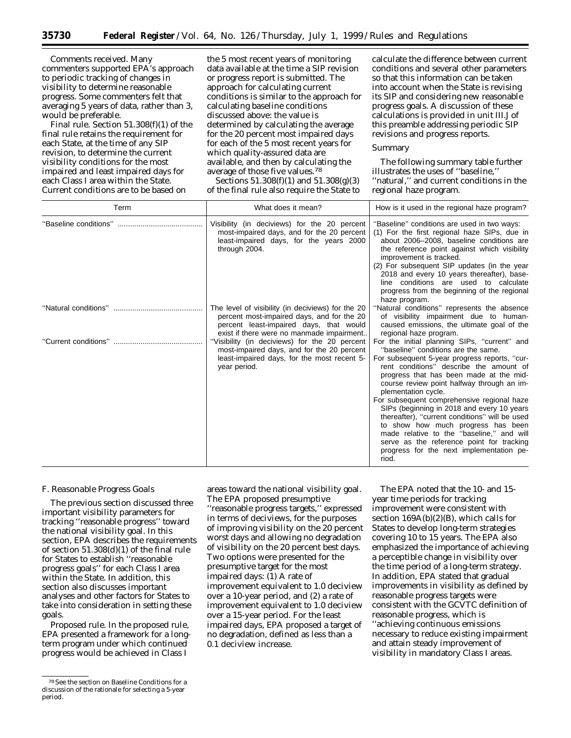*Comments received.* Many commenters supported EPA's approach to periodic tracking of changes in visibility to determine reasonable progress. Some commenters felt that averaging 5 years of data, rather than 3, would be preferable.

*Final rule.* Section 51.308(f)(1) of the final rule retains the requirement for each State, at the time of any SIP revision, to determine the current visibility conditions for the most impaired and least impaired days for each Class I area within the State. Current conditions are to be based on the 5 most recent years of monitoring data available at the time a SIP revision or progress report is submitted. The approach for calculating current conditions is similar to the approach for calculating baseline conditions discussed above: the value is determined by calculating the average for the 20 percent most impaired days for each of the 5 most recent years for which quality-assured data are available, and then by calculating the average of those five values.[78]

Sections 51.308(f)(1) and 51.308(g)(3) of the final rule also require the State to calculate the difference between current conditions and several other parameters so that this information can be taken into account when the State is revising its SIP and considering new reasonable progress goals. A discussion of these calculations is provided in unit III.J of this preamble addressing periodic SIP revisions and progress reports.

*Summary*

The following summary table further illustrates the uses of ''baseline,'' ''natural,'' and current conditions in the regional haze program.

| Term | What does it mean? | How is it used in the regional haze program? |
| --- | --- | --- |
| ''Baseline conditions'' | Visibility (in deciviews) for the 20 percent most-impaired days, and for the 20 percent least-impaired days, for the years 2000 through 2004. | ''Baseline'' conditions are used in two ways: (1) For the first regional haze SIPs, due in about 2006–2008, baseline conditions are the reference point against which visibility improvement is tracked. (2) For subsequent SIP updates (in the year 2018 and every 10 years thereafter), baseline conditions are used to calculate progress from the beginning of the regional haze program. |
| ''Natural conditions'' | The level of visibility (in deciviews) for the 20 percent most-impaired days, and for the 20 percent least-impaired days, that would exist if there were no manmade impairment.. | ''Natural conditions'' represents the absence of visibility impairment due to human-caused emissions, the ultimate goal of the regional haze program. |
| ''Current conditions'' | ''Visibility (in deciviews) for the 20 percent most-impaired days, and for the 20 percent least-impaired days, for the most recent 5-year period. | For the initial planning SIPs, ''current'' and ''baseline'' conditions are the same. For subsequent 5-year progress reports, ''current conditions'' describe the amount of progress that has been made at the mid-course review point halfway through an implementation cycle. For subsequent comprehensive regional haze SIPs (beginning in 2018 and every 10 years thereafter), ''current conditions'' will be used to show how much progress has been made relative to the ''baseline,'' and will serve as the reference point for tracking progress for the next implementation period. |

### *F. Reasonable Progress Goals*

The previous section discussed three important visibility parameters for tracking ''reasonable progress'' toward the national visibility goal. In this section, EPA describes the requirements of section 51.308(d)(1) of the final rule for States to establish ''reasonable progress goals'' for each Class I area within the State. In addition, this section also discusses important analyses and other factors for States to take into consideration in setting these goals.

*Proposed rule.* In the proposed rule, EPA presented a framework for a long-term program under which continued progress would be achieved in Class I areas toward the national visibility goal. The EPA proposed presumptive ''reasonable progress targets,'' expressed in terms of deciviews, for the purposes of improving visibility on the 20 percent worst days and allowing no degradation of visibility on the 20 percent best days. Two options were presented for the presumptive target for the most impaired days: (1) A rate of improvement equivalent to 1.0 deciview over a 10-year period, and (2) a rate of improvement equivalent to 1.0 deciview over a 15-year period. For the least impaired days, EPA proposed a target of no degradation, defined as less than a 0.1 deciview increase.

The EPA noted that the 10- and 15-year time periods for tracking improvement were consistent with section 169A(b)(2)(B), which calls for States to develop long-term strategies covering 10 to 15 years. The EPA also emphasized the importance of achieving a perceptible change in visibility over the time period of a long-term strategy. In addition, EPA stated that gradual improvements in visibility as defined by reasonable progress targets were consistent with the GCVTC definition of reasonable progress, which is ''achieving continuous emissions necessary to reduce existing impairment and attain steady improvement of visibility in mandatory Class I areas.

[78] See the section on Baseline Conditions for a discussion of the rationale for selecting a 5-year period.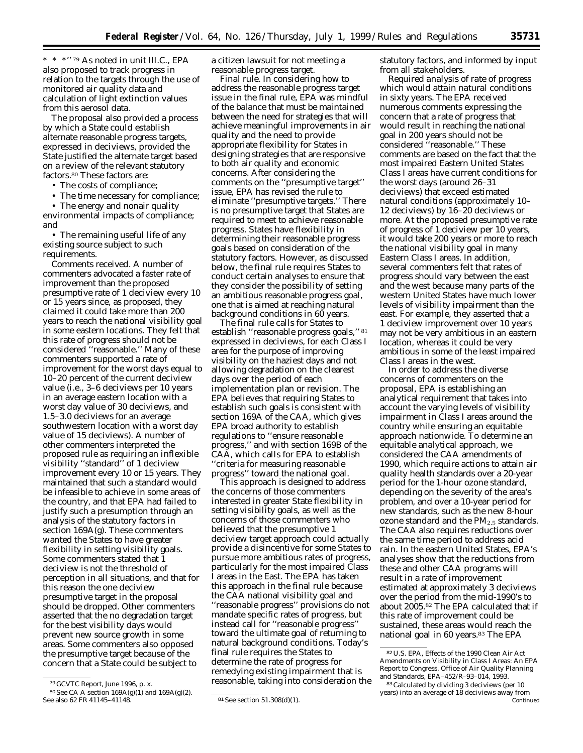* * *''[79] As noted in unit III.C., EPA also proposed to track progress in relation to the targets through the use of monitored air quality data and calculation of light extinction values from this aerosol data.

The proposal also provided a process by which a State could establish alternate reasonable progress targets, expressed in deciviews, provided the State justified the alternate target based on a review of the relevant statutory factors.[80] These factors are:

- The costs of compliance;
- The time necessary for compliance;
- The energy and nonair quality environmental impacts of compliance; and
- The remaining useful life of any existing source subject to such requirements.

*Comments received.* A number of commenters advocated a faster rate of improvement than the proposed presumptive rate of 1 deciview every 10 or 15 years since, as proposed, they claimed it could take more than 200 years to reach the national visibility goal in some eastern locations. They felt that this rate of progress should not be considered ''reasonable.'' Many of these commenters supported a rate of improvement for the worst days equal to 10–20 percent of the current deciview value (i.e., 3–6 deciviews per 10 years in an average eastern location with a worst day value of 30 deciviews, and 1.5–3.0 deciviews for an average southwestern location with a worst day value of 15 deciviews). A number of other commenters interpreted the proposed rule as requiring an inflexible visibility ''standard'' of 1 deciview improvement every 10 or 15 years. They maintained that such a standard would be infeasible to achieve in some areas of the country, and that EPA had failed to justify such a presumption through an analysis of the statutory factors in section 169A(g). These commenters wanted the States to have greater flexibility in setting visibility goals. Some commenters stated that 1 deciview is not the threshold of perception in all situations, and that for this reason the one deciview presumptive target in the proposal should be dropped. Other commenters asserted that the no degradation target for the best visibility days would prevent new source growth in some areas. Some commenters also opposed the presumptive target because of the concern that a State could be subject to a citizen lawsuit for not meeting a reasonable progress target.

*Final rule.* In considering how to address the reasonable progress target issue in the final rule, EPA was mindful of the balance that must be maintained between the need for strategies that will achieve meaningful improvements in air quality and the need to provide appropriate flexibility for States in designing strategies that are responsive to both air quality and economic concerns. After considering the comments on the ''presumptive target'' issue, EPA has revised the rule to eliminate ''presumptive targets.'' There is no presumptive target that States are required to meet to achieve reasonable progress. States have flexibility in determining their reasonable progress goals based on consideration of the statutory factors. However, as discussed below, the final rule requires States to conduct certain analyses to ensure that they consider the possibility of setting an ambitious reasonable progress goal, one that is aimed at reaching natural background conditions in 60 years.

The final rule calls for States to establish ''reasonable progress goals,''[81] expressed in deciviews, for each Class I area for the purpose of improving visibility on the haziest days and not allowing degradation on the clearest days over the period of each implementation plan or revision. The EPA believes that requiring States to establish such goals is consistent with section 169A of the CAA, which gives EPA broad authority to establish regulations to ''ensure reasonable progress,'' and with section 169B of the CAA, which calls for EPA to establish ''criteria for measuring reasonable progress'' toward the national goal.

This approach is designed to address the concerns of those commenters interested in greater State flexibility in setting visibility goals, as well as the concerns of those commenters who believed that the presumptive 1 deciview target approach could actually provide a disincentive for some States to pursue more ambitious rates of progress, particularly for the most impaired Class I areas in the East. The EPA has taken this approach in the final rule because the CAA national visibility goal and ''reasonable progress'' provisions do not mandate specific rates of progress, but instead call for ''reasonable progress'' toward the ultimate goal of returning to natural background conditions. Today's final rule requires the States to determine the rate of progress for remedying existing impairment that is reasonable, taking into consideration the statutory factors, and informed by input from all stakeholders.

*Required analysis of rate of progress which would attain natural conditions in sixty years.* The EPA received numerous comments expressing the concern that a rate of progress that would result in reaching the national goal in 200 years should not be considered ''reasonable.'' These comments are based on the fact that the most impaired Eastern United States Class I areas have current conditions for the worst days (around 26–31 deciviews) that exceed estimated natural conditions (approximately 10–12 deciviews) by 16–20 deciviews or more. At the proposed presumptive rate of progress of 1 deciview per 10 years, it would take 200 years or more to reach the national visibility goal in many Eastern Class I areas. In addition, several commenters felt that rates of progress should vary between the east and the west because many parts of the western United States have much lower levels of visibility impairment than the east. For example, they asserted that a 1 deciview improvement over 10 years may not be very ambitious in an eastern location, whereas it could be very ambitious in some of the least impaired Class I areas in the west.

In order to address the diverse concerns of commenters on the proposal, EPA is establishing an analytical requirement that takes into account the varying levels of visibility impairment in Class I areas around the country while ensuring an equitable approach nationwide. To determine an equitable analytical approach, we considered the CAA amendments of 1990, which require actions to attain air quality health standards over a 20-year period for the 1-hour ozone standard, depending on the severity of the area's problem, and over a 10-year period for new standards, such as the new 8-hour ozone standard and the $PM_{2.5}$ standards. The CAA also requires reductions over the same time period to address acid rain. In the eastern United States, EPA's analyses show that the reductions from these and other CAA programs will result in a rate of improvement estimated at approximately 3 deciviews over the period from the mid-1990's to about 2005.[82] The EPA calculated that if this rate of improvement could be sustained, these areas would reach the national goal in 60 years.[83] The EPA

---

[79] GCVTC Report, June 1996, p. x.

[80] See CA A section 169A(g)(1) and 169A(g)(2). See also 62 FR 41145–41148.

[81] See section 51.308(d)(1).

[82] U.S. EPA, Effects of the 1990 Clean Air Act Amendments on Visibility in Class I Areas: An EPA Report to Congress. Office of Air Quality Planning and Standards, EPA–452/R–93–014, 1993.

[83] Calculated by dividing 3 deciviews (per 10 years) into an average of 18 deciviews away from *Continued*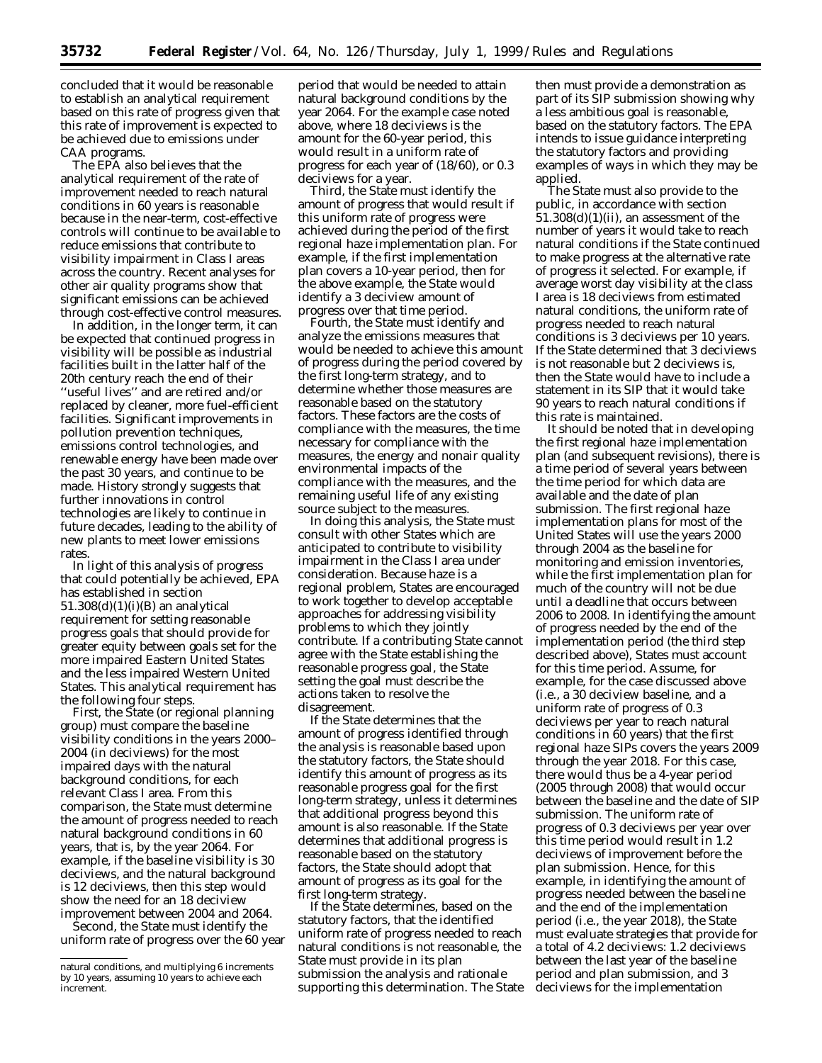concluded that it would be reasonable to establish an analytical requirement based on this rate of progress given that this rate of improvement is expected to be achieved due to emissions under CAA programs.

The EPA also believes that the analytical requirement of the rate of improvement needed to reach natural conditions in 60 years is reasonable because in the near-term, cost-effective controls will continue to be available to reduce emissions that contribute to visibility impairment in Class I areas across the country. Recent analyses for other air quality programs show that significant emissions can be achieved through cost-effective control measures.

In addition, in the longer term, it can be expected that continued progress in visibility will be possible as industrial facilities built in the latter half of the 20th century reach the end of their ''useful lives'' and are retired and/or replaced by cleaner, more fuel-efficient facilities. Significant improvements in pollution prevention techniques, emissions control technologies, and renewable energy have been made over the past 30 years, and continue to be made. History strongly suggests that further innovations in control technologies are likely to continue in future decades, leading to the ability of new plants to meet lower emissions rates.

In light of this analysis of progress that could potentially be achieved, EPA has established in section 51.308(d)(1)(i)(B) an analytical requirement for setting reasonable progress goals that should provide for greater equity between goals set for the more impaired Eastern United States and the less impaired Western United States. This analytical requirement has the following four steps.

First, the State (or regional planning group) must compare the baseline visibility conditions in the years 2000–2004 (in deciviews) for the most impaired days with the natural background conditions, for each relevant Class I area. From this comparison, the State must determine the amount of progress needed to reach natural background conditions in 60 years, that is, by the year 2064. For example, if the baseline visibility is 30 deciviews, and the natural background is 12 deciviews, then this step would show the need for an 18 deciview improvement between 2004 and 2064.

Second, the State must identify the uniform rate of progress over the 60 year period that would be needed to attain natural background conditions by the year 2064. For the example case noted above, where 18 deciviews is the amount for the 60-year period, this would result in a uniform rate of progress for each year of (18/60), or 0.3 deciviews for a year.

Third, the State must identify the amount of progress that would result if this uniform rate of progress were achieved during the period of the first regional haze implementation plan. For example, if the first implementation plan covers a 10-year period, then for the above example, the State would identify a 3 deciview amount of progress over that time period.

Fourth, the State must identify and analyze the emissions measures that would be needed to achieve this amount of progress during the period covered by the first long-term strategy, and to determine whether those measures are reasonable based on the statutory factors. These factors are the costs of compliance with the measures, the time necessary for compliance with the measures, the energy and nonair quality environmental impacts of the compliance with the measures, and the remaining useful life of any existing source subject to the measures.

In doing this analysis, the State must consult with other States which are anticipated to contribute to visibility impairment in the Class I area under consideration. Because haze is a regional problem, States are encouraged to work together to develop acceptable approaches for addressing visibility problems to which they jointly contribute. If a contributing State cannot agree with the State establishing the reasonable progress goal, the State setting the goal must describe the actions taken to resolve the disagreement.

If the State determines that the amount of progress identified through the analysis is reasonable based upon the statutory factors, the State should identify this amount of progress as its reasonable progress goal for the first long-term strategy, unless it determines that additional progress beyond this amount is also reasonable. If the State determines that additional progress is reasonable based on the statutory factors, the State should adopt that amount of progress as its goal for the first long-term strategy.

If the State determines, based on the statutory factors, that the identified uniform rate of progress needed to reach natural conditions is not reasonable, the State must provide in its plan submission the analysis and rationale supporting this determination. The State then must provide a demonstration as part of its SIP submission showing why a less ambitious goal is reasonable, based on the statutory factors. The EPA intends to issue guidance interpreting the statutory factors and providing examples of ways in which they may be applied.

The State must also provide to the public, in accordance with section 51.308(d)(1)(ii), an assessment of the number of years it would take to reach natural conditions if the State continued to make progress at the alternative rate of progress it selected. For example, if average worst day visibility at the class I area is 18 deciviews from estimated natural conditions, the uniform rate of progress needed to reach natural conditions is 3 deciviews per 10 years. If the State determined that 3 deciviews is not reasonable but 2 deciviews is, then the State would have to include a statement in its SIP that it would take 90 years to reach natural conditions if this rate is maintained.

It should be noted that in developing the first regional haze implementation plan (and subsequent revisions), there is a time period of several years between the time period for which data are available and the date of plan submission. The first regional haze implementation plans for most of the United States will use the years 2000 through 2004 as the baseline for monitoring and emission inventories, while the first implementation plan for much of the country will not be due until a deadline that occurs between 2006 to 2008. In identifying the amount of progress needed by the end of the implementation period (the third step described above), States must account for this time period. Assume, for example, for the case discussed above (i.e., a 30 deciview baseline, and a uniform rate of progress of 0.3 deciviews per year to reach natural conditions in 60 years) that the first regional haze SIPs covers the years 2009 through the year 2018. For this case, there would thus be a 4-year period (2005 through 2008) that would occur between the baseline and the date of SIP submission. The uniform rate of progress of 0.3 deciviews per year over this time period would result in 1.2 deciviews of improvement before the plan submission. Hence, for this example, in identifying the amount of progress needed between the baseline and the end of the implementation period (i.e., the year 2018), the State must evaluate strategies that provide for a total of 4.2 deciviews: 1.2 deciviews between the last year of the baseline period and plan submission, and 3 deciviews for the implementation

---

natural conditions, and multiplying 6 increments by 10 years, assuming 10 years to achieve each increment.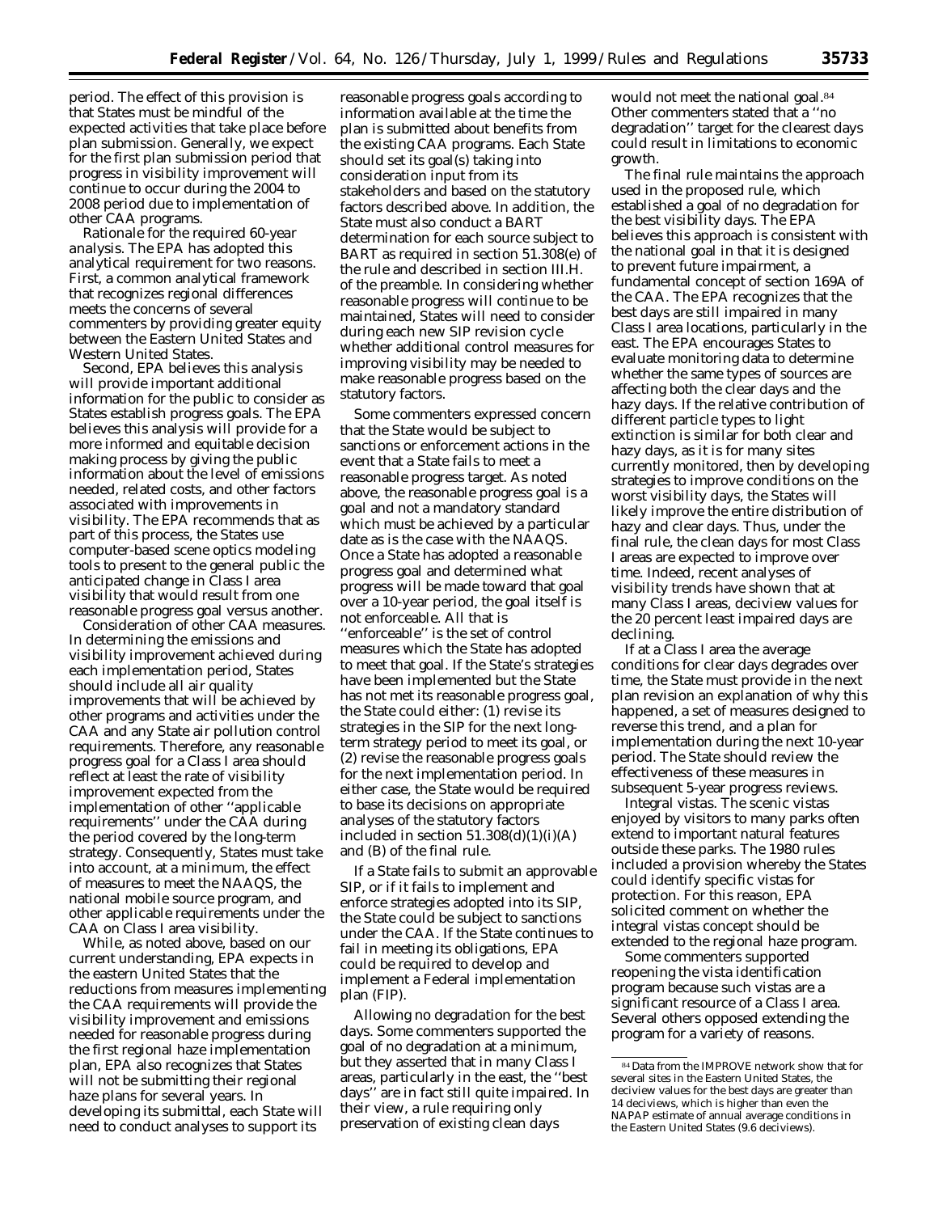period. The effect of this provision is that States must be mindful of the expected activities that take place before plan submission. Generally, we expect for the first plan submission period that progress in visibility improvement will continue to occur during the 2004 to 2008 period due to implementation of other CAA programs.

*Rationale for the required 60-year analysis.* The EPA has adopted this analytical requirement for two reasons. First, a common analytical framework that recognizes regional differences meets the concerns of several commenters by providing greater equity between the Eastern United States and Western United States.

Second, EPA believes this analysis will provide important additional information for the public to consider as States establish progress goals. The EPA believes this analysis will provide for a more informed and equitable decision making process by giving the public information about the level of emissions needed, related costs, and other factors associated with improvements in visibility. The EPA recommends that as part of this process, the States use computer-based scene optics modeling tools to present to the general public the anticipated change in Class I area visibility that would result from one reasonable progress goal versus another.

*Consideration of other CAA measures.* In determining the emissions and visibility improvement achieved during each implementation period, States should include all air quality improvements that will be achieved by other programs and activities under the CAA and any State air pollution control requirements. Therefore, any reasonable progress goal for a Class I area should reflect at least the rate of visibility improvement expected from the implementation of other ''applicable requirements'' under the CAA during the period covered by the long-term strategy. Consequently, States must take into account, at a minimum, the effect of measures to meet the NAAQS, the national mobile source program, and other applicable requirements under the CAA on Class I area visibility.

While, as noted above, based on our current understanding, EPA expects in the eastern United States that the reductions from measures implementing the CAA requirements will provide the visibility improvement and emissions needed for reasonable progress during the first regional haze implementation plan, EPA also recognizes that States will not be submitting their regional haze plans for several years. In developing its submittal, each State will need to conduct analyses to support its reasonable progress goals according to information available at the time the plan is submitted about benefits from the existing CAA programs. Each State should set its goal(s) taking into consideration input from its stakeholders and based on the statutory factors described above. In addition, the State must also conduct a BART determination for each source subject to BART as required in section 51.308(e) of the rule and described in section III.H. of the preamble. In considering whether reasonable progress will continue to be maintained, States will need to consider during each new SIP revision cycle whether additional control measures for improving visibility may be needed to make reasonable progress based on the statutory factors.

Some commenters expressed concern that the State would be subject to sanctions or enforcement actions in the event that a State fails to meet a reasonable progress target. As noted above, the reasonable progress goal is a goal and not a mandatory standard which must be achieved by a particular date as is the case with the NAAQS. Once a State has adopted a reasonable progress goal and determined what progress will be made toward that goal over a 10-year period, the goal itself is not enforceable. All that is ''enforceable'' is the set of control measures which the State has adopted to meet that goal. If the State's strategies have been implemented but the State has not met its reasonable progress goal, the State could either: (1) revise its strategies in the SIP for the next long-term strategy period to meet its goal, or (2) revise the reasonable progress goals for the next implementation period. In either case, the State would be required to base its decisions on appropriate analyses of the statutory factors included in section 51.308(d)(1)(i)(A) and (B) of the final rule.

If a State fails to submit an approvable SIP, or if it fails to implement and enforce strategies adopted into its SIP, the State could be subject to sanctions under the CAA. If the State continues to fail in meeting its obligations, EPA could be required to develop and implement a Federal implementation plan (FIP).

*Allowing no degradation for the best days.* Some commenters supported the goal of no degradation at a minimum, but they asserted that in many Class I areas, particularly in the east, the ''best days'' are in fact still quite impaired. In their view, a rule requiring only preservation of existing clean days would not meet the national goal.[84] Other commenters stated that a ''no degradation'' target for the clearest days could result in limitations to economic growth.

The final rule maintains the approach used in the proposed rule, which established a goal of no degradation for the best visibility days. The EPA believes this approach is consistent with the national goal in that it is designed to prevent future impairment, a fundamental concept of section 169A of the CAA. The EPA recognizes that the best days are still impaired in many Class I area locations, particularly in the east. The EPA encourages States to evaluate monitoring data to determine whether the same types of sources are affecting both the clear days and the hazy days. If the relative contribution of different particle types to light extinction is similar for both clear and hazy days, as it is for many sites currently monitored, then by developing strategies to improve conditions on the worst visibility days, the States will likely improve the entire distribution of hazy and clear days. Thus, under the final rule, the clean days for most Class I areas are expected to improve over time. Indeed, recent analyses of visibility trends have shown that at many Class I areas, deciview values for the 20 percent least impaired days are declining.

If at a Class I area the average conditions for clear days degrades over time, the State must provide in the next plan revision an explanation of why this happened, a set of measures designed to reverse this trend, and a plan for implementation during the next 10-year period. The State should review the effectiveness of these measures in subsequent 5-year progress reviews.

*Integral vistas.* The scenic vistas enjoyed by visitors to many parks often extend to important natural features outside these parks. The 1980 rules included a provision whereby the States could identify specific vistas for protection. For this reason, EPA solicited comment on whether the integral vistas concept should be extended to the regional haze program.

Some commenters supported reopening the vista identification program because such vistas are a significant resource of a Class I area. Several others opposed extending the program for a variety of reasons.

[84] Data from the IMPROVE network show that for several sites in the Eastern United States, the deciview values for the best days are greater than 14 deciviews, which is higher than even the NAPAP estimate of annual average conditions in the Eastern United States (9.6 deciviews).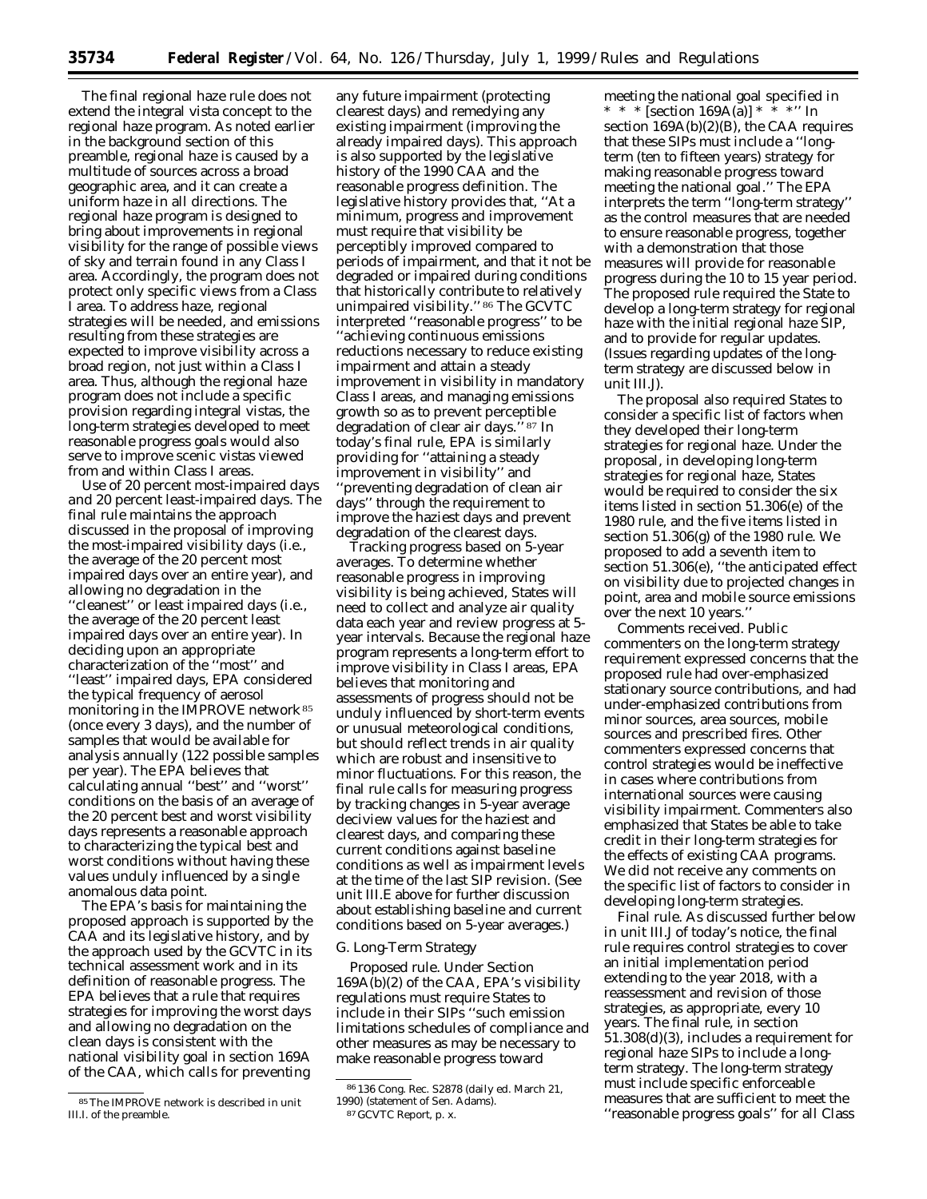The final regional haze rule does not extend the integral vista concept to the regional haze program. As noted earlier in the background section of this preamble, regional haze is caused by a multitude of sources across a broad geographic area, and it can create a uniform haze in all directions. The regional haze program is designed to bring about improvements in regional visibility for the range of possible views of sky and terrain found in any Class I area. Accordingly, the program does not protect only specific views from a Class I area. To address haze, regional strategies will be needed, and emissions resulting from these strategies are expected to improve visibility across a broad region, not just within a Class I area. Thus, although the regional haze program does not include a specific provision regarding integral vistas, the long-term strategies developed to meet reasonable progress goals would also serve to improve scenic vistas viewed from and within Class I areas.

*Use of 20 percent most-impaired days and 20 percent least-impaired days.* The final rule maintains the approach discussed in the proposal of improving the most-impaired visibility days (i.e., the average of the 20 percent most impaired days over an entire year), and allowing no degradation in the "cleanest" or least impaired days (i.e., the average of the 20 percent least impaired days over an entire year). In deciding upon an appropriate characterization of the "most" and "least" impaired days, EPA considered the typical frequency of aerosol monitoring in the IMPROVE network [85] (once every 3 days), and the number of samples that would be available for analysis annually (122 possible samples per year). The EPA believes that calculating annual "best" and "worst" conditions on the basis of an average of the 20 percent best and worst visibility days represents a reasonable approach to characterizing the typical best and worst conditions without having these values unduly influenced by a single anomalous data point.

The EPA's basis for maintaining the proposed approach is supported by the CAA and its legislative history, and by the approach used by the GCVTC in its technical assessment work and in its definition of reasonable progress. The EPA believes that a rule that requires strategies for improving the worst days and allowing no degradation on the clean days is consistent with the national visibility goal in section 169A of the CAA, which calls for preventing any future impairment (protecting clearest days) and remedying any existing impairment (improving the already impaired days). This approach is also supported by the legislative history of the 1990 CAA and the reasonable progress definition. The legislative history provides that, "At a minimum, progress and improvement must require that visibility be perceptibly improved compared to periods of impairment, and that it not be degraded or impaired during conditions that historically contribute to relatively unimpaired visibility." [86] The GCVTC interpreted "reasonable progress" to be "achieving continuous emissions reductions necessary to reduce existing impairment and attain a steady improvement in visibility in mandatory Class I areas, and managing emissions growth so as to prevent perceptible degradation of clear air days." [87] In today's final rule, EPA is similarly providing for "attaining a steady improvement in visibility" and "preventing degradation of clean air days" through the requirement to improve the haziest days and prevent degradation of the clearest days.

*Tracking progress based on 5-year averages.* To determine whether reasonable progress in improving visibility is being achieved, States will need to collect and analyze air quality data each year and review progress at 5-year intervals. Because the regional haze program represents a long-term effort to improve visibility in Class I areas, EPA believes that monitoring and assessments of progress should not be unduly influenced by short-term events or unusual meteorological conditions, but should reflect trends in air quality which are robust and insensitive to minor fluctuations. For this reason, the final rule calls for measuring progress by tracking changes in 5-year average deciview values for the haziest and clearest days, and comparing these current conditions against baseline conditions as well as impairment levels at the time of the last SIP revision. (See unit III.E above for further discussion about establishing baseline and current conditions based on 5-year averages.)

## *G. Long-Term Strategy*

*Proposed rule.* Under Section 169A(b)(2) of the CAA, EPA's visibility regulations must require States to include in their SIPs "such emission limitations schedules of compliance and other measures as may be necessary to make reasonable progress toward meeting the national goal specified in * * * [section 169A(a)] * * *" In section 169A(b)(2)(B), the CAA requires that these SIPs must include a "long-term (ten to fifteen years) strategy for making reasonable progress toward meeting the national goal." The EPA interprets the term "long-term strategy" as the control measures that are needed to ensure reasonable progress, together with a demonstration that those measures will provide for reasonable progress during the 10 to 15 year period. The proposed rule required the State to develop a long-term strategy for regional haze with the initial regional haze SIP, and to provide for regular updates. (Issues regarding updates of the long-term strategy are discussed below in unit III.J).

The proposal also required States to consider a specific list of factors when they developed their long-term strategies for regional haze. Under the proposal, in developing long-term strategies for regional haze, States would be required to consider the six items listed in section 51.306(e) of the 1980 rule, and the five items listed in section 51.306(g) of the 1980 rule. We proposed to add a seventh item to section 51.306(e), "the anticipated effect on visibility due to projected changes in point, area and mobile source emissions over the next 10 years."

*Comments received.* Public commenters on the long-term strategy requirement expressed concerns that the proposed rule had over-emphasized stationary source contributions, and had under-emphasized contributions from minor sources, area sources, mobile sources and prescribed fires. Other commenters expressed concerns that control strategies would be ineffective in cases where contributions from international sources were causing visibility impairment. Commenters also emphasized that States be able to take credit in their long-term strategies for the effects of existing CAA programs. We did not receive any comments on the specific list of factors to consider in developing long-term strategies.

*Final rule.* As discussed further below in unit III.J of today's notice, the final rule requires control strategies to cover an initial implementation period extending to the year 2018, with a reassessment and revision of those strategies, as appropriate, every 10 years. The final rule, in section 51.308(d)(3), includes a requirement for regional haze SIPs to include a long-term strategy. The long-term strategy must include specific enforceable measures that are sufficient to meet the "reasonable progress goals" for all Class

---

[85] The IMPROVE network is described in unit III.I. of the preamble.

[86] 136 Cong. Rec. S2878 (daily ed. March 21, 1990) (statement of Sen. Adams).

[87] GCVTC Report, p. x.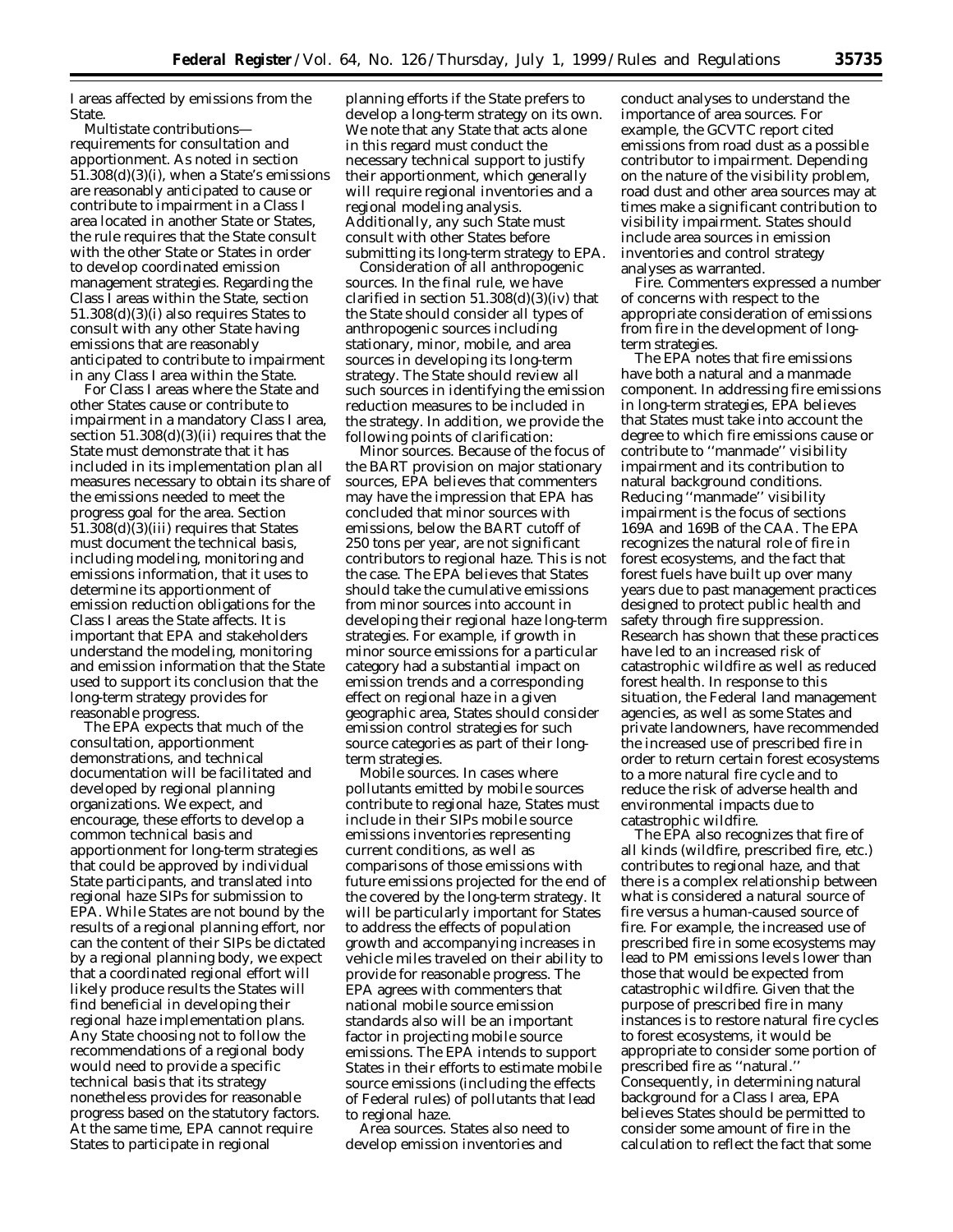I areas affected by emissions from the State.

*Multistate contributions—requirements for consultation and apportionment.* As noted in section 51.308(d)(3)(i), when a State's emissions are reasonably anticipated to cause or contribute to impairment in a Class I area located in another State or States, the rule requires that the State consult with the other State or States in order to develop coordinated emission management strategies. Regarding the Class I areas within the State, section 51.308(d)(3)(i) also requires States to consult with any other State having emissions that are reasonably anticipated to contribute to impairment in any Class I area within the State.

For Class I areas where the State and other States cause or contribute to impairment in a mandatory Class I area, section 51.308(d)(3)(ii) requires that the State must demonstrate that it has included in its implementation plan all measures necessary to obtain its share of the emissions needed to meet the progress goal for the area. Section 51.308(d)(3)(iii) requires that States must document the technical basis, including modeling, monitoring and emissions information, that it uses to determine its apportionment of emission reduction obligations for the Class I areas the State affects. It is important that EPA and stakeholders understand the modeling, monitoring and emission information that the State used to support its conclusion that the long-term strategy provides for reasonable progress.

The EPA expects that much of the consultation, apportionment demonstrations, and technical documentation will be facilitated and developed by regional planning organizations. We expect, and encourage, these efforts to develop a common technical basis and apportionment for long-term strategies that could be approved by individual State participants, and translated into regional haze SIPs for submission to EPA. While States are not bound by the results of a regional planning effort, nor can the content of their SIPs be dictated by a regional planning body, we expect that a coordinated regional effort will likely produce results the States will find beneficial in developing their regional haze implementation plans. Any State choosing not to follow the recommendations of a regional body would need to provide a specific technical basis that its strategy nonetheless provides for reasonable progress based on the statutory factors. At the same time, EPA cannot require States to participate in regional planning efforts if the State prefers to develop a long-term strategy on its own. We note that any State that acts alone in this regard must conduct the necessary technical support to justify their apportionment, which generally will require regional inventories and a regional modeling analysis. Additionally, any such State must consult with other States before submitting its long-term strategy to EPA.

*Consideration of all anthropogenic sources.* In the final rule, we have clarified in section 51.308(d)(3)(iv) that the State should consider all types of anthropogenic sources including stationary, minor, mobile, and area sources in developing its long-term strategy. The State should review all such sources in identifying the emission reduction measures to be included in the strategy. In addition, we provide the following points of clarification:

*Minor sources.* Because of the focus of the BART provision on major stationary sources, EPA believes that commenters may have the impression that EPA has concluded that minor sources with emissions, below the BART cutoff of 250 tons per year, are not significant contributors to regional haze. This is not the case. The EPA believes that States should take the cumulative emissions from minor sources into account in developing their regional haze long-term strategies. For example, if growth in minor source emissions for a particular category had a substantial impact on emission trends and a corresponding effect on regional haze in a given geographic area, States should consider emission control strategies for such source categories as part of their long-term strategies.

*Mobile sources.* In cases where pollutants emitted by mobile sources contribute to regional haze, States must include in their SIPs mobile source emissions inventories representing current conditions, as well as comparisons of those emissions with future emissions projected for the end of the covered by the long-term strategy. It will be particularly important for States to address the effects of population growth and accompanying increases in vehicle miles traveled on their ability to provide for reasonable progress. The EPA agrees with commenters that national mobile source emission standards also will be an important factor in projecting mobile source emissions. The EPA intends to support States in their efforts to estimate mobile source emissions (including the effects of Federal rules) of pollutants that lead to regional haze.

*Area sources.* States also need to develop emission inventories and conduct analyses to understand the importance of area sources. For example, the GCVTC report cited emissions from road dust as a possible contributor to impairment. Depending on the nature of the visibility problem, road dust and other area sources may at times make a significant contribution to visibility impairment. States should include area sources in emission inventories and control strategy analyses as warranted.

*Fire.* Commenters expressed a number of concerns with respect to the appropriate consideration of emissions from fire in the development of long-term strategies.

The EPA notes that fire emissions have both a natural and a manmade component. In addressing fire emissions in long-term strategies, EPA believes that States must take into account the degree to which fire emissions cause or contribute to "manmade" visibility impairment and its contribution to natural background conditions. Reducing "manmade" visibility impairment is the focus of sections 169A and 169B of the CAA. The EPA recognizes the natural role of fire in forest ecosystems, and the fact that forest fuels have built up over many years due to past management practices designed to protect public health and safety through fire suppression. Research has shown that these practices have led to an increased risk of catastrophic wildfire as well as reduced forest health. In response to this situation, the Federal land management agencies, as well as some States and private landowners, have recommended the increased use of prescribed fire in order to return certain forest ecosystems to a more natural fire cycle and to reduce the risk of adverse health and environmental impacts due to catastrophic wildfire.

The EPA also recognizes that fire of all kinds (wildfire, prescribed fire, etc.) contributes to regional haze, and that there is a complex relationship between what is considered a natural source of fire versus a human-caused source of fire. For example, the increased use of prescribed fire in some ecosystems may lead to PM emissions levels lower than those that would be expected from catastrophic wildfire. Given that the purpose of prescribed fire in many instances is to restore natural fire cycles to forest ecosystems, it would be appropriate to consider some portion of prescribed fire as "natural." Consequently, in determining natural background for a Class I area, EPA believes States should be permitted to consider some amount of fire in the calculation to reflect the fact that some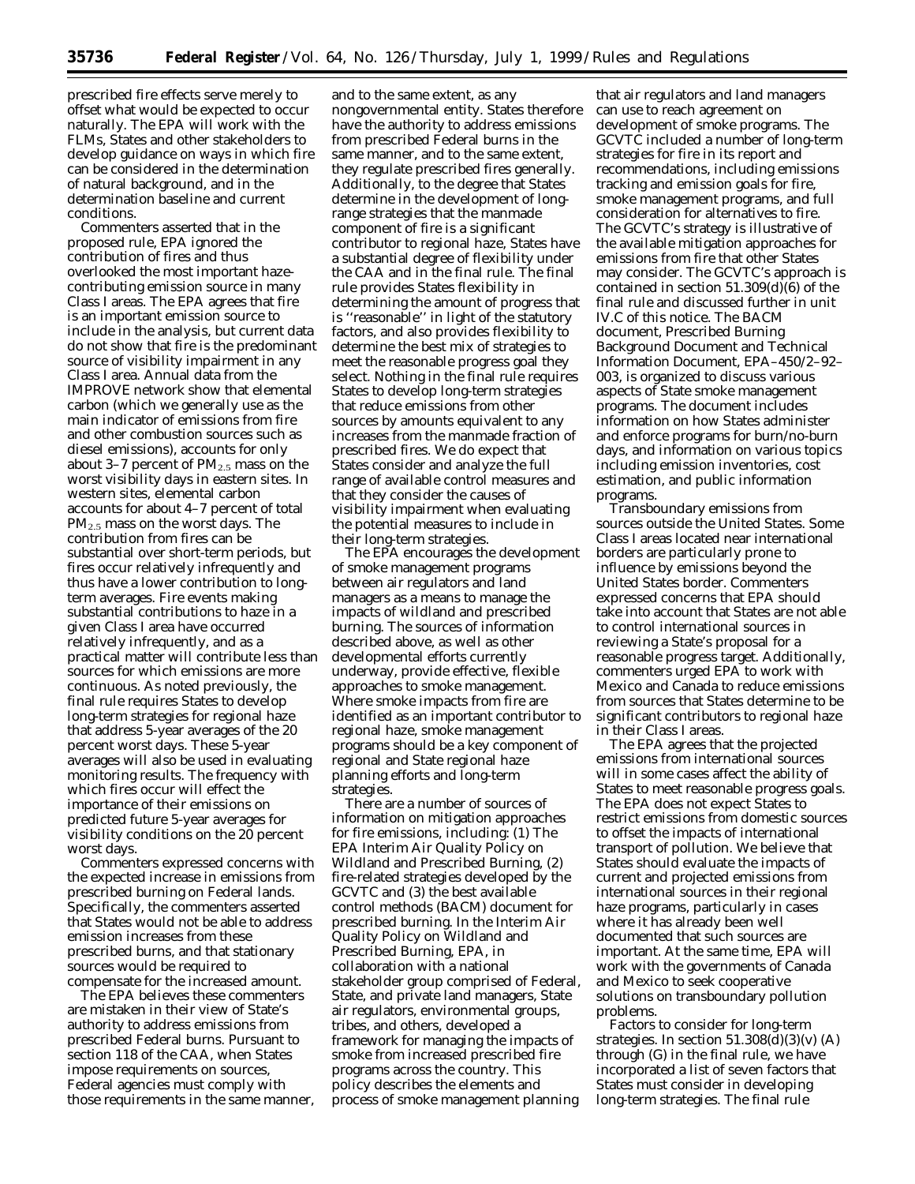prescribed fire effects serve merely to offset what would be expected to occur naturally. The EPA will work with the FLMs, States and other stakeholders to develop guidance on ways in which fire can be considered in the determination of natural background, and in the determination baseline and current conditions.

Commenters asserted that in the proposed rule, EPA ignored the contribution of fires and thus overlooked the most important haze-contributing emission source in many Class I areas. The EPA agrees that fire is an important emission source to include in the analysis, but current data do not show that fire is the predominant source of visibility impairment in any Class I area. Annual data from the IMPROVE network show that elemental carbon (which we generally use as the main indicator of emissions from fire and other combustion sources such as diesel emissions), accounts for only about 3–7 percent of $PM_{2.5}$ mass on the worst visibility days in eastern sites. In western sites, elemental carbon accounts for about 4–7 percent of total $PM_{2.5}$ mass on the worst days. The contribution from fires can be substantial over short-term periods, but fires occur relatively infrequently and thus have a lower contribution to long-term averages. Fire events making substantial contributions to haze in a given Class I area have occurred relatively infrequently, and as a practical matter will contribute less than sources for which emissions are more continuous. As noted previously, the final rule requires States to develop long-term strategies for regional haze that address 5-year averages of the 20 percent worst days. These 5-year averages will also be used in evaluating monitoring results. The frequency with which fires occur will effect the importance of their emissions on predicted future 5-year averages for visibility conditions on the 20 percent worst days.

Commenters expressed concerns with the expected increase in emissions from prescribed burning on Federal lands. Specifically, the commenters asserted that States would not be able to address emission increases from these prescribed burns, and that stationary sources would be required to compensate for the increased amount.

The EPA believes these commenters are mistaken in their view of State's authority to address emissions from prescribed Federal burns. Pursuant to section 118 of the CAA, when States impose requirements on sources, Federal agencies must comply with those requirements in the same manner, and to the same extent, as any nongovernmental entity. States therefore have the authority to address emissions from prescribed Federal burns in the same manner, and to the same extent, they regulate prescribed fires generally. Additionally, to the degree that States determine in the development of long-range strategies that the manmade component of fire is a significant contributor to regional haze, States have a substantial degree of flexibility under the CAA and in the final rule. The final rule provides States flexibility in determining the amount of progress that is ''reasonable'' in light of the statutory factors, and also provides flexibility to determine the best mix of strategies to meet the reasonable progress goal they select. Nothing in the final rule requires States to develop long-term strategies that reduce emissions from other sources by amounts equivalent to any increases from the manmade fraction of prescribed fires. We do expect that States consider and analyze the full range of available control measures and that they consider the causes of visibility impairment when evaluating the potential measures to include in their long-term strategies.

The EPA encourages the development of smoke management programs between air regulators and land managers as a means to manage the impacts of wildland and prescribed burning. The sources of information described above, as well as other developmental efforts currently underway, provide effective, flexible approaches to smoke management. Where smoke impacts from fire are identified as an important contributor to regional haze, smoke management programs should be a key component of regional and State regional haze planning efforts and long-term strategies.

There are a number of sources of information on mitigation approaches for fire emissions, including: (1) The EPA Interim Air Quality Policy on Wildland and Prescribed Burning, (2) fire-related strategies developed by the GCVTC and (3) the best available control methods (BACM) document for prescribed burning. In the Interim Air Quality Policy on Wildland and Prescribed Burning, EPA, in collaboration with a national stakeholder group comprised of Federal, State, and private land managers, State air regulators, environmental groups, tribes, and others, developed a framework for managing the impacts of smoke from increased prescribed fire programs across the country. This policy describes the elements and process of smoke management planning that air regulators and land managers can use to reach agreement on development of smoke programs. The GCVTC included a number of long-term strategies for fire in its report and recommendations, including emissions tracking and emission goals for fire, smoke management programs, and full consideration for alternatives to fire. The GCVTC's strategy is illustrative of the available mitigation approaches for emissions from fire that other States may consider. The GCVTC's approach is contained in section 51.309(d)(6) of the final rule and discussed further in unit IV.C of this notice. The BACM document, Prescribed Burning Background Document and Technical Information Document, EPA–450/2–92–003, is organized to discuss various aspects of State smoke management programs. The document includes information on how States administer and enforce programs for burn/no-burn days, and information on various topics including emission inventories, cost estimation, and public information programs.

*Transboundary emissions from sources outside the United States.* Some Class I areas located near international borders are particularly prone to influence by emissions beyond the United States border. Commenters expressed concerns that EPA should take into account that States are not able to control international sources in reviewing a State's proposal for a reasonable progress target. Additionally, commenters urged EPA to work with Mexico and Canada to reduce emissions from sources that States determine to be significant contributors to regional haze in their Class I areas.

The EPA agrees that the projected emissions from international sources will in some cases affect the ability of States to meet reasonable progress goals. The EPA does not expect States to restrict emissions from domestic sources to offset the impacts of international transport of pollution. We believe that States should evaluate the impacts of current and projected emissions from international sources in their regional haze programs, particularly in cases where it has already been well documented that such sources are important. At the same time, EPA will work with the governments of Canada and Mexico to seek cooperative solutions on transboundary pollution problems.

*Factors to consider for long-term strategies.* In section 51.308(d)(3)(v) (A) through (G) in the final rule, we have incorporated a list of seven factors that States must consider in developing long-term strategies. The final rule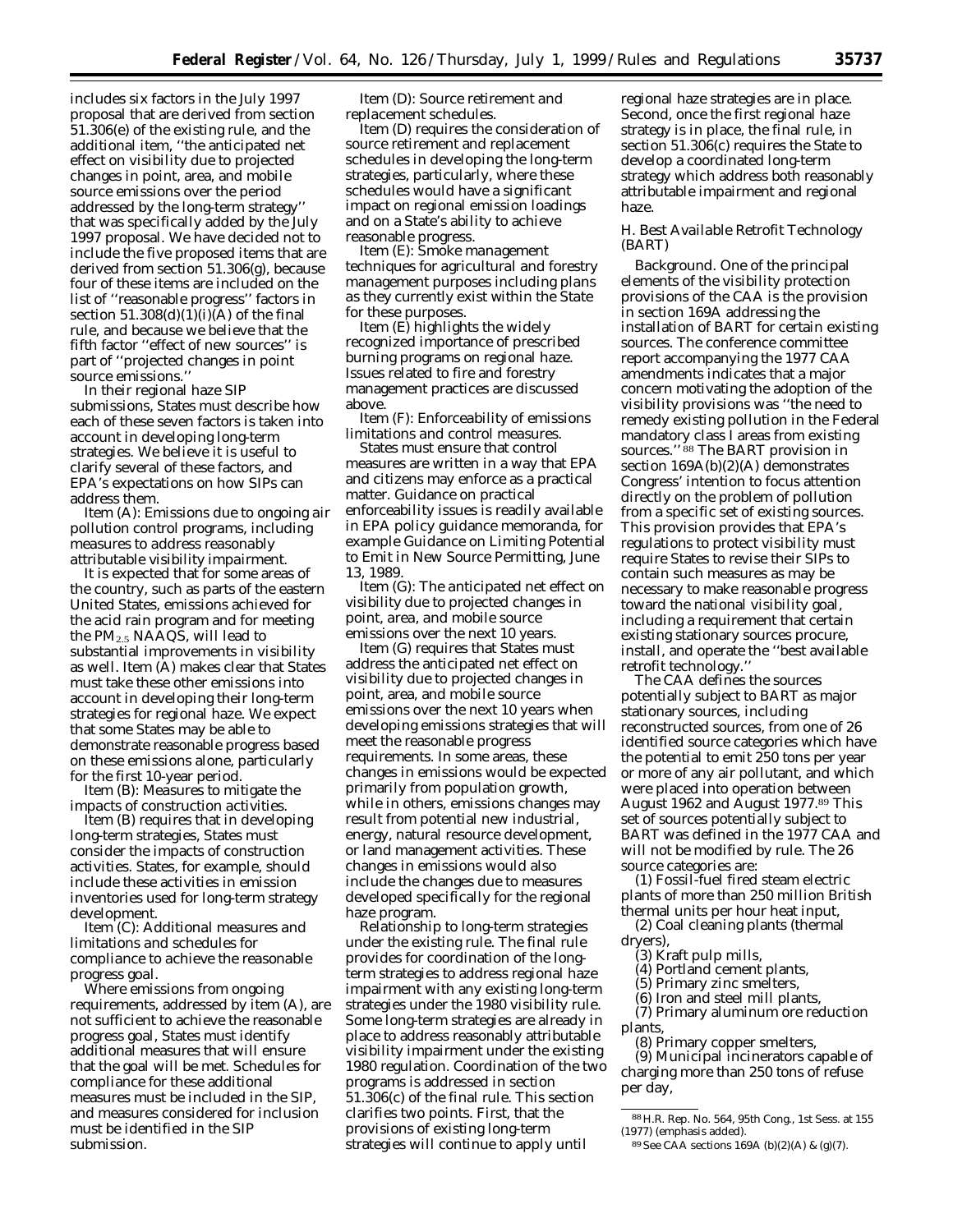includes six factors in the July 1997 proposal that are derived from section 51.306(e) of the existing rule, and the additional item, ''the anticipated net effect on visibility due to projected changes in point, area, and mobile source emissions over the period addressed by the long-term strategy'' that was specifically added by the July 1997 proposal. We have decided not to include the five proposed items that are derived from section 51.306(g), because four of these items are included on the list of ''reasonable progress'' factors in section 51.308(d)(1)(i)(A) of the final rule, and because we believe that the fifth factor ''effect of new sources'' is part of ''projected changes in point source emissions.''

In their regional haze SIP submissions, States must describe how each of these seven factors is taken into account in developing long-term strategies. We believe it is useful to clarify several of these factors, and EPA's expectations on how SIPs can address them.

*Item (A): Emissions due to ongoing air pollution control programs, including measures to address reasonably attributable visibility impairment.*

It is expected that for some areas of the country, such as parts of the eastern United States, emissions achieved for the acid rain program and for meeting the $PM_{2.5}$ NAAQS, will lead to substantial improvements in visibility as well. Item (A) makes clear that States must take these other emissions into account in developing their long-term strategies for regional haze. We expect that some States may be able to demonstrate reasonable progress based on these emissions alone, particularly for the first 10-year period.

*Item (B): Measures to mitigate the impacts of construction activities.*

Item (B) requires that in developing long-term strategies, States must consider the impacts of construction activities. States, for example, should include these activities in emission inventories used for long-term strategy development.

*Item (C): Additional measures and limitations and schedules for compliance to achieve the reasonable progress goal.*

Where emissions from ongoing requirements, addressed by item (A), are not sufficient to achieve the reasonable progress goal, States must identify additional measures that will ensure that the goal will be met. Schedules for compliance for these additional measures must be included in the SIP, and measures considered for inclusion must be identified in the SIP submission.

*Item (D): Source retirement and replacement schedules.*

Item (D) requires the consideration of source retirement and replacement schedules in developing the long-term strategies, particularly, where these schedules would have a significant impact on regional emission loadings and on a State's ability to achieve reasonable progress.

*Item (E): Smoke management techniques for agricultural and forestry management purposes including plans as they currently exist within the State for these purposes.*

Item (E) highlights the widely recognized importance of prescribed burning programs on regional haze. Issues related to fire and forestry management practices are discussed above.

*Item (F): Enforceability of emissions limitations and control measures.*

States must ensure that control measures are written in a way that EPA and citizens may enforce as a practical matter. Guidance on practical enforceability issues is readily available in EPA policy guidance memoranda, for example Guidance on Limiting Potential to Emit in New Source Permitting, June 13, 1989.

*Item (G): The anticipated net effect on visibility due to projected changes in point, area, and mobile source emissions over the next 10 years.*

Item (G) requires that States must address the anticipated net effect on visibility due to projected changes in point, area, and mobile source emissions over the next 10 years when developing emissions strategies that will meet the reasonable progress requirements. In some areas, these changes in emissions would be expected primarily from population growth, while in others, emissions changes may result from potential new industrial, energy, natural resource development, or land management activities. These changes in emissions would also include the changes due to measures developed specifically for the regional haze program.

*Relationship to long-term strategies under the existing rule.* The final rule provides for coordination of the long-term strategies to address regional haze impairment with any existing long-term strategies under the 1980 visibility rule. Some long-term strategies are already in place to address reasonably attributable visibility impairment under the existing 1980 regulation. Coordination of the two programs is addressed in section 51.306(c) of the final rule. This section clarifies two points. First, that the provisions of existing long-term strategies will continue to apply until regional haze strategies are in place. Second, once the first regional haze strategy is in place, the final rule, in section 51.306(c) requires the State to develop a coordinated long-term strategy which address both reasonably attributable impairment and regional haze.

### *H. Best Available Retrofit Technology (BART)*

*Background.* One of the principal elements of the visibility protection provisions of the CAA is the provision in section 169A addressing the installation of BART for certain existing sources. The conference committee report accompanying the 1977 CAA amendments indicates that a major concern motivating the adoption of the visibility provisions was ''the need to remedy existing pollution in the Federal mandatory class I areas from *existing* sources.''[88] The BART provision in section 169A(b)(2)(A) demonstrates Congress' intention to focus attention directly on the problem of pollution from a specific set of existing sources. This provision provides that EPA's regulations to protect visibility must require States to revise their SIPs to contain such measures as may be necessary to make reasonable progress toward the national visibility goal, including a requirement that certain existing stationary sources procure, install, and operate the ''best available retrofit technology.''

The CAA defines the sources potentially subject to BART as major stationary sources, including reconstructed sources, from one of 26 identified source categories which have the potential to emit 250 tons per year or more of any air pollutant, and which were placed into operation between August 1962 and August 1977.[89] This set of sources potentially subject to BART was defined in the 1977 CAA and will not be modified by rule. The 26 source categories are:

(1) Fossil-fuel fired steam electric plants of more than 250 million British thermal units per hour heat input,

(2) Coal cleaning plants (thermal dryers),

(3) Kraft pulp mills,

(4) Portland cement plants,

(5) Primary zinc smelters,

(6) Iron and steel mill plants,

(7) Primary aluminum ore reduction plants,

(8) Primary copper smelters,

(9) Municipal incinerators capable of charging more than 250 tons of refuse per day,

---

[88] H.R. Rep. No. 564, 95th Cong., 1st Sess. at 155 (1977) (emphasis added).

[89] See CAA sections 169A (b)(2)(A) & (g)(7).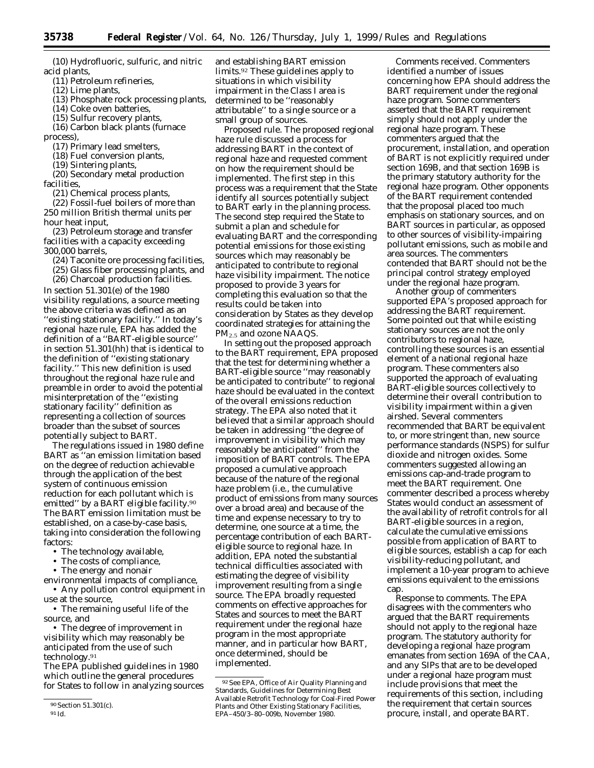(10) Hydrofluoric, sulfuric, and nitric acid plants,

(11) Petroleum refineries,

(12) Lime plants,

(13) Phosphate rock processing plants,

(14) Coke oven batteries,

(15) Sulfur recovery plants,

(16) Carbon black plants (furnace process),

(17) Primary lead smelters,

(18) Fuel conversion plants,

(19) Sintering plants,

(20) Secondary metal production facilities,

(21) Chemical process plants,

(22) Fossil-fuel boilers of more than 250 million British thermal units per hour heat input,

(23) Petroleum storage and transfer facilities with a capacity exceeding 300,000 barrels,

(24) Taconite ore processing facilities,

(25) Glass fiber processing plants, and

(26) Charcoal production facilities.

In section 51.301(e) of the 1980 visibility regulations, a source meeting the above criteria was defined as an ''existing stationary facility.'' In today's regional haze rule, EPA has added the definition of a ''BART-eligible source'' in section 51.301(hh) that is identical to the definition of ''existing stationary facility.'' This new definition is used throughout the regional haze rule and preamble in order to avoid the potential misinterpretation of the ''existing stationary facility'' definition as representing a collection of sources broader than the subset of sources potentially subject to BART.

The regulations issued in 1980 define BART as ''an emission limitation based on the degree of reduction achievable through the application of the best system of continuous emission reduction for each pollutant which is emitted'' by a BART eligible facility.[90] The BART emission limitation must be established, on a case-by-case basis, taking into consideration the following factors:

- The technology available,
- The costs of compliance,
- The energy and nonair environmental impacts of compliance,
- Any pollution control equipment in use at the source,
- The remaining useful life of the source, and
- The degree of improvement in visibility which may reasonably be anticipated from the use of such technology.[91]

The EPA published guidelines in 1980 which outline the general procedures for States to follow in analyzing sources and establishing BART emission limits.[92] These guidelines apply to situations in which visibility impairment in the Class I area is determined to be ''reasonably attributable'' to a single source or a small group of sources.

*Proposed rule.* The proposed regional haze rule discussed a process for addressing BART in the context of regional haze and requested comment on how the requirement should be implemented. The first step in this process was a requirement that the State identify all sources potentially subject to BART early in the planning process. The second step required the State to submit a plan and schedule for evaluating BART and the corresponding potential emissions for those existing sources which may reasonably be anticipated to contribute to regional haze visibility impairment. The notice proposed to provide 3 years for completing this evaluation so that the results could be taken into consideration by States as they develop coordinated strategies for attaining the $PM_{2.5}$ and ozone NAAQS.

In setting out the proposed approach to the BART requirement, EPA proposed that the test for determining whether a BART-eligible source ''may reasonably be anticipated to contribute'' to regional haze should be evaluated in the context of the overall emissions reduction strategy. The EPA also noted that it believed that a similar approach should be taken in addressing ''the degree of improvement in visibility which may reasonably be anticipated'' from the imposition of BART controls. The EPA proposed a cumulative approach because of the nature of the regional haze problem (i.e., the cumulative product of emissions from many sources over a broad area) and because of the time and expense necessary to try to determine, one source at a time, the percentage contribution of each BART-eligible source to regional haze. In addition, EPA noted the substantial technical difficulties associated with estimating the degree of visibility improvement resulting from a single source. The EPA broadly requested comments on effective approaches for States and sources to meet the BART requirement under the regional haze program in the most appropriate manner, and in particular how BART, once determined, should be implemented.

*Comments received.* Commenters identified a number of issues concerning how EPA should address the BART requirement under the regional haze program. Some commenters asserted that the BART requirement simply should not apply under the regional haze program. These commenters argued that the procurement, installation, and operation of BART is not explicitly required under section 169B, and that section 169B is the primary statutory authority for the regional haze program. Other opponents of the BART requirement contended that the proposal placed too much emphasis on stationary sources, and on BART sources in particular, as opposed to other sources of visibility-impairing pollutant emissions, such as mobile and area sources. The commenters contended that BART should not be the principal control strategy employed under the regional haze program.

Another group of commenters supported EPA's proposed approach for addressing the BART requirement. Some pointed out that while existing stationary sources are not the only contributors to regional haze, controlling these sources is an essential element of a national regional haze program. These commenters also supported the approach of evaluating BART-eligible sources collectively to determine their overall contribution to visibility impairment within a given airshed. Several commenters recommended that BART be equivalent to, or more stringent than, new source performance standards (NSPS) for sulfur dioxide and nitrogen oxides. Some commenters suggested allowing an emissions cap-and-trade program to meet the BART requirement. One commenter described a process whereby States would conduct an assessment of the availability of retrofit controls for all BART-eligible sources in a region, calculate the cumulative emissions possible from application of BART to eligible sources, establish a cap for each visibility-reducing pollutant, and implement a 10-year program to achieve emissions equivalent to the emissions cap.

*Response to comments.* The EPA disagrees with the commenters who argued that the BART requirements should not apply to the regional haze program. The statutory authority for developing a regional haze program emanates from section 169A of the CAA, and any SIPs that are to be developed under a regional haze program must include provisions that meet the requirements of this section, including the requirement that certain sources procure, install, and operate BART.

[90] Section 51.301(c).

[91] Id.

[92] See EPA, Office of Air Quality Planning and Standards, Guidelines for Determining Best Available Retrofit Technology for Coal-Fired Power Plants and Other Existing Stationary Facilities, EPA–450/3–80–009b, November 1980.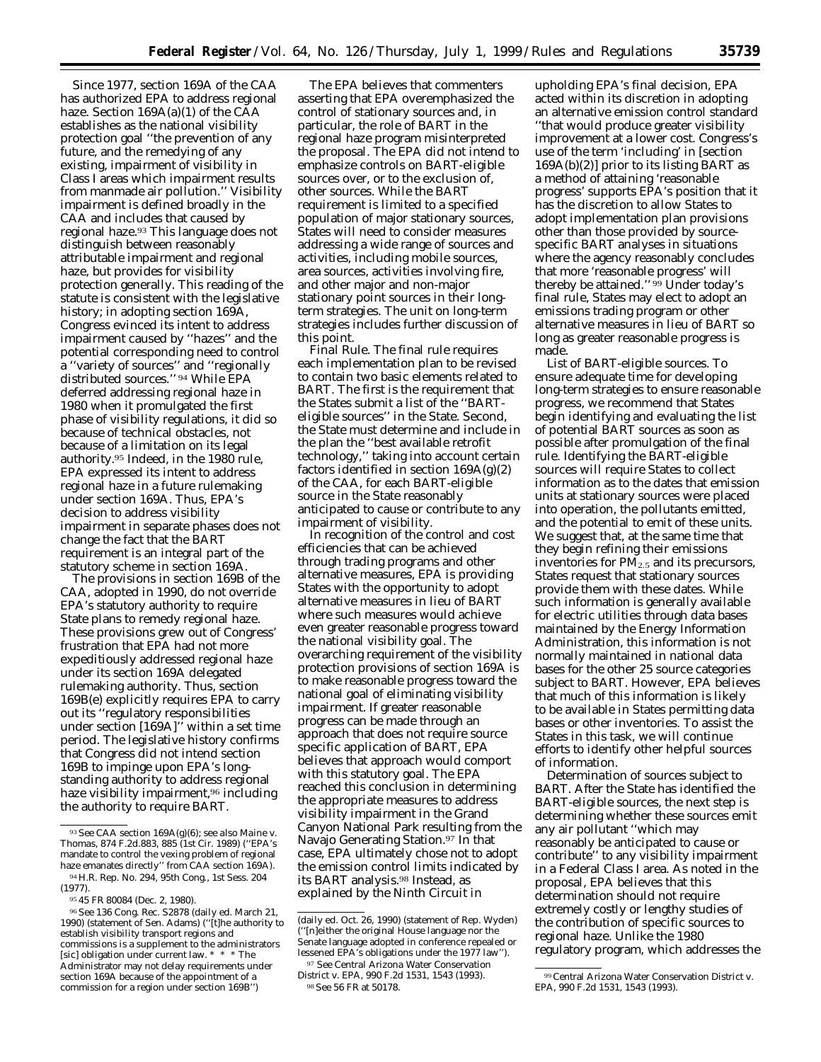Since 1977, section 169A of the CAA has authorized EPA to address regional haze. Section 169A(a)(1) of the CAA establishes as the national visibility protection goal ''the prevention of any future, and the remedying of any existing, impairment of visibility in Class I areas which impairment results from manmade air pollution.'' Visibility impairment is defined broadly in the CAA and includes that caused by regional haze.[93] This language does not distinguish between reasonably attributable impairment and regional haze, but provides for visibility protection generally. This reading of the statute is consistent with the legislative history; in adopting section 169A, Congress evinced its intent to address impairment caused by ''hazes'' and the potential corresponding need to control a ''variety of sources'' and ''regionally distributed sources.'' [94] While EPA deferred addressing regional haze in 1980 when it promulgated the first phase of visibility regulations, it did so because of technical obstacles, not because of a limitation on its legal authority.[95] Indeed, in the 1980 rule, EPA expressed its intent to address regional haze in a future rulemaking under section 169A. Thus, EPA's decision to address visibility impairment in separate phases does not change the fact that the BART requirement is an integral part of the statutory scheme in section 169A.

The provisions in section 169B of the CAA, adopted in 1990, do not override EPA's statutory authority to require State plans to remedy regional haze. These provisions grew out of Congress' frustration that EPA had not more expeditiously addressed regional haze under its section 169A delegated rulemaking authority. Thus, section 169B(e) explicitly requires EPA to carry out its ''regulatory responsibilities under section [169A]'' within a set time period. The legislative history confirms that Congress did not intend section 169B to impinge upon EPA's long-standing authority to address regional haze visibility impairment,[96] including the authority to require BART.

The EPA believes that commenters asserting that EPA overemphasized the control of stationary sources and, in particular, the role of BART in the regional haze program misinterpreted the proposal. The EPA did not intend to emphasize controls on BART-eligible sources over, or to the exclusion of, other sources. While the BART requirement is limited to a specified population of major stationary sources, States will need to consider measures addressing a wide range of sources and activities, including mobile sources, area sources, activities involving fire, and other major and non-major stationary point sources in their long-term strategies. The unit on long-term strategies includes further discussion of this point.

*Final Rule.* The final rule requires each implementation plan to be revised to contain two basic elements related to BART. The first is the requirement that the States submit a list of the ''BART-eligible sources'' in the State. Second, the State must determine and include in the plan the ''best available retrofit technology,'' taking into account certain factors identified in section 169A(g)(2) of the CAA, for each BART-eligible source in the State reasonably anticipated to cause or contribute to any impairment of visibility.

In recognition of the control and cost efficiencies that can be achieved through trading programs and other alternative measures, EPA is providing States with the opportunity to adopt alternative measures in lieu of BART where such measures would achieve even greater reasonable progress toward the national visibility goal. The overarching requirement of the visibility protection provisions of section 169A is to make reasonable progress toward the national goal of eliminating visibility impairment. If greater reasonable progress can be made through an approach that does not require source specific application of BART, EPA believes that approach would comport with this statutory goal. The EPA reached this conclusion in determining the appropriate measures to address visibility impairment in the Grand Canyon National Park resulting from the Navajo Generating Station.[97] In that case, EPA ultimately chose not to adopt the emission control limits indicated by its BART analysis.[98] Instead, as explained by the Ninth Circuit in upholding EPA's final decision, EPA acted within its discretion in adopting an alternative emission control standard ''that would produce greater visibility improvement at a lower cost. Congress's use of the term 'including' in [section 169A(b)(2)] prior to its listing BART as a method of attaining 'reasonable progress' supports EPA's position that it has the discretion to allow States to adopt implementation plan provisions other than those provided by source-specific BART analyses in situations where the agency reasonably concludes that more 'reasonable progress' will thereby be attained.'' [99] Under today's final rule, States may elect to adopt an emissions trading program or other alternative measures in lieu of BART so long as greater reasonable progress is made.

*List of BART-eligible sources.* To ensure adequate time for developing long-term strategies to ensure reasonable progress, we recommend that States begin identifying and evaluating the list of potential BART sources as soon as possible after promulgation of the final rule. Identifying the BART-eligible sources will require States to collect information as to the dates that emission units at stationary sources were placed into operation, the pollutants emitted, and the potential to emit of these units. We suggest that, at the same time that they begin refining their emissions inventories for $PM_{2.5}$ and its precursors, States request that stationary sources provide them with these dates. While such information is generally available for electric utilities through data bases maintained by the Energy Information Administration, this information is not normally maintained in national data bases for the other 25 source categories subject to BART. However, EPA believes that much of this information is likely to be available in States permitting data bases or other inventories. To assist the States in this task, we will continue efforts to identify other helpful sources of information.

*Determination of sources subject to BART.* After the State has identified the BART-eligible sources, the next step is determining whether these sources emit any air pollutant ''which may reasonably be anticipated to cause or contribute'' to any visibility impairment in a Federal Class I area. As noted in the proposal, EPA believes that this determination should not require extremely costly or lengthy studies of the contribution of specific sources to regional haze. Unlike the 1980 regulatory program, which addresses the

---

[93] See CAA section 169A(g)(6); see also Maine v. Thomas, 874 F.2d.883, 885 (1st Cir. 1989) (''EPA's mandate to control the vexing problem of regional haze emanates directly'' from CAA section 169A).

[94] H.R. Rep. No. 294, 95th Cong., 1st Sess. 204 (1977).

[95] 45 FR 80084 (Dec. 2, 1980).

[96] See 136 Cong. Rec. S2878 (daily ed. March 21, 1990) (statement of Sen. Adams) (''[t]he authority to establish visibility transport regions and commissions is a supplement to the administrators [sic] obligation under current law. * * * The Administrator may not delay requirements under section 169A because of the appointment of a commission for a region under section 169B'') (daily ed. Oct. 26, 1990) (statement of Rep. Wyden) (''[n]either the original House language nor the Senate language adopted in conference repealed or lessened EPA's obligations under the 1977 law'').

[97] See Central Arizona Water Conservation District v. EPA, 990 F.2d 1531, 1543 (1993).

[98] See 56 FR at 50178.

[99] Central Arizona Water Conservation District v. EPA, 990 F.2d 1531, 1543 (1993).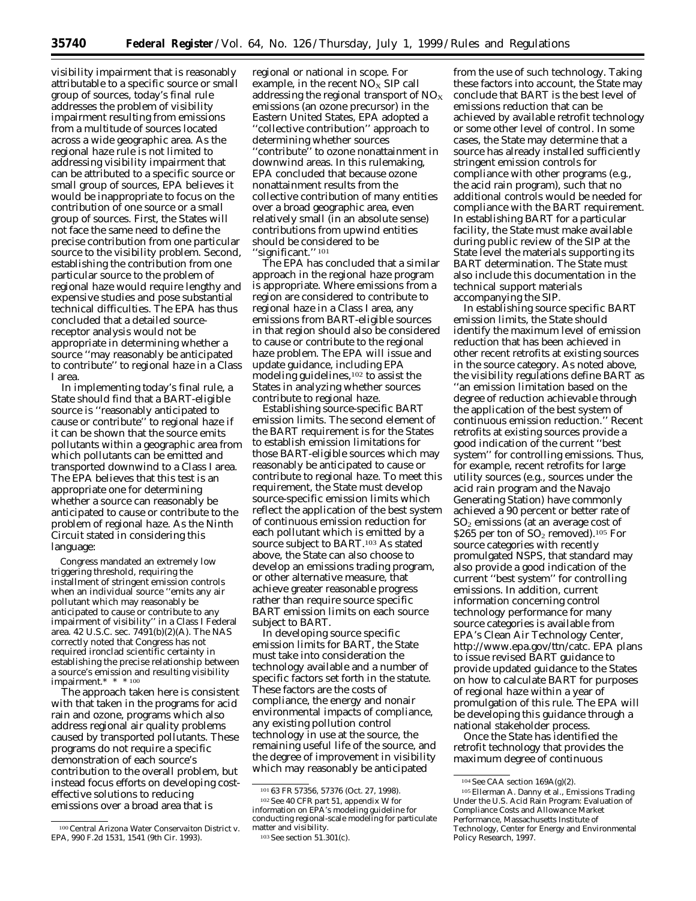visibility impairment that is reasonably attributable to a specific source or small group of sources, today's final rule addresses the problem of visibility impairment resulting from emissions from a multitude of sources located across a wide geographic area. As the regional haze rule is not limited to addressing visibility impairment that can be attributed to a specific source or small group of sources, EPA believes it would be inappropriate to focus on the contribution of one source or a small group of sources. First, the States will not face the same need to define the precise contribution from one particular source to the visibility problem. Second, establishing the contribution from one particular source to the problem of regional haze would require lengthy and expensive studies and pose substantial technical difficulties. The EPA has thus concluded that a detailed source-receptor analysis would not be appropriate in determining whether a source ''may reasonably be anticipated to contribute'' to regional haze in a Class I area.

In implementing today's final rule, a State should find that a BART-eligible source is ''reasonably anticipated to cause or contribute'' to regional haze if it can be shown that the source emits pollutants within a geographic area from which pollutants can be emitted and transported downwind to a Class I area. The EPA believes that this test is an appropriate one for determining whether a source can reasonably be anticipated to cause or contribute to the problem of regional haze. As the Ninth Circuit stated in considering this language:

> Congress mandated an extremely low triggering threshold, requiring the installment of stringent emission controls when an individual source ''emits any air pollutant which may reasonably be anticipated to cause or contribute to any impairment of visibility'' in a Class I Federal area. 42 U.S.C. sec. 7491(b)(2)(A). The NAS correctly noted that Congress has not required ironclad scientific certainty in establishing the precise relationship between a source's emission and resulting visibility impairment.* * * [100]

The approach taken here is consistent with that taken in the programs for acid rain and ozone, programs which also address regional air quality problems caused by transported pollutants. These programs do not require a specific demonstration of each source's contribution to the overall problem, but instead focus efforts on developing cost-effective solutions to reducing emissions over a broad area that is regional or national in scope. For example, in the recent $NO_X$ SIP call addressing the regional transport of $NO_X$ emissions (an ozone precursor) in the Eastern United States, EPA adopted a ''collective contribution'' approach to determining whether sources ''contribute'' to ozone nonattainment in downwind areas. In this rulemaking, EPA concluded that because ozone nonattainment results from the collective contribution of many entities over a broad geographic area, even relatively small (in an absolute sense) contributions from upwind entities should be considered to be ''significant.'' [101]

The EPA has concluded that a similar approach in the regional haze program is appropriate. Where emissions from a region are considered to contribute to regional haze in a Class I area, any emissions from BART-eligible sources in that region should also be considered to cause or contribute to the regional haze problem. The EPA will issue and update guidance, including EPA modeling guidelines,[102] to assist the States in analyzing whether sources contribute to regional haze.

*Establishing source-specific BART emission limits.* The second element of the BART requirement is for the States to establish emission limitations for those BART-eligible sources which may reasonably be anticipated to cause or contribute to regional haze. To meet this requirement, the State must develop source-specific emission limits which reflect the application of the best system of continuous emission reduction for each pollutant which is emitted by a source subject to BART.[103] As stated above, the State can also choose to develop an emissions trading program, or other alternative measure, that achieve greater reasonable progress rather than require source specific BART emission limits on each source subject to BART.

In developing source specific emission limits for BART, the State must take into consideration the technology available and a number of specific factors set forth in the statute. These factors are the costs of compliance, the energy and nonair environmental impacts of compliance, any existing pollution control technology in use at the source, the remaining useful life of the source, and the degree of improvement in visibility which may reasonably be anticipated from the use of such technology. Taking these factors into account, the State may conclude that BART is the best level of emissions reduction that can be achieved by available retrofit technology or some other level of control. In some cases, the State may determine that a source has already installed sufficiently stringent emission controls for compliance with other programs (e.g., the acid rain program), such that no additional controls would be needed for compliance with the BART requirement. In establishing BART for a particular facility, the State must make available during public review of the SIP at the State level the materials supporting its BART determination. The State must also include this documentation in the technical support materials accompanying the SIP.

In establishing source specific BART emission limits, the State should identify the maximum level of emission reduction that has been achieved in other recent retrofits at existing sources in the source category. As noted above, the visibility regulations define BART as ''an emission limitation based on the degree of reduction achievable through the application of the best system of continuous emission reduction.'' Recent retrofits at existing sources provide a good indication of the current ''best system'' for controlling emissions. Thus, for example, recent retrofits for large utility sources (e.g., sources under the acid rain program and the Navajo Generating Station) have commonly achieved a 90 percent or better rate of $SO_2$ emissions (at an average cost of \$265 per ton of $SO_2$ removed).[105] For source categories with recently promulgated NSPS, that standard may also provide a good indication of the current ''best system'' for controlling emissions. In addition, current information concerning control technology performance for many source categories is available from EPA's Clean Air Technology Center, http://www.epa.gov/ttn/catc. EPA plans to issue revised BART guidance to provide updated guidance to the States on how to calculate BART for purposes of regional haze within a year of promulgation of this rule. The EPA will be developing this guidance through a national stakeholder process.

Once the State has identified the retrofit technology that provides the maximum degree of continuous

---

[100] Central Arizona Water Conservaiton District v. EPA, 990 F.2d 1531, 1541 (9th Cir. 1993).

[101] 63 FR 57356, 57376 (Oct. 27, 1998).

[102] See 40 CFR part 51, appendix W for information on EPA's modeling guideline for conducting regional-scale modeling for particulate matter and visibility.

[103] See section 51.301(c).

[104] See CAA section 169A(g)(2).

[105] Ellerman A. Danny et al., Emissions Trading Under the U.S. Acid Rain Program: Evaluation of Compliance Costs and Allowance Market Performance, Massachusetts Institute of Technology, Center for Energy and Environmental Policy Research, 1997.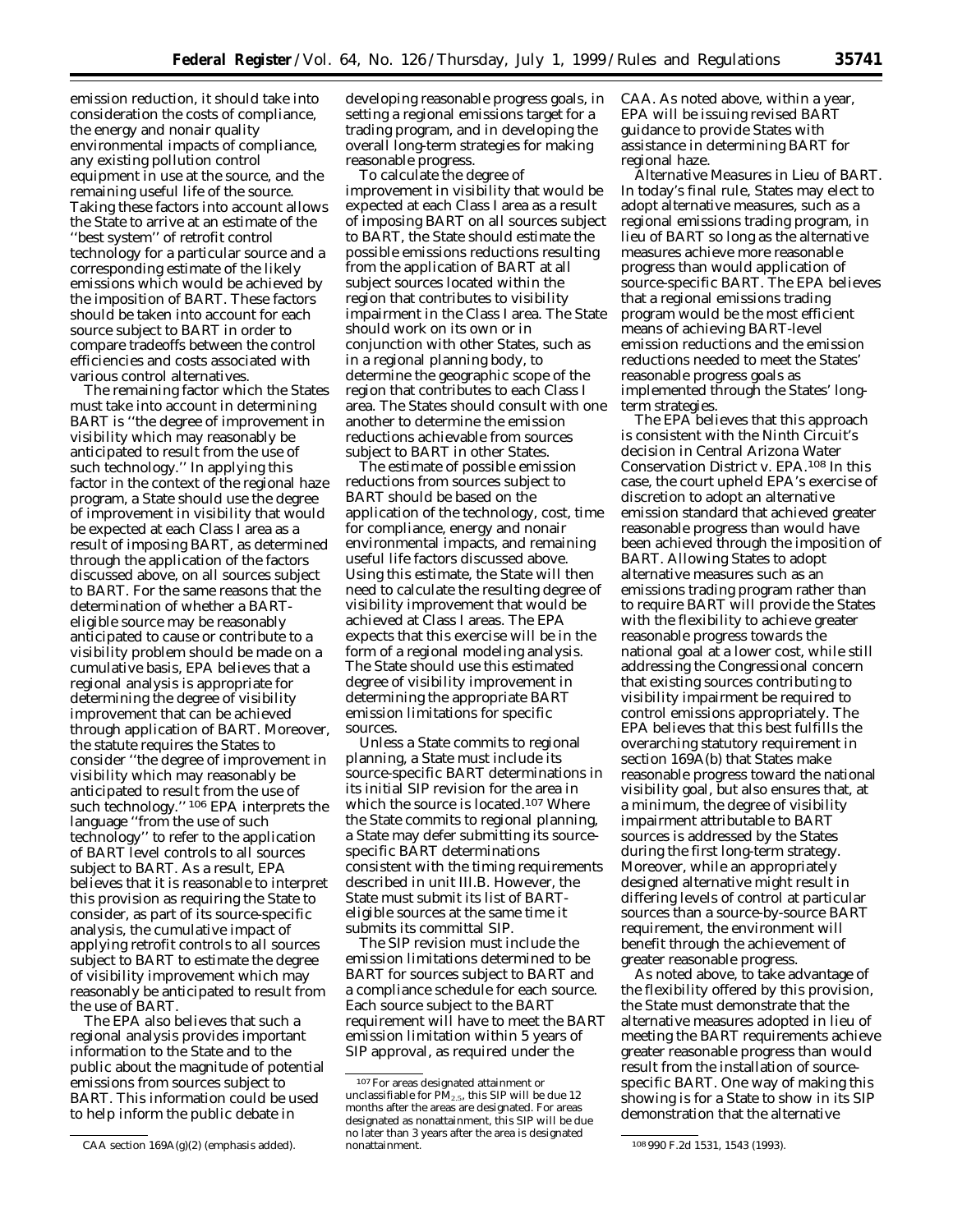emission reduction, it should take into consideration the costs of compliance, the energy and nonair quality environmental impacts of compliance, any existing pollution control equipment in use at the source, and the remaining useful life of the source. Taking these factors into account allows the State to arrive at an estimate of the ''best system'' of retrofit control technology for a particular source and a corresponding estimate of the likely emissions which would be achieved by the imposition of BART. These factors should be taken into account for each source subject to BART in order to compare tradeoffs between the control efficiencies and costs associated with various control alternatives.

The remaining factor which the States must take into account in determining BART is ''the degree of improvement in visibility which may reasonably be anticipated to result from the use of such technology.'' In applying this factor in the context of the regional haze program, a State should use the degree of improvement in visibility that would be expected at each Class I area as a result of imposing BART, as determined through the application of the factors discussed above, on all sources subject to BART. For the same reasons that the determination of whether a BART-eligible source may be reasonably anticipated to cause or contribute to a visibility problem should be made on a cumulative basis, EPA believes that a regional analysis is appropriate for determining the degree of visibility improvement that can be achieved through application of BART. Moreover, the statute requires the States to consider ''the degree of improvement in visibility which may reasonably be anticipated to result from the use of *such technology*.''[106] EPA interprets the language ''from the use of such technology'' to refer to the application of BART level controls to all sources subject to BART. As a result, EPA believes that it is reasonable to interpret this provision as requiring the State to consider, as part of its source-specific analysis, the cumulative impact of applying retrofit controls to all sources subject to BART to estimate the degree of visibility improvement which may reasonably be anticipated to result from the use of BART.

The EPA also believes that such a regional analysis provides important information to the State and to the public about the magnitude of potential emissions from sources subject to BART. This information could be used to help inform the public debate in developing reasonable progress goals, in setting a regional emissions target for a trading program, and in developing the overall long-term strategies for making reasonable progress.

To calculate the degree of improvement in visibility that would be expected at each Class I area as a result of imposing BART on all sources subject to BART, the State should estimate the possible emissions reductions resulting from the application of BART at all subject sources located within the region that contributes to visibility impairment in the Class I area. The State should work on its own or in conjunction with other States, such as in a regional planning body, to determine the geographic scope of the region that contributes to each Class I area. The States should consult with one another to determine the emission reductions achievable from sources subject to BART in other States.

The estimate of possible emission reductions from sources subject to BART should be based on the application of the technology, cost, time for compliance, energy and nonair environmental impacts, and remaining useful life factors discussed above. Using this estimate, the State will then need to calculate the resulting degree of visibility improvement that would be achieved at Class I areas. The EPA expects that this exercise will be in the form of a regional modeling analysis. The State should use this estimated degree of visibility improvement in determining the appropriate BART emission limitations for specific sources.

Unless a State commits to regional planning, a State must include its source-specific BART determinations in its initial SIP revision for the area in which the source is located.[107] Where the State commits to regional planning, a State may defer submitting its source-specific BART determinations consistent with the timing requirements described in unit III.B. However, the State must submit its list of BART-eligible sources at the same time it submits its committal SIP.

The SIP revision must include the emission limitations determined to be BART for sources subject to BART and a compliance schedule for each source. Each source subject to the BART requirement will have to meet the BART emission limitation within 5 years of SIP approval, as required under the CAA. As noted above, within a year, EPA will be issuing revised BART guidance to provide States with assistance in determining BART for regional haze.

*Alternative Measures in Lieu of BART.* In today's final rule, States may elect to adopt alternative measures, such as a regional emissions trading program, in lieu of BART so long as the alternative measures achieve more reasonable progress than would application of source-specific BART. The EPA believes that a regional emissions trading program would be the most efficient means of achieving BART-level emission reductions and the emission reductions needed to meet the States' reasonable progress goals as implemented through the States' long-term strategies.

The EPA believes that this approach is consistent with the Ninth Circuit's decision in *Central Arizona Water Conservation District* v. *EPA*.[108] In this case, the court upheld EPA's exercise of discretion to adopt an alternative emission standard that achieved greater reasonable progress than would have been achieved through the imposition of BART. Allowing States to adopt alternative measures such as an emissions trading program rather than to require BART will provide the States with the flexibility to achieve greater reasonable progress towards the national goal at a lower cost, while still addressing the Congressional concern that existing sources contributing to visibility impairment be required to control emissions appropriately. The EPA believes that this best fulfills the overarching statutory requirement in section 169A(b) that States make reasonable progress toward the national visibility goal, but also ensures that, at a minimum, the degree of visibility impairment attributable to BART sources is addressed by the States during the first long-term strategy. Moreover, while an appropriately designed alternative might result in differing levels of control at particular sources than a source-by-source BART requirement, the environment will benefit through the achievement of greater reasonable progress.

As noted above, to take advantage of the flexibility offered by this provision, the State must demonstrate that the alternative measures adopted in lieu of meeting the BART requirements achieve greater reasonable progress than would result from the installation of source-specific BART. One way of making this showing is for a State to show in its SIP demonstration that the alternative

---

[106] CAA section 169A(g)(2) (emphasis added).

[107] For areas designated attainment or unclassifiable for $PM_{2.5}$, this SIP will be due 12 months after the areas are designated. For areas designated as nonattainment, this SIP will be due no later than 3 years after the area is designated nonattainment.

[108] 990 F.2d 1531, 1543 (1993).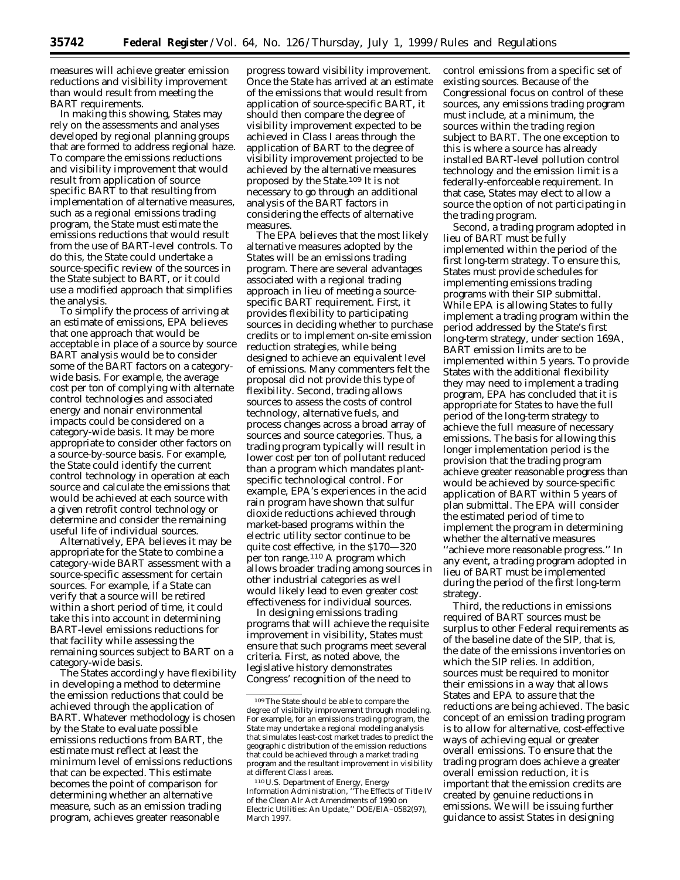measures will achieve greater emission reductions and visibility improvement than would result from meeting the BART requirements.

In making this showing, States may rely on the assessments and analyses developed by regional planning groups that are formed to address regional haze. To compare the emissions reductions and visibility improvement that would result from application of source specific BART to that resulting from implementation of alternative measures, such as a regional emissions trading program, the State must estimate the emissions reductions that would result from the use of BART-level controls. To do this, the State could undertake a source-specific review of the sources in the State subject to BART, or it could use a modified approach that simplifies the analysis.

To simplify the process of arriving at an estimate of emissions, EPA believes that one approach that would be acceptable in place of a source by source BART analysis would be to consider some of the BART factors on a category-wide basis. For example, the average cost per ton of complying with alternate control technologies and associated energy and nonair environmental impacts could be considered on a category-wide basis. It may be more appropriate to consider other factors on a source-by-source basis. For example, the State could identify the current control technology in operation at each source and calculate the emissions that would be achieved at each source with a given retrofit control technology or determine and consider the remaining useful life of individual sources.

Alternatively, EPA believes it may be appropriate for the State to combine a category-wide BART assessment with a source-specific assessment for certain sources. For example, if a State can verify that a source will be retired within a short period of time, it could take this into account in determining BART-level emissions reductions for that facility while assessing the remaining sources subject to BART on a category-wide basis.

The States accordingly have flexibility in developing a method to determine the emission reductions that could be achieved through the application of BART. Whatever methodology is chosen by the State to evaluate possible emissions reductions from BART, the estimate must reflect at least the minimum level of emissions reductions that can be expected. This estimate becomes the point of comparison for determining whether an alternative measure, such as an emission trading program, achieves greater reasonable progress toward visibility improvement. Once the State has arrived at an estimate of the emissions that would result from application of source-specific BART, it should then compare the degree of visibility improvement expected to be achieved in Class I areas through the application of BART to the degree of visibility improvement projected to be achieved by the alternative measures proposed by the State.[109] It is not necessary to go through an additional analysis of the BART factors in considering the effects of alternative measures.

The EPA believes that the most likely alternative measures adopted by the States will be an emissions trading program. There are several advantages associated with a regional trading approach in lieu of meeting a source-specific BART requirement. First, it provides flexibility to participating sources in deciding whether to purchase credits or to implement on-site emission reduction strategies, while being designed to achieve an equivalent level of emissions. Many commenters felt the proposal did not provide this type of flexibility. Second, trading allows sources to assess the costs of control technology, alternative fuels, and process changes across a broad array of sources and source categories. Thus, a trading program typically will result in lower cost per ton of pollutant reduced than a program which mandates plant-specific technological control. For example, EPA's experiences in the acid rain program have shown that sulfur dioxide reductions achieved through market-based programs within the electric utility sector continue to be quite cost effective, in the $170—320 per ton range.[110] A program which allows broader trading among sources in other industrial categories as well would likely lead to even greater cost effectiveness for individual sources.

In designing emissions trading programs that will achieve the requisite improvement in visibility, States must ensure that such programs meet several criteria. First, as noted above, the legislative history demonstrates Congress' recognition of the need to control emissions from a specific set of existing sources. Because of the Congressional focus on control of these sources, any emissions trading program must include, at a minimum, the sources within the trading region subject to BART. The one exception to this is where a source has already installed BART-level pollution control technology and the emission limit is a federally-enforceable requirement. In that case, States may elect to allow a source the option of not participating in the trading program.

Second, a trading program adopted in lieu of BART must be fully implemented within the period of the first long-term strategy. To ensure this, States must provide schedules for implementing emissions trading programs with their SIP submittal. While EPA is allowing States to fully implement a trading program within the period addressed by the State's first long-term strategy, under section 169A, BART emission limits are to be implemented within 5 years. To provide States with the additional flexibility they may need to implement a trading program, EPA has concluded that it is appropriate for States to have the full period of the long-term strategy to achieve the full measure of necessary emissions. The basis for allowing this longer implementation period is the provision that the trading program achieve greater reasonable progress than would be achieved by source-specific application of BART within 5 years of plan submittal. The EPA will consider the estimated period of time to implement the program in determining whether the alternative measures ''achieve more reasonable progress.'' In any event, a trading program adopted in lieu of BART must be implemented during the period of the first long-term strategy.

Third, the reductions in emissions required of BART sources must be surplus to other Federal requirements as of the baseline date of the SIP, that is, the date of the emissions inventories on which the SIP relies. In addition, sources must be required to monitor their emissions in a way that allows States and EPA to assure that the reductions are being achieved. The basic concept of an emission trading program is to allow for alternative, cost-effective ways of achieving equal or greater overall emissions. To ensure that the trading program does achieve a greater overall emission reduction, it is important that the emission credits are created by genuine reductions in emissions. We will be issuing further guidance to assist States in designing

[109] The State should be able to compare the degree of visibility improvement through modeling. For example, for an emissions trading program, the State may undertake a regional modeling analysis that simulates least-cost market trades to predict the geographic distribution of the emission reductions that could be achieved through a market trading program and the resultant improvement in visibility at different Class I areas.

[110] U.S. Department of Energy, Energy Information Administration, ''The Effects of Title IV of the Clean AIr Act Amendments of 1990 on Electric Utilities: An Update,'' DOE/EIA–0582(97), March 1997.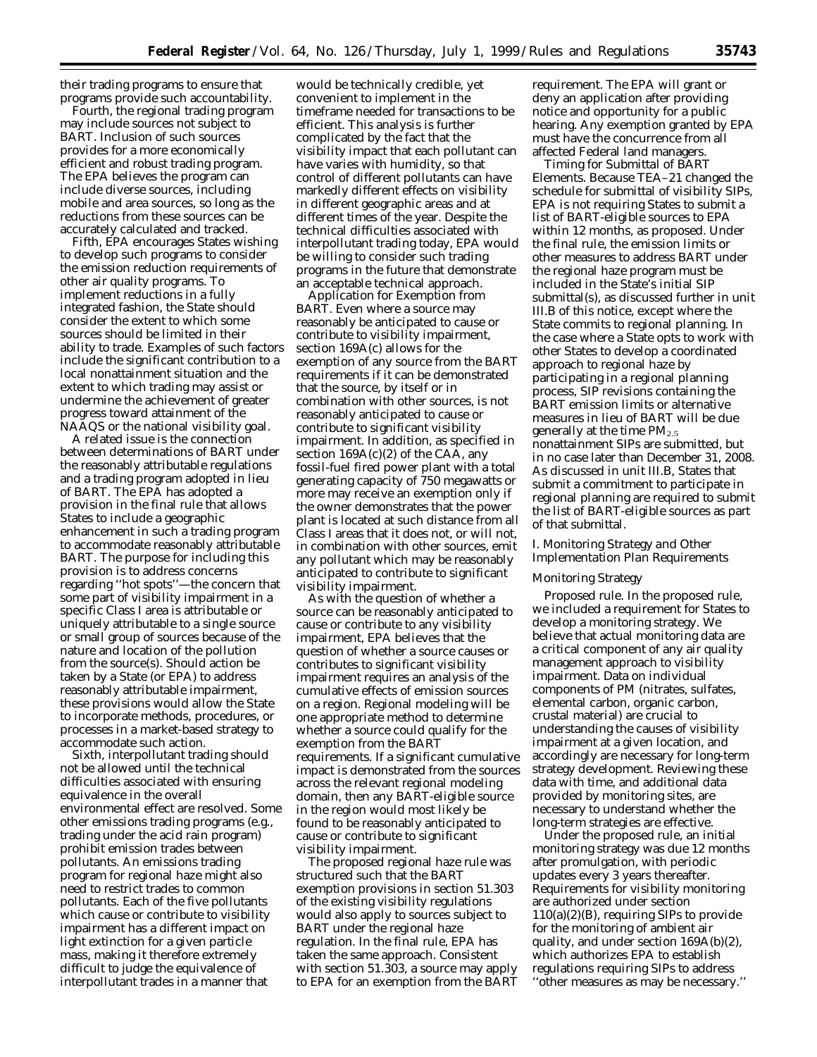their trading programs to ensure that programs provide such accountability.

Fourth, the regional trading program may include sources not subject to BART. Inclusion of such sources provides for a more economically efficient and robust trading program. The EPA believes the program can include diverse sources, including mobile and area sources, so long as the reductions from these sources can be accurately calculated and tracked.

Fifth, EPA encourages States wishing to develop such programs to consider the emission reduction requirements of other air quality programs. To implement reductions in a fully integrated fashion, the State should consider the extent to which some sources should be limited in their ability to trade. Examples of such factors include the significant contribution to a local nonattainment situation and the extent to which trading may assist or undermine the achievement of greater progress toward attainment of the NAAQS or the national visibility goal.

A related issue is the connection between determinations of BART under the reasonably attributable regulations and a trading program adopted in lieu of BART. The EPA has adopted a provision in the final rule that allows States to include a geographic enhancement in such a trading program to accommodate reasonably attributable BART. The purpose for including this provision is to address concerns regarding "hot spots"—the concern that some part of visibility impairment in a specific Class I area is attributable or uniquely attributable to a single source or small group of sources because of the nature and location of the pollution from the source(s). Should action be taken by a State (or EPA) to address reasonably attributable impairment, these provisions would allow the State to incorporate methods, procedures, or processes in a market-based strategy to accommodate such action.

Sixth, interpollutant trading should not be allowed until the technical difficulties associated with ensuring equivalence in the overall environmental effect are resolved. Some other emissions trading programs (e.g., trading under the acid rain program) prohibit emission trades between pollutants. An emissions trading program for regional haze might also need to restrict trades to common pollutants. Each of the five pollutants which cause or contribute to visibility impairment has a different impact on light extinction for a given particle mass, making it therefore extremely difficult to judge the equivalence of interpollutant trades in a manner that would be technically credible, yet convenient to implement in the timeframe needed for transactions to be efficient. This analysis is further complicated by the fact that the visibility impact that each pollutant can have varies with humidity, so that control of different pollutants can have markedly different effects on visibility in different geographic areas and at different times of the year. Despite the technical difficulties associated with interpollutant trading today, EPA would be willing to consider such trading programs in the future that demonstrate an acceptable technical approach.

*Application for Exemption from BART.* Even where a source may reasonably be anticipated to cause or contribute to visibility impairment, section 169A(c) allows for the exemption of any source from the BART requirements if it can be demonstrated that the source, by itself or in combination with other sources, is not reasonably anticipated to cause or contribute to significant visibility impairment. In addition, as specified in section 169A(c)(2) of the CAA, any fossil-fuel fired power plant with a total generating capacity of 750 megawatts or more may receive an exemption only if the owner demonstrates that the power plant is located at such distance from all Class I areas that it does not, or will not, in combination with other sources, emit any pollutant which may be reasonably anticipated to contribute to significant visibility impairment.

As with the question of whether a source can be reasonably anticipated to cause or contribute to any visibility impairment, EPA believes that the question of whether a source causes or contributes to significant visibility impairment requires an analysis of the cumulative effects of emission sources on a region. Regional modeling will be one appropriate method to determine whether a source could qualify for the exemption from the BART requirements. If a significant cumulative impact is demonstrated from the sources across the relevant regional modeling domain, then any BART-eligible source in the region would most likely be found to be reasonably anticipated to cause or contribute to significant visibility impairment.

The proposed regional haze rule was structured such that the BART exemption provisions in section 51.303 of the existing visibility regulations would also apply to sources subject to BART under the regional haze regulation. In the final rule, EPA has taken the same approach. Consistent with section 51.303, a source may apply to EPA for an exemption from the BART requirement. The EPA will grant or deny an application after providing notice and opportunity for a public hearing. Any exemption granted by EPA must have the concurrence from all affected Federal land managers.

*Timing for Submittal of BART Elements.* Because TEA–21 changed the schedule for submittal of visibility SIPs, EPA is not requiring States to submit a list of BART-eligible sources to EPA within 12 months, as proposed. Under the final rule, the emission limits or other measures to address BART under the regional haze program must be included in the State's initial SIP submittal(s), as discussed further in unit III.B of this notice, except where the State commits to regional planning. In the case where a State opts to work with other States to develop a coordinated approach to regional haze by participating in a regional planning process, SIP revisions containing the BART emission limits or alternative measures in lieu of BART will be due generally at the time $PM_{2.5}$ nonattainment SIPs are submitted, but in no case later than December 31, 2008. As discussed in unit III.B, States that submit a commitment to participate in regional planning are required to submit the list of BART-eligible sources as part of that submittal.

## I. Monitoring Strategy and Other Implementation Plan Requirements

### Monitoring Strategy

*Proposed rule.* In the proposed rule, we included a requirement for States to develop a monitoring strategy. We believe that actual monitoring data are a critical component of any air quality management approach to visibility impairment. Data on individual components of PM (nitrates, sulfates, elemental carbon, organic carbon, crustal material) are crucial to understanding the causes of visibility impairment at a given location, and accordingly are necessary for long-term strategy development. Reviewing these data with time, and additional data provided by monitoring sites, are necessary to understand whether the long-term strategies are effective.

Under the proposed rule, an initial monitoring strategy was due 12 months after promulgation, with periodic updates every 3 years thereafter. Requirements for visibility monitoring are authorized under section 110(a)(2)(B), requiring SIPs to provide for the monitoring of ambient air quality, and under section 169A(b)(2), which authorizes EPA to establish regulations requiring SIPs to address "other measures as may be necessary."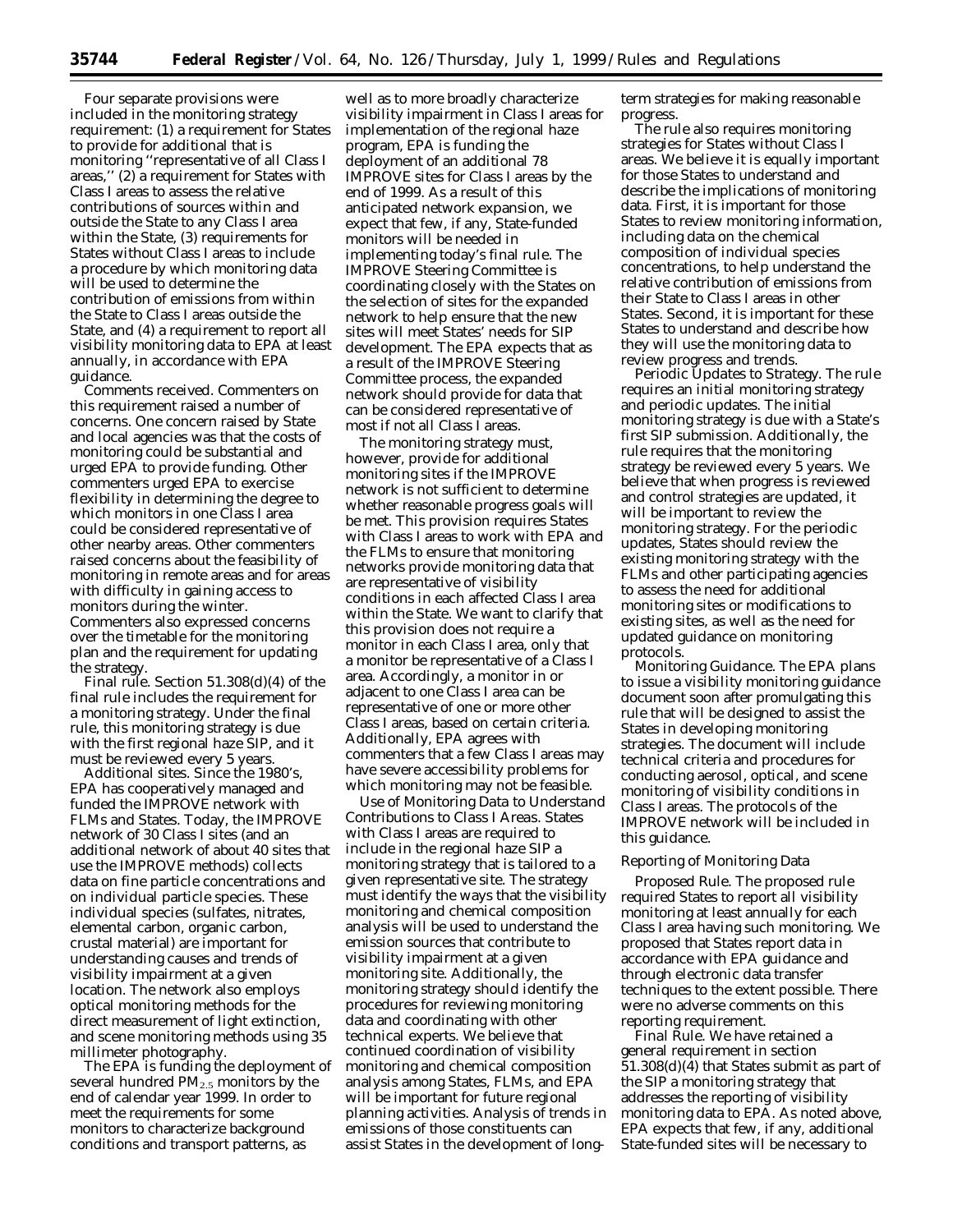Four separate provisions were included in the monitoring strategy requirement: (1) a requirement for States to provide for additional that is monitoring "representative of all Class I areas," (2) a requirement for States with Class I areas to assess the relative contributions of sources within and outside the State to any Class I area within the State, (3) requirements for States without Class I areas to include a procedure by which monitoring data will be used to determine the contribution of emissions from within the State to Class I areas outside the State, and (4) a requirement to report all visibility monitoring data to EPA at least annually, in accordance with EPA guidance.

*Comments received.* Commenters on this requirement raised a number of concerns. One concern raised by State and local agencies was that the costs of monitoring could be substantial and urged EPA to provide funding. Other commenters urged EPA to exercise flexibility in determining the degree to which monitors in one Class I area could be considered representative of other nearby areas. Other commenters raised concerns about the feasibility of monitoring in remote areas and for areas with difficulty in gaining access to monitors during the winter. Commenters also expressed concerns over the timetable for the monitoring plan and the requirement for updating the strategy.

*Final rule.* Section 51.308(d)(4) of the final rule includes the requirement for a monitoring strategy. Under the final rule, this monitoring strategy is due with the first regional haze SIP, and it must be reviewed every 5 years.

*Additional sites.* Since the 1980's, EPA has cooperatively managed and funded the IMPROVE network with FLMs and States. Today, the IMPROVE network of 30 Class I sites (and an additional network of about 40 sites that use the IMPROVE methods) collects data on fine particle concentrations and on individual particle species. These individual species (sulfates, nitrates, elemental carbon, organic carbon, crustal material) are important for understanding causes and trends of visibility impairment at a given location. The network also employs optical monitoring methods for the direct measurement of light extinction, and scene monitoring methods using 35 millimeter photography.

The EPA is funding the deployment of several hundred $PM_{2.5}$ monitors by the end of calendar year 1999. In order to meet the requirements for some monitors to characterize background conditions and transport patterns, as well as to more broadly characterize visibility impairment in Class I areas for implementation of the regional haze program, EPA is funding the deployment of an additional 78 IMPROVE sites for Class I areas by the end of 1999. As a result of this anticipated network expansion, we expect that few, if any, State-funded monitors will be needed in implementing today's final rule. The IMPROVE Steering Committee is coordinating closely with the States on the selection of sites for the expanded network to help ensure that the new sites will meet States' needs for SIP development. The EPA expects that as a result of the IMPROVE Steering Committee process, the expanded network should provide for data that can be considered representative of most if not all Class I areas.

The monitoring strategy must, however, provide for additional monitoring sites if the IMPROVE network is not sufficient to determine whether reasonable progress goals will be met. This provision requires States with Class I areas to work with EPA and the FLMs to ensure that monitoring networks provide monitoring data that are representative of visibility conditions in each affected Class I area within the State. We want to clarify that this provision does not require a monitor in each Class I area, only that a monitor be representative of a Class I area. Accordingly, a monitor in or adjacent to one Class I area can be representative of one or more other Class I areas, based on certain criteria. Additionally, EPA agrees with commenters that a few Class I areas may have severe accessibility problems for which monitoring may not be feasible.

*Use of Monitoring Data to Understand Contributions to Class I Areas.* States with Class I areas are required to include in the regional haze SIP a monitoring strategy that is tailored to a given representative site. The strategy must identify the ways that the visibility monitoring and chemical composition analysis will be used to understand the emission sources that contribute to visibility impairment at a given monitoring site. Additionally, the monitoring strategy should identify the procedures for reviewing monitoring data and coordinating with other technical experts. We believe that continued coordination of visibility monitoring and chemical composition analysis among States, FLMs, and EPA will be important for future regional planning activities. Analysis of trends in emissions of those constituents can assist States in the development of long-term strategies for making reasonable progress.

The rule also requires monitoring strategies for States without Class I areas. We believe it is equally important for those States to understand and describe the implications of monitoring data. First, it is important for those States to review monitoring information, including data on the chemical composition of individual species concentrations, to help understand the relative contribution of emissions from their State to Class I areas in other States. Second, it is important for these States to understand and describe how they will use the monitoring data to review progress and trends.

*Periodic Updates to Strategy.* The rule requires an initial monitoring strategy and periodic updates. The initial monitoring strategy is due with a State's first SIP submission. Additionally, the rule requires that the monitoring strategy be reviewed every 5 years. We believe that when progress is reviewed and control strategies are updated, it will be important to review the monitoring strategy. For the periodic updates, States should review the existing monitoring strategy with the FLMs and other participating agencies to assess the need for additional monitoring sites or modifications to existing sites, as well as the need for updated guidance on monitoring protocols.

*Monitoring Guidance.* The EPA plans to issue a visibility monitoring guidance document soon after promulgating this rule that will be designed to assist the States in developing monitoring strategies. The document will include technical criteria and procedures for conducting aerosol, optical, and scene monitoring of visibility conditions in Class I areas. The protocols of the IMPROVE network will be included in this guidance.

### *Reporting of Monitoring Data*

*Proposed Rule.* The proposed rule required States to report all visibility monitoring at least annually for each Class I area having such monitoring. We proposed that States report data in accordance with EPA guidance and through electronic data transfer techniques to the extent possible. There were no adverse comments on this reporting requirement.

*Final Rule.* We have retained a general requirement in section 51.308(d)(4) that States submit as part of the SIP a monitoring strategy that addresses the reporting of visibility monitoring data to EPA. As noted above, EPA expects that few, if any, additional State-funded sites will be necessary to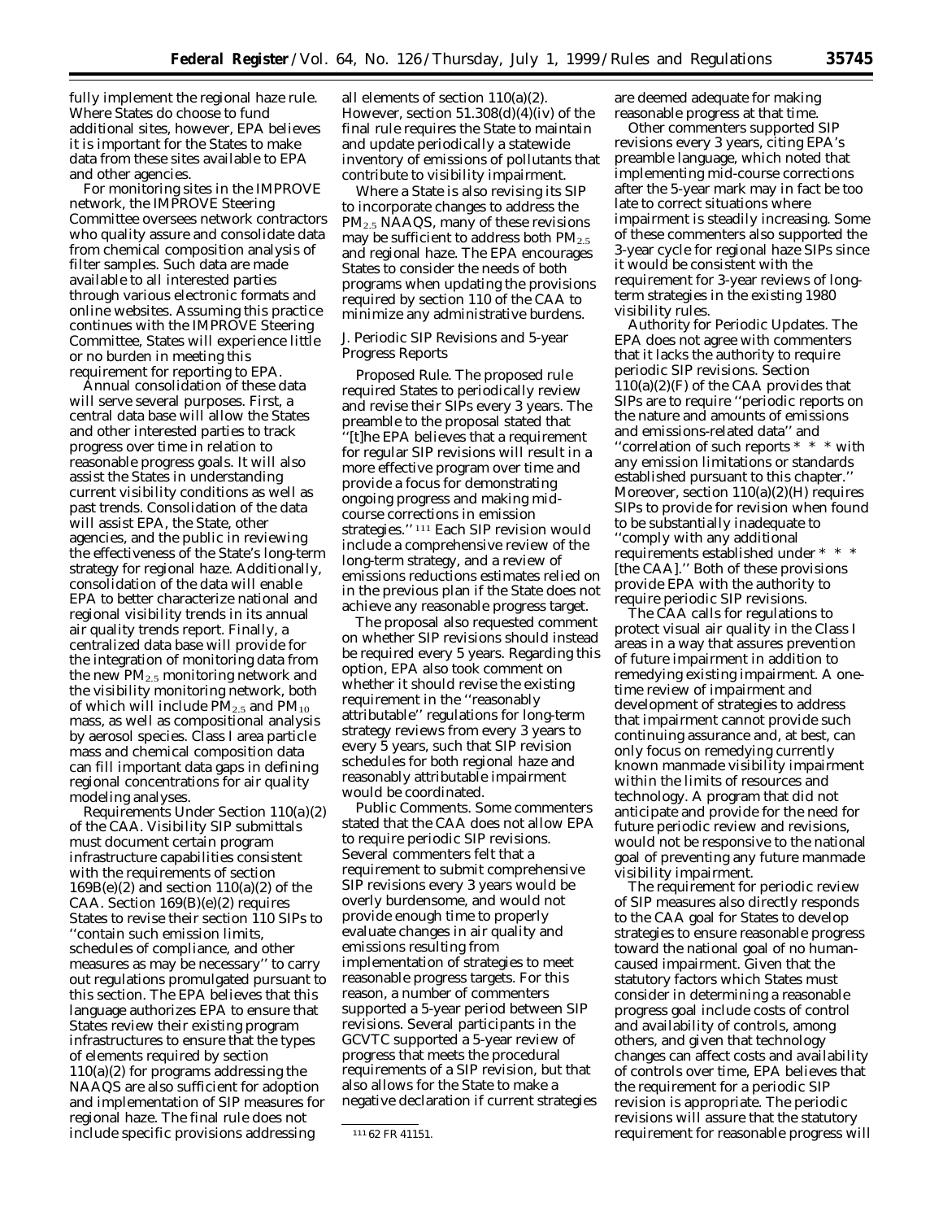fully implement the regional haze rule. Where States do choose to fund additional sites, however, EPA believes it is important for the States to make data from these sites available to EPA and other agencies.

For monitoring sites in the IMPROVE network, the IMPROVE Steering Committee oversees network contractors who quality assure and consolidate data from chemical composition analysis of filter samples. Such data are made available to all interested parties through various electronic formats and online websites. Assuming this practice continues with the IMPROVE Steering Committee, States will experience little or no burden in meeting this requirement for reporting to EPA.

Annual consolidation of these data will serve several purposes. First, a central data base will allow the States and other interested parties to track progress over time in relation to reasonable progress goals. It will also assist the States in understanding current visibility conditions as well as past trends. Consolidation of the data will assist EPA, the State, other agencies, and the public in reviewing the effectiveness of the State's long-term strategy for regional haze. Additionally, consolidation of the data will enable EPA to better characterize national and regional visibility trends in its annual air quality trends report. Finally, a centralized data base will provide for the integration of monitoring data from the new $PM_{2.5}$ monitoring network and the visibility monitoring network, both of which will include $PM_{2.5}$ and $PM_{10}$ mass, as well as compositional analysis by aerosol species. Class I area particle mass and chemical composition data can fill important data gaps in defining regional concentrations for air quality modeling analyses.

*Requirements Under Section 110(a)(2) of the CAA.* Visibility SIP submittals must document certain program infrastructure capabilities consistent with the requirements of section 169B(e)(2) and section 110(a)(2) of the CAA. Section 169(B)(e)(2) requires States to revise their section 110 SIPs to ''contain such emission limits, schedules of compliance, and other measures as may be necessary'' to carry out regulations promulgated pursuant to this section. The EPA believes that this language authorizes EPA to ensure that States review their existing program infrastructures to ensure that the types of elements required by section 110(a)(2) for programs addressing the NAAQS are also sufficient for adoption and implementation of SIP measures for regional haze. The final rule does not include specific provisions addressing all elements of section 110(a)(2). However, section 51.308(d)(4)(iv) of the final rule requires the State to maintain and update periodically a statewide inventory of emissions of pollutants that contribute to visibility impairment.

Where a State is also revising its SIP to incorporate changes to address the $PM_{2.5}$ NAAQS, many of these revisions may be sufficient to address both $PM_{2.5}$ and regional haze. The EPA encourages States to consider the needs of both programs when updating the provisions required by section 110 of the CAA to minimize any administrative burdens.

*J. Periodic SIP Revisions and 5-year Progress Reports*

*Proposed Rule.* The proposed rule required States to periodically review and revise their SIPs every 3 years. The preamble to the proposal stated that ''[t]he EPA believes that a requirement for regular SIP revisions will result in a more effective program over time and provide a focus for demonstrating ongoing progress and making mid-course corrections in emission strategies.''[111] Each SIP revision would include a comprehensive review of the long-term strategy, and a review of emissions reductions estimates relied on in the previous plan if the State does not achieve any reasonable progress target.

The proposal also requested comment on whether SIP revisions should instead be required every 5 years. Regarding this option, EPA also took comment on whether it should revise the existing requirement in the ''reasonably attributable'' regulations for long-term strategy reviews from every 3 years to every 5 years, such that SIP revision schedules for both regional haze and reasonably attributable impairment would be coordinated.

*Public Comments.* Some commenters stated that the CAA does not allow EPA to require periodic SIP revisions. Several commenters felt that a requirement to submit comprehensive SIP revisions every 3 years would be overly burdensome, and would not provide enough time to properly evaluate changes in air quality and emissions resulting from implementation of strategies to meet reasonable progress targets. For this reason, a number of commenters supported a 5-year period between SIP revisions. Several participants in the GCVTC supported a 5-year review of progress that meets the procedural requirements of a SIP revision, but that also allows for the State to make a negative declaration if current strategies are deemed adequate for making reasonable progress at that time.

Other commenters supported SIP revisions every 3 years, citing EPA's preamble language, which noted that implementing mid-course corrections after the 5-year mark may in fact be too late to correct situations where impairment is steadily increasing. Some of these commenters also supported the 3-year cycle for regional haze SIPs since it would be consistent with the requirement for 3-year reviews of long-term strategies in the existing 1980 visibility rules.

*Authority for Periodic Updates.* The EPA does not agree with commenters that it lacks the authority to require periodic SIP revisions. Section 110(a)(2)(F) of the CAA provides that SIPs are to require ''periodic reports on the nature and amounts of emissions and emissions-related data'' and ''correlation of such reports * * * with any emission limitations or standards established pursuant to this chapter.'' Moreover, section 110(a)(2)(H) requires SIPs to provide for revision when found to be substantially inadequate to ''comply with any additional requirements established under * * * [the CAA].'' Both of these provisions provide EPA with the authority to require periodic SIP revisions.

The CAA calls for regulations to protect visual air quality in the Class I areas in a way that assures prevention of future impairment in addition to remedying existing impairment. A one-time review of impairment and development of strategies to address that impairment cannot provide such continuing assurance and, at best, can only focus on remedying currently known manmade visibility impairment within the limits of resources and technology. A program that did not anticipate and provide for the need for future periodic review and revisions, would not be responsive to the national goal of preventing any future manmade visibility impairment.

The requirement for periodic review of SIP measures also directly responds to the CAA goal for States to develop strategies to ensure reasonable progress toward the national goal of no human-caused impairment. Given that the statutory factors which States must consider in determining a reasonable progress goal include costs of control and availability of controls, among others, and given that technology changes can affect costs and availability of controls over time, EPA believes that the requirement for a periodic SIP revision is appropriate. The periodic revisions will assure that the statutory requirement for reasonable progress will

[111] 62 FR 41151.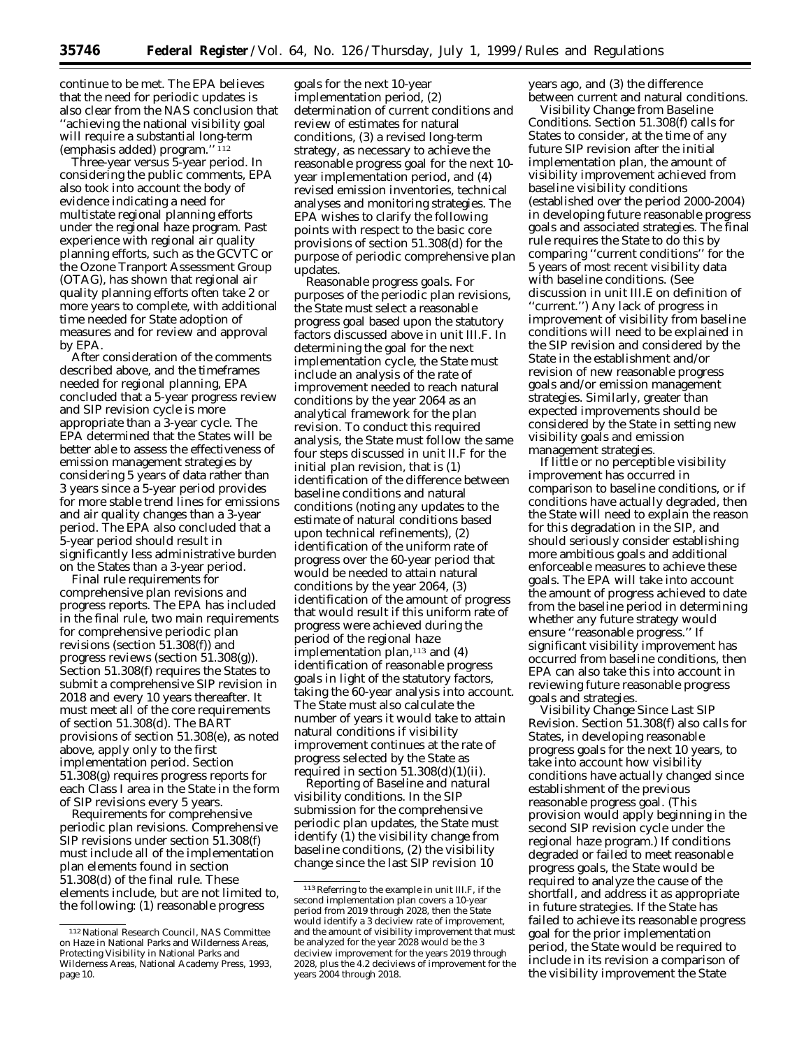continue to be met. The EPA believes that the need for periodic updates is also clear from the NAS conclusion that ''achieving the national visibility goal will require a substantial long-term (emphasis added) program.''[112]

*Three-year versus 5-year period.* In considering the public comments, EPA also took into account the body of evidence indicating a need for multistate regional planning efforts under the regional haze program. Past experience with regional air quality planning efforts, such as the GCVTC or the Ozone Tranport Assessment Group (OTAG), has shown that regional air quality planning efforts often take 2 or more years to complete, with additional time needed for State adoption of measures and for review and approval by EPA.

After consideration of the comments described above, and the timeframes needed for regional planning, EPA concluded that a 5-year progress review and SIP revision cycle is more appropriate than a 3-year cycle. The EPA determined that the States will be better able to assess the effectiveness of emission management strategies by considering 5 years of data rather than 3 years since a 5-year period provides for more stable trend lines for emissions and air quality changes than a 3-year period. The EPA also concluded that a 5-year period should result in significantly less administrative burden on the States than a 3-year period.

*Final rule requirements for comprehensive plan revisions and progress reports.* The EPA has included in the final rule, two main requirements for comprehensive periodic plan revisions (section 51.308(f)) and progress reviews (section 51.308(g)). Section 51.308(f) requires the States to submit a comprehensive SIP revision in 2018 and every 10 years thereafter. It must meet all of the core requirements of section 51.308(d). The BART provisions of section 51.308(e), as noted above, apply only to the first implementation period. Section 51.308(g) requires progress reports for each Class I area in the State in the form of SIP revisions every 5 years.

*Requirements for comprehensive periodic plan revisions.* Comprehensive SIP revisions under section 51.308(f) must include all of the implementation plan elements found in section 51.308(d) of the final rule. These elements include, but are not limited to, the following: (1) reasonable progress goals for the next 10-year implementation period, (2) determination of current conditions and review of estimates for natural conditions, (3) a revised long-term strategy, as necessary to achieve the reasonable progress goal for the next 10-year implementation period, and (4) revised emission inventories, technical analyses and monitoring strategies. The EPA wishes to clarify the following points with respect to the basic core provisions of section 51.308(d) for the purpose of periodic comprehensive plan updates.

*Reasonable progress goals.* For purposes of the periodic plan revisions, the State must select a reasonable progress goal based upon the statutory factors discussed above in unit III.F. In determining the goal for the next implementation cycle, the State must include an analysis of the rate of improvement needed to reach natural conditions by the year 2064 as an analytical framework for the plan revision. To conduct this required analysis, the State must follow the same four steps discussed in unit II.F for the initial plan revision, that is (1) identification of the difference between baseline conditions and natural conditions (noting any updates to the estimate of natural conditions based upon technical refinements), (2) identification of the uniform rate of progress over the 60-year period that would be needed to attain natural conditions by the year 2064, (3) identification of the amount of progress that would result if this uniform rate of progress were achieved during the period of the regional haze implementation plan,[113] and (4) identification of reasonable progress goals in light of the statutory factors, taking the 60-year analysis into account. The State must also calculate the number of years it would take to attain natural conditions if visibility improvement continues at the rate of progress selected by the State as required in section 51.308(d)(1)(ii).

*Reporting of Baseline and natural visibility conditions.* In the SIP submission for the comprehensive periodic plan updates, the State must identify (1) the visibility change from baseline conditions, (2) the visibility change since the last SIP revision 10 years ago, and (3) the difference between current and natural conditions.

*Visibility Change from Baseline Conditions.* Section 51.308(f) calls for States to consider, at the time of any future SIP revision after the initial implementation plan, the amount of visibility improvement achieved from baseline visibility conditions (established over the period 2000-2004) in developing future reasonable progress goals and associated strategies. The final rule requires the State to do this by comparing ''current conditions'' for the 5 years of most recent visibility data with baseline conditions. (See discussion in unit III.E on definition of ''current.'') Any lack of progress in improvement of visibility from baseline conditions will need to be explained in the SIP revision and considered by the State in the establishment and/or revision of new reasonable progress goals and/or emission management strategies. Similarly, greater than expected improvements should be considered by the State in setting new visibility goals and emission management strategies.

If little or no perceptible visibility improvement has occurred in comparison to baseline conditions, or if conditions have actually degraded, then the State will need to explain the reason for this degradation in the SIP, and should seriously consider establishing more ambitious goals and additional enforceable measures to achieve these goals. The EPA will take into account the amount of progress achieved to date from the baseline period in determining whether any future strategy would ensure ''reasonable progress.'' If significant visibility improvement has occurred from baseline conditions, then EPA can also take this into account in reviewing future reasonable progress goals and strategies.

*Visibility Change Since Last SIP Revision.* Section 51.308(f) also calls for States, in developing reasonable progress goals for the next 10 years, to take into account how visibility conditions have actually changed since establishment of the previous reasonable progress goal. (This provision would apply beginning in the second SIP revision cycle under the regional haze program.) If conditions degraded or failed to meet reasonable progress goals, the State would be required to analyze the cause of the shortfall, and address it as appropriate in future strategies. If the State has failed to achieve its reasonable progress goal for the prior implementation period, the State would be required to include in its revision a comparison of the visibility improvement the State

---

[112] National Research Council, NAS Committee on Haze in National Parks and Wilderness Areas, Protecting Visibility in National Parks and Wilderness Areas, National Academy Press, 1993, page 10.

[113] Referring to the example in unit III.F, if the second implementation plan covers a 10-year period from 2019 through 2028, then the State would identify a 3 deciview rate of improvement, and the amount of visibility improvement that must be analyzed for the year 2028 would be the 3 deciview improvement for the years 2019 through 2028, plus the 4.2 deciviews of improvement for the years 2004 through 2018.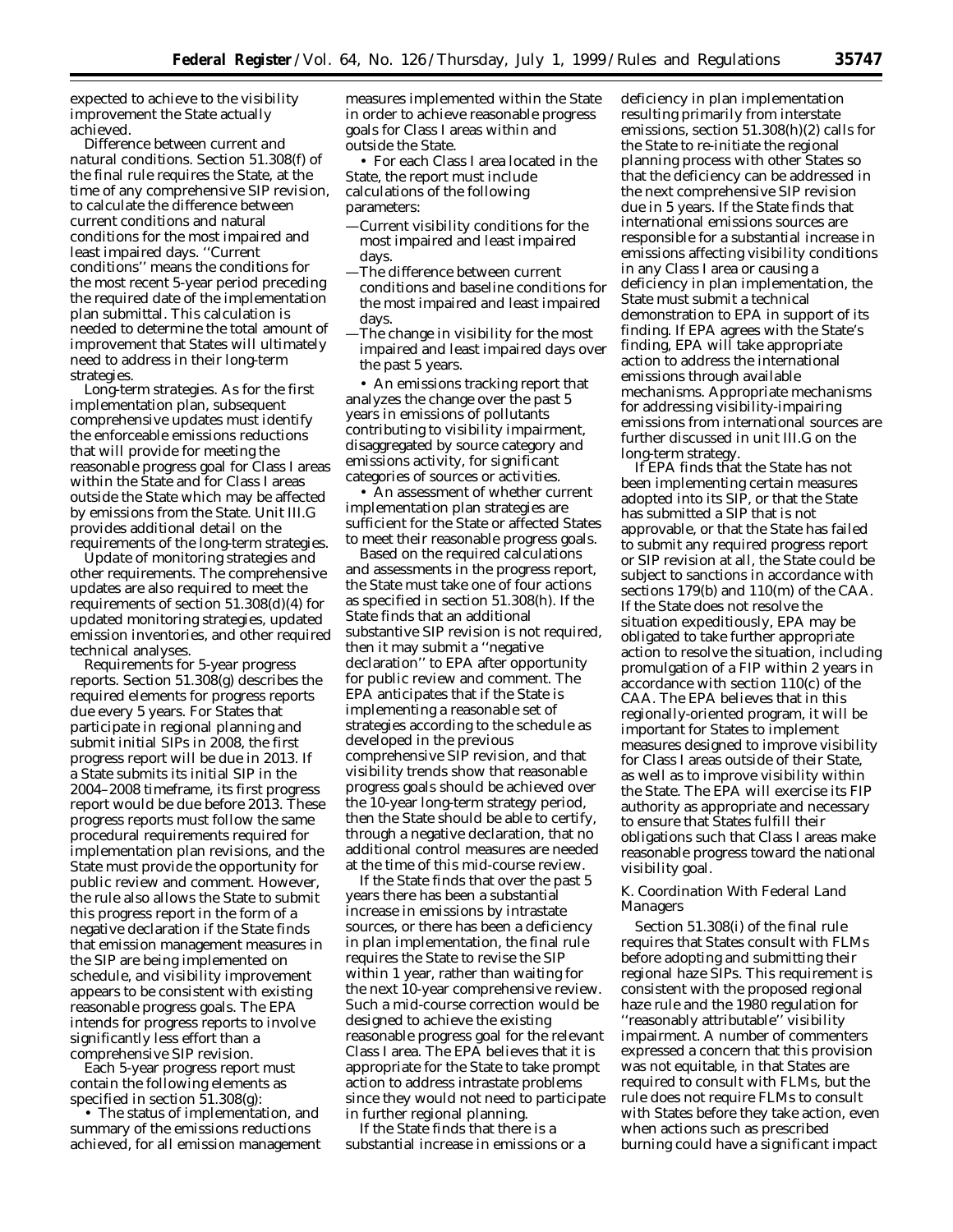expected to achieve to the visibility improvement the State actually achieved.

*Difference between current and natural conditions.* Section 51.308(f) of the final rule requires the State, at the time of any comprehensive SIP revision, to calculate the difference between current conditions and natural conditions for the most impaired and least impaired days. ''Current conditions'' means the conditions for the most recent 5-year period preceding the required date of the implementation plan submittal. This calculation is needed to determine the total amount of improvement that States will ultimately need to address in their long-term strategies.

*Long-term strategies.* As for the first implementation plan, subsequent comprehensive updates must identify the enforceable emissions reductions that will provide for meeting the reasonable progress goal for Class I areas within the State and for Class I areas outside the State which may be affected by emissions from the State. Unit III.G provides additional detail on the requirements of the long-term strategies.

*Update of monitoring strategies and other requirements.* The comprehensive updates are also required to meet the requirements of section 51.308(d)(4) for updated monitoring strategies, updated emission inventories, and other required technical analyses.

*Requirements for 5-year progress reports.* Section 51.308(g) describes the required elements for progress reports due every 5 years. For States that participate in regional planning and submit initial SIPs in 2008, the first progress report will be due in 2013. If a State submits its initial SIP in the 2004–2008 timeframe, its first progress report would be due before 2013. These progress reports must follow the same procedural requirements required for implementation plan revisions, and the State must provide the opportunity for public review and comment. However, the rule also allows the State to submit this progress report in the form of a negative declaration if the State finds that emission management measures in the SIP are being implemented on schedule, and visibility improvement appears to be consistent with existing reasonable progress goals. The EPA intends for progress reports to involve significantly less effort than a comprehensive SIP revision.

Each 5-year progress report must contain the following elements as specified in section 51.308(g):

• The status of implementation, and summary of the emissions reductions achieved, for all emission management measures implemented within the State in order to achieve reasonable progress goals for Class I areas within and outside the State.

• For each Class I area located in the State, the report must include calculations of the following parameters:

—Current visibility conditions for the most impaired and least impaired days.

—The difference between current conditions and baseline conditions for the most impaired and least impaired days.

—The change in visibility for the most impaired and least impaired days over the past 5 years.

• An emissions tracking report that analyzes the change over the past 5 years in emissions of pollutants contributing to visibility impairment, disaggregated by source category and emissions activity, for significant categories of sources or activities.

• An assessment of whether current implementation plan strategies are sufficient for the State or affected States to meet their reasonable progress goals.

Based on the required calculations and assessments in the progress report, the State must take one of four actions as specified in section 51.308(h). If the State finds that an additional substantive SIP revision is not required, then it may submit a ''negative declaration'' to EPA after opportunity for public review and comment. The EPA anticipates that if the State is implementing a reasonable set of strategies according to the schedule as developed in the previous comprehensive SIP revision, and that visibility trends show that reasonable progress goals should be achieved over the 10-year long-term strategy period, then the State should be able to certify, through a negative declaration, that no additional control measures are needed at the time of this mid-course review.

If the State finds that over the past 5 years there has been a substantial increase in emissions by intrastate sources, or there has been a deficiency in plan implementation, the final rule requires the State to revise the SIP within 1 year, rather than waiting for the next 10-year comprehensive review. Such a mid-course correction would be designed to achieve the existing reasonable progress goal for the relevant Class I area. The EPA believes that it is appropriate for the State to take prompt action to address intrastate problems since they would not need to participate in further regional planning.

If the State finds that there is a substantial increase in emissions or a deficiency in plan implementation resulting primarily from interstate emissions, section 51.308(h)(2) calls for the State to re-initiate the regional planning process with other States so that the deficiency can be addressed in the next comprehensive SIP revision due in 5 years. If the State finds that international emissions sources are responsible for a substantial increase in emissions affecting visibility conditions in any Class I area or causing a deficiency in plan implementation, the State must submit a technical demonstration to EPA in support of its finding. If EPA agrees with the State's finding, EPA will take appropriate action to address the international emissions through available mechanisms. Appropriate mechanisms for addressing visibility-impairing emissions from international sources are further discussed in unit III.G on the long-term strategy.

If EPA finds that the State has not been implementing certain measures adopted into its SIP, or that the State has submitted a SIP that is not approvable, or that the State has failed to submit any required progress report or SIP revision at all, the State could be subject to sanctions in accordance with sections 179(b) and 110(m) of the CAA. If the State does not resolve the situation expeditiously, EPA may be obligated to take further appropriate action to resolve the situation, including promulgation of a FIP within 2 years in accordance with section 110(c) of the CAA. The EPA believes that in this regionally-oriented program, it will be important for States to implement measures designed to improve visibility for Class I areas outside of their State, as well as to improve visibility within the State. The EPA will exercise its FIP authority as appropriate and necessary to ensure that States fulfill their obligations such that Class I areas make reasonable progress toward the national visibility goal.

### *K. Coordination With Federal Land Managers*

Section 51.308(i) of the final rule requires that States consult with FLMs before adopting and submitting their regional haze SIPs. This requirement is consistent with the proposed regional haze rule and the 1980 regulation for ''reasonably attributable'' visibility impairment. A number of commenters expressed a concern that this provision was not equitable, in that States are required to consult with FLMs, but the rule does not require FLMs to consult with States before they take action, even when actions such as prescribed burning could have a significant impact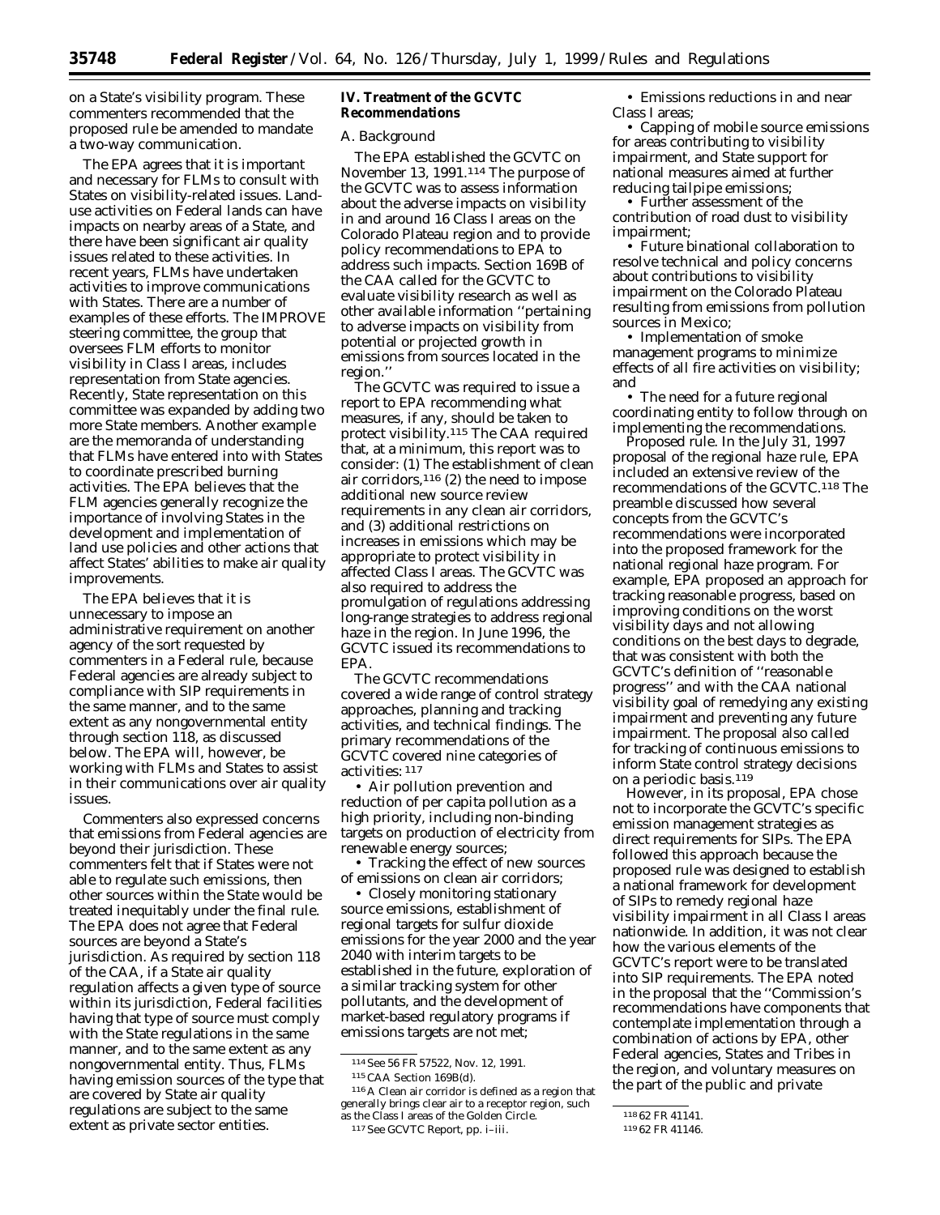on a State's visibility program. These commenters recommended that the proposed rule be amended to mandate a two-way communication.

The EPA agrees that it is important and necessary for FLMs to consult with States on visibility-related issues. Land-use activities on Federal lands can have impacts on nearby areas of a State, and there have been significant air quality issues related to these activities. In recent years, FLMs have undertaken activities to improve communications with States. There are a number of examples of these efforts. The IMPROVE steering committee, the group that oversees FLM efforts to monitor visibility in Class I areas, includes representation from State agencies. Recently, State representation on this committee was expanded by adding two more State members. Another example are the memoranda of understanding that FLMs have entered into with States to coordinate prescribed burning activities. The EPA believes that the FLM agencies generally recognize the importance of involving States in the development and implementation of land use policies and other actions that affect States' abilities to make air quality improvements.

The EPA believes that it is unnecessary to impose an administrative requirement on another agency of the sort requested by commenters in a Federal rule, because Federal agencies are already subject to compliance with SIP requirements in the same manner, and to the same extent as any nongovernmental entity through section 118, as discussed below. The EPA will, however, be working with FLMs and States to assist in their communications over air quality issues.

Commenters also expressed concerns that emissions from Federal agencies are beyond their jurisdiction. These commenters felt that if States were not able to regulate such emissions, then other sources within the State would be treated inequitably under the final rule. The EPA does not agree that Federal sources are beyond a State's jurisdiction. As required by section 118 of the CAA, if a State air quality regulation affects a given type of source within its jurisdiction, Federal facilities having that type of source must comply with the State regulations in the same manner, and to the same extent as any nongovernmental entity. Thus, FLMs having emission sources of the type that are covered by State air quality regulations are subject to the same extent as private sector entities.

## IV. Treatment of the GCVTC Recommendations

### A. Background

The EPA established the GCVTC on November 13, 1991.[114] The purpose of the GCVTC was to assess information about the adverse impacts on visibility in and around 16 Class I areas on the Colorado Plateau region and to provide policy recommendations to EPA to address such impacts. Section 169B of the CAA called for the GCVTC to evaluate visibility research as well as other available information ''pertaining to adverse impacts on visibility from potential or projected growth in emissions from sources located in the region.''

The GCVTC was required to issue a report to EPA recommending what measures, if any, should be taken to protect visibility.[115] The CAA required that, at a minimum, this report was to consider: (1) The establishment of clean air corridors,[116] (2) the need to impose additional new source review requirements in any clean air corridors, and (3) additional restrictions on increases in emissions which may be appropriate to protect visibility in affected Class I areas. The GCVTC was also required to address the promulgation of regulations addressing long-range strategies to address regional haze in the region. In June 1996, the GCVTC issued its recommendations to EPA.

The GCVTC recommendations covered a wide range of control strategy approaches, planning and tracking activities, and technical findings. The primary recommendations of the GCVTC covered nine categories of activities: [117]

- Air pollution prevention and reduction of per capita pollution as a high priority, including non-binding targets on production of electricity from renewable energy sources;
- Tracking the effect of new sources of emissions on clean air corridors;
- Closely monitoring stationary source emissions, establishment of regional targets for sulfur dioxide emissions for the year 2000 and the year 2040 with interim targets to be established in the future, exploration of a similar tracking system for other pollutants, and the development of market-based regulatory programs if emissions targets are not met;
- Emissions reductions in and near Class I areas;
- Capping of mobile source emissions for areas contributing to visibility impairment, and State support for national measures aimed at further reducing tailpipe emissions;
- Further assessment of the contribution of road dust to visibility impairment;
- Future binational collaboration to resolve technical and policy concerns about contributions to visibility impairment on the Colorado Plateau resulting from emissions from pollution sources in Mexico;
- Implementation of smoke management programs to minimize effects of all fire activities on visibility; and
- The need for a future regional coordinating entity to follow through on implementing the recommendations.

*Proposed rule.* In the July 31, 1997 proposal of the regional haze rule, EPA included an extensive review of the recommendations of the GCVTC.[118] The preamble discussed how several concepts from the GCVTC's recommendations were incorporated into the proposed framework for the national regional haze program. For example, EPA proposed an approach for tracking reasonable progress, based on improving conditions on the worst visibility days and not allowing conditions on the best days to degrade, that was consistent with both the GCVTC's definition of ''reasonable progress'' and with the CAA national visibility goal of remedying any existing impairment and preventing any future impairment. The proposal also called for tracking of continuous emissions to inform State control strategy decisions on a periodic basis.[119]

However, in its proposal, EPA chose not to incorporate the GCVTC's specific emission management strategies as direct requirements for SIPs. The EPA followed this approach because the proposed rule was designed to establish a national framework for development of SIPs to remedy regional haze visibility impairment in all Class I areas nationwide. In addition, it was not clear how the various elements of the GCVTC's report were to be translated into SIP requirements. The EPA noted in the proposal that the ''Commission's recommendations have components that contemplate implementation through a combination of actions by EPA, other Federal agencies, States and Tribes in the region, and voluntary measures on the part of the public and private

[114] See 56 FR 57522, Nov. 12, 1991.

[115] CAA Section 169B(d).

[116] A Clean air corridor is defined as a region that generally brings clear air to a receptor region, such as the Class I areas of the Golden Circle.

[117] See GCVTC Report, pp. i–iii.

[118] 62 FR 41141.

[119] 62 FR 41146.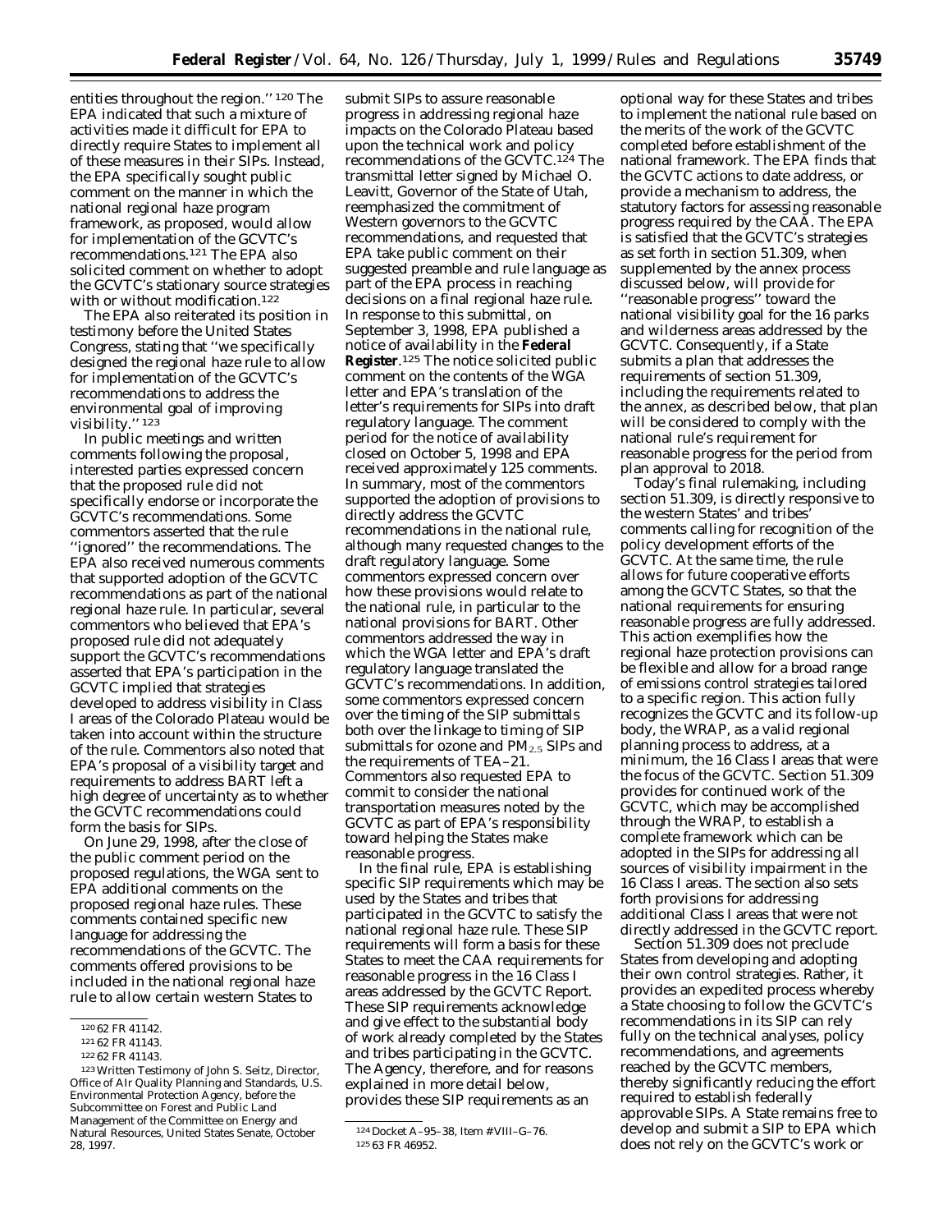entities throughout the region.''[120] The EPA indicated that such a mixture of activities made it difficult for EPA to directly require States to implement all of these measures in their SIPs. Instead, the EPA specifically sought public comment on the manner in which the national regional haze program framework, as proposed, would allow for implementation of the GCVTC's recommendations.[121] The EPA also solicited comment on whether to adopt the GCVTC's stationary source strategies with or without modification.[122]

The EPA also reiterated its position in testimony before the United States Congress, stating that ''we specifically designed the regional haze rule to allow for implementation of the GCVTC's recommendations to address the environmental goal of improving visibility.''[123]

In public meetings and written comments following the proposal, interested parties expressed concern that the proposed rule did not specifically endorse or incorporate the GCVTC's recommendations. Some commentors asserted that the rule ''ignored'' the recommendations. The EPA also received numerous comments that supported adoption of the GCVTC recommendations as part of the national regional haze rule. In particular, several commentors who believed that EPA's proposed rule did not adequately support the GCVTC's recommendations asserted that EPA's participation in the GCVTC implied that strategies developed to address visibility in Class I areas of the Colorado Plateau would be taken into account within the structure of the rule. Commentors also noted that EPA's proposal of a visibility target and requirements to address BART left a high degree of uncertainty as to whether the GCVTC recommendations could form the basis for SIPs.

On June 29, 1998, after the close of the public comment period on the proposed regulations, the WGA sent to EPA additional comments on the proposed regional haze rules. These comments contained specific new language for addressing the recommendations of the GCVTC. The comments offered provisions to be included in the national regional haze rule to allow certain western States to submit SIPs to assure reasonable progress in addressing regional haze impacts on the Colorado Plateau based upon the technical work and policy recommendations of the GCVTC.[124] The transmittal letter signed by Michael O. Leavitt, Governor of the State of Utah, reemphasized the commitment of Western governors to the GCVTC recommendations, and requested that EPA take public comment on their suggested preamble and rule language as part of the EPA process in reaching decisions on a final regional haze rule. In response to this submittal, on September 3, 1998, EPA published a notice of availability in the **Federal Register**.[125] The notice solicited public comment on the contents of the WGA letter and EPA's translation of the letter's requirements for SIPs into draft regulatory language. The comment period for the notice of availability closed on October 5, 1998 and EPA received approximately 125 comments. In summary, most of the commentors supported the adoption of provisions to directly address the GCVTC recommendations in the national rule, although many requested changes to the draft regulatory language. Some commentors expressed concern over how these provisions would relate to the national rule, in particular to the national provisions for BART. Other commentors addressed the way in which the WGA letter and EPA's draft regulatory language translated the GCVTC's recommendations. In addition, some commentors expressed concern over the timing of the SIP submittals both over the linkage to timing of SIP submittals for ozone and $PM_{2.5}$ SIPs and the requirements of TEA–21. Commentors also requested EPA to commit to consider the national transportation measures noted by the GCVTC as part of EPA's responsibility toward helping the States make reasonable progress.

In the final rule, EPA is establishing specific SIP requirements which may be used by the States and tribes that participated in the GCVTC to satisfy the national regional haze rule. These SIP requirements will form a basis for these States to meet the CAA requirements for reasonable progress in the 16 Class I areas addressed by the GCVTC Report. These SIP requirements acknowledge and give effect to the substantial body of work already completed by the States and tribes participating in the GCVTC. The Agency, therefore, and for reasons explained in more detail below, provides these SIP requirements as an optional way for these States and tribes to implement the national rule based on the merits of the work of the GCVTC completed before establishment of the national framework. The EPA finds that the GCVTC actions to date address, or provide a mechanism to address, the statutory factors for assessing reasonable progress required by the CAA. The EPA is satisfied that the GCVTC's strategies as set forth in section 51.309, when supplemented by the annex process discussed below, will provide for ''reasonable progress'' toward the national visibility goal for the 16 parks and wilderness areas addressed by the GCVTC. Consequently, if a State submits a plan that addresses the requirements of section 51.309, including the requirements related to the annex, as described below, that plan will be considered to comply with the national rule's requirement for reasonable progress for the period from plan approval to 2018.

Today's final rulemaking, including section 51.309, is directly responsive to the western States' and tribes' comments calling for recognition of the policy development efforts of the GCVTC. At the same time, the rule allows for future cooperative efforts among the GCVTC States, so that the national requirements for ensuring reasonable progress are fully addressed. This action exemplifies how the regional haze protection provisions can be flexible and allow for a broad range of emissions control strategies tailored to a specific region. This action fully recognizes the GCVTC and its follow-up body, the WRAP, as a valid regional planning process to address, at a minimum, the 16 Class I areas that were the focus of the GCVTC. Section 51.309 provides for continued work of the GCVTC, which may be accomplished through the WRAP, to establish a complete framework which can be adopted in the SIPs for addressing all sources of visibility impairment in the 16 Class I areas. The section also sets forth provisions for addressing additional Class I areas that were not directly addressed in the GCVTC report.

Section 51.309 does not preclude States from developing and adopting their own control strategies. Rather, it provides an expedited process whereby a State choosing to follow the GCVTC's recommendations in its SIP can rely fully on the technical analyses, policy recommendations, and agreements reached by the GCVTC members, thereby significantly reducing the effort required to establish federally approvable SIPs. A State remains free to develop and submit a SIP to EPA which does not rely on the GCVTC's work or

---

[120] 62 FR 41142.

[121] 62 FR 41143.

[122] 62 FR 41143.

[123] Written Testimony of John S. Seitz, Director, Office of Air Quality Planning and Standards, U.S. Environmental Protection Agency, before the Subcommittee on Forest and Public Land Management of the Committee on Energy and Natural Resources, United States Senate, October 28, 1997.

[124] Docket A–95–38, Item # VIII–G–76.

[125] 63 FR 46952.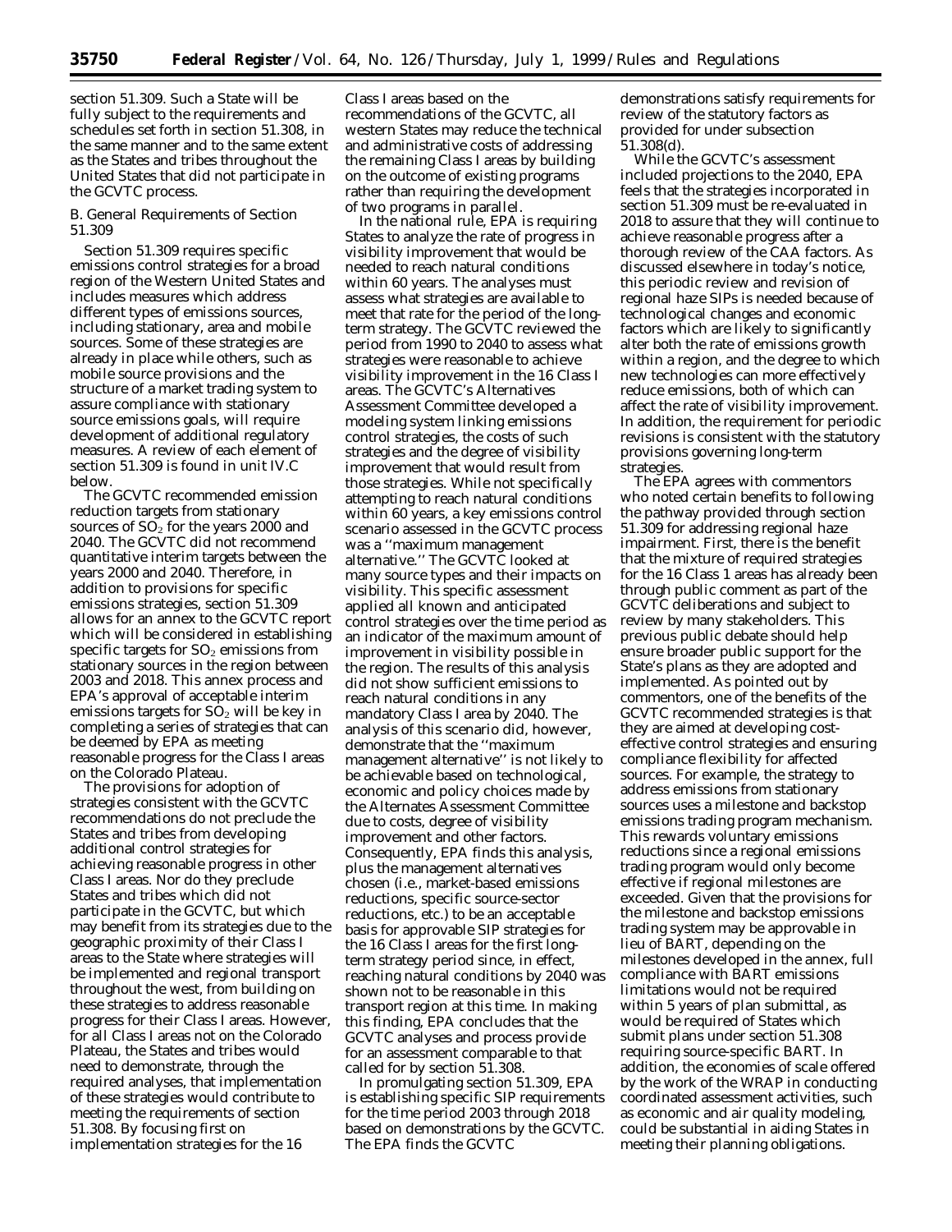section 51.309. Such a State will be fully subject to the requirements and schedules set forth in section 51.308, in the same manner and to the same extent as the States and tribes throughout the United States that did not participate in the GCVTC process.

B. General Requirements of Section 51.309

Section 51.309 requires specific emissions control strategies for a broad region of the Western United States and includes measures which address different types of emissions sources, including stationary, area and mobile sources. Some of these strategies are already in place while others, such as mobile source provisions and the structure of a market trading system to assure compliance with stationary source emissions goals, will require development of additional regulatory measures. A review of each element of section 51.309 is found in unit IV.C below.

The GCVTC recommended emission reduction targets from stationary sources of $SO_2$ for the years 2000 and 2040. The GCVTC did not recommend quantitative interim targets between the years 2000 and 2040. Therefore, in addition to provisions for specific emissions strategies, section 51.309 allows for an annex to the GCVTC report which will be considered in establishing specific targets for $SO_2$ emissions from stationary sources in the region between 2003 and 2018. This annex process and EPA's approval of acceptable interim emissions targets for $SO_2$ will be key in completing a series of strategies that can be deemed by EPA as meeting reasonable progress for the Class I areas on the Colorado Plateau.

The provisions for adoption of strategies consistent with the GCVTC recommendations do not preclude the States and tribes from developing additional control strategies for achieving reasonable progress in other Class I areas. Nor do they preclude States and tribes which did not participate in the GCVTC, but which may benefit from its strategies due to the geographic proximity of their Class I areas to the State where strategies will be implemented and regional transport throughout the west, from building on these strategies to address reasonable progress for their Class I areas. However, for all Class I areas not on the Colorado Plateau, the States and tribes would need to demonstrate, through the required analyses, that implementation of these strategies would contribute to meeting the requirements of section 51.308. By focusing first on implementation strategies for the 16 Class I areas based on the recommendations of the GCVTC, all western States may reduce the technical and administrative costs of addressing the remaining Class I areas by building on the outcome of existing programs rather than requiring the development of two programs in parallel.

In the national rule, EPA is requiring States to analyze the rate of progress in visibility improvement that would be needed to reach natural conditions within 60 years. The analyses must assess what strategies are available to meet that rate for the period of the long-term strategy. The GCVTC reviewed the period from 1990 to 2040 to assess what strategies were reasonable to achieve visibility improvement in the 16 Class I areas. The GCVTC's Alternatives Assessment Committee developed a modeling system linking emissions control strategies, the costs of such strategies and the degree of visibility improvement that would result from those strategies. While not specifically attempting to reach natural conditions within 60 years, a key emissions control scenario assessed in the GCVTC process was a ''maximum management alternative.'' The GCVTC looked at many source types and their impacts on visibility. This specific assessment applied all known and anticipated control strategies over the time period as an indicator of the maximum amount of improvement in visibility possible in the region. The results of this analysis did not show sufficient emissions to reach natural conditions in any mandatory Class I area by 2040. The analysis of this scenario did, however, demonstrate that the ''maximum management alternative'' is not likely to be achievable based on technological, economic and policy choices made by the Alternates Assessment Committee due to costs, degree of visibility improvement and other factors. Consequently, EPA finds this analysis, plus the management alternatives chosen (i.e., market-based emissions reductions, specific source-sector reductions, etc.) to be an acceptable basis for approvable SIP strategies for the 16 Class I areas for the first long-term strategy period since, in effect, reaching natural conditions by 2040 was shown not to be reasonable in this transport region at this time. In making this finding, EPA concludes that the GCVTC analyses and process provide for an assessment comparable to that called for by section 51.308.

In promulgating section 51.309, EPA is establishing specific SIP requirements for the time period 2003 through 2018 based on demonstrations by the GCVTC. The EPA finds the GCVTC demonstrations satisfy requirements for review of the statutory factors as provided for under subsection 51.308(d).

While the GCVTC's assessment included projections to the 2040, EPA feels that the strategies incorporated in section 51.309 must be re-evaluated in 2018 to assure that they will continue to achieve reasonable progress after a thorough review of the CAA factors. As discussed elsewhere in today's notice, this periodic review and revision of regional haze SIPs is needed because of technological changes and economic factors which are likely to significantly alter both the rate of emissions growth within a region, and the degree to which new technologies can more effectively reduce emissions, both of which can affect the rate of visibility improvement. In addition, the requirement for periodic revisions is consistent with the statutory provisions governing long-term strategies.

The EPA agrees with commentors who noted certain benefits to following the pathway provided through section 51.309 for addressing regional haze impairment. First, there is the benefit that the mixture of required strategies for the 16 Class 1 areas has already been through public comment as part of the GCVTC deliberations and subject to review by many stakeholders. This previous public debate should help ensure broader public support for the State's plans as they are adopted and implemented. As pointed out by commentors, one of the benefits of the GCVTC recommended strategies is that they are aimed at developing cost-effective control strategies and ensuring compliance flexibility for affected sources. For example, the strategy to address emissions from stationary sources uses a milestone and backstop emissions trading program mechanism. This rewards voluntary emissions reductions since a regional emissions trading program would only become effective if regional milestones are exceeded. Given that the provisions for the milestone and backstop emissions trading system may be approvable in lieu of BART, depending on the milestones developed in the annex, full compliance with BART emissions limitations would not be required within 5 years of plan submittal, as would be required of States which submit plans under section 51.308 requiring source-specific BART. In addition, the economies of scale offered by the work of the WRAP in conducting coordinated assessment activities, such as economic and air quality modeling, could be substantial in aiding States in meeting their planning obligations.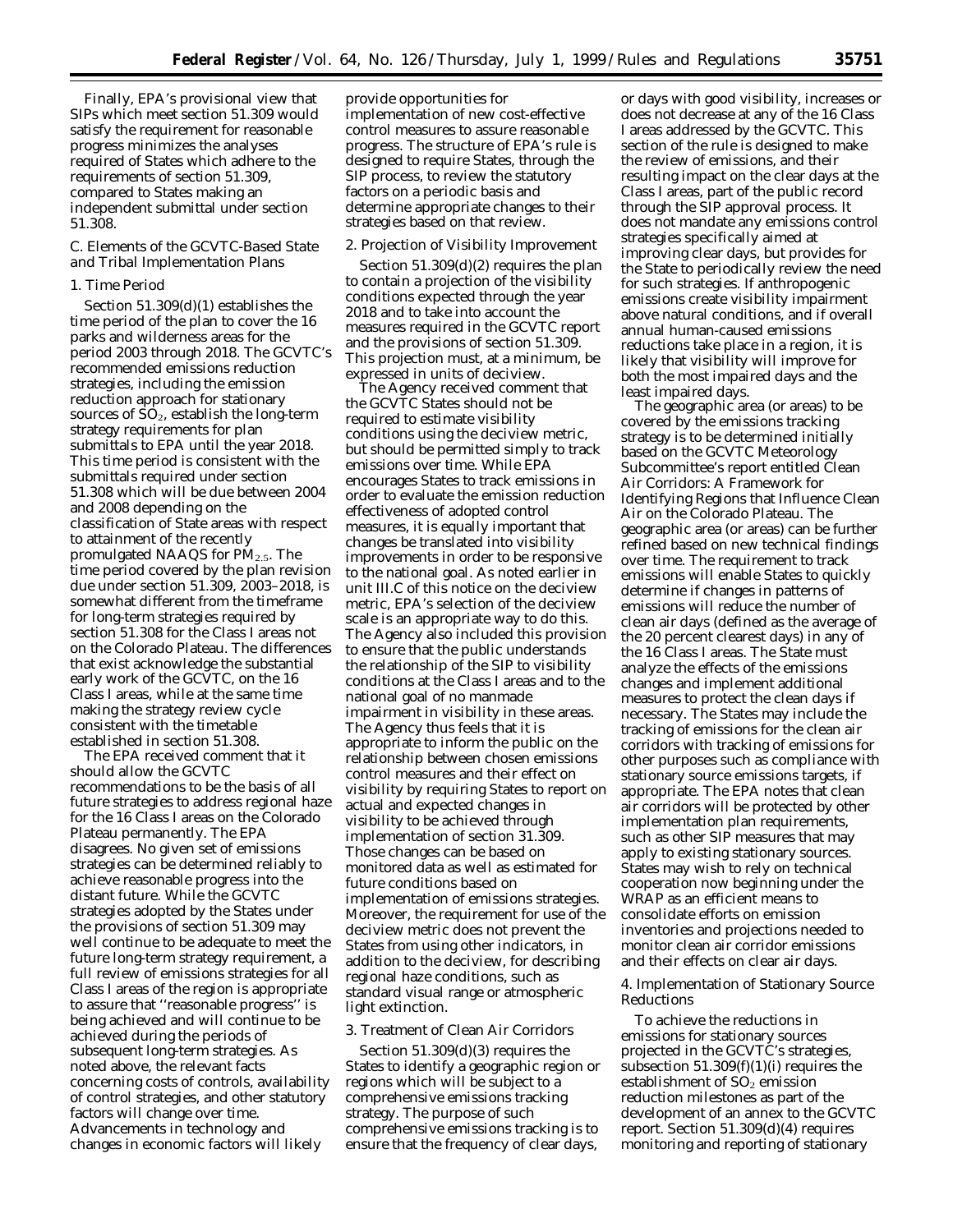Finally, EPA's provisional view that SIPs which meet section 51.309 would satisfy the requirement for reasonable progress minimizes the analyses required of States which adhere to the requirements of section 51.309, compared to States making an independent submittal under section 51.308.

### C. Elements of the GCVTC-Based State and Tribal Implementation Plans

#### 1. Time Period

Section 51.309(d)(1) establishes the time period of the plan to cover the 16 parks and wilderness areas for the period 2003 through 2018. The GCVTC's recommended emissions reduction strategies, including the emission reduction approach for stationary sources of $SO_2$, establish the long-term strategy requirements for plan submittals to EPA until the year 2018. This time period is consistent with the submittals required under section 51.308 which will be due between 2004 and 2008 depending on the classification of State areas with respect to attainment of the recently promulgated NAAQS for $PM_{2.5}$. The time period covered by the plan revision due under section 51.309, 2003–2018, is somewhat different from the timeframe for long-term strategies required by section 51.308 for the Class I areas not on the Colorado Plateau. The differences that exist acknowledge the substantial early work of the GCVTC, on the 16 Class I areas, while at the same time making the strategy review cycle consistent with the timetable established in section 51.308.

The EPA received comment that it should allow the GCVTC recommendations to be the basis of all future strategies to address regional haze for the 16 Class I areas on the Colorado Plateau permanently. The EPA disagrees. No given set of emissions strategies can be determined reliably to achieve reasonable progress into the distant future. While the GCVTC strategies adopted by the States under the provisions of section 51.309 may well continue to be adequate to meet the future long-term strategy requirement, a full review of emissions strategies for all Class I areas of the region is appropriate to assure that "reasonable progress" is being achieved and will continue to be achieved during the periods of subsequent long-term strategies. As noted above, the relevant facts concerning costs of controls, availability of control strategies, and other statutory factors will change over time. Advancements in technology and changes in economic factors will likely provide opportunities for implementation of new cost-effective control measures to assure reasonable progress. The structure of EPA's rule is designed to require States, through the SIP process, to review the statutory factors on a periodic basis and determine appropriate changes to their strategies based on that review.

#### 2. Projection of Visibility Improvement

Section 51.309(d)(2) requires the plan to contain a projection of the visibility conditions expected through the year 2018 and to take into account the measures required in the GCVTC report and the provisions of section 51.309. This projection must, at a minimum, be expressed in units of deciview.

The Agency received comment that the GCVTC States should not be required to estimate visibility conditions using the deciview metric, but should be permitted simply to track emissions over time. While EPA encourages States to track emissions in order to evaluate the emission reduction effectiveness of adopted control measures, it is equally important that changes be translated into visibility improvements in order to be responsive to the national goal. As noted earlier in unit III.C of this notice on the deciview metric, EPA's selection of the deciview scale is an appropriate way to do this. The Agency also included this provision to ensure that the public understands the relationship of the SIP to visibility conditions at the Class I areas and to the national goal of no manmade impairment in visibility in these areas. The Agency thus feels that it is appropriate to inform the public on the relationship between chosen emissions control measures and their effect on visibility by requiring States to report on actual and expected changes in visibility to be achieved through implementation of section 31.309. Those changes can be based on monitored data as well as estimated for future conditions based on implementation of emissions strategies. Moreover, the requirement for use of the deciview metric does not prevent the States from using other indicators, in addition to the deciview, for describing regional haze conditions, such as standard visual range or atmospheric light extinction.

#### 3. Treatment of Clean Air Corridors

Section 51.309(d)(3) requires the States to identify a geographic region or regions which will be subject to a comprehensive emissions tracking strategy. The purpose of such comprehensive emissions tracking is to ensure that the frequency of clean days, or days with good visibility, increases or does not decrease at any of the 16 Class I areas addressed by the GCVTC. This section of the rule is designed to make the review of emissions, and their resulting impact on the clear days at the Class I areas, part of the public record through the SIP approval process. It does not mandate any emissions control strategies specifically aimed at improving clear days, but provides for the State to periodically review the need for such strategies. If anthropogenic emissions create visibility impairment above natural conditions, and if overall annual human-caused emissions reductions take place in a region, it is likely that visibility will improve for both the most impaired days and the least impaired days.

The geographic area (or areas) to be covered by the emissions tracking strategy is to be determined initially based on the GCVTC Meteorology Subcommittee's report entitled Clean Air Corridors: A Framework for Identifying Regions that Influence Clean Air on the Colorado Plateau. The geographic area (or areas) can be further refined based on new technical findings over time. The requirement to track emissions will enable States to quickly determine if changes in patterns of emissions will reduce the number of clean air days (defined as the average of the 20 percent clearest days) in any of the 16 Class I areas. The State must analyze the effects of the emissions changes and implement additional measures to protect the clean days if necessary. The States may include the tracking of emissions for the clean air corridors with tracking of emissions for other purposes such as compliance with stationary source emissions targets, if appropriate. The EPA notes that clean air corridors will be protected by other implementation plan requirements, such as other SIP measures that may apply to existing stationary sources. States may wish to rely on technical cooperation now beginning under the WRAP as an efficient means to consolidate efforts on emission inventories and projections needed to monitor clean air corridor emissions and their effects on clear air days.

#### 4. Implementation of Stationary Source Reductions

To achieve the reductions in emissions for stationary sources projected in the GCVTC's strategies, subsection 51.309(f)(1)(i) requires the establishment of $SO_2$ emission reduction milestones as part of the development of an annex to the GCVTC report. Section 51.309(d)(4) requires monitoring and reporting of stationary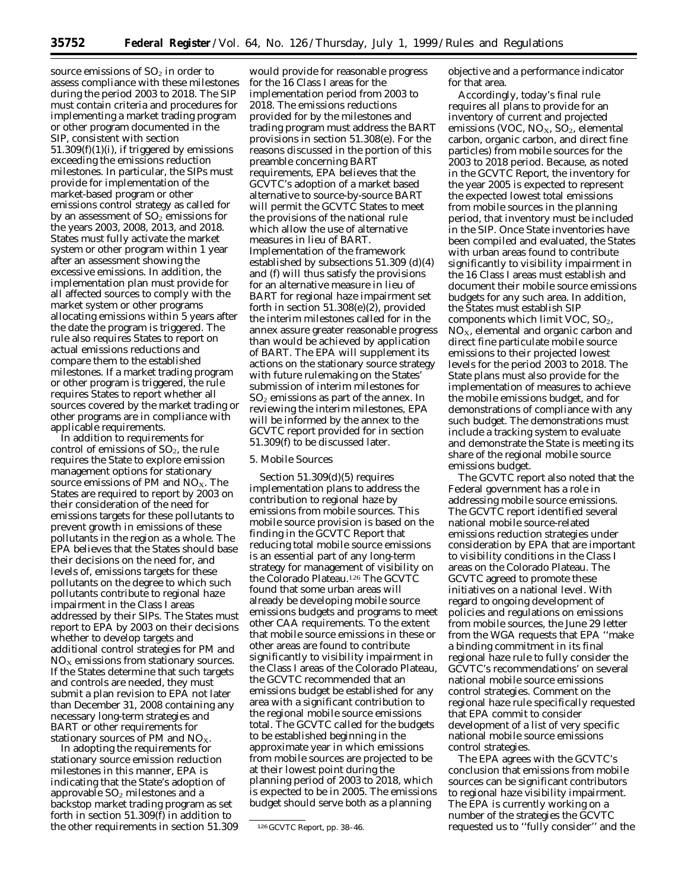source emissions of $SO_2$ in order to assess compliance with these milestones during the period 2003 to 2018. The SIP must contain criteria and procedures for implementing a market trading program or other program documented in the SIP, consistent with section 51.309(f)(1)(i), if triggered by emissions exceeding the emissions reduction milestones. In particular, the SIPs must provide for implementation of the market-based program or other emissions control strategy as called for by an assessment of $SO_2$ emissions for the years 2003, 2008, 2013, and 2018. States must fully activate the market system or other program within 1 year after an assessment showing the excessive emissions. In addition, the implementation plan must provide for all affected sources to comply with the market system or other programs allocating emissions within 5 years after the date the program is triggered. The rule also requires States to report on actual emissions reductions and compare them to the established milestones. If a market trading program or other program is triggered, the rule requires States to report whether all sources covered by the market trading or other programs are in compliance with applicable requirements.

In addition to requirements for control of emissions of $SO_2$, the rule requires the State to explore emission management options for stationary source emissions of PM and $NO_X$. The States are required to report by 2003 on their consideration of the need for emissions targets for these pollutants to prevent growth in emissions of these pollutants in the region as a whole. The EPA believes that the States should base their decisions on the need for, and levels of, emissions targets for these pollutants on the degree to which such pollutants contribute to regional haze impairment in the Class I areas addressed by their SIPs. The States must report to EPA by 2003 on their decisions whether to develop targets and additional control strategies for PM and $NO_X$ emissions from stationary sources. If the States determine that such targets and controls are needed, they must submit a plan revision to EPA not later than December 31, 2008 containing any necessary long-term strategies and BART or other requirements for stationary sources of PM and $NO_X$.

In adopting the requirements for stationary source emission reduction milestones in this manner, EPA is indicating that the State's adoption of approvable $SO_2$ milestones and a backstop market trading program as set forth in section 51.309(f) in addition to the other requirements in section 51.309 would provide for reasonable progress for the 16 Class I areas for the implementation period from 2003 to 2018. The emissions reductions provided for by the milestones and trading program must address the BART provisions in section 51.308(e). For the reasons discussed in the portion of this preamble concerning BART requirements, EPA believes that the GCVTC's adoption of a market based alternative to source-by-source BART will permit the GCVTC States to meet the provisions of the national rule which allow the use of alternative measures in lieu of BART. Implementation of the framework established by subsections 51.309 (d)(4) and (f) will thus satisfy the provisions for an alternative measure in lieu of BART for regional haze impairment set forth in section 51.308(e)(2), provided the interim milestones called for in the annex assure greater reasonable progress than would be achieved by application of BART. The EPA will supplement its actions on the stationary source strategy with future rulemaking on the States' submission of interim milestones for $SO_2$ emissions as part of the annex. In reviewing the interim milestones, EPA will be informed by the annex to the GCVTC report provided for in section 51.309(f) to be discussed later.

### 5. Mobile Sources

Section 51.309(d)(5) requires implementation plans to address the contribution to regional haze by emissions from mobile sources. This mobile source provision is based on the finding in the GCVTC Report that reducing total mobile source emissions is an essential part of any long-term strategy for management of visibility on the Colorado Plateau.[126] The GCVTC found that some urban areas will already be developing mobile source emissions budgets and programs to meet other CAA requirements. To the extent that mobile source emissions in these or other areas are found to contribute significantly to visibility impairment in the Class I areas of the Colorado Plateau, the GCVTC recommended that an emissions budget be established for any area with a significant contribution to the regional mobile source emissions total. The GCVTC called for the budgets to be established beginning in the approximate year in which emissions from mobile sources are projected to be at their lowest point during the planning period of 2003 to 2018, which is expected to be in 2005. The emissions budget should serve both as a planning objective and a performance indicator for that area.

Accordingly, today's final rule requires all plans to provide for an inventory of current and projected emissions (VOC, $NO_X$, $SO_2$, elemental carbon, organic carbon, and direct fine particles) from mobile sources for the 2003 to 2018 period. Because, as noted in the GCVTC Report, the inventory for the year 2005 is expected to represent the expected lowest total emissions from mobile sources in the planning period, that inventory must be included in the SIP. Once State inventories have been compiled and evaluated, the States with urban areas found to contribute significantly to visibility impairment in the 16 Class I areas must establish and document their mobile source emissions budgets for any such area. In addition, the States must establish SIP components which limit VOC, $SO_2$, $NO_X$, elemental and organic carbon and direct fine particulate mobile source emissions to their projected lowest levels for the period 2003 to 2018. The State plans must also provide for the implementation of measures to achieve the mobile emissions budget, and for demonstrations of compliance with any such budget. The demonstrations must include a tracking system to evaluate and demonstrate the State is meeting its share of the regional mobile source emissions budget.

The GCVTC report also noted that the Federal government has a role in addressing mobile source emissions. The GCVTC report identified several national mobile source-related emissions reduction strategies under consideration by EPA that are important to visibility conditions in the Class I areas on the Colorado Plateau. The GCVTC agreed to promote these initiatives on a national level. With regard to ongoing development of policies and regulations on emissions from mobile sources, the June 29 letter from the WGA requests that EPA "make a binding commitment in its final regional haze rule to fully consider the GCVTC's recommendations' on several national mobile source emissions control strategies. Comment on the regional haze rule specifically requested that EPA commit to consider development of a list of very specific national mobile source emissions control strategies.

The EPA agrees with the GCVTC's conclusion that emissions from mobile sources can be significant contributors to regional haze visibility impairment. The EPA is currently working on a number of the strategies the GCVTC requested us to "fully consider" and the

[126] GCVTC Report, pp. 38–46.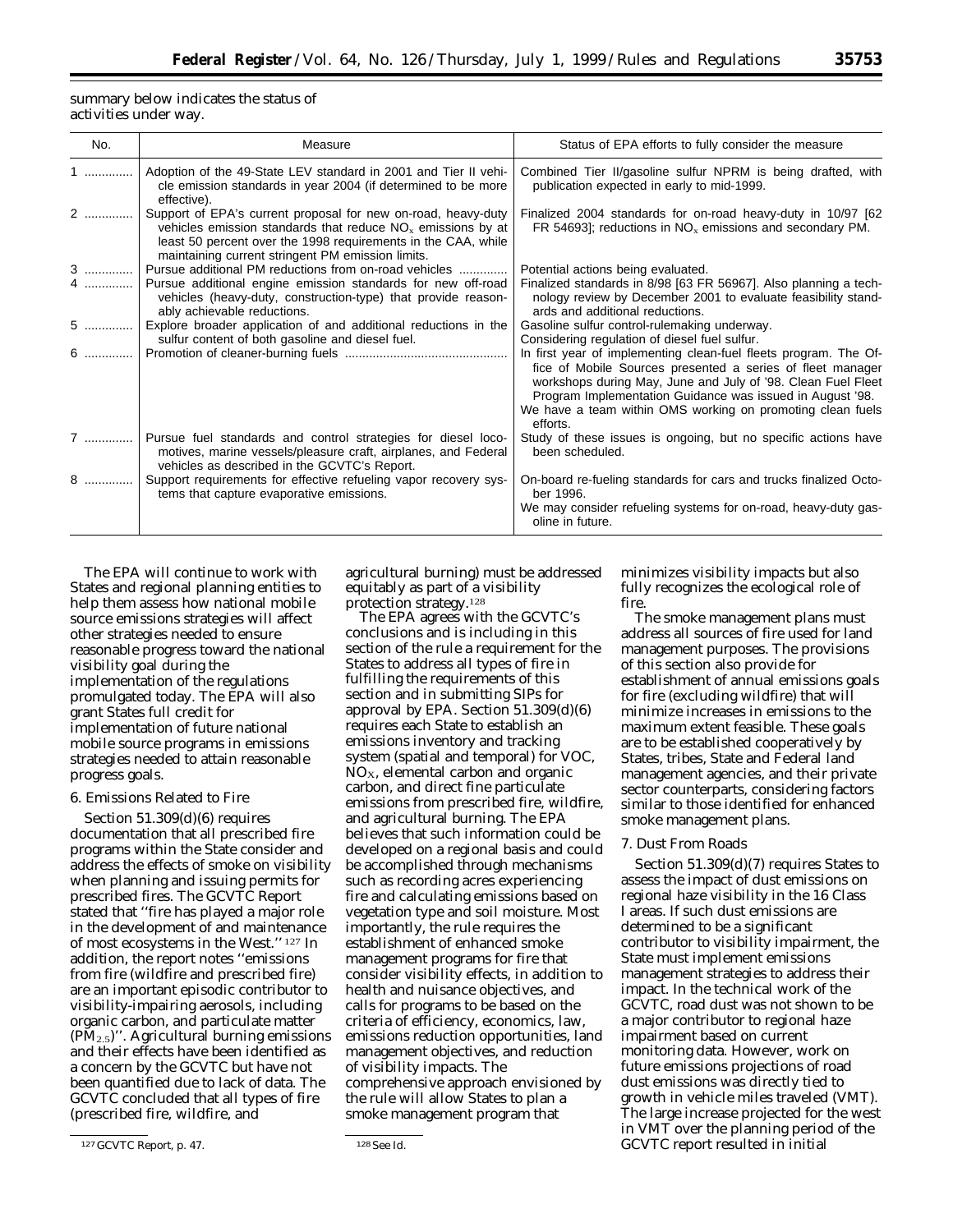summary below indicates the status of activities under way.

| No. | Measure | Status of EPA efforts to fully consider the measure |
|---|---|---|
| 1 | Adoption of the 49-State LEV standard in 2001 and Tier II vehicle emission standards in year 2004 (if determined to be more effective). | Combined Tier II/gasoline sulfur NPRM is being drafted, with publication expected in early to mid-1999. |
| 2 | Support of EPA's current proposal for new on-road, heavy-duty vehicles emission standards that reduce $NO_x$ emissions by at least 50 percent over the 1998 requirements in the CAA, while maintaining current stringent PM emission limits. | Finalized 2004 standards for on-road heavy-duty in 10/97 [62 FR 54693]; reductions in $NO_x$ emissions and secondary PM. |
| 3 | Pursue additional PM reductions from on-road vehicles | Potential actions being evaluated. |
| 4 | Pursue additional engine emission standards for new off-road vehicles (heavy-duty, construction-type) that provide reasonably achievable reductions. | Finalized standards in 8/98 [63 FR 56967]. Also planning a technology review by December 2001 to evaluate feasibility standards and additional reductions. |
| 5 | Explore broader application of and additional reductions in the sulfur content of both gasoline and diesel fuel. | Gasoline sulfur control-rulemaking underway. Considering regulation of diesel fuel sulfur. |
| 6 | Promotion of cleaner-burning fuels | In first year of implementing clean-fuel fleets program. The Office of Mobile Sources presented a series of fleet manager workshops during May, June and July of '98. Clean Fuel Fleet Program Implementation Guidance was issued in August '98. We have a team within OMS working on promoting clean fuels efforts. |
| 7 | Pursue fuel standards and control strategies for diesel locomotives, marine vessels/pleasure craft, airplanes, and Federal vehicles as described in the GCVTC's Report. | Study of these issues is ongoing, but no specific actions have been scheduled. |
| 8 | Support requirements for effective refueling vapor recovery systems that capture evaporative emissions. | On-board re-fueling standards for cars and trucks finalized October 1996. We may consider refueling systems for on-road, heavy-duty gasoline in future. |

The EPA will continue to work with States and regional planning entities to help them assess how national mobile source emissions strategies will affect other strategies needed to ensure reasonable progress toward the national visibility goal during the implementation of the regulations promulgated today. The EPA will also grant States full credit for implementation of future national mobile source programs in emissions strategies needed to attain reasonable progress goals.

6. Emissions Related to Fire

Section 51.309(d)(6) requires documentation that all prescribed fire programs within the State consider and address the effects of smoke on visibility when planning and issuing permits for prescribed fires. The GCVTC Report stated that ''fire has played a major role in the development of and maintenance of most ecosystems in the West.'' [127] In addition, the report notes ''emissions from fire (wildfire and prescribed fire) are an important episodic contributor to visibility-impairing aerosols, including organic carbon, and particulate matter ($PM_{2.5}$)''. Agricultural burning emissions and their effects have been identified as a concern by the GCVTC but have not been quantified due to lack of data. The GCVTC concluded that all types of fire (prescribed fire, wildfire, and agricultural burning) must be addressed equitably as part of a visibility protection strategy.[128]

The EPA agrees with the GCVTC's conclusions and is including in this section of the rule a requirement for the States to address all types of fire in fulfilling the requirements of this section and in submitting SIPs for approval by EPA. Section 51.309(d)(6) requires each State to establish an emissions inventory and tracking system (spatial and temporal) for VOC, $NO_X$, elemental carbon and organic carbon, and direct fine particulate emissions from prescribed fire, wildfire, and agricultural burning. The EPA believes that such information could be developed on a regional basis and could be accomplished through mechanisms such as recording acres experiencing fire and calculating emissions based on vegetation type and soil moisture. Most importantly, the rule requires the establishment of enhanced smoke management programs for fire that consider visibility effects, in addition to health and nuisance objectives, and calls for programs to be based on the criteria of efficiency, economics, law, emissions reduction opportunities, land management objectives, and reduction of visibility impacts. The comprehensive approach envisioned by the rule will allow States to plan a smoke management program that minimizes visibility impacts but also fully recognizes the ecological role of fire.

The smoke management plans must address all sources of fire used for land management purposes. The provisions of this section also provide for establishment of annual emissions goals for fire (excluding wildfire) that will minimize increases in emissions to the maximum extent feasible. These goals are to be established cooperatively by States, tribes, State and Federal land management agencies, and their private sector counterparts, considering factors similar to those identified for enhanced smoke management plans.

7. Dust From Roads

Section 51.309(d)(7) requires States to assess the impact of dust emissions on regional haze visibility in the 16 Class I areas. If such dust emissions are determined to be a significant contributor to visibility impairment, the State must implement emissions management strategies to address their impact. In the technical work of the GCVTC, road dust was not shown to be a major contributor to regional haze impairment based on current monitoring data. However, work on future emissions projections of road dust emissions was directly tied to growth in vehicle miles traveled (VMT). The large increase projected for the west in VMT over the planning period of the GCVTC report resulted in initial

[127] GCVTC Report, p. 47.

[128] See Id.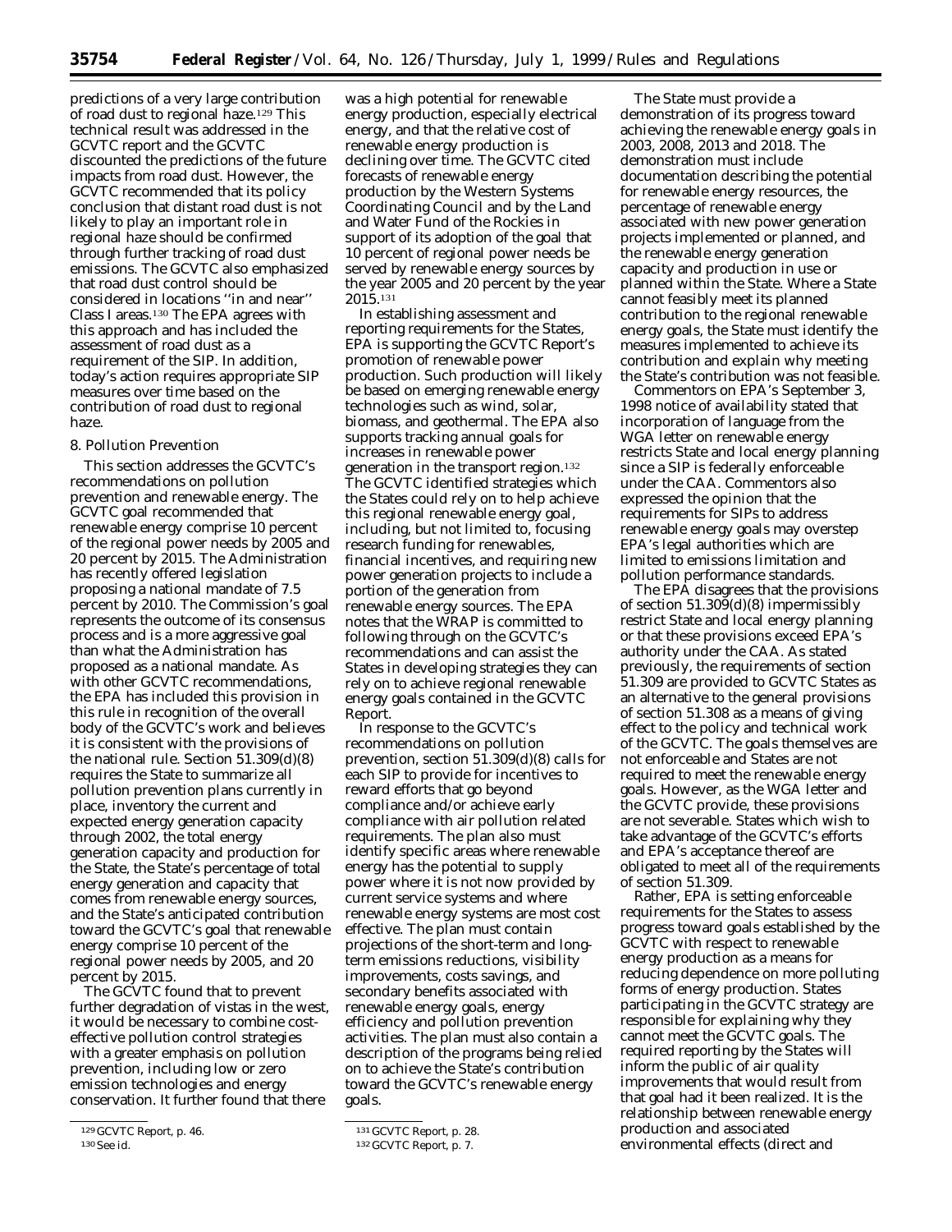predictions of a very large contribution of road dust to regional haze.[129] This technical result was addressed in the GCVTC report and the GCVTC discounted the predictions of the future impacts from road dust. However, the GCVTC recommended that its policy conclusion that distant road dust is not likely to play an important role in regional haze should be confirmed through further tracking of road dust emissions. The GCVTC also emphasized that road dust control should be considered in locations "in and near" Class I areas.[130] The EPA agrees with this approach and has included the assessment of road dust as a requirement of the SIP. In addition, today's action requires appropriate SIP measures over time based on the contribution of road dust to regional haze.

8. Pollution Prevention

This section addresses the GCVTC's recommendations on pollution prevention and renewable energy. The GCVTC goal recommended that renewable energy comprise 10 percent of the regional power needs by 2005 and 20 percent by 2015. The Administration has recently offered legislation proposing a national mandate of 7.5 percent by 2010. The Commission's goal represents the outcome of its consensus process and is a more aggressive goal than what the Administration has proposed as a national mandate. As with other GCVTC recommendations, the EPA has included this provision in this rule in recognition of the overall body of the GCVTC's work and believes it is consistent with the provisions of the national rule. Section 51.309(d)(8) requires the State to summarize all pollution prevention plans currently in place, inventory the current and expected energy generation capacity through 2002, the total energy generation capacity and production for the State, the State's percentage of total energy generation and capacity that comes from renewable energy sources, and the State's anticipated contribution toward the GCVTC's goal that renewable energy comprise 10 percent of the regional power needs by 2005, and 20 percent by 2015.

The GCVTC found that to prevent further degradation of vistas in the west, it would be necessary to combine cost-effective pollution control strategies with a greater emphasis on pollution prevention, including low or zero emission technologies and energy conservation. It further found that there was a high potential for renewable energy production, especially electrical energy, and that the relative cost of renewable energy production is declining over time. The GCVTC cited forecasts of renewable energy production by the Western Systems Coordinating Council and by the Land and Water Fund of the Rockies in support of its adoption of the goal that 10 percent of regional power needs be served by renewable energy sources by the year 2005 and 20 percent by the year 2015.[131]

In establishing assessment and reporting requirements for the States, EPA is supporting the GCVTC Report's promotion of renewable power production. Such production will likely be based on emerging renewable energy technologies such as wind, solar, biomass, and geothermal. The EPA also supports tracking annual goals for increases in renewable power generation in the transport region.[132] The GCVTC identified strategies which the States could rely on to help achieve this regional renewable energy goal, including, but not limited to, focusing research funding for renewables, financial incentives, and requiring new power generation projects to include a portion of the generation from renewable energy sources. The EPA notes that the WRAP is committed to following through on the GCVTC's recommendations and can assist the States in developing strategies they can rely on to achieve regional renewable energy goals contained in the GCVTC Report.

In response to the GCVTC's recommendations on pollution prevention, section 51.309(d)(8) calls for each SIP to provide for incentives to reward efforts that go beyond compliance and/or achieve early compliance with air pollution related requirements. The plan also must identify specific areas where renewable energy has the potential to supply power where it is not now provided by current service systems and where renewable energy systems are most cost effective. The plan must contain projections of the short-term and long-term emissions reductions, visibility improvements, costs savings, and secondary benefits associated with renewable energy goals, energy efficiency and pollution prevention activities. The plan must also contain a description of the programs being relied on to achieve the State's contribution toward the GCVTC's renewable energy goals.

The State must provide a demonstration of its progress toward achieving the renewable energy goals in 2003, 2008, 2013 and 2018. The demonstration must include documentation describing the potential for renewable energy resources, the percentage of renewable energy associated with new power generation projects implemented or planned, and the renewable energy generation capacity and production in use or planned within the State. Where a State cannot feasibly meet its planned contribution to the regional renewable energy goals, the State must identify the measures implemented to achieve its contribution and explain why meeting the State's contribution was not feasible.

Commentors on EPA's September 3, 1998 notice of availability stated that incorporation of language from the WGA letter on renewable energy restricts State and local energy planning since a SIP is federally enforceable under the CAA. Commentors also expressed the opinion that the requirements for SIPs to address renewable energy goals may overstep EPA's legal authorities which are limited to emissions limitation and pollution performance standards.

The EPA disagrees that the provisions of section 51.309(d)(8) impermissibly restrict State and local energy planning or that these provisions exceed EPA's authority under the CAA. As stated previously, the requirements of section 51.309 are provided to GCVTC States as an alternative to the general provisions of section 51.308 as a means of giving effect to the policy and technical work of the GCVTC. The goals themselves are not enforceable and States are not required to meet the renewable energy goals. However, as the WGA letter and the GCVTC provide, these provisions are not severable. States which wish to take advantage of the GCVTC's efforts and EPA's acceptance thereof are obligated to meet all of the requirements of section 51.309.

Rather, EPA is setting enforceable requirements for the States to assess progress toward goals established by the GCVTC with respect to renewable energy production as a means for reducing dependence on more polluting forms of energy production. States participating in the GCVTC strategy are responsible for explaining why they cannot meet the GCVTC goals. The required reporting by the States will inform the public of air quality improvements that would result from that goal had it been realized. It is the relationship between renewable energy production and associated environmental effects (direct and

[129] GCVTC Report, p. 46.

[130] See id.

[131] GCVTC Report, p. 28.

[132] GCVTC Report, p. 7.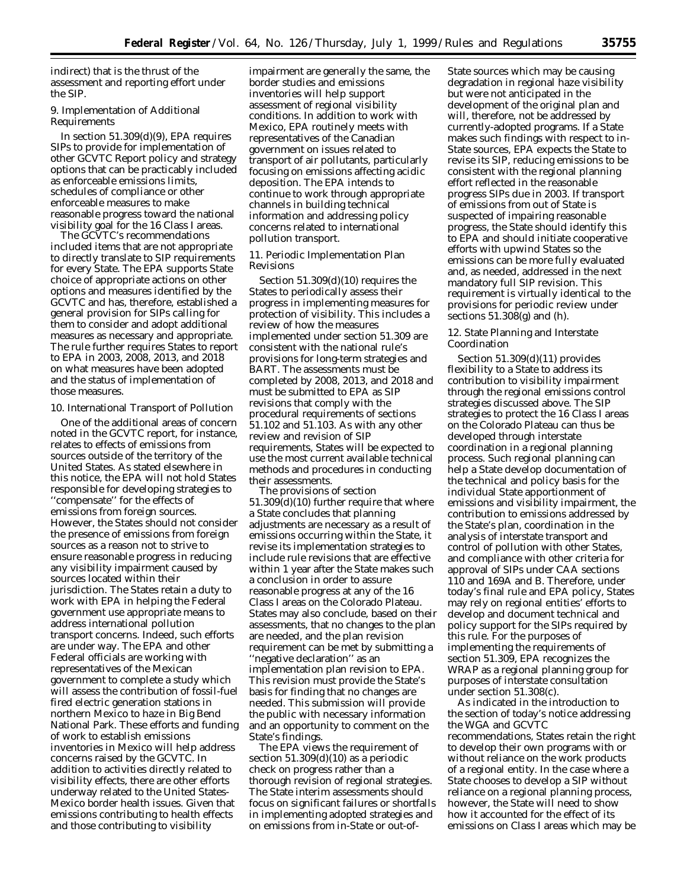indirect) that is the thrust of the assessment and reporting effort under the SIP.

9. Implementation of Additional Requirements

In section 51.309(d)(9), EPA requires SIPs to provide for implementation of other GCVTC Report policy and strategy options that can be practicably included as enforceable emissions limits, schedules of compliance or other enforceable measures to make reasonable progress toward the national visibility goal for the 16 Class I areas.

The GCVTC's recommendations included items that are not appropriate to directly translate to SIP requirements for every State. The EPA supports State choice of appropriate actions on other options and measures identified by the GCVTC and has, therefore, established a general provision for SIPs calling for them to consider and adopt additional measures as necessary and appropriate. The rule further requires States to report to EPA in 2003, 2008, 2013, and 2018 on what measures have been adopted and the status of implementation of those measures.

10. International Transport of Pollution

One of the additional areas of concern noted in the GCVTC report, for instance, relates to effects of emissions from sources outside of the territory of the United States. As stated elsewhere in this notice, the EPA will not hold States responsible for developing strategies to ''compensate'' for the effects of emissions from foreign sources. However, the States should not consider the presence of emissions from foreign sources as a reason not to strive to ensure reasonable progress in reducing any visibility impairment caused by sources located within their jurisdiction. The States retain a duty to work with EPA in helping the Federal government use appropriate means to address international pollution transport concerns. Indeed, such efforts are under way. The EPA and other Federal officials are working with representatives of the Mexican government to complete a study which will assess the contribution of fossil-fuel fired electric generation stations in northern Mexico to haze in Big Bend National Park. These efforts and funding of work to establish emissions inventories in Mexico will help address concerns raised by the GCVTC. In addition to activities directly related to visibility effects, there are other efforts underway related to the United States-Mexico border health issues. Given that emissions contributing to health effects and those contributing to visibility impairment are generally the same, the border studies and emissions inventories will help support assessment of regional visibility conditions. In addition to work with Mexico, EPA routinely meets with representatives of the Canadian government on issues related to transport of air pollutants, particularly focusing on emissions affecting acidic deposition. The EPA intends to continue to work through appropriate channels in building technical information and addressing policy concerns related to international pollution transport.

11. Periodic Implementation Plan Revisions

Section 51.309(d)(10) requires the States to periodically assess their progress in implementing measures for protection of visibility. This includes a review of how the measures implemented under section 51.309 are consistent with the national rule's provisions for long-term strategies and BART. The assessments must be completed by 2008, 2013, and 2018 and must be submitted to EPA as SIP revisions that comply with the procedural requirements of sections 51.102 and 51.103. As with any other review and revision of SIP requirements, States will be expected to use the most current available technical methods and procedures in conducting their assessments.

The provisions of section 51.309(d)(10) further require that where a State concludes that planning adjustments are necessary as a result of emissions occurring within the State, it revise its implementation strategies to include rule revisions that are effective within 1 year after the State makes such a conclusion in order to assure reasonable progress at any of the 16 Class I areas on the Colorado Plateau. States may also conclude, based on their assessments, that no changes to the plan are needed, and the plan revision requirement can be met by submitting a ''negative declaration'' as an implementation plan revision to EPA. This revision must provide the State's basis for finding that no changes are needed. This submission will provide the public with necessary information and an opportunity to comment on the State's findings.

The EPA views the requirement of section 51.309(d)(10) as a periodic check on progress rather than a thorough revision of regional strategies. The State interim assessments should focus on significant failures or shortfalls in implementing adopted strategies and on emissions from in-State or out-of-State sources which may be causing degradation in regional haze visibility but were not anticipated in the development of the original plan and will, therefore, not be addressed by currently-adopted programs. If a State makes such findings with respect to in-State sources, EPA expects the State to revise its SIP, reducing emissions to be consistent with the regional planning effort reflected in the reasonable progress SIPs due in 2003. If transport of emissions from out of State is suspected of impairing reasonable progress, the State should identify this to EPA and should initiate cooperative efforts with upwind States so the emissions can be more fully evaluated and, as needed, addressed in the next mandatory full SIP revision. This requirement is virtually identical to the provisions for periodic review under sections 51.308(g) and (h).

12. State Planning and Interstate Coordination

Section 51.309(d)(11) provides flexibility to a State to address its contribution to visibility impairment through the regional emissions control strategies discussed above. The SIP strategies to protect the 16 Class I areas on the Colorado Plateau can thus be developed through interstate coordination in a regional planning process. Such regional planning can help a State develop documentation of the technical and policy basis for the individual State apportionment of emissions and visibility impairment, the contribution to emissions addressed by the State's plan, coordination in the analysis of interstate transport and control of pollution with other States, and compliance with other criteria for approval of SIPs under CAA sections 110 and 169A and B. Therefore, under today's final rule and EPA policy, States may rely on regional entities' efforts to develop and document technical and policy support for the SIPs required by this rule. For the purposes of implementing the requirements of section 51.309, EPA recognizes the WRAP as a regional planning group for purposes of interstate consultation under section 51.308(c).

As indicated in the introduction to the section of today's notice addressing the WGA and GCVTC recommendations, States retain the right to develop their own programs with or without reliance on the work products of a regional entity. In the case where a State chooses to develop a SIP without reliance on a regional planning process, however, the State will need to show how it accounted for the effect of its emissions on Class I areas which may be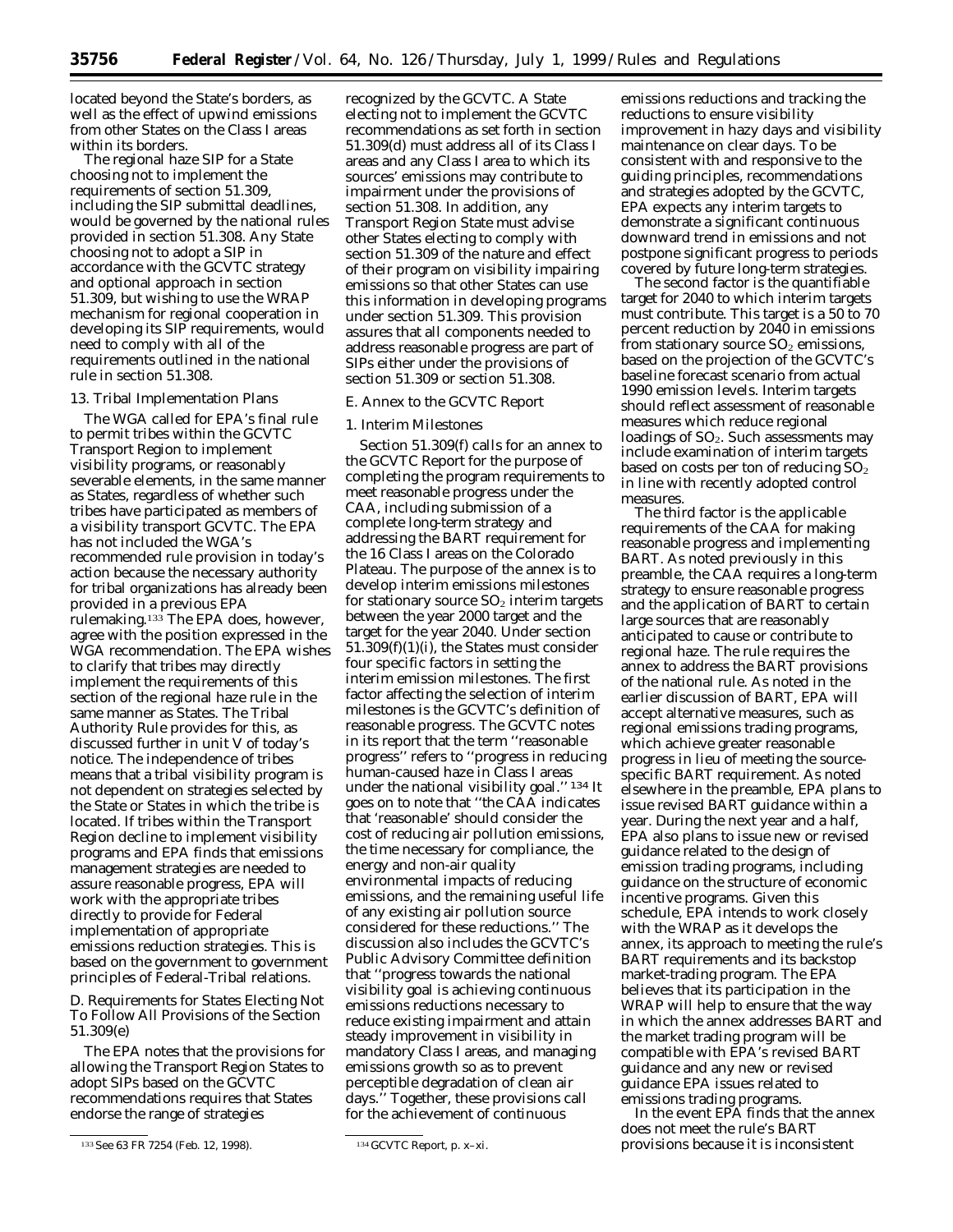located beyond the State's borders, as well as the effect of upwind emissions from other States on the Class I areas within its borders.

The regional haze SIP for a State choosing not to implement the requirements of section 51.309, including the SIP submittal deadlines, would be governed by the national rules provided in section 51.308. Any State choosing not to adopt a SIP in accordance with the GCVTC strategy and optional approach in section 51.309, but wishing to use the WRAP mechanism for regional cooperation in developing its SIP requirements, would need to comply with all of the requirements outlined in the national rule in section 51.308.

13. Tribal Implementation Plans

The WGA called for EPA's final rule to permit tribes within the GCVTC Transport Region to implement visibility programs, or reasonably severable elements, in the same manner as States, regardless of whether such tribes have participated as members of a visibility transport GCVTC. The EPA has not included the WGA's recommended rule provision in today's action because the necessary authority for tribal organizations has already been provided in a previous EPA rulemaking.[133] The EPA does, however, agree with the position expressed in the WGA recommendation. The EPA wishes to clarify that tribes may directly implement the requirements of this section of the regional haze rule in the same manner as States. The Tribal Authority Rule provides for this, as discussed further in unit V of today's notice. The independence of tribes means that a tribal visibility program is not dependent on strategies selected by the State or States in which the tribe is located. If tribes within the Transport Region decline to implement visibility programs and EPA finds that emissions management strategies are needed to assure reasonable progress, EPA will work with the appropriate tribes directly to provide for Federal implementation of appropriate emissions reduction strategies. This is based on the government to government principles of Federal-Tribal relations.

D. Requirements for States Electing Not To Follow All Provisions of the Section 51.309(e)

The EPA notes that the provisions for allowing the Transport Region States to adopt SIPs based on the GCVTC recommendations requires that States endorse the range of strategies recognized by the GCVTC. A State electing not to implement the GCVTC recommendations as set forth in section 51.309(d) must address all of its Class I areas and any Class I area to which its sources' emissions may contribute to impairment under the provisions of section 51.308. In addition, any Transport Region State must advise other States electing to comply with section 51.309 of the nature and effect of their program on visibility impairing emissions so that other States can use this information in developing programs under section 51.309. This provision assures that all components needed to address reasonable progress are part of SIPs either under the provisions of section 51.309 or section 51.308.

E. Annex to the GCVTC Report

1. Interim Milestones

Section 51.309(f) calls for an annex to the GCVTC Report for the purpose of completing the program requirements to meet reasonable progress under the CAA, including submission of a complete long-term strategy and addressing the BART requirement for the 16 Class I areas on the Colorado Plateau. The purpose of the annex is to develop interim emissions milestones for stationary source $SO_2$ interim targets between the year 2000 target and the target for the year 2040. Under section 51.309(f)(1)(i), the States must consider four specific factors in setting the interim emission milestones. The first factor affecting the selection of interim milestones is the GCVTC's definition of reasonable progress. The GCVTC notes in its report that the term "reasonable progress" refers to "progress in reducing human-caused haze in Class I areas under the national visibility goal."[134] It goes on to note that "the CAA indicates that 'reasonable' should consider the cost of reducing air pollution emissions, the time necessary for compliance, the energy and non-air quality environmental impacts of reducing emissions, and the remaining useful life of any existing air pollution source considered for these reductions." The discussion also includes the GCVTC's Public Advisory Committee definition that "progress towards the national visibility goal is achieving continuous emissions reductions necessary to reduce existing impairment and attain steady improvement in visibility in mandatory Class I areas, and managing emissions growth so as to prevent perceptible degradation of clean air days." Together, these provisions call for the achievement of continuous emissions reductions and tracking the reductions to ensure visibility improvement in hazy days and visibility maintenance on clear days. To be consistent with and responsive to the guiding principles, recommendations and strategies adopted by the GCVTC, EPA expects any interim targets to demonstrate a significant continuous downward trend in emissions and not postpone significant progress to periods covered by future long-term strategies.

The second factor is the quantifiable target for 2040 to which interim targets must contribute. This target is a 50 to 70 percent reduction by 2040 in emissions from stationary source $SO_2$ emissions, based on the projection of the GCVTC's baseline forecast scenario from actual 1990 emission levels. Interim targets should reflect assessment of reasonable measures which reduce regional loadings of $SO_2$. Such assessments may include examination of interim targets based on costs per ton of reducing $SO_2$ in line with recently adopted control measures.

The third factor is the applicable requirements of the CAA for making reasonable progress and implementing BART. As noted previously in this preamble, the CAA requires a long-term strategy to ensure reasonable progress and the application of BART to certain large sources that are reasonably anticipated to cause or contribute to regional haze. The rule requires the annex to address the BART provisions of the national rule. As noted in the earlier discussion of BART, EPA will accept alternative measures, such as regional emissions trading programs, which achieve greater reasonable progress in lieu of meeting the source-specific BART requirement. As noted elsewhere in the preamble, EPA plans to issue revised BART guidance within a year. During the next year and a half, EPA also plans to issue new or revised guidance related to the design of emission trading programs, including guidance on the structure of economic incentive programs. Given this schedule, EPA intends to work closely with the WRAP as it develops the annex, its approach to meeting the rule's BART requirements and its backstop market-trading program. The EPA believes that its participation in the WRAP will help to ensure that the way in which the annex addresses BART and the market trading program will be compatible with EPA's revised BART guidance and any new or revised guidance EPA issues related to emissions trading programs.

In the event EPA finds that the annex does not meet the rule's BART provisions because it is inconsistent

[133] See 63 FR 7254 (Feb. 12, 1998).

[134] GCVTC Report, p. x–xi.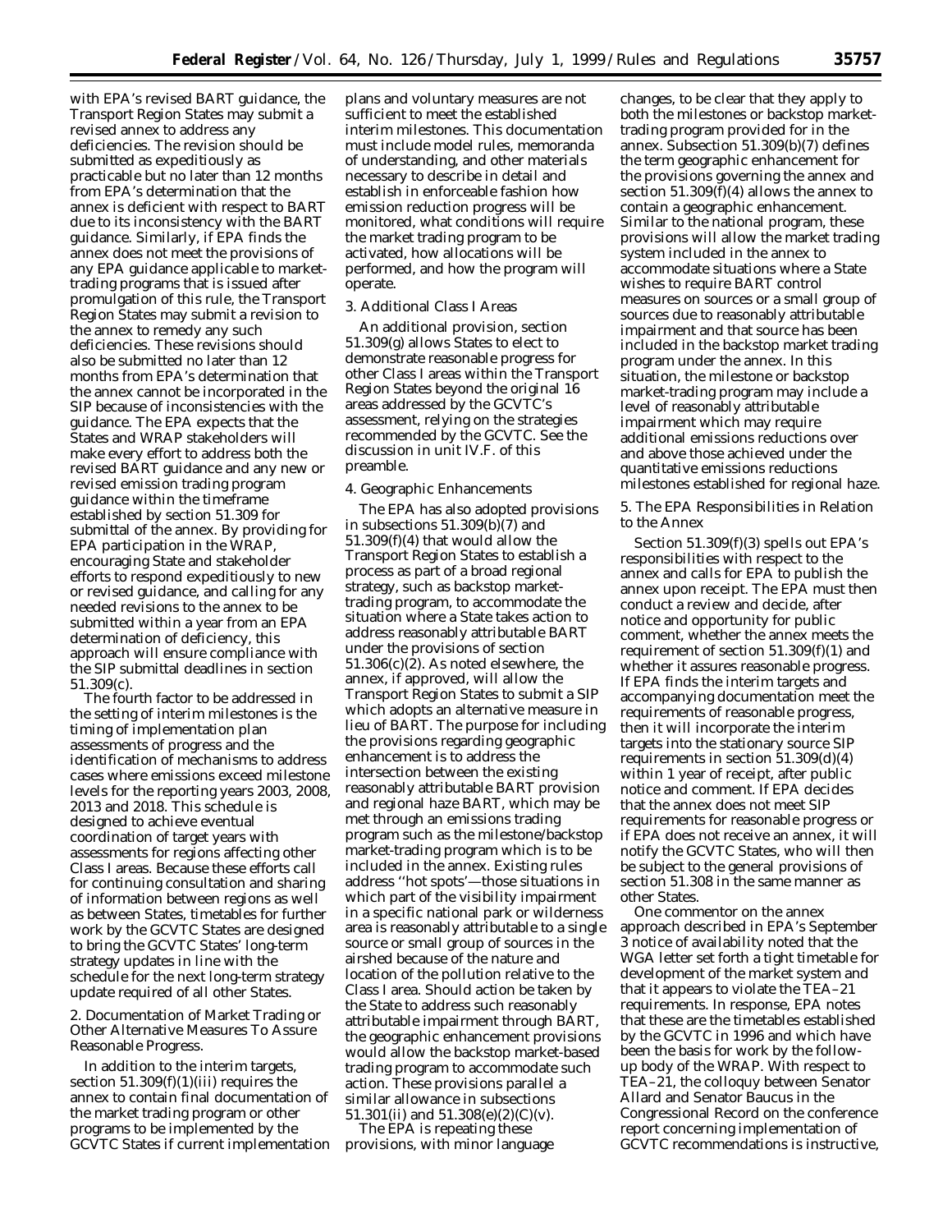with EPA's revised BART guidance, the Transport Region States may submit a revised annex to address any deficiencies. The revision should be submitted as expeditiously as practicable but no later than 12 months from EPA's determination that the annex is deficient with respect to BART due to its inconsistency with the BART guidance. Similarly, if EPA finds the annex does not meet the provisions of any EPA guidance applicable to market-trading programs that is issued after promulgation of this rule, the Transport Region States may submit a revision to the annex to remedy any such deficiencies. These revisions should also be submitted no later than 12 months from EPA's determination that the annex cannot be incorporated in the SIP because of inconsistencies with the guidance. The EPA expects that the States and WRAP stakeholders will make every effort to address both the revised BART guidance and any new or revised emission trading program guidance within the timeframe established by section 51.309 for submittal of the annex. By providing for EPA participation in the WRAP, encouraging State and stakeholder efforts to respond expeditiously to new or revised guidance, and calling for any needed revisions to the annex to be submitted within a year from an EPA determination of deficiency, this approach will ensure compliance with the SIP submittal deadlines in section 51.309(c).

The fourth factor to be addressed in the setting of interim milestones is the timing of implementation plan assessments of progress and the identification of mechanisms to address cases where emissions exceed milestone levels for the reporting years 2003, 2008, 2013 and 2018. This schedule is designed to achieve eventual coordination of target years with assessments for regions affecting other Class I areas. Because these efforts call for continuing consultation and sharing of information between regions as well as between States, timetables for further work by the GCVTC States are designed to bring the GCVTC States' long-term strategy updates in line with the schedule for the next long-term strategy update required of all other States.

2. Documentation of Market Trading or Other Alternative Measures To Assure Reasonable Progress.

In addition to the interim targets, section 51.309(f)(1)(iii) requires the annex to contain final documentation of the market trading program or other programs to be implemented by the GCVTC States if current implementation plans and voluntary measures are not sufficient to meet the established interim milestones. This documentation must include model rules, memoranda of understanding, and other materials necessary to describe in detail and establish in enforceable fashion how emission reduction progress will be monitored, what conditions will require the market trading program to be activated, how allocations will be performed, and how the program will operate.

3. Additional Class I Areas

An additional provision, section 51.309(g) allows States to elect to demonstrate reasonable progress for other Class I areas within the Transport Region States beyond the original 16 areas addressed by the GCVTC's assessment, relying on the strategies recommended by the GCVTC. See the discussion in unit IV.F. of this preamble.

4. Geographic Enhancements

The EPA has also adopted provisions in subsections 51.309(b)(7) and 51.309(f)(4) that would allow the Transport Region States to establish a process as part of a broad regional strategy, such as backstop market-trading program, to accommodate the situation where a State takes action to address reasonably attributable BART under the provisions of section 51.306(c)(2). As noted elsewhere, the annex, if approved, will allow the Transport Region States to submit a SIP which adopts an alternative measure in lieu of BART. The purpose for including the provisions regarding geographic enhancement is to address the intersection between the existing reasonably attributable BART provision and regional haze BART, which may be met through an emissions trading program such as the milestone/backstop market-trading program which is to be included in the annex. Existing rules address ''hot spots''—those situations in which part of the visibility impairment in a specific national park or wilderness area is reasonably attributable to a single source or small group of sources in the airshed because of the nature and location of the pollution relative to the Class I area. Should action be taken by the State to address such reasonably attributable impairment through BART, the geographic enhancement provisions would allow the backstop market-based trading program to accommodate such action. These provisions parallel a similar allowance in subsections 51.301(ii) and 51.308(e)(2)(C)(v).

The EPA is repeating these provisions, with minor language changes, to be clear that they apply to both the milestones or backstop market-trading program provided for in the annex. Subsection 51.309(b)(7) defines the term geographic enhancement for the provisions governing the annex and section 51.309(f)(4) allows the annex to contain a geographic enhancement. Similar to the national program, these provisions will allow the market trading system included in the annex to accommodate situations where a State wishes to require BART control measures on sources or a small group of sources due to reasonably attributable impairment and that source has been included in the backstop market trading program under the annex. In this situation, the milestone or backstop market-trading program may include a level of reasonably attributable impairment which may require additional emissions reductions over and above those achieved under the quantitative emissions reductions milestones established for regional haze.

5. The EPA Responsibilities in Relation to the Annex

Section 51.309(f)(3) spells out EPA's responsibilities with respect to the annex and calls for EPA to publish the annex upon receipt. The EPA must then conduct a review and decide, after notice and opportunity for public comment, whether the annex meets the requirement of section 51.309(f)(1) and whether it assures reasonable progress. If EPA finds the interim targets and accompanying documentation meet the requirements of reasonable progress, then it will incorporate the interim targets into the stationary source SIP requirements in section 51.309(d)(4) within 1 year of receipt, after public notice and comment. If EPA decides that the annex does not meet SIP requirements for reasonable progress or if EPA does not receive an annex, it will notify the GCVTC States, who will then be subject to the general provisions of section 51.308 in the same manner as other States.

One commentor on the annex approach described in EPA's September 3 notice of availability noted that the WGA letter set forth a tight timetable for development of the market system and that it appears to violate the TEA–21 requirements. In response, EPA notes that these are the timetables established by the GCVTC in 1996 and which have been the basis for work by the follow-up body of the WRAP. With respect to TEA–21, the colloquy between Senator Allard and Senator Baucus in the Congressional Record on the conference report concerning implementation of GCVTC recommendations is instructive,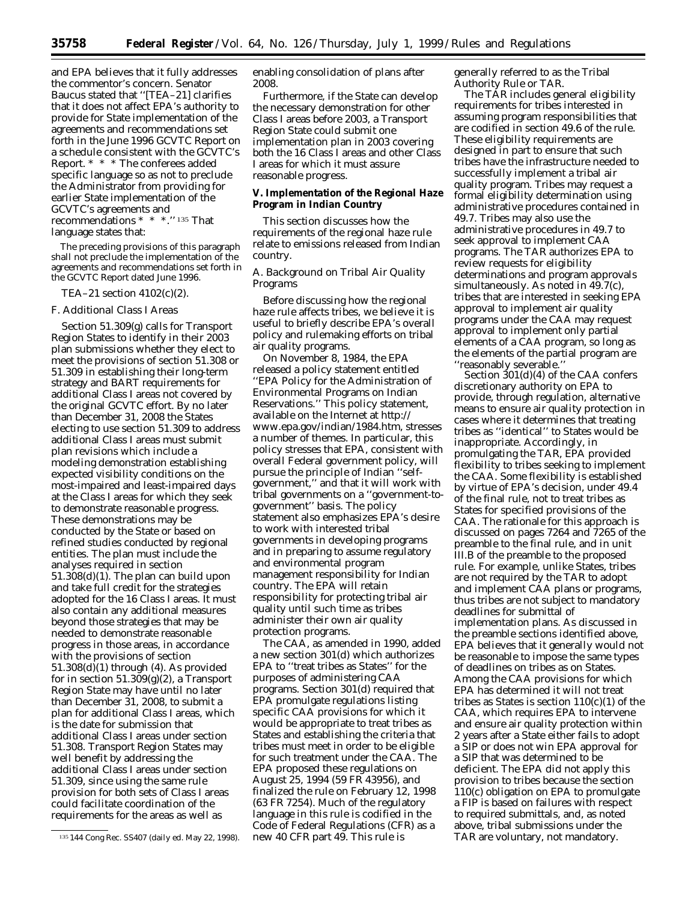and EPA believes that it fully addresses the commentor's concern. Senator Baucus stated that ''[TEA–21] clarifies that it does not affect EPA's authority to provide for State implementation of the agreements and recommendations set forth in the June 1996 GCVTC Report on a schedule consistent with the GCVTC's Report. * * * The conferees added specific language so as not to preclude the Administrator from providing for earlier State implementation of the GCVTC's agreements and recommendations * * *.''[135] That language states that:

> The preceding provisions of this paragraph shall not preclude the implementation of the agreements and recommendations set forth in the GCVTC Report dated June 1996.

TEA–21 section 4102(c)(2).

### F. Additional Class I Areas

Section 51.309(g) calls for Transport Region States to identify in their 2003 plan submissions whether they elect to meet the provisions of section 51.308 or 51.309 in establishing their long-term strategy and BART requirements for additional Class I areas not covered by the original GCVTC effort. By no later than December 31, 2008 the States electing to use section 51.309 to address additional Class I areas must submit plan revisions which include a modeling demonstration establishing expected visibility conditions on the most-impaired and least-impaired days at the Class I areas for which they seek to demonstrate reasonable progress. These demonstrations may be conducted by the State or based on refined studies conducted by regional entities. The plan must include the analyses required in section 51.308(d)(1). The plan can build upon and take full credit for the strategies adopted for the 16 Class I areas. It must also contain any additional measures beyond those strategies that may be needed to demonstrate reasonable progress in those areas, in accordance with the provisions of section 51.308(d)(1) through (4). As provided for in section 51.309(g)(2), a Transport Region State may have until no later than December 31, 2008, to submit a plan for additional Class I areas, which is the date for submission that additional Class I areas under section 51.308. Transport Region States may well benefit by addressing the additional Class I areas under section 51.309, since using the same rule provision for both sets of Class I areas could facilitate coordination of the requirements for the areas as well as enabling consolidation of plans after 2008.

Furthermore, if the State can develop the necessary demonstration for other Class I areas before 2003, a Transport Region State could submit one implementation plan in 2003 covering both the 16 Class I areas and other Class I areas for which it must assure reasonable progress.

## V. Implementation of the Regional Haze Program in Indian Country

This section discusses how the requirements of the regional haze rule relate to emissions released from Indian country.

### A. Background on Tribal Air Quality Programs

Before discussing how the regional haze rule affects tribes, we believe it is useful to briefly describe EPA's overall policy and rulemaking efforts on tribal air quality programs.

On November 8, 1984, the EPA released a policy statement entitled ''EPA Policy for the Administration of Environmental Programs on Indian Reservations.'' This policy statement, available on the Internet at http://www.epa.gov/indian/1984.htm, stresses a number of themes. In particular, this policy stresses that EPA, consistent with overall Federal government policy, will pursue the principle of Indian ''self-government,'' and that it will work with tribal governments on a ''government-to-government'' basis. The policy statement also emphasizes EPA's desire to work with interested tribal governments in developing programs and in preparing to assume regulatory and environmental program management responsibility for Indian country. The EPA will retain responsibility for protecting tribal air quality until such time as tribes administer their own air quality protection programs.

The CAA, as amended in 1990, added a new section 301(d) which authorizes EPA to ''treat tribes as States'' for the purposes of administering CAA programs. Section 301(d) required that EPA promulgate regulations listing specific CAA provisions for which it would be appropriate to treat tribes as States and establishing the criteria that tribes must meet in order to be eligible for such treatment under the CAA. The EPA proposed these regulations on August 25, 1994 (59 FR 43956), and finalized the rule on February 12, 1998 (63 FR 7254). Much of the regulatory language in this rule is codified in the Code of Federal Regulations (CFR) as a new 40 CFR part 49. This rule is generally referred to as the Tribal Authority Rule or TAR.

The TAR includes general eligibility requirements for tribes interested in assuming program responsibilities that are codified in section 49.6 of the rule. These eligibility requirements are designed in part to ensure that such tribes have the infrastructure needed to successfully implement a tribal air quality program. Tribes may request a formal eligibility determination using administrative procedures contained in 49.7. Tribes may also use the administrative procedures in 49.7 to seek approval to implement CAA programs. The TAR authorizes EPA to review requests for eligibility determinations and program approvals simultaneously. As noted in 49.7(c), tribes that are interested in seeking EPA approval to implement air quality programs under the CAA may request approval to implement only partial elements of a CAA program, so long as the elements of the partial program are ''reasonably severable.''

Section 301(d)(4) of the CAA confers discretionary authority on EPA to provide, through regulation, alternative means to ensure air quality protection in cases where it determines that treating tribes as ''identical'' to States would be inappropriate. Accordingly, in promulgating the TAR, EPA provided flexibility to tribes seeking to implement the CAA. Some flexibility is established by virtue of EPA's decision, under 49.4 of the final rule, not to treat tribes as States for specified provisions of the CAA. The rationale for this approach is discussed on pages 7264 and 7265 of the preamble to the final rule, and in unit III.B of the preamble to the proposed rule. For example, unlike States, tribes are not required by the TAR to adopt and implement CAA plans or programs, thus tribes are not subject to mandatory deadlines for submittal of implementation plans. As discussed in the preamble sections identified above, EPA believes that it generally would not be reasonable to impose the same types of deadlines on tribes as on States. Among the CAA provisions for which EPA has determined it will not treat tribes as States is section 110(c)(1) of the CAA, which requires EPA to intervene and ensure air quality protection within 2 years after a State either fails to adopt a SIP or does not win EPA approval for a SIP that was determined to be deficient. The EPA did not apply this provision to tribes because the section 110(c) obligation on EPA to promulgate a FIP is based on failures with respect to required submittals, and, as noted above, tribal submissions under the TAR are voluntary, not mandatory.

---

[135] 144 Cong Rec. SS407 (daily ed. May 22, 1998).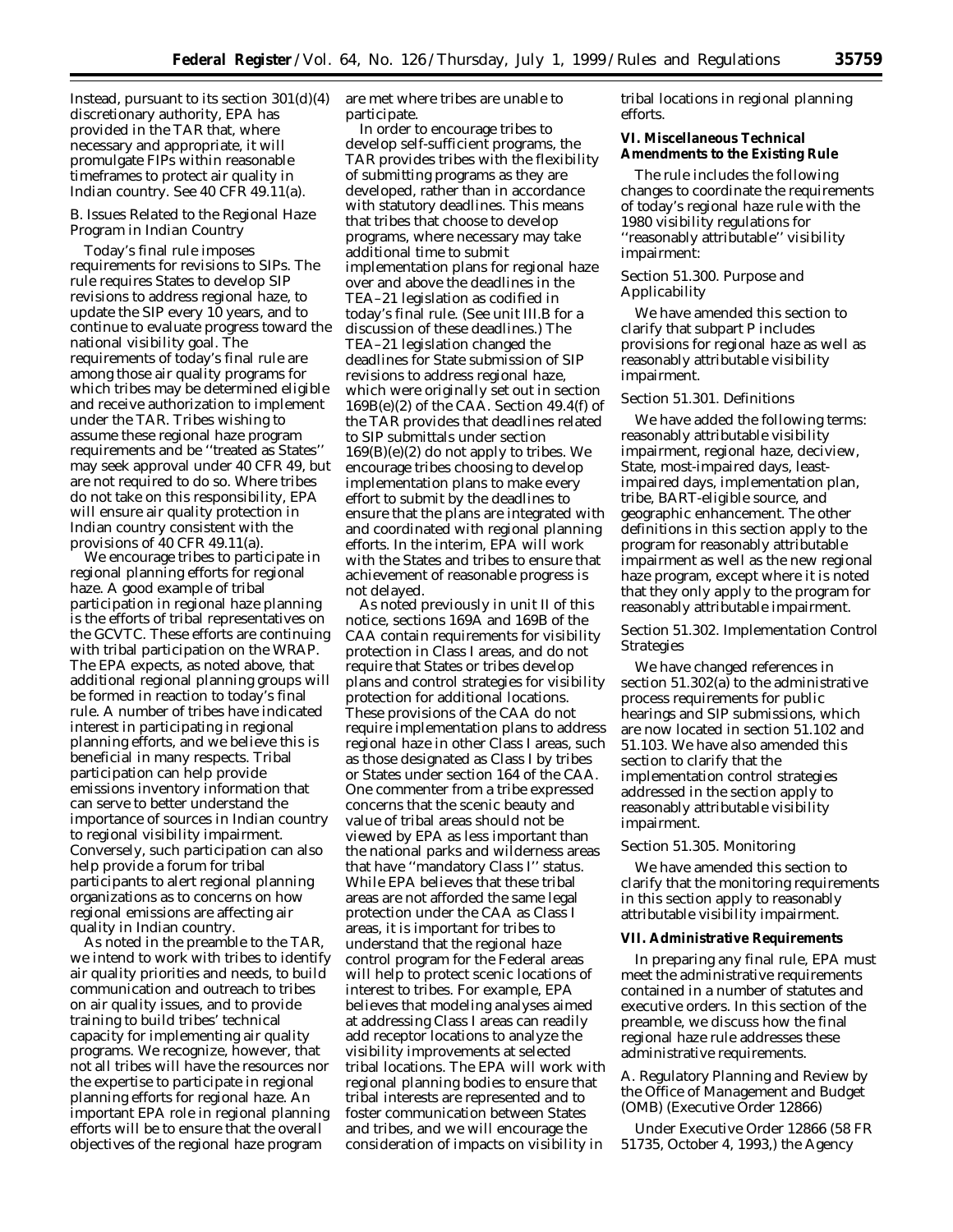Instead, pursuant to its section 301(d)(4) discretionary authority, EPA has provided in the TAR that, where necessary and appropriate, it will promulgate FIPs within reasonable timeframes to protect air quality in Indian country. See 40 CFR 49.11(a).

*B. Issues Related to the Regional Haze Program in Indian Country*

Today's final rule imposes requirements for revisions to SIPs. The rule requires States to develop SIP revisions to address regional haze, to update the SIP every 10 years, and to continue to evaluate progress toward the national visibility goal. The requirements of today's final rule are among those air quality programs for which tribes may be determined eligible and receive authorization to implement under the TAR. Tribes wishing to assume these regional haze program requirements and be ''treated as States'' may seek approval under 40 CFR 49, but are not required to do so. Where tribes do not take on this responsibility, EPA will ensure air quality protection in Indian country consistent with the provisions of 40 CFR 49.11(a).

We encourage tribes to participate in regional planning efforts for regional haze. A good example of tribal participation in regional haze planning is the efforts of tribal representatives on the GCVTC. These efforts are continuing with tribal participation on the WRAP. The EPA expects, as noted above, that additional regional planning groups will be formed in reaction to today's final rule. A number of tribes have indicated interest in participating in regional planning efforts, and we believe this is beneficial in many respects. Tribal participation can help provide emissions inventory information that can serve to better understand the importance of sources in Indian country to regional visibility impairment. Conversely, such participation can also help provide a forum for tribal participants to alert regional planning organizations as to concerns on how regional emissions are affecting air quality in Indian country.

As noted in the preamble to the TAR, we intend to work with tribes to identify air quality priorities and needs, to build communication and outreach to tribes on air quality issues, and to provide training to build tribes' technical capacity for implementing air quality programs. We recognize, however, that not all tribes will have the resources nor the expertise to participate in regional planning efforts for regional haze. An important EPA role in regional planning efforts will be to ensure that the overall objectives of the regional haze program are met where tribes are unable to participate.

In order to encourage tribes to develop self-sufficient programs, the TAR provides tribes with the flexibility of submitting programs as they are developed, rather than in accordance with statutory deadlines. This means that tribes that choose to develop programs, where necessary may take additional time to submit implementation plans for regional haze over and above the deadlines in the TEA–21 legislation as codified in today's final rule. (See unit III.B for a discussion of these deadlines.) The TEA–21 legislation changed the deadlines for State submission of SIP revisions to address regional haze, which were originally set out in section 169B(e)(2) of the CAA. Section 49.4(f) of the TAR provides that deadlines related to SIP submittals under section 169(B)(e)(2) do not apply to tribes. We encourage tribes choosing to develop implementation plans to make every effort to submit by the deadlines to ensure that the plans are integrated with and coordinated with regional planning efforts. In the interim, EPA will work with the States and tribes to ensure that achievement of reasonable progress is not delayed.

As noted previously in unit II of this notice, sections 169A and 169B of the CAA contain requirements for visibility protection in Class I areas, and do not require that States or tribes develop plans and control strategies for visibility protection for additional locations. These provisions of the CAA do not require implementation plans to address regional haze in other Class I areas, such as those designated as Class I by tribes or States under section 164 of the CAA. One commenter from a tribe expressed concerns that the scenic beauty and value of tribal areas should not be viewed by EPA as less important than the national parks and wilderness areas that have ''mandatory Class I'' status. While EPA believes that these tribal areas are not afforded the same legal protection under the CAA as Class I areas, it is important for tribes to understand that the regional haze control program for the Federal areas will help to protect scenic locations of interest to tribes. For example, EPA believes that modeling analyses aimed at addressing Class I areas can readily add receptor locations to analyze the visibility improvements at selected tribal locations. The EPA will work with regional planning bodies to ensure that tribal interests are represented and to foster communication between States and tribes, and we will encourage the consideration of impacts on visibility in tribal locations in regional planning efforts.

**VI. Miscellaneous Technical Amendments to the Existing Rule**

The rule includes the following changes to coordinate the requirements of today's regional haze rule with the 1980 visibility regulations for ''reasonably attributable'' visibility impairment:

*Section 51.300. Purpose and Applicability*

We have amended this section to clarify that subpart P includes provisions for regional haze as well as reasonably attributable visibility impairment.

*Section 51.301. Definitions*

We have added the following terms: reasonably attributable visibility impairment, regional haze, deciview, State, most-impaired days, least-impaired days, implementation plan, tribe, BART-eligible source, and geographic enhancement. The other definitions in this section apply to the program for reasonably attributable impairment as well as the new regional haze program, except where it is noted that they only apply to the program for reasonably attributable impairment.

*Section 51.302. Implementation Control Strategies*

We have changed references in section 51.302(a) to the administrative process requirements for public hearings and SIP submissions, which are now located in section 51.102 and 51.103. We have also amended this section to clarify that the implementation control strategies addressed in the section apply to reasonably attributable visibility impairment.

*Section 51.305. Monitoring*

We have amended this section to clarify that the monitoring requirements in this section apply to reasonably attributable visibility impairment.

**VII. Administrative Requirements**

In preparing any final rule, EPA must meet the administrative requirements contained in a number of statutes and executive orders. In this section of the preamble, we discuss how the final regional haze rule addresses these administrative requirements.

*A. Regulatory Planning and Review by the Office of Management and Budget (OMB) (Executive Order 12866)*

Under Executive Order 12866 (58 FR 51735, October 4, 1993,) the Agency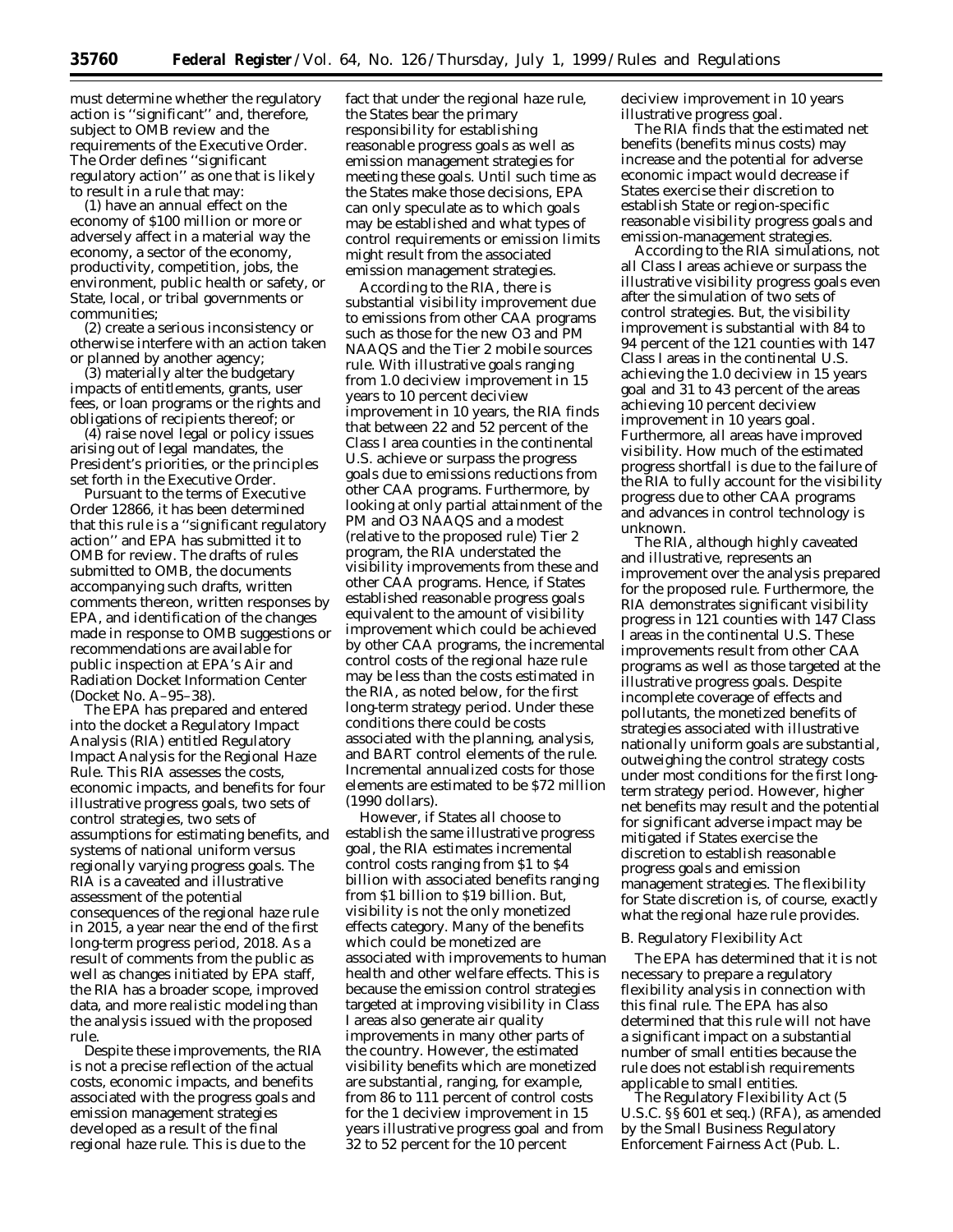must determine whether the regulatory action is ''significant'' and, therefore, subject to OMB review and the requirements of the Executive Order. The Order defines ''significant regulatory action'' as one that is likely to result in a rule that may:

(1) have an annual effect on the economy of $100 million or more or adversely affect in a material way the economy, a sector of the economy, productivity, competition, jobs, the environment, public health or safety, or State, local, or tribal governments or communities;

(2) create a serious inconsistency or otherwise interfere with an action taken or planned by another agency;

(3) materially alter the budgetary impacts of entitlements, grants, user fees, or loan programs or the rights and obligations of recipients thereof; or

(4) raise novel legal or policy issues arising out of legal mandates, the President's priorities, or the principles set forth in the Executive Order.

Pursuant to the terms of Executive Order 12866, it has been determined that this rule is a ''significant regulatory action'' and EPA has submitted it to OMB for review. The drafts of rules submitted to OMB, the documents accompanying such drafts, written comments thereon, written responses by EPA, and identification of the changes made in response to OMB suggestions or recommendations are available for public inspection at EPA's Air and Radiation Docket Information Center (Docket No. A–95–38).

The EPA has prepared and entered into the docket a Regulatory Impact Analysis (RIA) entitled Regulatory Impact Analysis for the Regional Haze Rule. This RIA assesses the costs, economic impacts, and benefits for four illustrative progress goals, two sets of control strategies, two sets of assumptions for estimating benefits, and systems of national uniform versus regionally varying progress goals. The RIA is a caveated and illustrative assessment of the potential consequences of the regional haze rule in 2015, a year near the end of the first long-term progress period, 2018. As a result of comments from the public as well as changes initiated by EPA staff, the RIA has a broader scope, improved data, and more realistic modeling than the analysis issued with the proposed rule.

Despite these improvements, the RIA is not a precise reflection of the actual costs, economic impacts, and benefits associated with the progress goals and emission management strategies developed as a result of the final regional haze rule. This is due to the fact that under the regional haze rule, the States bear the primary responsibility for establishing reasonable progress goals as well as emission management strategies for meeting these goals. Until such time as the States make those decisions, EPA can only speculate as to which goals may be established and what types of control requirements or emission limits might result from the associated emission management strategies.

According to the RIA, there is substantial visibility improvement due to emissions from other CAA programs such as those for the new O3 and PM NAAQS and the Tier 2 mobile sources rule. With illustrative goals ranging from 1.0 deciview improvement in 15 years to 10 percent deciview improvement in 10 years, the RIA finds that between 22 and 52 percent of the Class I area counties in the continental U.S. achieve or surpass the progress goals due to emissions reductions from other CAA programs. Furthermore, by looking at only partial attainment of the PM and O3 NAAQS and a modest (relative to the proposed rule) Tier 2 program, the RIA understated the visibility improvements from these and other CAA programs. Hence, if States established reasonable progress goals equivalent to the amount of visibility improvement which could be achieved by other CAA programs, the incremental control costs of the regional haze rule may be less than the costs estimated in the RIA, as noted below, for the first long-term strategy period. Under these conditions there could be costs associated with the planning, analysis, and BART control elements of the rule. Incremental annualized costs for those elements are estimated to be $72 million (1990 dollars).

However, if States all choose to establish the same illustrative progress goal, the RIA estimates incremental control costs ranging from $1 to $4 billion with associated benefits ranging from $1 billion to $19 billion. But, visibility is not the only monetized effects category. Many of the benefits which could be monetized are associated with improvements to human health and other welfare effects. This is because the emission control strategies targeted at improving visibility in Class I areas also generate air quality improvements in many other parts of the country. However, the estimated visibility benefits which are monetized are substantial, ranging, for example, from 86 to 111 percent of control costs for the 1 deciview improvement in 15 years illustrative progress goal and from 32 to 52 percent for the 10 percent deciview improvement in 10 years illustrative progress goal.

The RIA finds that the estimated net benefits (benefits minus costs) may increase and the potential for adverse economic impact would decrease if States exercise their discretion to establish State or region-specific reasonable visibility progress goals and emission-management strategies.

According to the RIA simulations, not all Class I areas achieve or surpass the illustrative visibility progress goals even after the simulation of two sets of control strategies. But, the visibility improvement is substantial with 84 to 94 percent of the 121 counties with 147 Class I areas in the continental U.S. achieving the 1.0 deciview in 15 years goal and 31 to 43 percent of the areas achieving 10 percent deciview improvement in 10 years goal. Furthermore, all areas have improved visibility. How much of the estimated progress shortfall is due to the failure of the RIA to fully account for the visibility progress due to other CAA programs and advances in control technology is unknown.

The RIA, although highly caveated and illustrative, represents an improvement over the analysis prepared for the proposed rule. Furthermore, the RIA demonstrates significant visibility progress in 121 counties with 147 Class I areas in the continental U.S. These improvements result from other CAA programs as well as those targeted at the illustrative progress goals. Despite incomplete coverage of effects and pollutants, the monetized benefits of strategies associated with illustrative nationally uniform goals are substantial, outweighing the control strategy costs under most conditions for the first long-term strategy period. However, higher net benefits may result and the potential for significant adverse impact may be mitigated if States exercise the discretion to establish reasonable progress goals and emission management strategies. The flexibility for State discretion is, of course, exactly what the regional haze rule provides.

### B. Regulatory Flexibility Act

The EPA has determined that it is not necessary to prepare a regulatory flexibility analysis in connection with this final rule. The EPA has also determined that this rule will not have a significant impact on a substantial number of small entities because the rule does not establish requirements applicable to small entities.

The Regulatory Flexibility Act (5 U.S.C. §§ 601 et seq.) (RFA), as amended by the Small Business Regulatory Enforcement Fairness Act (Pub. L.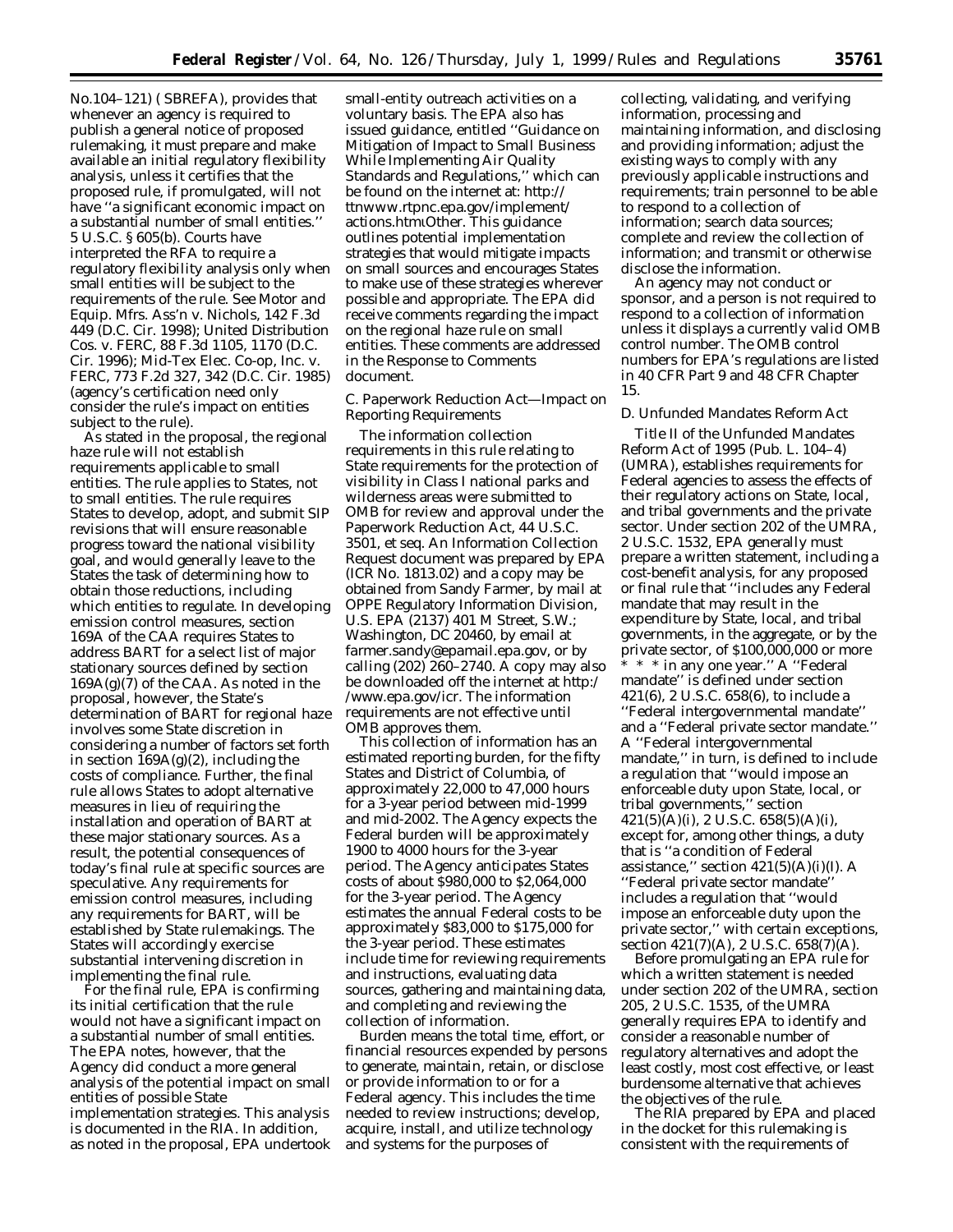No.104–121) (SBREFA), provides that whenever an agency is required to publish a general notice of proposed rulemaking, it must prepare and make available an initial regulatory flexibility analysis, unless it certifies that the proposed rule, if promulgated, will not have ''a significant economic impact on a substantial number of small entities.'' 5 U.S.C. § 605(b). Courts have interpreted the RFA to require a regulatory flexibility analysis only when small entities will be subject to the requirements of the rule. See *Motor and Equip. Mfrs. Ass'n* v. *Nichols*, 142 F.3d 449 (D.C. Cir. 1998); *United Distribution Cos.* v. *FERC*, 88 F.3d 1105, 1170 (D.C. Cir. 1996); *Mid-Tex Elec. Co-op, Inc.* v. *FERC*, 773 F.2d 327, 342 (D.C. Cir. 1985) (agency's certification need only consider the rule's impact on entities subject to the rule).

As stated in the proposal, the regional haze rule will not establish requirements applicable to small entities. The rule applies to States, not to small entities. The rule requires States to develop, adopt, and submit SIP revisions that will ensure reasonable progress toward the national visibility goal, and would generally leave to the States the task of determining how to obtain those reductions, including which entities to regulate. In developing emission control measures, section 169A of the CAA requires States to address BART for a select list of major stationary sources defined by section 169A(g)(7) of the CAA. As noted in the proposal, however, the State's determination of BART for regional haze involves some State discretion in considering a number of factors set forth in section 169A(g)(2), including the costs of compliance. Further, the final rule allows States to adopt alternative measures in lieu of requiring the installation and operation of BART at these major stationary sources. As a result, the potential consequences of today's final rule at specific sources are speculative. Any requirements for emission control measures, including any requirements for BART, will be established by State rulemakings. The States will accordingly exercise substantial intervening discretion in implementing the final rule.

For the final rule, EPA is confirming its initial certification that the rule would not have a significant impact on a substantial number of small entities. The EPA notes, however, that the Agency did conduct a more general analysis of the potential impact on small entities of possible State implementation strategies. This analysis is documented in the RIA. In addition, as noted in the proposal, EPA undertook small-entity outreach activities on a voluntary basis. The EPA also has issued guidance, entitled ''Guidance on Mitigation of Impact to Small Business While Implementing Air Quality Standards and Regulations,'' which can be found on the internet at: http://ttnwww.rtpnc.epa.gov/implement/actions.htm Other. This guidance outlines potential implementation strategies that would mitigate impacts on small sources and encourages States to make use of these strategies wherever possible and appropriate. The EPA did receive comments regarding the impact on the regional haze rule on small entities. These comments are addressed in the Response to Comments document.

*C. Paperwork Reduction Act—Impact on Reporting Requirements*

The information collection requirements in this rule relating to State requirements for the protection of visibility in Class I national parks and wilderness areas were submitted to OMB for review and approval under the Paperwork Reduction Act, 44 U.S.C. 3501, *et seq*. An Information Collection Request document was prepared by EPA (ICR No. 1813.02) and a copy may be obtained from Sandy Farmer, by mail at OPPE Regulatory Information Division, U.S. EPA (2137) 401 M Street, S.W.; Washington, DC 20460, by email at farmer.sandy@epamail.epa.gov, or by calling (202) 260–2740. A copy may also be downloaded off the internet at http://www.epa.gov/icr. The information requirements are not effective until OMB approves them.

This collection of information has an estimated reporting burden, for the fifty States and District of Columbia, of approximately 22,000 to 47,000 hours for a 3-year period between mid-1999 and mid-2002. The Agency expects the Federal burden will be approximately 1900 to 4000 hours for the 3-year period. The Agency anticipates States costs of about $980,000 to $2,064,000 for the 3-year period. The Agency estimates the annual Federal costs to be approximately $83,000 to $175,000 for the 3-year period. These estimates include time for reviewing requirements and instructions, evaluating data sources, gathering and maintaining data, and completing and reviewing the collection of information.

Burden means the total time, effort, or financial resources expended by persons to generate, maintain, retain, or disclose or provide information to or for a Federal agency. This includes the time needed to review instructions; develop, acquire, install, and utilize technology and systems for the purposes of collecting, validating, and verifying information, processing and maintaining information, and disclosing and providing information; adjust the existing ways to comply with any previously applicable instructions and requirements; train personnel to be able to respond to a collection of information; search data sources; complete and review the collection of information; and transmit or otherwise disclose the information.

An agency may not conduct or sponsor, and a person is not required to respond to a collection of information unless it displays a currently valid OMB control number. The OMB control numbers for EPA's regulations are listed in 40 CFR Part 9 and 48 CFR Chapter 15.

*D. Unfunded Mandates Reform Act*

Title II of the Unfunded Mandates Reform Act of 1995 (Pub. L. 104–4) (UMRA), establishes requirements for Federal agencies to assess the effects of their regulatory actions on State, local, and tribal governments and the private sector. Under section 202 of the UMRA, 2 U.S.C. 1532, EPA generally must prepare a written statement, including a cost-benefit analysis, for any proposed or final rule that ''includes any Federal mandate that may result in the expenditure by State, local, and tribal governments, in the aggregate, or by the private sector, of $100,000,000 or more * * * in any one year.'' A ''Federal mandate'' is defined under section 421(6), 2 U.S.C. 658(6), to include a ''Federal intergovernmental mandate'' and a ''Federal private sector mandate.'' A ''Federal intergovernmental mandate,'' in turn, is defined to include a regulation that ''would impose an enforceable duty upon State, local, or tribal governments,'' section 421(5)(A)(i), 2 U.S.C. 658(5)(A)(i), except for, among other things, a duty that is ''a condition of Federal assistance,'' section 421(5)(A)(i)(I). A ''Federal private sector mandate'' includes a regulation that ''would impose an enforceable duty upon the private sector,'' with certain exceptions, section 421(7)(A), 2 U.S.C. 658(7)(A).

Before promulgating an EPA rule for which a written statement is needed under section 202 of the UMRA, section 205, 2 U.S.C. 1535, of the UMRA generally requires EPA to identify and consider a reasonable number of regulatory alternatives and adopt the least costly, most cost effective, or least burdensome alternative that achieves the objectives of the rule.

The RIA prepared by EPA and placed in the docket for this rulemaking is consistent with the requirements of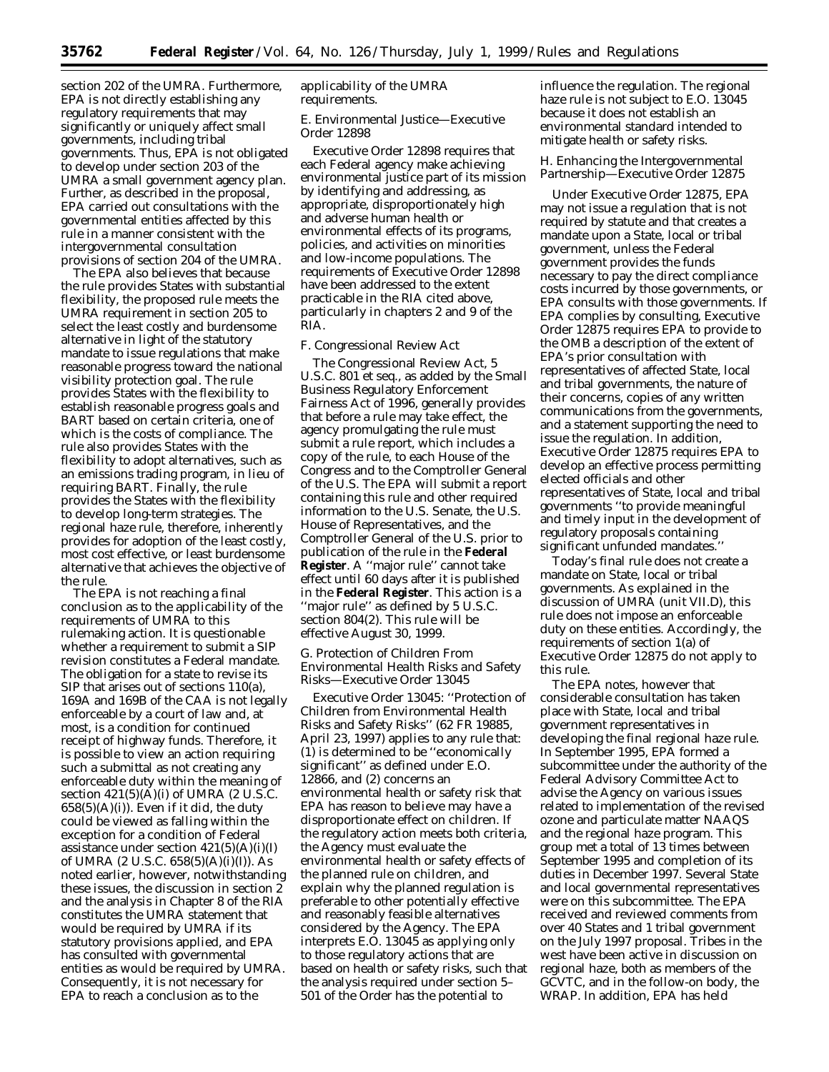section 202 of the UMRA. Furthermore, EPA is not directly establishing any regulatory requirements that may significantly or uniquely affect small governments, including tribal governments. Thus, EPA is not obligated to develop under section 203 of the UMRA a small government agency plan. Further, as described in the proposal, EPA carried out consultations with the governmental entities affected by this rule in a manner consistent with the intergovernmental consultation provisions of section 204 of the UMRA.

The EPA also believes that because the rule provides States with substantial flexibility, the proposed rule meets the UMRA requirement in section 205 to select the least costly and burdensome alternative in light of the statutory mandate to issue regulations that make reasonable progress toward the national visibility protection goal. The rule provides States with the flexibility to establish reasonable progress goals and BART based on certain criteria, one of which is the costs of compliance. The rule also provides States with the flexibility to adopt alternatives, such as an emissions trading program, in lieu of requiring BART. Finally, the rule provides the States with the flexibility to develop long-term strategies. The regional haze rule, therefore, inherently provides for adoption of the least costly, most cost effective, or least burdensome alternative that achieves the objective of the rule.

The EPA is not reaching a final conclusion as to the applicability of the requirements of UMRA to this rulemaking action. It is questionable whether a requirement to submit a SIP revision constitutes a Federal mandate. The obligation for a state to revise its SIP that arises out of sections 110(a), 169A and 169B of the CAA is not legally enforceable by a court of law and, at most, is a condition for continued receipt of highway funds. Therefore, it is possible to view an action requiring such a submittal as not creating any enforceable duty within the meaning of section 421(5)(A)(i) of UMRA (2 U.S.C. 658(5)(A)(i)). Even if it did, the duty could be viewed as falling within the exception for a condition of Federal assistance under section 421(5)(A)(i)(I) of UMRA (2 U.S.C. 658(5)(A)(i)(I)). As noted earlier, however, notwithstanding these issues, the discussion in section 2 and the analysis in Chapter 8 of the RIA constitutes the UMRA statement that would be required by UMRA if its statutory provisions applied, and EPA has consulted with governmental entities as would be required by UMRA. Consequently, it is not necessary for EPA to reach a conclusion as to the applicability of the UMRA requirements.

*E. Environmental Justice—Executive Order 12898*

Executive Order 12898 requires that each Federal agency make achieving environmental justice part of its mission by identifying and addressing, as appropriate, disproportionately high and adverse human health or environmental effects of its programs, policies, and activities on minorities and low-income populations. The requirements of Executive Order 12898 have been addressed to the extent practicable in the RIA cited above, particularly in chapters 2 and 9 of the RIA.

*F. Congressional Review Act*

The Congressional Review Act, 5 U.S.C. 801 et seq., as added by the Small Business Regulatory Enforcement Fairness Act of 1996, generally provides that before a rule may take effect, the agency promulgating the rule must submit a rule report, which includes a copy of the rule, to each House of the Congress and to the Comptroller General of the U.S. The EPA will submit a report containing this rule and other required information to the U.S. Senate, the U.S. House of Representatives, and the Comptroller General of the U.S. prior to publication of the rule in the **Federal Register**. A ''major rule'' cannot take effect until 60 days after it is published in the **Federal Register**. This action is a ''major rule'' as defined by 5 U.S.C. section 804(2). This rule will be effective August 30, 1999.

*G. Protection of Children From Environmental Health Risks and Safety Risks—Executive Order 13045*

Executive Order 13045: ''Protection of Children from Environmental Health Risks and Safety Risks'' (62 FR 19885, April 23, 1997) applies to any rule that: (1) is determined to be ''economically significant'' as defined under E.O. 12866, and (2) concerns an environmental health or safety risk that EPA has reason to believe may have a disproportionate effect on children. If the regulatory action meets both criteria, the Agency must evaluate the environmental health or safety effects of the planned rule on children, and explain why the planned regulation is preferable to other potentially effective and reasonably feasible alternatives considered by the Agency. The EPA interprets E.O. 13045 as applying only to those regulatory actions that are based on health or safety risks, such that the analysis required under section 5–501 of the Order has the potential to influence the regulation. The regional haze rule is not subject to E.O. 13045 because it does not establish an environmental standard intended to mitigate health or safety risks.

*H. Enhancing the Intergovernmental Partnership—Executive Order 12875*

Under Executive Order 12875, EPA may not issue a regulation that is not required by statute and that creates a mandate upon a State, local or tribal government, unless the Federal government provides the funds necessary to pay the direct compliance costs incurred by those governments, or EPA consults with those governments. If EPA complies by consulting, Executive Order 12875 requires EPA to provide to the OMB a description of the extent of EPA's prior consultation with representatives of affected State, local and tribal governments, the nature of their concerns, copies of any written communications from the governments, and a statement supporting the need to issue the regulation. In addition, Executive Order 12875 requires EPA to develop an effective process permitting elected officials and other representatives of State, local and tribal governments ''to provide meaningful and timely input in the development of regulatory proposals containing significant unfunded mandates.''

Today's final rule does not create a mandate on State, local or tribal governments. As explained in the discussion of UMRA (unit VII.D), this rule does not impose an enforceable duty on these entities. Accordingly, the requirements of section 1(a) of Executive Order 12875 do not apply to this rule.

The EPA notes, however that considerable consultation has taken place with State, local and tribal government representatives in developing the final regional haze rule. In September 1995, EPA formed a subcommittee under the authority of the Federal Advisory Committee Act to advise the Agency on various issues related to implementation of the revised ozone and particulate matter NAAQS and the regional haze program. This group met a total of 13 times between September 1995 and completion of its duties in December 1997. Several State and local governmental representatives were on this subcommittee. The EPA received and reviewed comments from over 40 States and 1 tribal government on the July 1997 proposal. Tribes in the west have been active in discussion on regional haze, both as members of the GCVTC, and in the follow-on body, the WRAP. In addition, EPA has held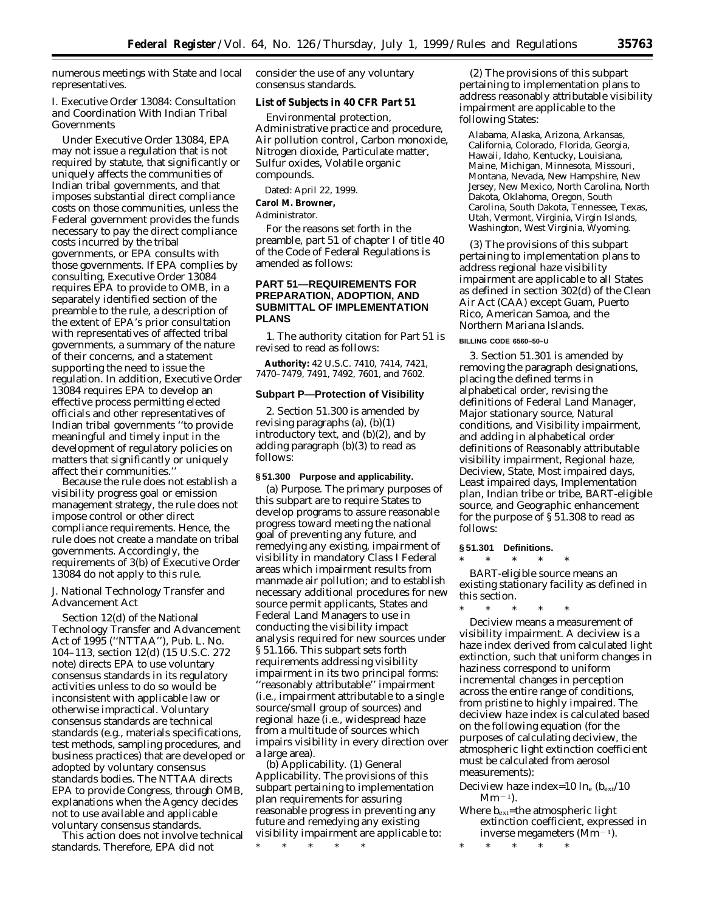numerous meetings with State and local representatives.

### I. Executive Order 13084: Consultation and Coordination With Indian Tribal Governments

Under Executive Order 13084, EPA may not issue a regulation that is not required by statute, that significantly or uniquely affects the communities of Indian tribal governments, and that imposes substantial direct compliance costs on those communities, unless the Federal government provides the funds necessary to pay the direct compliance costs incurred by the tribal governments, or EPA consults with those governments. If EPA complies by consulting, Executive Order 13084 requires EPA to provide to OMB, in a separately identified section of the preamble to the rule, a description of the extent of EPA's prior consultation with representatives of affected tribal governments, a summary of the nature of their concerns, and a statement supporting the need to issue the regulation. In addition, Executive Order 13084 requires EPA to develop an effective process permitting elected officials and other representatives of Indian tribal governments ''to provide meaningful and timely input in the development of regulatory policies on matters that significantly or uniquely affect their communities.''

Because the rule does not establish a visibility progress goal or emission management strategy, the rule does not impose control or other direct compliance requirements. Hence, the rule does not create a mandate on tribal governments. Accordingly, the requirements of 3(b) of Executive Order 13084 do not apply to this rule.

### J. National Technology Transfer and Advancement Act

Section 12(d) of the National Technology Transfer and Advancement Act of 1995 (''NTTAA''), Pub. L. No. 104–113, section 12(d) (15 U.S.C. 272 note) directs EPA to use voluntary consensus standards in its regulatory activities unless to do so would be inconsistent with applicable law or otherwise impractical. Voluntary consensus standards are technical standards (e.g., materials specifications, test methods, sampling procedures, and business practices) that are developed or adopted by voluntary consensus standards bodies. The NTTAA directs EPA to provide Congress, through OMB, explanations when the Agency decides not to use available and applicable voluntary consensus standards.

This action does not involve technical standards. Therefore, EPA did not consider the use of any voluntary consensus standards.

**List of Subjects in 40 CFR Part 51**

Environmental protection, Administrative practice and procedure, Air pollution control, Carbon monoxide, Nitrogen dioxide, Particulate matter, Sulfur oxides, Volatile organic compounds.

Dated: April 22, 1999.

**Carol M. Browner,**

*Administrator.*

For the reasons set forth in the preamble, part 51 of chapter I of title 40 of the Code of Federal Regulations is amended as follows:

## PART 51—REQUIREMENTS FOR PREPARATION, ADOPTION, AND SUBMITTAL OF IMPLEMENTATION PLANS

1. The authority citation for Part 51 is revised to read as follows:

**Authority:** 42 U.S.C. 7410, 7414, 7421, 7470–7479, 7491, 7492, 7601, and 7602.

### Subpart P—Protection of Visibility

2. Section 51.300 is amended by revising paragraphs (a), (b)(1) introductory text, and (b)(2), and by adding paragraph (b)(3) to read as follows:

**§ 51.300 Purpose and applicability.**

(a) *Purpose.* The primary purposes of this subpart are to require States to develop programs to assure reasonable progress toward meeting the national goal of preventing any future, and remedying any existing, impairment of visibility in mandatory Class I Federal areas which impairment results from manmade air pollution; and to establish necessary additional procedures for new source permit applicants, States and Federal Land Managers to use in conducting the visibility impact analysis required for new sources under § 51.166. This subpart sets forth requirements addressing visibility impairment in its two principal forms: ''reasonably attributable'' impairment (i.e., impairment attributable to a single source/small group of sources) and regional haze (i.e., widespread haze from a multitude of sources which impairs visibility in every direction over a large area).

(b) *Applicability.* (1) *General Applicability.* The provisions of this subpart pertaining to implementation plan requirements for assuring reasonable progress in preventing any future and remedying any existing visibility impairment are applicable to:

\* \* \* \* \*

(2) The provisions of this subpart pertaining to implementation plans to address reasonably attributable visibility impairment are applicable to the following States:

Alabama, Alaska, Arizona, Arkansas, California, Colorado, Florida, Georgia, Hawaii, Idaho, Kentucky, Louisiana, Maine, Michigan, Minnesota, Missouri, Montana, Nevada, New Hampshire, New Jersey, New Mexico, North Carolina, North Dakota, Oklahoma, Oregon, South Carolina, South Dakota, Tennessee, Texas, Utah, Vermont, Virginia, Virgin Islands, Washington, West Virginia, Wyoming.

(3) The provisions of this subpart pertaining to implementation plans to address regional haze visibility impairment are applicable to all States as defined in section 302(d) of the Clean Air Act (CAA) except Guam, Puerto Rico, American Samoa, and the Northern Mariana Islands.

3. Section 51.301 is amended by removing the paragraph designations, placing the defined terms in alphabetical order, revising the definitions of Federal Land Manager, Major stationary source, Natural conditions, and Visibility impairment, and adding in alphabetical order definitions of Reasonably attributable visibility impairment, Regional haze, Deciview, State, Most impaired days, Least impaired days, Implementation plan, Indian tribe or tribe, BART-eligible source, and Geographic enhancement for the purpose of § 51.308 to read as follows:

**§ 51.301 Definitions.**

\* \* \* \* \*

*BART-eligible source* means an existing stationary facility as defined in this section.

\* \* \* \* \*

*Deciview* means a measurement of visibility impairment. A deciview is a haze index derived from calculated light extinction, such that uniform changes in haziness correspond to uniform incremental changes in perception across the entire range of conditions, from pristine to highly impaired. The deciview haze index is calculated based on the following equation (for the purposes of calculating deciview, the atmospheric light extinction coefficient must be calculated from aerosol measurements):

Deciview haze index $= 10 \ln_e (b_{ext}/10\ Mm^{-1})$.

Where $b_{ext}$ = the atmospheric light extinction coefficient, expressed in inverse megameters ($Mm^{-1}$).

\* \* \* \* \*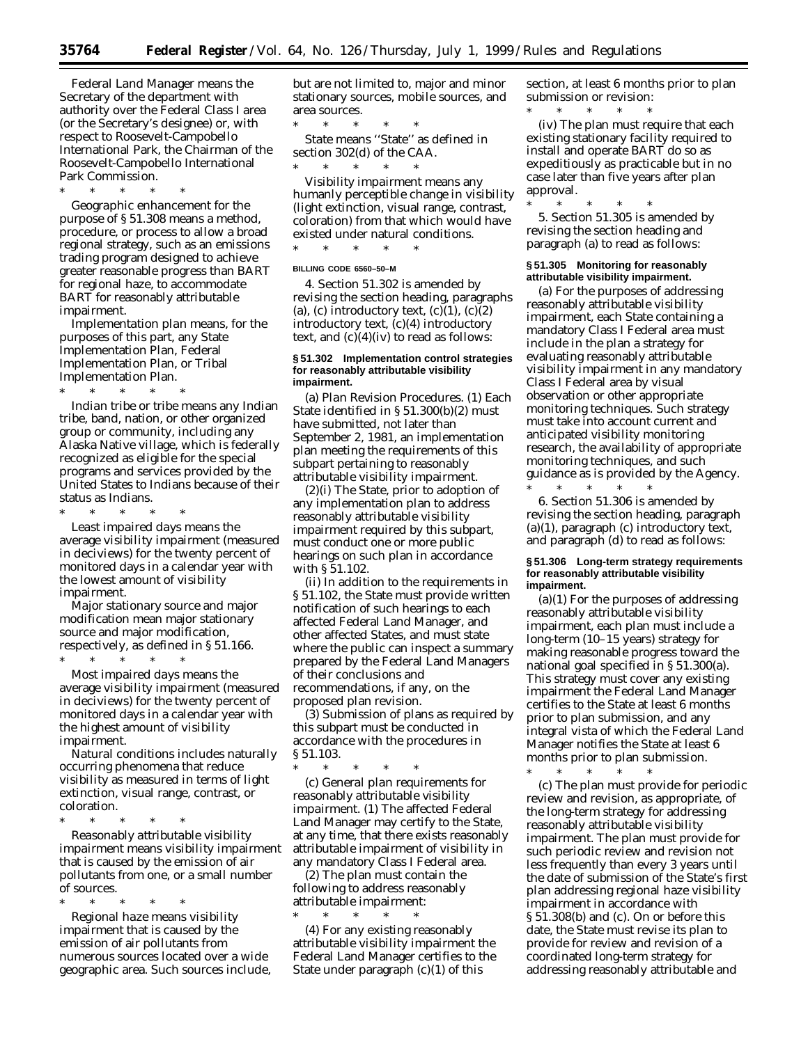*Federal Land Manager* means the Secretary of the department with authority over the Federal Class I area (or the Secretary's designee) or, with respect to Roosevelt-Campobello International Park, the Chairman of the Roosevelt-Campobello International Park Commission.

\* \* \* \* \*

*Geographic enhancement* for the purpose of § 51.308 means a method, procedure, or process to allow a broad regional strategy, such as an emissions trading program designed to achieve greater reasonable progress than BART for regional haze, to accommodate BART for reasonably attributable impairment.

*Implementation plan* means, for the purposes of this part, any State Implementation Plan, Federal Implementation Plan, or Tribal Implementation Plan.

\* \* \* \* \*

*Indian tribe or tribe* means any Indian tribe, band, nation, or other organized group or community, including any Alaska Native village, which is federally recognized as eligible for the special programs and services provided by the United States to Indians because of their status as Indians.

\* \* \* \* \*

*Least impaired days* means the average visibility impairment (measured in deciviews) for the twenty percent of monitored days in a calendar year with the lowest amount of visibility impairment.

*Major stationary source* and *major modification* mean major stationary source and major modification, respectively, as defined in § 51.166.

\* \* \* \* \*

*Most impaired days* means the average visibility impairment (measured in deciviews) for the twenty percent of monitored days in a calendar year with the highest amount of visibility impairment.

*Natural conditions* includes naturally occurring phenomena that reduce visibility as measured in terms of light extinction, visual range, contrast, or coloration.

\* \* \* \* \*

*Reasonably attributable visibility impairment* means visibility impairment that is caused by the emission of air pollutants from one, or a small number of sources.

\* \* \* \* \*

*Regional haze* means visibility impairment that is caused by the emission of air pollutants from numerous sources located over a wide geographic area. Such sources include, but are not limited to, major and minor stationary sources, mobile sources, and area sources.

\* \* \* \* \*

*State* means "State" as defined in section 302(d) of the CAA.

\* \* \* \* \*

*Visibility impairment* means any humanly perceptible change in visibility (light extinction, visual range, contrast, coloration) from that which would have existed under natural conditions.

\* \* \* \* \*

**BILLING CODE 6560–50–M**

4. Section 51.302 is amended by revising the section heading, paragraphs (a), (c) introductory text, (c)(1), (c)(2) introductory text, (c)(4) introductory text, and (c)(4)(iv) to read as follows:

#### § 51.302 Implementation control strategies for reasonably attributable visibility impairment.

(a) *Plan Revision Procedures.* (1) Each State identified in § 51.300(b)(2) must have submitted, not later than September 2, 1981, an implementation plan meeting the requirements of this subpart pertaining to reasonably attributable visibility impairment.

(2)(i) The State, prior to adoption of any implementation plan to address reasonably attributable visibility impairment required by this subpart, must conduct one or more public hearings on such plan in accordance with § 51.102.

(ii) In addition to the requirements in § 51.102, the State must provide written notification of such hearings to each affected Federal Land Manager, and other affected States, and must state where the public can inspect a summary prepared by the Federal Land Managers of their conclusions and recommendations, if any, on the proposed plan revision.

(3) Submission of plans as required by this subpart must be conducted in accordance with the procedures in § 51.103.

\* \* \* \* \*

(c) *General plan requirements for reasonably attributable visibility impairment.* (1) The affected Federal Land Manager may certify to the State, at any time, that there exists reasonably attributable impairment of visibility in any mandatory Class I Federal area.

(2) The plan must contain the following to address reasonably attributable visibility impairment:

\* \* \* \* \*

(4) For any existing reasonably attributable visibility impairment the Federal Land Manager certifies to the State under paragraph (c)(1) of this section, at least 6 months prior to plan submission or revision:

\* \* \* \* \*

(iv) The plan must require that each existing stationary facility required to install and operate BART do so as expeditiously as practicable but in no case later than five years after plan approval.

\* \* \* \* \*

5. Section 51.305 is amended by revising the section heading and paragraph (a) to read as follows:

#### § 51.305 Monitoring for reasonably attributable visibility impairment.

(a) For the purposes of addressing reasonably attributable visibility impairment, each State containing a mandatory Class I Federal area must include in the plan a strategy for evaluating reasonably attributable visibility impairment in any mandatory Class I Federal area by visual observation or other appropriate monitoring techniques. Such strategy must take into account current and anticipated visibility monitoring research, the availability of appropriate monitoring techniques, and such guidance as is provided by the Agency.

\* \* \* \* \*

6. Section 51.306 is amended by revising the section heading, paragraph (a)(1), paragraph (c) introductory text, and paragraph (d) to read as follows:

#### § 51.306 Long-term strategy requirements for reasonably attributable visibility impairment.

(a)(1) For the purposes of addressing reasonably attributable visibility impairment, each plan must include a long-term (10–15 years) strategy for making reasonable progress toward the national goal specified in § 51.300(a). This strategy must cover any existing impairment the Federal Land Manager certifies to the State at least 6 months prior to plan submission, and any integral vista of which the Federal Land Manager notifies the State at least 6 months prior to plan submission.

\* \* \* \* \*

(c) The plan must provide for periodic review and revision, as appropriate, of the long-term strategy for addressing reasonably attributable visibility impairment. The plan must provide for such periodic review and revision not less frequently than every 3 years until the date of submission of the State's first plan addressing regional haze visibility impairment in accordance with § 51.308(b) and (c). On or before this date, the State must revise its plan to provide for review and revision of a coordinated long-term strategy for addressing reasonably attributable and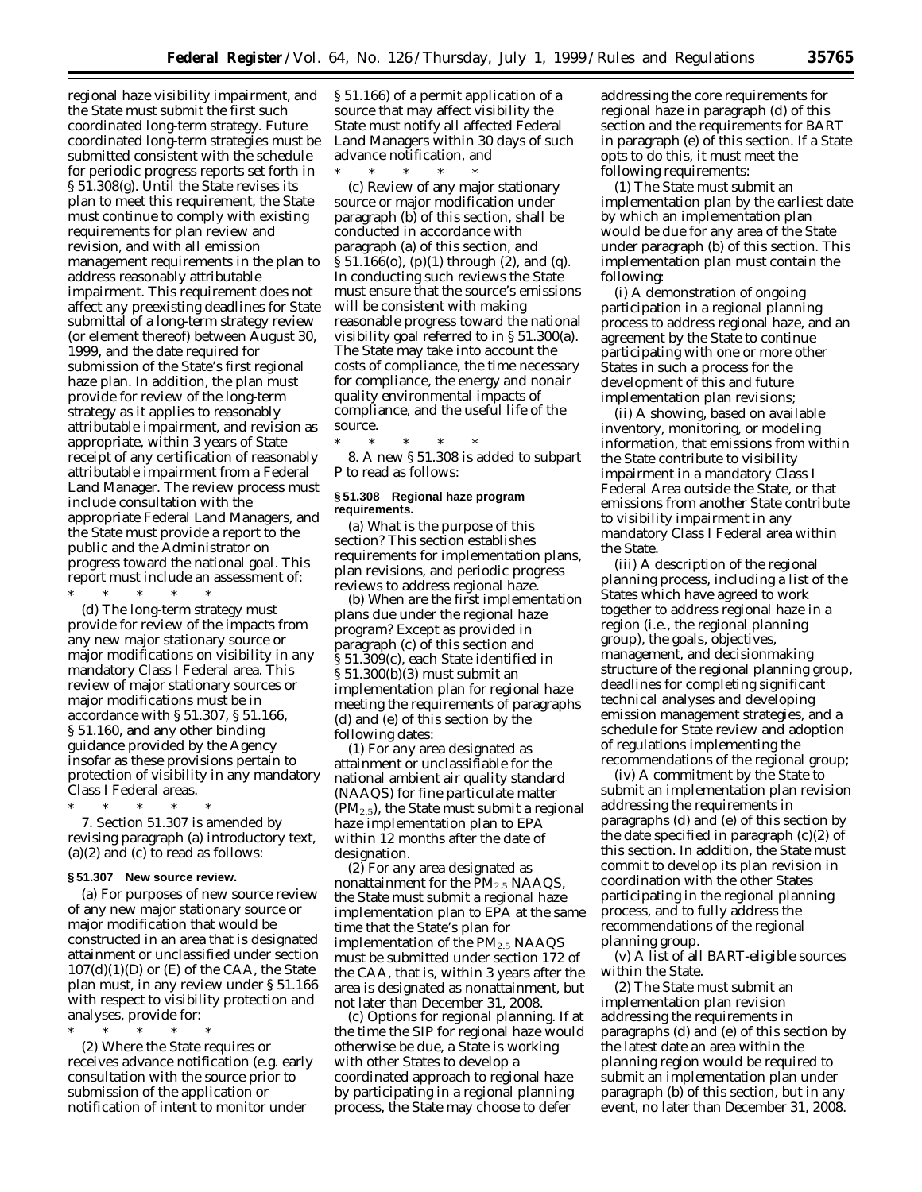regional haze visibility impairment, and the State must submit the first such coordinated long-term strategy. Future coordinated long-term strategies must be submitted consistent with the schedule for periodic progress reports set forth in § 51.308(g). Until the State revises its plan to meet this requirement, the State must continue to comply with existing requirements for plan review and revision, and with all emission management requirements in the plan to address reasonably attributable impairment. This requirement does not affect any preexisting deadlines for State submittal of a long-term strategy review (or element thereof) between August 30, 1999, and the date required for submission of the State's first regional haze plan. In addition, the plan must provide for review of the long-term strategy as it applies to reasonably attributable impairment, and revision as appropriate, within 3 years of State receipt of any certification of reasonably attributable impairment from a Federal Land Manager. The review process must include consultation with the appropriate Federal Land Managers, and the State must provide a report to the public and the Administrator on progress toward the national goal. This report must include an assessment of:

\* \* \* \* \*

(d) The long-term strategy must provide for review of the impacts from any new major stationary source or major modifications on visibility in any mandatory Class I Federal area. This review of major stationary sources or major modifications must be in accordance with § 51.307, § 51.166, § 51.160, and any other binding guidance provided by the Agency insofar as these provisions pertain to protection of visibility in any mandatory Class I Federal areas.

\* \* \* \* \*

7. Section 51.307 is amended by revising paragraph (a) introductory text, (a)(2) and (c) to read as follows:

**§ 51.307 New source review.**

(a) For purposes of new source review of any new major stationary source or major modification that would be constructed in an area that is designated attainment or unclassified under section 107(d)(1)(D) or (E) of the CAA, the State plan must, in any review under § 51.166 with respect to visibility protection and analyses, provide for:

\* \* \* \* \*

(2) Where the State requires or receives advance notification (e.g. early consultation with the source prior to submission of the application or notification of intent to monitor under § 51.166) of a permit application of a source that may affect visibility the State must notify all affected Federal Land Managers within 30 days of such advance notification, and

\* \* \* \* \*

(c) Review of any major stationary source or major modification under paragraph (b) of this section, shall be conducted in accordance with paragraph (a) of this section, and § 51.166(o), (p)(1) through (2), and (q). In conducting such reviews the State must ensure that the source's emissions will be consistent with making reasonable progress toward the national visibility goal referred to in § 51.300(a). The State may take into account the costs of compliance, the time necessary for compliance, the energy and nonair quality environmental impacts of compliance, and the useful life of the source.

\* \* \* \* \*

8. A new § 51.308 is added to subpart P to read as follows:

**§ 51.308 Regional haze program requirements.**

(a) *What is the purpose of this section?* This section establishes requirements for implementation plans, plan revisions, and periodic progress reviews to address regional haze.

(b) *When are the first implementation plans due under the regional haze program?* Except as provided in paragraph (c) of this section and § 51.309(c), each State identified in § 51.300(b)(3) must submit an implementation plan for regional haze meeting the requirements of paragraphs (d) and (e) of this section by the following dates:

(1) For any area designated as attainment or unclassifiable for the national ambient air quality standard (NAAQS) for fine particulate matter ($PM_{2.5}$), the State must submit a regional haze implementation plan to EPA within 12 months after the date of designation.

(2) For any area designated as nonattainment for the $PM_{2.5}$ NAAQS, the State must submit a regional haze implementation plan to EPA at the same time that the State's plan for implementation of the $PM_{2.5}$ NAAQS must be submitted under section 172 of the CAA, that is, within 3 years after the area is designated as nonattainment, but not later than December 31, 2008.

(c) *Options for regional planning.* If at the time the SIP for regional haze would otherwise be due, a State is working with other States to develop a coordinated approach to regional haze by participating in a regional planning process, the State may choose to defer addressing the core requirements for regional haze in paragraph (d) of this section and the requirements for BART in paragraph (e) of this section. If a State opts to do this, it must meet the following requirements:

(1) The State must submit an implementation plan by the earliest date by which an implementation plan would be due for any area of the State under paragraph (b) of this section. This implementation plan must contain the following:

(i) A demonstration of ongoing participation in a regional planning process to address regional haze, and an agreement by the State to continue participating with one or more other States in such a process for the development of this and future implementation plan revisions;

(ii) A showing, based on available inventory, monitoring, or modeling information, that emissions from within the State contribute to visibility impairment in a mandatory Class I Federal Area outside the State, or that emissions from another State contribute to visibility impairment in any mandatory Class I Federal area within the State.

(iii) A description of the regional planning process, including a list of the States which have agreed to work together to address regional haze in a region (i.e., the regional planning group), the goals, objectives, management, and decisionmaking structure of the regional planning group, deadlines for completing significant technical analyses and developing emission management strategies, and a schedule for State review and adoption of regulations implementing the recommendations of the regional group;

(iv) A commitment by the State to submit an implementation plan revision addressing the requirements in paragraphs (d) and (e) of this section by the date specified in paragraph (c)(2) of this section. In addition, the State must commit to develop its plan revision in coordination with the other States participating in the regional planning process, and to fully address the recommendations of the regional planning group.

(v) A list of all BART-eligible sources within the State.

(2) The State must submit an implementation plan revision addressing the requirements in paragraphs (d) and (e) of this section by the latest date an area within the planning region would be required to submit an implementation plan under paragraph (b) of this section, but in any event, no later than December 31, 2008.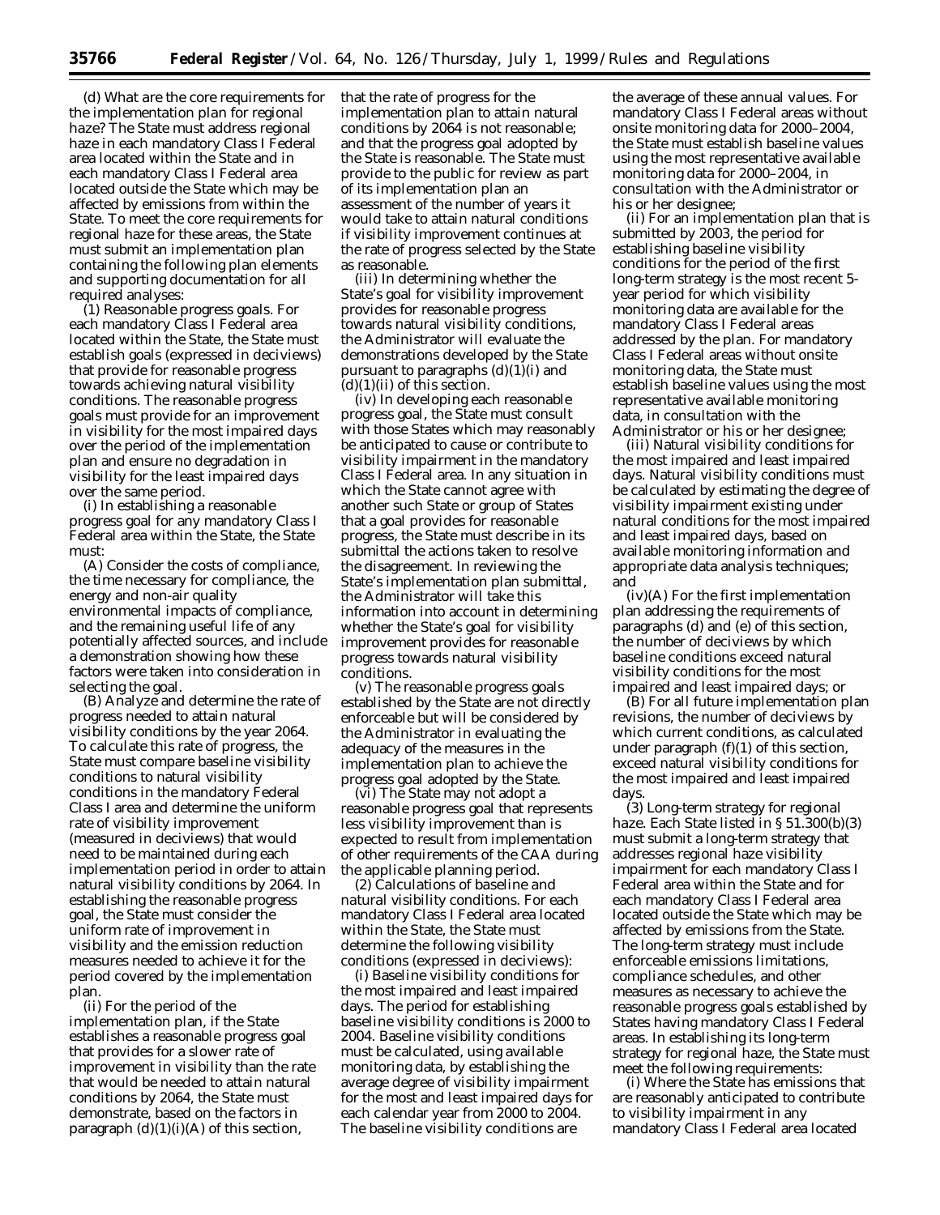(d) *What are the core requirements for the implementation plan for regional haze?* The State must address regional haze in each mandatory Class I Federal area located within the State and in each mandatory Class I Federal area located outside the State which may be affected by emissions from within the State. To meet the core requirements for regional haze for these areas, the State must submit an implementation plan containing the following plan elements and supporting documentation for all required analyses:

(1) *Reasonable progress goals.* For each mandatory Class I Federal area located within the State, the State must establish goals (expressed in deciviews) that provide for reasonable progress towards achieving natural visibility conditions. The reasonable progress goals must provide for an improvement in visibility for the most impaired days over the period of the implementation plan and ensure no degradation in visibility for the least impaired days over the same period.

(i) In establishing a reasonable progress goal for any mandatory Class I Federal area within the State, the State must:

(A) Consider the costs of compliance, the time necessary for compliance, the energy and non-air quality environmental impacts of compliance, and the remaining useful life of any potentially affected sources, and include a demonstration showing how these factors were taken into consideration in selecting the goal.

(B) Analyze and determine the rate of progress needed to attain natural visibility conditions by the year 2064. To calculate this rate of progress, the State must compare baseline visibility conditions to natural visibility conditions in the mandatory Federal Class I area and determine the uniform rate of visibility improvement (measured in deciviews) that would need to be maintained during each implementation period in order to attain natural visibility conditions by 2064. In establishing the reasonable progress goal, the State must consider the uniform rate of improvement in visibility and the emission reduction measures needed to achieve it for the period covered by the implementation plan.

(ii) For the period of the implementation plan, if the State establishes a reasonable progress goal that provides for a slower rate of improvement in visibility than the rate that would be needed to attain natural conditions by 2064, the State must demonstrate, based on the factors in paragraph (d)(1)(i)(A) of this section, that the rate of progress for the implementation plan to attain natural conditions by 2064 is not reasonable; and that the progress goal adopted by the State is reasonable. The State must provide to the public for review as part of its implementation plan an assessment of the number of years it would take to attain natural conditions if visibility improvement continues at the rate of progress selected by the State as reasonable.

(iii) In determining whether the State's goal for visibility improvement provides for reasonable progress towards natural visibility conditions, the Administrator will evaluate the demonstrations developed by the State pursuant to paragraphs (d)(1)(i) and (d)(1)(ii) of this section.

(iv) In developing each reasonable progress goal, the State must consult with those States which may reasonably be anticipated to cause or contribute to visibility impairment in the mandatory Class I Federal area. In any situation in which the State cannot agree with another such State or group of States that a goal provides for reasonable progress, the State must describe in its submittal the actions taken to resolve the disagreement. In reviewing the State's implementation plan submittal, the Administrator will take this information into account in determining whether the State's goal for visibility improvement provides for reasonable progress towards natural visibility conditions.

(v) The reasonable progress goals established by the State are not directly enforceable but will be considered by the Administrator in evaluating the adequacy of the measures in the implementation plan to achieve the progress goal adopted by the State.

(vi) The State may not adopt a reasonable progress goal that represents less visibility improvement than is expected to result from implementation of other requirements of the CAA during the applicable planning period.

(2) *Calculations of baseline and natural visibility conditions.* For each mandatory Class I Federal area located within the State, the State must determine the following visibility conditions (expressed in deciviews):

(i) Baseline visibility conditions for the most impaired and least impaired days. The period for establishing baseline visibility conditions is 2000 to 2004. Baseline visibility conditions must be calculated, using available monitoring data, by establishing the average degree of visibility impairment for the most and least impaired days for each calendar year from 2000 to 2004. The baseline visibility conditions are the average of these annual values. For mandatory Class I Federal areas without onsite monitoring data for 2000–2004, the State must establish baseline values using the most representative available monitoring data for 2000–2004, in consultation with the Administrator or his or her designee;

(ii) For an implementation plan that is submitted by 2003, the period for establishing baseline visibility conditions for the period of the first long-term strategy is the most recent 5-year period for which visibility monitoring data are available for the mandatory Class I Federal areas addressed by the plan. For mandatory Class I Federal areas without onsite monitoring data, the State must establish baseline values using the most representative available monitoring data, in consultation with the Administrator or his or her designee;

(iii) Natural visibility conditions for the most impaired and least impaired days. Natural visibility conditions must be calculated by estimating the degree of visibility impairment existing under natural conditions for the most impaired and least impaired days, based on available monitoring information and appropriate data analysis techniques; and

(iv)(A) For the first implementation plan addressing the requirements of paragraphs (d) and (e) of this section, the number of deciviews by which baseline conditions exceed natural visibility conditions for the most impaired and least impaired days; or

(B) For all future implementation plan revisions, the number of deciviews by which current conditions, as calculated under paragraph (f)(1) of this section, exceed natural visibility conditions for the most impaired and least impaired days.

(3) *Long-term strategy for regional haze.* Each State listed in § 51.300(b)(3) must submit a long-term strategy that addresses regional haze visibility impairment for each mandatory Class I Federal area within the State and for each mandatory Class I Federal area located outside the State which may be affected by emissions from the State. The long-term strategy must include enforceable emissions limitations, compliance schedules, and other measures as necessary to achieve the reasonable progress goals established by States having mandatory Class I Federal areas. In establishing its long-term strategy for regional haze, the State must meet the following requirements:

(i) Where the State has emissions that are reasonably anticipated to contribute to visibility impairment in any mandatory Class I Federal area located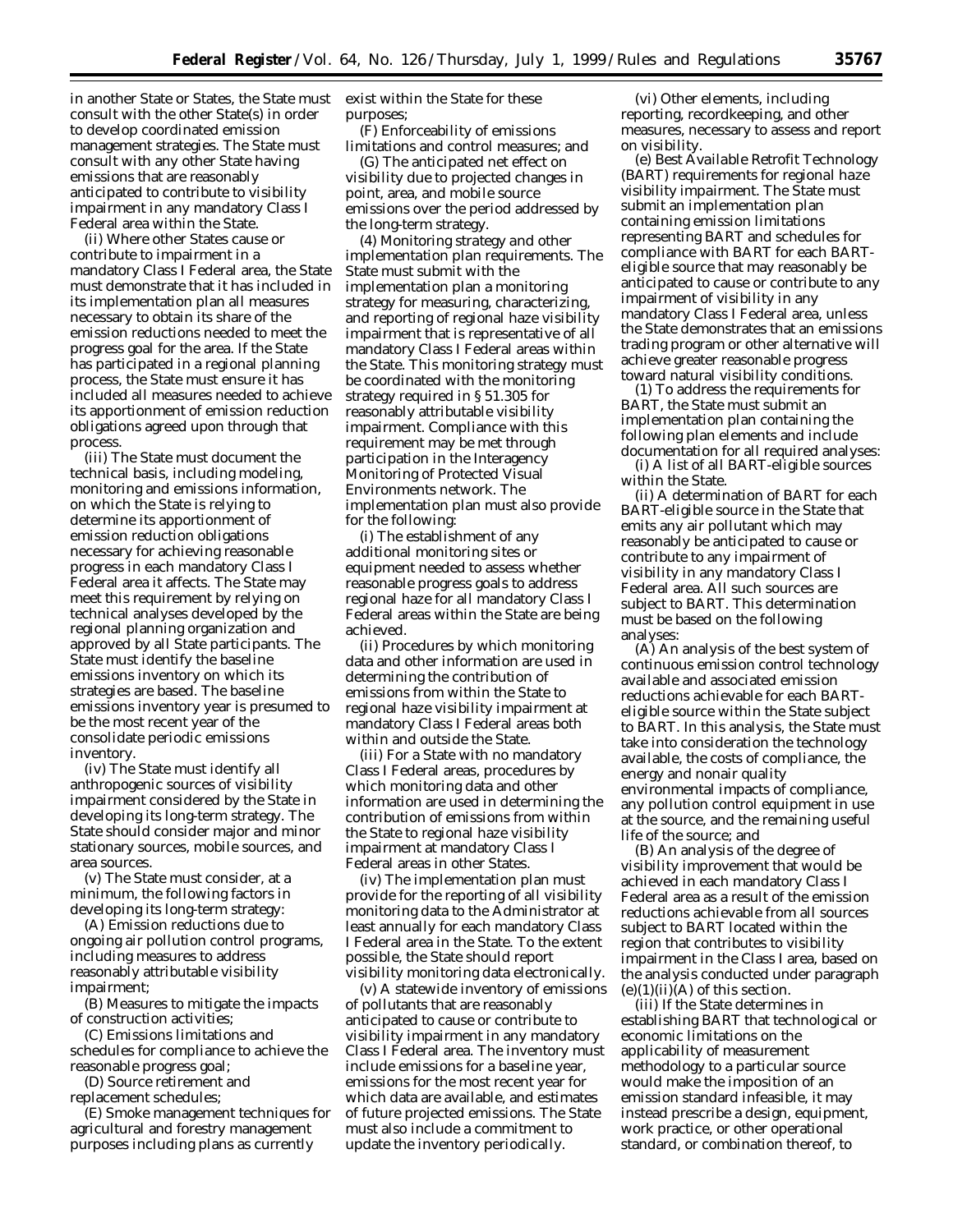in another State or States, the State must consult with the other State(s) in order to develop coordinated emission management strategies. The State must consult with any other State having emissions that are reasonably anticipated to contribute to visibility impairment in any mandatory Class I Federal area within the State.

(ii) Where other States cause or contribute to impairment in a mandatory Class I Federal area, the State must demonstrate that it has included in its implementation plan all measures necessary to obtain its share of the emission reductions needed to meet the progress goal for the area. If the State has participated in a regional planning process, the State must ensure it has included all measures needed to achieve its apportionment of emission reduction obligations agreed upon through that process.

(iii) The State must document the technical basis, including modeling, monitoring and emissions information, on which the State is relying to determine its apportionment of emission reduction obligations necessary for achieving reasonable progress in each mandatory Class I Federal area it affects. The State may meet this requirement by relying on technical analyses developed by the regional planning organization and approved by all State participants. The State must identify the baseline emissions inventory on which its strategies are based. The baseline emissions inventory year is presumed to be the most recent year of the consolidate periodic emissions inventory.

(iv) The State must identify all anthropogenic sources of visibility impairment considered by the State in developing its long-term strategy. The State should consider major and minor stationary sources, mobile sources, and area sources.

(v) The State must consider, at a minimum, the following factors in developing its long-term strategy:

(A) Emission reductions due to ongoing air pollution control programs, including measures to address reasonably attributable visibility impairment;

(B) Measures to mitigate the impacts of construction activities;

(C) Emissions limitations and schedules for compliance to achieve the reasonable progress goal;

(D) Source retirement and replacement schedules;

(E) Smoke management techniques for agricultural and forestry management purposes including plans as currently exist within the State for these purposes;

(F) Enforceability of emissions limitations and control measures; and

(G) The anticipated net effect on visibility due to projected changes in point, area, and mobile source emissions over the period addressed by the long-term strategy.

(4) *Monitoring strategy and other implementation plan requirements.* The State must submit with the implementation plan a monitoring strategy for measuring, characterizing, and reporting of regional haze visibility impairment that is representative of all mandatory Class I Federal areas within the State. This monitoring strategy must be coordinated with the monitoring strategy required in § 51.305 for reasonably attributable visibility impairment. Compliance with this requirement may be met through participation in the Interagency Monitoring of Protected Visual Environments network. The implementation plan must also provide for the following:

(i) The establishment of any additional monitoring sites or equipment needed to assess whether reasonable progress goals to address regional haze for all mandatory Class I Federal areas within the State are being achieved.

(ii) Procedures by which monitoring data and other information are used in determining the contribution of emissions from within the State to regional haze visibility impairment at mandatory Class I Federal areas both within and outside the State.

(iii) For a State with no mandatory Class I Federal areas, procedures by which monitoring data and other information are used in determining the contribution of emissions from within the State to regional haze visibility impairment at mandatory Class I Federal areas in other States.

(iv) The implementation plan must provide for the reporting of all visibility monitoring data to the Administrator at least annually for each mandatory Class I Federal area in the State. To the extent possible, the State should report visibility monitoring data electronically.

(v) A statewide inventory of emissions of pollutants that are reasonably anticipated to cause or contribute to visibility impairment in any mandatory Class I Federal area. The inventory must include emissions for a baseline year, emissions for the most recent year for which data are available, and estimates of future projected emissions. The State must also include a commitment to update the inventory periodically.

(vi) Other elements, including reporting, recordkeeping, and other measures, necessary to assess and report on visibility.

(e) *Best Available Retrofit Technology (BART) requirements for regional haze visibility impairment.* The State must submit an implementation plan containing emission limitations representing BART and schedules for compliance with BART for each BART-eligible source that may reasonably be anticipated to cause or contribute to any impairment of visibility in any mandatory Class I Federal area, unless the State demonstrates that an emissions trading program or other alternative will achieve greater reasonable progress toward natural visibility conditions.

(1) To address the requirements for BART, the State must submit an implementation plan containing the following plan elements and include documentation for all required analyses:

(i) A list of all BART-eligible sources within the State.

(ii) A determination of BART for each BART-eligible source in the State that emits any air pollutant which may reasonably be anticipated to cause or contribute to any impairment of visibility in any mandatory Class I Federal area. All such sources are subject to BART. This determination must be based on the following analyses:

(A) An analysis of the best system of continuous emission control technology available and associated emission reductions achievable for each BART-eligible source within the State subject to BART. In this analysis, the State must take into consideration the technology available, the costs of compliance, the energy and nonair quality environmental impacts of compliance, any pollution control equipment in use at the source, and the remaining useful life of the source; and

(B) An analysis of the degree of visibility improvement that would be achieved in each mandatory Class I Federal area as a result of the emission reductions achievable from all sources subject to BART located within the region that contributes to visibility impairment in the Class I area, based on the analysis conducted under paragraph (e)(1)(ii)(A) of this section.

(iii) If the State determines in establishing BART that technological or economic limitations on the applicability of measurement methodology to a particular source would make the imposition of an emission standard infeasible, it may instead prescribe a design, equipment, work practice, or other operational standard, or combination thereof, to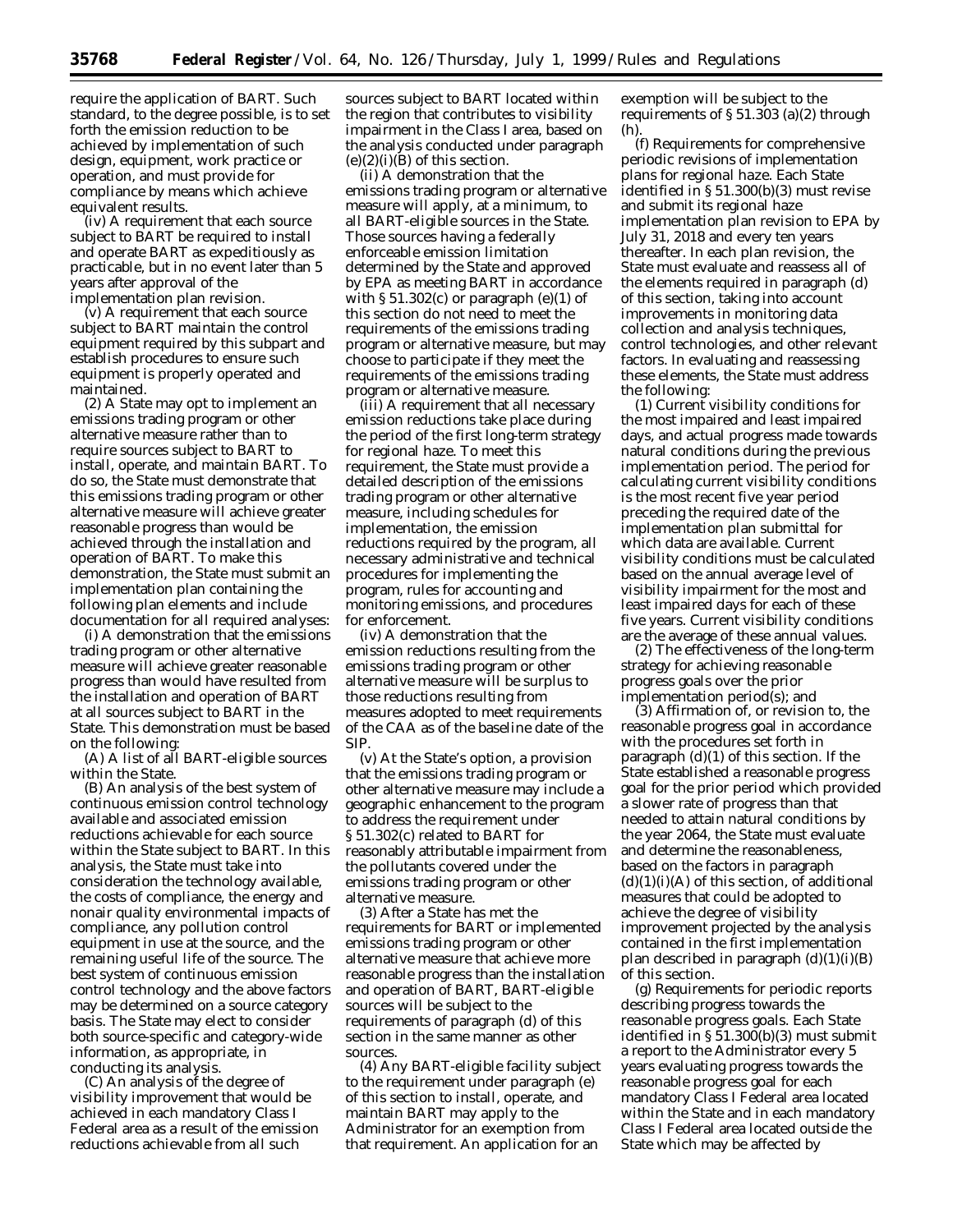require the application of BART. Such standard, to the degree possible, is to set forth the emission reduction to be achieved by implementation of such design, equipment, work practice or operation, and must provide for compliance by means which achieve equivalent results.

(iv) A requirement that each source subject to BART be required to install and operate BART as expeditiously as practicable, but in no event later than 5 years after approval of the implementation plan revision.

(v) A requirement that each source subject to BART maintain the control equipment required by this subpart and establish procedures to ensure such equipment is properly operated and maintained.

(2) A State may opt to implement an emissions trading program or other alternative measure rather than to require sources subject to BART to install, operate, and maintain BART. To do so, the State must demonstrate that this emissions trading program or other alternative measure will achieve greater reasonable progress than would be achieved through the installation and operation of BART. To make this demonstration, the State must submit an implementation plan containing the following plan elements and include documentation for all required analyses:

(i) A demonstration that the emissions trading program or other alternative measure will achieve greater reasonable progress than would have resulted from the installation and operation of BART at all sources subject to BART in the State. This demonstration must be based on the following:

(A) A list of all BART-eligible sources within the State.

(B) An analysis of the best system of continuous emission control technology available and associated emission reductions achievable for each source within the State subject to BART. In this analysis, the State must take into consideration the technology available, the costs of compliance, the energy and nonair quality environmental impacts of compliance, any pollution control equipment in use at the source, and the remaining useful life of the source. The best system of continuous emission control technology and the above factors may be determined on a source category basis. The State may elect to consider both source-specific and category-wide information, as appropriate, in conducting its analysis.

(C) An analysis of the degree of visibility improvement that would be achieved in each mandatory Class I Federal area as a result of the emission reductions achievable from all such sources subject to BART located within the region that contributes to visibility impairment in the Class I area, based on the analysis conducted under paragraph (e)(2)(i)(B) of this section.

(ii) A demonstration that the emissions trading program or alternative measure will apply, at a minimum, to all BART-eligible sources in the State. Those sources having a federally enforceable emission limitation determined by the State and approved by EPA as meeting BART in accordance with § 51.302(c) or paragraph (e)(1) of this section do not need to meet the requirements of the emissions trading program or alternative measure, but may choose to participate if they meet the requirements of the emissions trading program or alternative measure.

(iii) A requirement that all necessary emission reductions take place during the period of the first long-term strategy for regional haze. To meet this requirement, the State must provide a detailed description of the emissions trading program or other alternative measure, including schedules for implementation, the emission reductions required by the program, all necessary administrative and technical procedures for implementing the program, rules for accounting and monitoring emissions, and procedures for enforcement.

(iv) A demonstration that the emission reductions resulting from the emissions trading program or other alternative measure will be surplus to those reductions resulting from measures adopted to meet requirements of the CAA as of the baseline date of the SIP.

(v) At the State's option, a provision that the emissions trading program or other alternative measure may include a geographic enhancement to the program to address the requirement under § 51.302(c) related to BART for reasonably attributable impairment from the pollutants covered under the emissions trading program or other alternative measure.

(3) After a State has met the requirements for BART or implemented emissions trading program or other alternative measure that achieve more reasonable progress than the installation and operation of BART, BART-eligible sources will be subject to the requirements of paragraph (d) of this section in the same manner as other sources.

(4) Any BART-eligible facility subject to the requirement under paragraph (e) of this section to install, operate, and maintain BART may apply to the Administrator for an exemption from that requirement. An application for an exemption will be subject to the requirements of § 51.303 (a)(2) through (h).

(f) *Requirements for comprehensive periodic revisions of implementation plans for regional haze.* Each State identified in § 51.300(b)(3) must revise and submit its regional haze implementation plan revision to EPA by July 31, 2018 and every ten years thereafter. In each plan revision, the State must evaluate and reassess all of the elements required in paragraph (d) of this section, taking into account improvements in monitoring data collection and analysis techniques, control technologies, and other relevant factors. In evaluating and reassessing these elements, the State must address the following:

(1) Current visibility conditions for the most impaired and least impaired days, and actual progress made towards natural conditions during the previous implementation period. The period for calculating current visibility conditions is the most recent five year period preceding the required date of the implementation plan submittal for which data are available. Current visibility conditions must be calculated based on the annual average level of visibility impairment for the most and least impaired days for each of these five years. Current visibility conditions are the average of these annual values.

(2) The effectiveness of the long-term strategy for achieving reasonable progress goals over the prior implementation period(s); and

(3) Affirmation of, or revision to, the reasonable progress goal in accordance with the procedures set forth in paragraph (d)(1) of this section. If the State established a reasonable progress goal for the prior period which provided a slower rate of progress than that needed to attain natural conditions by the year 2064, the State must evaluate and determine the reasonableness, based on the factors in paragraph (d)(1)(i)(A) of this section, of additional measures that could be adopted to achieve the degree of visibility improvement projected by the analysis contained in the first implementation plan described in paragraph (d)(1)(i)(B) of this section.

(g) *Requirements for periodic reports describing progress towards the reasonable progress goals.* Each State identified in § 51.300(b)(3) must submit a report to the Administrator every 5 years evaluating progress towards the reasonable progress goal for each mandatory Class I Federal area located within the State and in each mandatory Class I Federal area located outside the State which may be affected by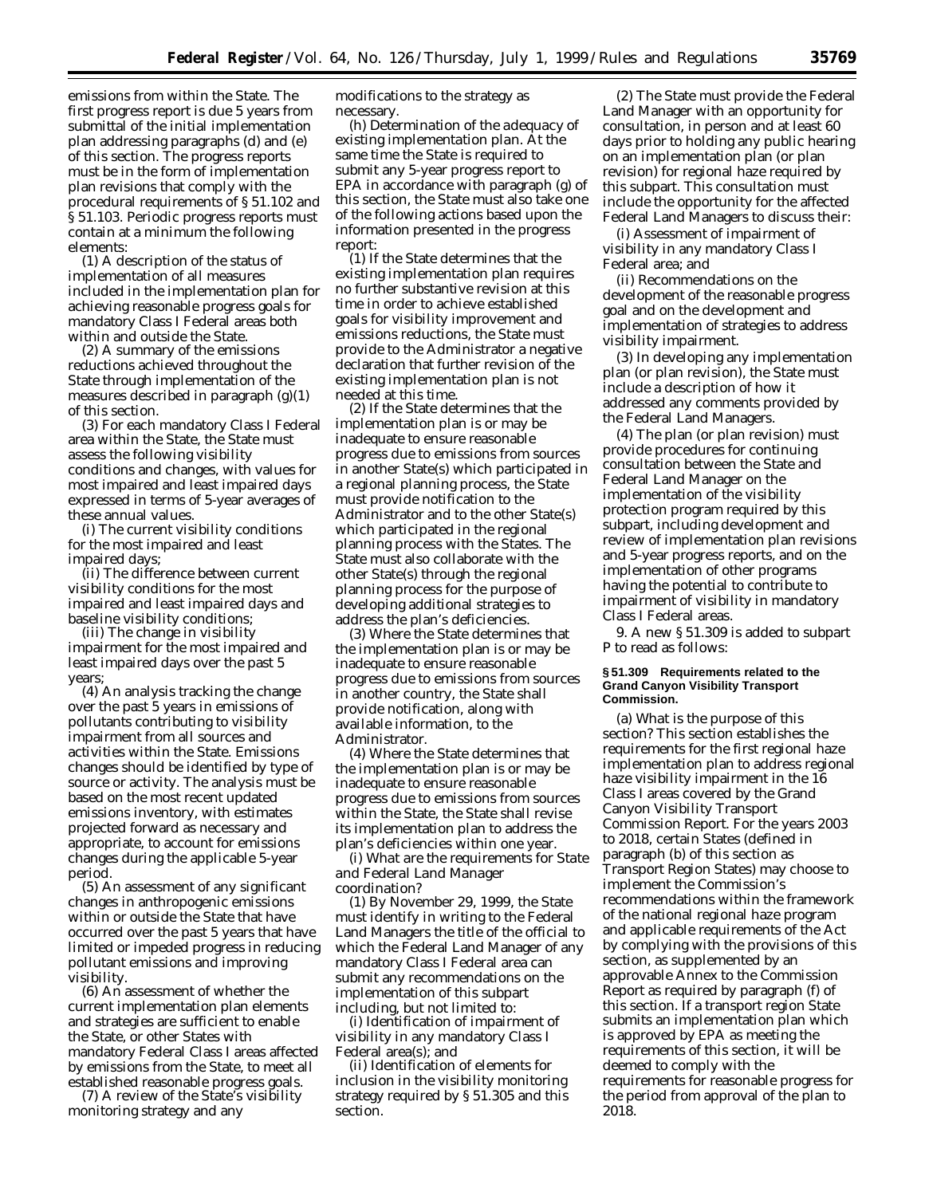emissions from within the State. The first progress report is due 5 years from submittal of the initial implementation plan addressing paragraphs (d) and (e) of this section. The progress reports must be in the form of implementation plan revisions that comply with the procedural requirements of § 51.102 and § 51.103. Periodic progress reports must contain at a minimum the following elements:

(1) A description of the status of implementation of all measures included in the implementation plan for achieving reasonable progress goals for mandatory Class I Federal areas both within and outside the State.

(2) A summary of the emissions reductions achieved throughout the State through implementation of the measures described in paragraph (g)(1) of this section.

(3) For each mandatory Class I Federal area within the State, the State must assess the following visibility conditions and changes, with values for most impaired and least impaired days expressed in terms of 5-year averages of these annual values.

(i) The current visibility conditions for the most impaired and least impaired days;

(ii) The difference between current visibility conditions for the most impaired and least impaired days and baseline visibility conditions;

(iii) The change in visibility impairment for the most impaired and least impaired days over the past 5 years;

(4) An analysis tracking the change over the past 5 years in emissions of pollutants contributing to visibility impairment from all sources and activities within the State. Emissions changes should be identified by type of source or activity. The analysis must be based on the most recent updated emissions inventory, with estimates projected forward as necessary and appropriate, to account for emissions changes during the applicable 5-year period.

(5) An assessment of any significant changes in anthropogenic emissions within or outside the State that have occurred over the past 5 years that have limited or impeded progress in reducing pollutant emissions and improving visibility.

(6) An assessment of whether the current implementation plan elements and strategies are sufficient to enable the State, or other States with mandatory Federal Class I areas affected by emissions from the State, to meet all established reasonable progress goals.

(7) A review of the State's visibility monitoring strategy and any modifications to the strategy as necessary.

(h) *Determination of the adequacy of existing implementation plan.* At the same time the State is required to submit any 5-year progress report to EPA in accordance with paragraph (g) of this section, the State must also take one of the following actions based upon the information presented in the progress report:

(1) If the State determines that the existing implementation plan requires no further substantive revision at this time in order to achieve established goals for visibility improvement and emissions reductions, the State must provide to the Administrator a negative declaration that further revision of the existing implementation plan is not needed at this time.

(2) If the State determines that the implementation plan is or may be inadequate to ensure reasonable progress due to emissions from sources in another State(s) which participated in a regional planning process, the State must provide notification to the Administrator and to the other State(s) which participated in the regional planning process with the States. The State must also collaborate with the other State(s) through the regional planning process for the purpose of developing additional strategies to address the plan's deficiencies.

(3) Where the State determines that the implementation plan is or may be inadequate to ensure reasonable progress due to emissions from sources in another country, the State shall provide notification, along with available information, to the Administrator.

(4) Where the State determines that the implementation plan is or may be inadequate to ensure reasonable progress due to emissions from sources within the State, the State shall revise its implementation plan to address the plan's deficiencies within one year.

(i) *What are the requirements for State and Federal Land Manager coordination?*

(1) By November 29, 1999, the State must identify in writing to the Federal Land Managers the title of the official to which the Federal Land Manager of any mandatory Class I Federal area can submit any recommendations on the implementation of this subpart including, but not limited to:

(i) Identification of impairment of visibility in any mandatory Class I Federal area(s); and

(ii) Identification of elements for inclusion in the visibility monitoring strategy required by § 51.305 and this section.

(2) The State must provide the Federal Land Manager with an opportunity for consultation, in person and at least 60 days prior to holding any public hearing on an implementation plan (or plan revision) for regional haze required by this subpart. This consultation must include the opportunity for the affected Federal Land Managers to discuss their:

(i) Assessment of impairment of visibility in any mandatory Class I Federal area; and

(ii) Recommendations on the development of the reasonable progress goal and on the development and implementation of strategies to address visibility impairment.

(3) In developing any implementation plan (or plan revision), the State must include a description of how it addressed any comments provided by the Federal Land Managers.

(4) The plan (or plan revision) must provide procedures for continuing consultation between the State and Federal Land Manager on the implementation of the visibility protection program required by this subpart, including development and review of implementation plan revisions and 5-year progress reports, and on the implementation of other programs having the potential to contribute to impairment of visibility in mandatory Class I Federal areas.

9. A new § 51.309 is added to subpart P to read as follows:

**§ 51.309 Requirements related to the Grand Canyon Visibility Transport Commission.**

(a) *What is the purpose of this section?* This section establishes the requirements for the first regional haze implementation plan to address regional haze visibility impairment in the 16 Class I areas covered by the Grand Canyon Visibility Transport Commission Report. For the years 2003 to 2018, certain States (defined in paragraph (b) of this section as Transport Region States) may choose to implement the Commission's recommendations within the framework of the national regional haze program and applicable requirements of the Act by complying with the provisions of this section, as supplemented by an approvable Annex to the Commission Report as required by paragraph (f) of this section. If a transport region State submits an implementation plan which is approved by EPA as meeting the requirements of this section, it will be deemed to comply with the requirements for reasonable progress for the period from approval of the plan to 2018.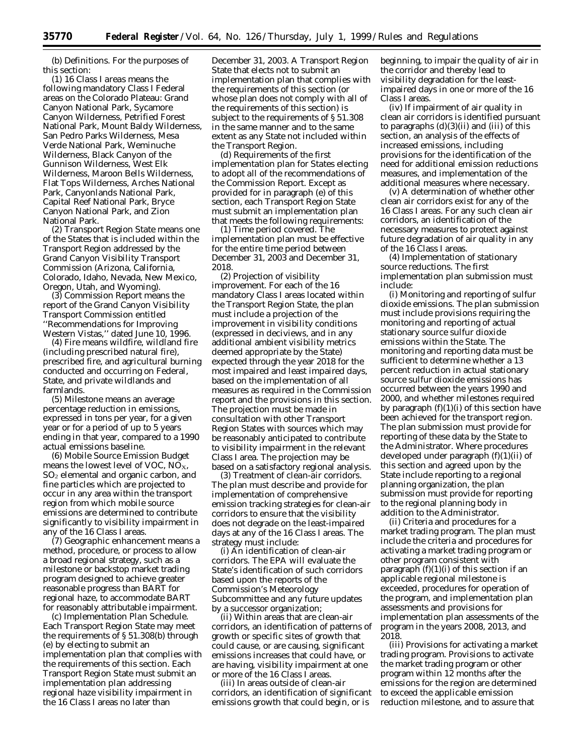(b) *Definitions.* For the purposes of this section:

(1) *16 Class I areas* means the following mandatory Class I Federal areas on the Colorado Plateau: Grand Canyon National Park, Sycamore Canyon Wilderness, Petrified Forest National Park, Mount Baldy Wilderness, San Pedro Parks Wilderness, Mesa Verde National Park, Weminuche Wilderness, Black Canyon of the Gunnison Wilderness, West Elk Wilderness, Maroon Bells Wilderness, Flat Tops Wilderness, Arches National Park, Canyonlands National Park, Capital Reef National Park, Bryce Canyon National Park, and Zion National Park.

(2) *Transport Region State* means one of the States that is included within the Transport Region addressed by the Grand Canyon Visibility Transport Commission (Arizona, California, Colorado, Idaho, Nevada, New Mexico, Oregon, Utah, and Wyoming).

(3) *Commission Report* means the report of the Grand Canyon Visibility Transport Commission entitled ''Recommendations for Improving Western Vistas,'' dated June 10, 1996.

(4) *Fire* means wildfire, wildland fire (including prescribed natural fire), prescribed fire, and agricultural burning conducted and occurring on Federal, State, and private wildlands and farmlands.

(5) *Milestone* means an average percentage reduction in emissions, expressed in tons per year, for a given year or for a period of up to 5 years ending in that year, compared to a 1990 actual emissions baseline.

(6) *Mobile Source Emission Budget* means the lowest level of VOC, $NO_X$, $SO_2$ elemental and organic carbon, and fine particles which are projected to occur in any area within the transport region from which mobile source emissions are determined to contribute significantly to visibility impairment in any of the 16 Class I areas.

(7) *Geographic enhancement* means a method, procedure, or process to allow a broad regional strategy, such as a milestone or backstop market trading program designed to achieve greater reasonable progress than BART for regional haze, to accommodate BART for reasonably attributable impairment.

(c) *Implementation Plan Schedule.* Each Transport Region State may meet the requirements of § 51.308(b) through (e) by electing to submit an implementation plan that complies with the requirements of this section. Each Transport Region State must submit an implementation plan addressing regional haze visibility impairment in the 16 Class I areas no later than December 31, 2003. A Transport Region State that elects not to submit an implementation plan that complies with the requirements of this section (or whose plan does not comply with all of the requirements of this section) is subject to the requirements of § 51.308 in the same manner and to the same extent as any State not included within the Transport Region.

(d) *Requirements of the first implementation plan for States electing to adopt all of the recommendations of the Commission Report.* Except as provided for in paragraph (e) of this section, each Transport Region State must submit an implementation plan that meets the following requirements:

(1) *Time period covered.* The implementation plan must be effective for the entire time period between December 31, 2003 and December 31, 2018.

(2) *Projection of visibility improvement.* For each of the 16 mandatory Class I areas located within the Transport Region State, the plan must include a projection of the improvement in visibility conditions (expressed in deciviews, and in any additional ambient visibility metrics deemed appropriate by the State) expected through the year 2018 for the most impaired and least impaired days, based on the implementation of all measures as required in the Commission report and the provisions in this section. The projection must be made in consultation with other Transport Region States with sources which may be reasonably anticipated to contribute to visibility impairment in the relevant Class I area. The projection may be based on a satisfactory regional analysis.

(3) *Treatment of clean-air corridors.* The plan must describe and provide for implementation of comprehensive emission tracking strategies for clean-air corridors to ensure that the visibility does not degrade on the least-impaired days at any of the 16 Class I areas. The strategy must include:

(i) An identification of clean-air corridors. The EPA will evaluate the State's identification of such corridors based upon the reports of the Commission's Meteorology Subcommittee and any future updates by a successor organization;

(ii) Within areas that are clean-air corridors, an identification of patterns of growth or specific sites of growth that could cause, or are causing, significant emissions increases that could have, or are having, visibility impairment at one or more of the 16 Class I areas.

(iii) In areas outside of clean-air corridors, an identification of significant emissions growth that could begin, or is beginning, to impair the quality of air in the corridor and thereby lead to visibility degradation for the least-impaired days in one or more of the 16 Class I areas.

(iv) If impairment of air quality in clean air corridors is identified pursuant to paragraphs (d)(3)(ii) and (iii) of this section, an analysis of the effects of increased emissions, including provisions for the identification of the need for additional emission reductions measures, and implementation of the additional measures where necessary.

(v) A determination of whether other clean air corridors exist for any of the 16 Class I areas. For any such clean air corridors, an identification of the necessary measures to protect against future degradation of air quality in any of the 16 Class I areas.

(4) *Implementation of stationary source reductions.* The first implementation plan submission must include:

(i) *Monitoring and reporting of sulfur dioxide emissions.* The plan submission must include provisions requiring the monitoring and reporting of actual stationary source sulfur dioxide emissions within the State. The monitoring and reporting data must be sufficient to determine whether a 13 percent reduction in actual stationary source sulfur dioxide emissions has occurred between the years 1990 and 2000, and whether milestones required by paragraph (f)(1)(i) of this section have been achieved for the transport region. The plan submission must provide for reporting of these data by the State to the Administrator. Where procedures developed under paragraph (f)(1)(ii) of this section and agreed upon by the State include reporting to a regional planning organization, the plan submission must provide for reporting to the regional planning body in addition to the Administrator.

(ii) *Criteria and procedures for a market trading program.* The plan must include the criteria and procedures for activating a market trading program or other program consistent with paragraph (f)(1)(i) of this section if an applicable regional milestone is exceeded, procedures for operation of the program, and implementation plan assessments and provisions for implementation plan assessments of the program in the years 2008, 2013, and 2018.

(iii) *Provisions for activating a market trading program.* Provisions to activate the market trading program or other program within 12 months after the emissions for the region are determined to exceed the applicable emission reduction milestone, and to assure that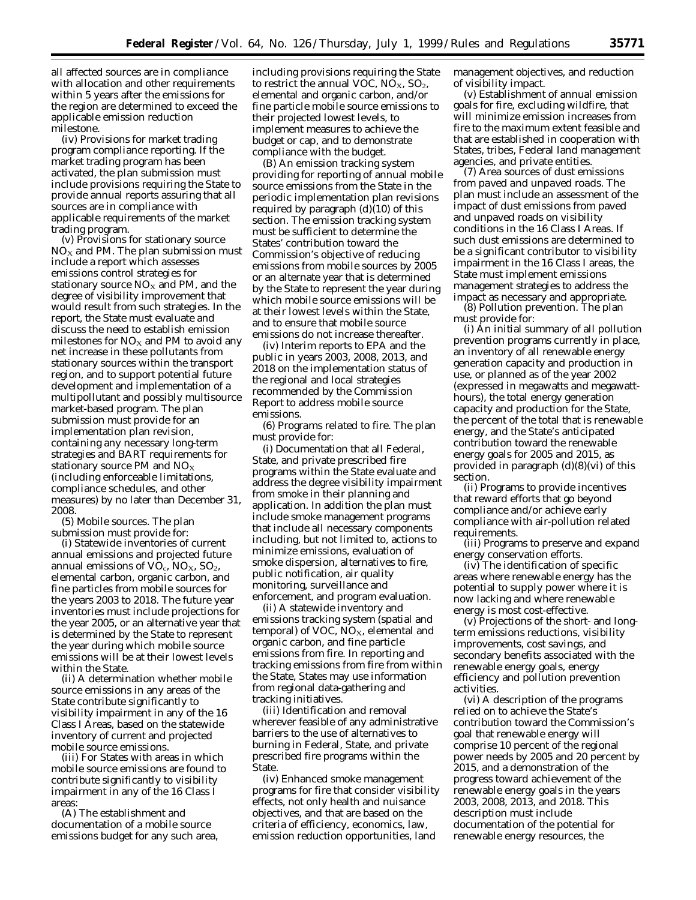all affected sources are in compliance with allocation and other requirements within 5 years after the emissions for the region are determined to exceed the applicable emission reduction milestone.

(iv) *Provisions for market trading program compliance reporting.* If the market trading program has been activated, the plan submission must include provisions requiring the State to provide annual reports assuring that all sources are in compliance with applicable requirements of the market trading program.

(v) *Provisions for stationary source $NO_X$ and PM.* The plan submission must include a report which assesses emissions control strategies for stationary source $NO_X$ and PM, and the degree of visibility improvement that would result from such strategies. In the report, the State must evaluate and discuss the need to establish emission milestones for $NO_X$ and PM to avoid any net increase in these pollutants from stationary sources within the transport region, and to support potential future development and implementation of a multipollutant and possibly multisource market-based program. The plan submission must provide for an implementation plan revision, containing any necessary long-term strategies and BART requirements for stationary source PM and $NO_X$ (including enforceable limitations, compliance schedules, and other measures) by no later than December 31, 2008.

(5) *Mobile sources.* The plan submission must provide for:

(i) Statewide inventories of current annual emissions and projected future annual emissions of $VO_c$, $NO_X$, $SO_2$, elemental carbon, organic carbon, and fine particles from mobile sources for the years 2003 to 2018. The future year inventories must include projections for the year 2005, or an alternative year that is determined by the State to represent the year during which mobile source emissions will be at their lowest levels within the State.

(ii) A determination whether mobile source emissions in any areas of the State contribute significantly to visibility impairment in any of the 16 Class I Areas, based on the statewide inventory of current and projected mobile source emissions.

(iii) For States with areas in which mobile source emissions are found to contribute significantly to visibility impairment in any of the 16 Class I areas:

(A) The establishment and documentation of a mobile source emissions budget for any such area, including provisions requiring the State to restrict the annual VOC, $NO_X$, $SO_2$, elemental and organic carbon, and/or fine particle mobile source emissions to their projected lowest levels, to implement measures to achieve the budget or cap, and to demonstrate compliance with the budget.

(B) An emission tracking system providing for reporting of annual mobile source emissions from the State in the periodic implementation plan revisions required by paragraph (d)(10) of this section. The emission tracking system must be sufficient to determine the States' contribution toward the Commission's objective of reducing emissions from mobile sources by 2005 or an alternate year that is determined by the State to represent the year during which mobile source emissions will be at their lowest levels within the State, and to ensure that mobile source emissions do not increase thereafter.

(iv) Interim reports to EPA and the public in years 2003, 2008, 2013, and 2018 on the implementation status of the regional and local strategies recommended by the Commission Report to address mobile source emissions.

(6) *Programs related to fire.* The plan must provide for:

(i) Documentation that all Federal, State, and private prescribed fire programs within the State evaluate and address the degree visibility impairment from smoke in their planning and application. In addition the plan must include smoke management programs that include all necessary components including, but not limited to, actions to minimize emissions, evaluation of smoke dispersion, alternatives to fire, public notification, air quality monitoring, surveillance and enforcement, and program evaluation.

(ii) A statewide inventory and emissions tracking system (spatial and temporal) of VOC, $NO_X$, elemental and organic carbon, and fine particle emissions from fire. In reporting and tracking emissions from fire from within the State, States may use information from regional data-gathering and tracking initiatives.

(iii) Identification and removal wherever feasible of any administrative barriers to the use of alternatives to burning in Federal, State, and private prescribed fire programs within the State.

(iv) Enhanced smoke management programs for fire that consider visibility effects, not only health and nuisance objectives, and that are based on the criteria of efficiency, economics, law, emission reduction opportunities, land management objectives, and reduction of visibility impact.

(v) Establishment of annual emission goals for fire, excluding wildfire, that will minimize emission increases from fire to the maximum extent feasible and that are established in cooperation with States, tribes, Federal land management agencies, and private entities.

(7) *Area sources of dust emissions from paved and unpaved roads.* The plan must include an assessment of the impact of dust emissions from paved and unpaved roads on visibility conditions in the 16 Class I Areas. If such dust emissions are determined to be a significant contributor to visibility impairment in the 16 Class I areas, the State must implement emissions management strategies to address the impact as necessary and appropriate.

(8) *Pollution prevention.* The plan must provide for:

(i) An initial summary of all pollution prevention programs currently in place, an inventory of all renewable energy generation capacity and production in use, or planned as of the year 2002 (expressed in megawatts and megawatt-hours), the total energy generation capacity and production for the State, the percent of the total that is renewable energy, and the State's anticipated contribution toward the renewable energy goals for 2005 and 2015, as provided in paragraph (d)(8)(vi) of this section.

(ii) Programs to provide incentives that reward efforts that go beyond compliance and/or achieve early compliance with air-pollution related requirements.

(iii) Programs to preserve and expand energy conservation efforts.

(iv) The identification of specific areas where renewable energy has the potential to supply power where it is now lacking and where renewable energy is most cost-effective.

(v) Projections of the short- and long-term emissions reductions, visibility improvements, cost savings, and secondary benefits associated with the renewable energy goals, energy efficiency and pollution prevention activities.

(vi) A description of the programs relied on to achieve the State's contribution toward the Commission's goal that renewable energy will comprise 10 percent of the regional power needs by 2005 and 20 percent by 2015, and a demonstration of the progress toward achievement of the renewable energy goals in the years 2003, 2008, 2013, and 2018. This description must include documentation of the potential for renewable energy resources, the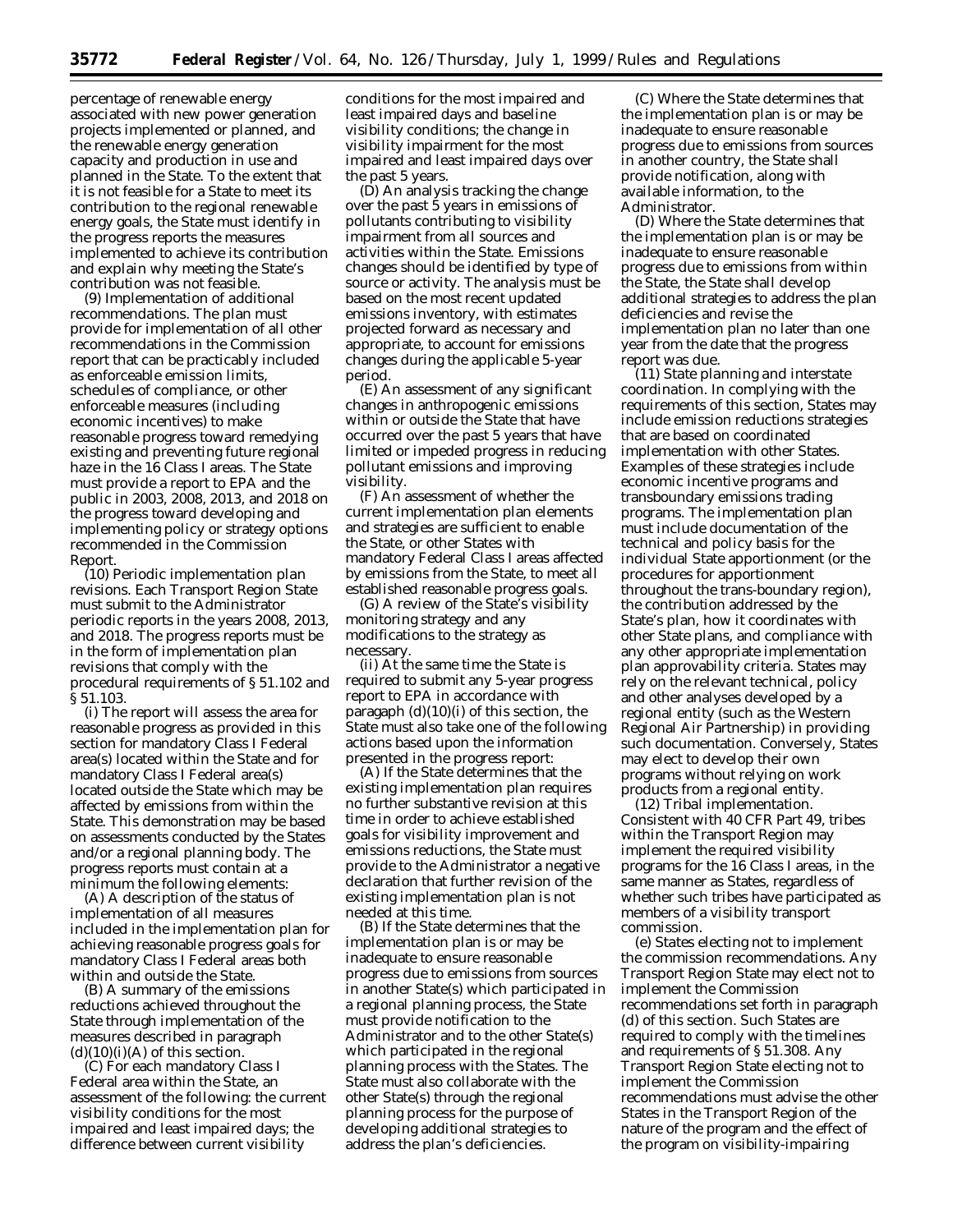percentage of renewable energy associated with new power generation projects implemented or planned, and the renewable energy generation capacity and production in use and planned in the State. To the extent that it is not feasible for a State to meet its contribution to the regional renewable energy goals, the State must identify in the progress reports the measures implemented to achieve its contribution and explain why meeting the State's contribution was not feasible.

(9) *Implementation of additional recommendations.* The plan must provide for implementation of all other recommendations in the Commission report that can be practicably included as enforceable emission limits, schedules of compliance, or other enforceable measures (including economic incentives) to make reasonable progress toward remedying existing and preventing future regional haze in the 16 Class I areas. The State must provide a report to EPA and the public in 2003, 2008, 2013, and 2018 on the progress toward developing and implementing policy or strategy options recommended in the Commission Report.

(10) *Periodic implementation plan revisions.* Each Transport Region State must submit to the Administrator periodic reports in the years 2008, 2013, and 2018. The progress reports must be in the form of implementation plan revisions that comply with the procedural requirements of § 51.102 and § 51.103.

(i) The report will assess the area for reasonable progress as provided in this section for mandatory Class I Federal area(s) located within the State and for mandatory Class I Federal area(s) located outside the State which may be affected by emissions from within the State. This demonstration may be based on assessments conducted by the States and/or a regional planning body. The progress reports must contain at a minimum the following elements:

(A) A description of the status of implementation of all measures included in the implementation plan for achieving reasonable progress goals for mandatory Class I Federal areas both within and outside the State.

(B) A summary of the emissions reductions achieved throughout the State through implementation of the measures described in paragraph (d)(10)(i)(A) of this section.

(C) For each mandatory Class I Federal area within the State, an assessment of the following: the current visibility conditions for the most impaired and least impaired days; the difference between current visibility conditions for the most impaired and least impaired days and baseline visibility conditions; the change in visibility impairment for the most impaired and least impaired days over the past 5 years.

(D) An analysis tracking the change over the past 5 years in emissions of pollutants contributing to visibility impairment from all sources and activities within the State. Emissions changes should be identified by type of source or activity. The analysis must be based on the most recent updated emissions inventory, with estimates projected forward as necessary and appropriate, to account for emissions changes during the applicable 5-year period.

(E) An assessment of any significant changes in anthropogenic emissions within or outside the State that have occurred over the past 5 years that have limited or impeded progress in reducing pollutant emissions and improving visibility.

(F) An assessment of whether the current implementation plan elements and strategies are sufficient to enable the State, or other States with mandatory Federal Class I areas affected by emissions from the State, to meet all established reasonable progress goals.

(G) A review of the State's visibility monitoring strategy and any modifications to the strategy as necessary.

(ii) At the same time the State is required to submit any 5-year progress report to EPA in accordance with paragaph (d)(10)(i) of this section, the State must also take one of the following actions based upon the information presented in the progress report:

(A) If the State determines that the existing implementation plan requires no further substantive revision at this time in order to achieve established goals for visibility improvement and emissions reductions, the State must provide to the Administrator a negative declaration that further revision of the existing implementation plan is not needed at this time.

(B) If the State determines that the implementation plan is or may be inadequate to ensure reasonable progress due to emissions from sources in another State(s) which participated in a regional planning process, the State must provide notification to the Administrator and to the other State(s) which participated in the regional planning process with the States. The State must also collaborate with the other State(s) through the regional planning process for the purpose of developing additional strategies to address the plan's deficiencies.

(C) Where the State determines that the implementation plan is or may be inadequate to ensure reasonable progress due to emissions from sources in another country, the State shall provide notification, along with available information, to the Administrator.

(D) Where the State determines that the implementation plan is or may be inadequate to ensure reasonable progress due to emissions from within the State, the State shall develop additional strategies to address the plan deficiencies and revise the implementation plan no later than one year from the date that the progress report was due.

(11) *State planning and interstate coordination.* In complying with the requirements of this section, States may include emission reductions strategies that are based on coordinated implementation with other States. Examples of these strategies include economic incentive programs and transboundary emissions trading programs. The implementation plan must include documentation of the technical and policy basis for the individual State apportionment (or the procedures for apportionment throughout the trans-boundary region), the contribution addressed by the State's plan, how it coordinates with other State plans, and compliance with any other appropriate implementation plan approvability criteria. States may rely on the relevant technical, policy and other analyses developed by a regional entity (such as the Western Regional Air Partnership) in providing such documentation. Conversely, States may elect to develop their own programs without relying on work products from a regional entity.

(12) *Tribal implementation.* Consistent with 40 CFR Part 49, tribes within the Transport Region may implement the required visibility programs for the 16 Class I areas, in the same manner as States, regardless of whether such tribes have participated as members of a visibility transport commission.

(e) *States electing not to implement the commission recommendations.* Any Transport Region State may elect not to implement the Commission recommendations set forth in paragraph (d) of this section. Such States are required to comply with the timelines and requirements of § 51.308. Any Transport Region State electing not to implement the Commission recommendations must advise the other States in the Transport Region of the nature of the program and the effect of the program on visibility-impairing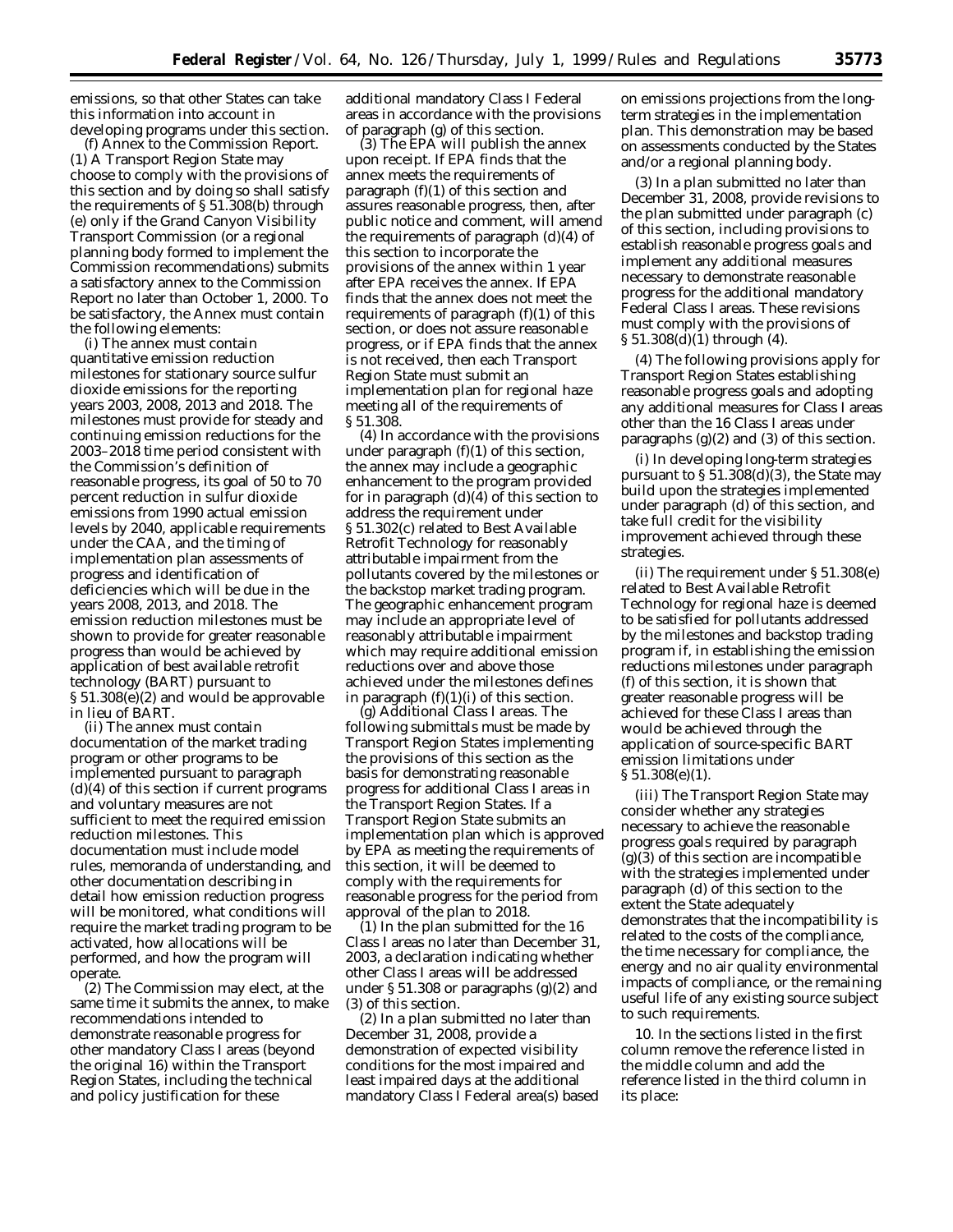emissions, so that other States can take this information into account in developing programs under this section.

(f) *Annex to the Commission Report.* (1) A Transport Region State may choose to comply with the provisions of this section and by doing so shall satisfy the requirements of § 51.308(b) through (e) only if the Grand Canyon Visibility Transport Commission (or a regional planning body formed to implement the Commission recommendations) submits a satisfactory annex to the Commission Report no later than October 1, 2000. To be satisfactory, the Annex must contain the following elements:

(i) The annex must contain quantitative emission reduction milestones for stationary source sulfur dioxide emissions for the reporting years 2003, 2008, 2013 and 2018. The milestones must provide for steady and continuing emission reductions for the 2003–2018 time period consistent with the Commission's definition of reasonable progress, its goal of 50 to 70 percent reduction in sulfur dioxide emissions from 1990 actual emission levels by 2040, applicable requirements under the CAA, and the timing of implementation plan assessments of progress and identification of deficiencies which will be due in the years 2008, 2013, and 2018. The emission reduction milestones must be shown to provide for greater reasonable progress than would be achieved by application of best available retrofit technology (BART) pursuant to § 51.308(e)(2) and would be approvable in lieu of BART.

(ii) The annex must contain documentation of the market trading program or other programs to be implemented pursuant to paragraph (d)(4) of this section if current programs and voluntary measures are not sufficient to meet the required emission reduction milestones. This documentation must include model rules, memoranda of understanding, and other documentation describing in detail how emission reduction progress will be monitored, what conditions will require the market trading program to be activated, how allocations will be performed, and how the program will operate.

(2) The Commission may elect, at the same time it submits the annex, to make recommendations intended to demonstrate reasonable progress for other mandatory Class I areas (beyond the original 16) within the Transport Region States, including the technical and policy justification for these additional mandatory Class I Federal areas in accordance with the provisions of paragraph (g) of this section.

(3) The EPA will publish the annex upon receipt. If EPA finds that the annex meets the requirements of paragraph (f)(1) of this section and assures reasonable progress, then, after public notice and comment, will amend the requirements of paragraph (d)(4) of this section to incorporate the provisions of the annex within 1 year after EPA receives the annex. If EPA finds that the annex does not meet the requirements of paragraph (f)(1) of this section, or does not assure reasonable progress, or if EPA finds that the annex is not received, then each Transport Region State must submit an implementation plan for regional haze meeting all of the requirements of § 51.308.

(4) In accordance with the provisions under paragraph (f)(1) of this section, the annex may include a geographic enhancement to the program provided for in paragraph (d)(4) of this section to address the requirement under § 51.302(c) related to Best Available Retrofit Technology for reasonably attributable impairment from the pollutants covered by the milestones or the backstop market trading program. The geographic enhancement program may include an appropriate level of reasonably attributable impairment which may require additional emission reductions over and above those achieved under the milestones defines in paragraph (f)(1)(i) of this section.

(g) *Additional Class I areas.* The following submittals must be made by Transport Region States implementing the provisions of this section as the basis for demonstrating reasonable progress for additional Class I areas in the Transport Region States. If a Transport Region State submits an implementation plan which is approved by EPA as meeting the requirements of this section, it will be deemed to comply with the requirements for reasonable progress for the period from approval of the plan to 2018.

(1) In the plan submitted for the 16 Class I areas no later than December 31, 2003, a declaration indicating whether other Class I areas will be addressed under § 51.308 or paragraphs (g)(2) and (3) of this section.

(2) In a plan submitted no later than December 31, 2008, provide a demonstration of expected visibility conditions for the most impaired and least impaired days at the additional mandatory Class I Federal area(s) based on emissions projections from the long-term strategies in the implementation plan. This demonstration may be based on assessments conducted by the States and/or a regional planning body.

(3) In a plan submitted no later than December 31, 2008, provide revisions to the plan submitted under paragraph (c) of this section, including provisions to establish reasonable progress goals and implement any additional measures necessary to demonstrate reasonable progress for the additional mandatory Federal Class I areas. These revisions must comply with the provisions of § 51.308(d)(1) through (4).

(4) The following provisions apply for Transport Region States establishing reasonable progress goals and adopting any additional measures for Class I areas other than the 16 Class I areas under paragraphs (g)(2) and (3) of this section.

(i) In developing long-term strategies pursuant to § 51.308(d)(3), the State may build upon the strategies implemented under paragraph (d) of this section, and take full credit for the visibility improvement achieved through these strategies.

(ii) The requirement under § 51.308(e) related to Best Available Retrofit Technology for regional haze is deemed to be satisfied for pollutants addressed by the milestones and backstop trading program if, in establishing the emission reductions milestones under paragraph (f) of this section, it is shown that greater reasonable progress will be achieved for these Class I areas than would be achieved through the application of source-specific BART emission limitations under § 51.308(e)(1).

(iii) The Transport Region State may consider whether any strategies necessary to achieve the reasonable progress goals required by paragraph (g)(3) of this section are incompatible with the strategies implemented under paragraph (d) of this section to the extent the State adequately demonstrates that the incompatibility is related to the costs of the compliance, the time necessary for compliance, the energy and no air quality environmental impacts of compliance, or the remaining useful life of any existing source subject to such requirements.

10. In the sections listed in the first column remove the reference listed in the middle column and add the reference listed in the third column in its place: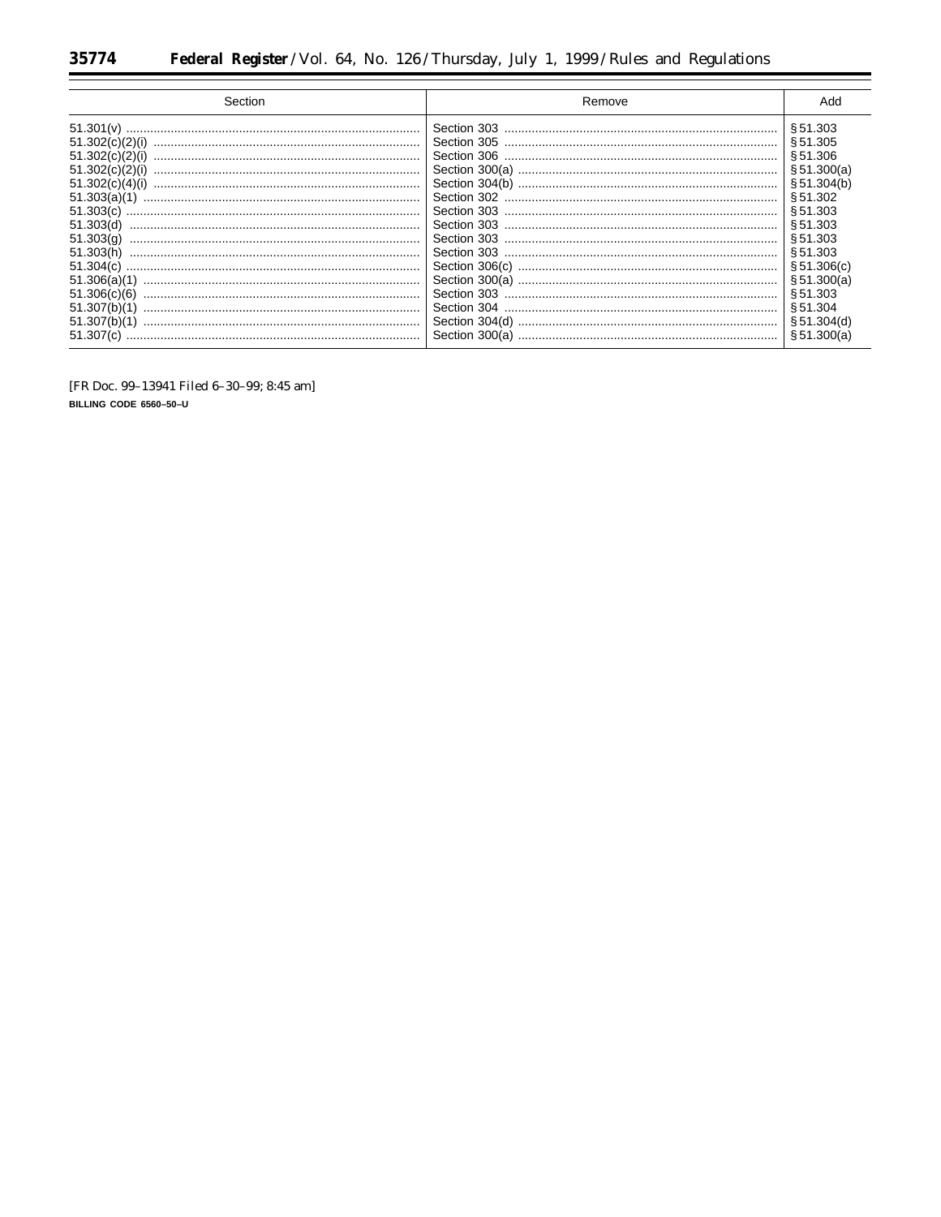| Section | Remove | Add |
|---|---|---|
| 51.301(v) | Section 303 | §51.303 |
| 51.302(c)(2)(i) | Section 305 | §51.305 |
| 51.302(c)(2)(i) | Section 306 | §51.306 |
| 51.302(c)(2)(i) | Section 300(a) | §51.300(a) |
| 51.302(c)(4)(i) | Section 304(b) | §51.304(b) |
| 51.303(a)(1) | Section 302 | §51.302 |
| 51.303(c) | Section 303 | §51.303 |
| 51.303(d) | Section 303 | §51.303 |
| 51.303(g) | Section 303 | §51.303 |
| 51.303(h) | Section 303 | §51.303 |
| 51.304(c) | Section 306(c) | §51.306(c) |
| 51.306(a)(1) | Section 300(a) | §51.300(a) |
| 51.306(c)(6) | Section 303 | §51.303 |
| 51.307(b)(1) | Section 304 | §51.304 |
| 51.307(b)(1) | Section 304(d) | §51.304(d) |
| 51.307(c) | Section 300(a) | §51.300(a) |

[FR Doc. 99–13941 Filed 6–30–99; 8:45 am]

**BILLING CODE 6560–50–U**